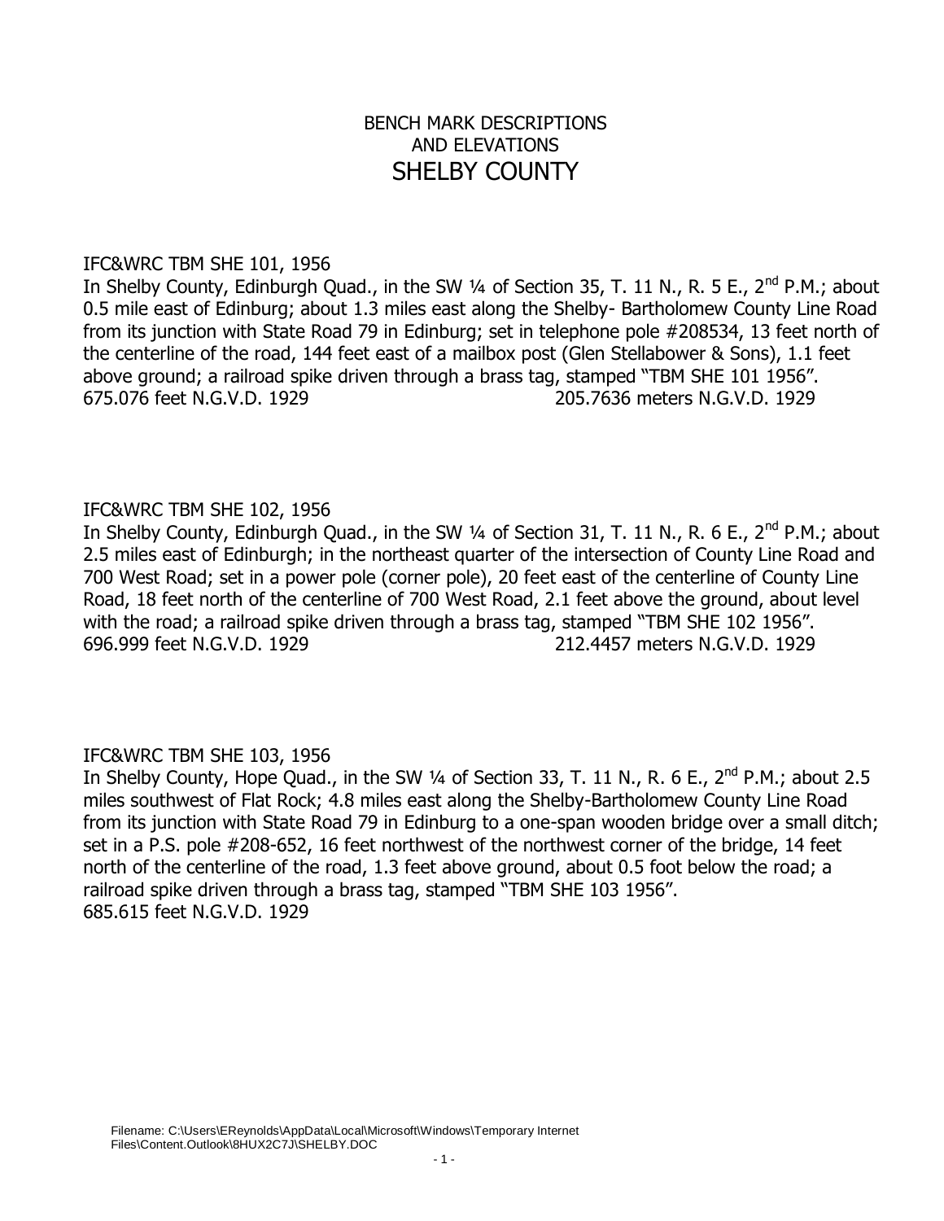# BENCH MARK DESCRIPTIONS AND ELEVATIONS SHELBY COUNTY

IFC&WRC TBM SHE 101, 1956
In Shelby County, Edinburgh Quad., in the SW ¼ of Section 35, T. 11 N., R. 5 E., 2nd P.M.; about 0.5 mile east of Edinburg; about 1.3 miles east along the Shelby- Bartholomew County Line Road from its junction with State Road 79 in Edinburg; set in telephone pole #208534, 13 feet north of the centerline of the road, 144 feet east of a mailbox post (Glen Stellabower & Sons), 1.1 feet above ground; a railroad spike driven through a brass tag, stamped "TBM SHE 101 1956".
675.076 feet N.G.V.D. 1929 205.7636 meters N.G.V.D. 1929

IFC&WRC TBM SHE 102, 1956
In Shelby County, Edinburgh Quad., in the SW ¼ of Section 31, T. 11 N., R. 6 E., 2nd P.M.; about 2.5 miles east of Edinburgh; in the northeast quarter of the intersection of County Line Road and 700 West Road; set in a power pole (corner pole), 20 feet east of the centerline of County Line Road, 18 feet north of the centerline of 700 West Road, 2.1 feet above the ground, about level with the road; a railroad spike driven through a brass tag, stamped "TBM SHE 102 1956".
696.999 feet N.G.V.D. 1929 212.4457 meters N.G.V.D. 1929

IFC&WRC TBM SHE 103, 1956
In Shelby County, Hope Quad., in the SW ¼ of Section 33, T. 11 N., R. 6 E., 2nd P.M.; about 2.5 miles southwest of Flat Rock; 4.8 miles east along the Shelby-Bartholomew County Line Road from its junction with State Road 79 in Edinburg to a one-span wooden bridge over a small ditch; set in a P.S. pole #208-652, 16 feet northwest of the northwest corner of the bridge, 14 feet north of the centerline of the road, 1.3 feet above ground, about 0.5 foot below the road; a railroad spike driven through a brass tag, stamped "TBM SHE 103 1956".
685.615 feet N.G.V.D. 1929

Filename: C:\Users\EReynolds\AppData\Local\Microsoft\Windows\Temporary Internet Files\Content.Outlook\8HUX2C7J\SHELBY.DOC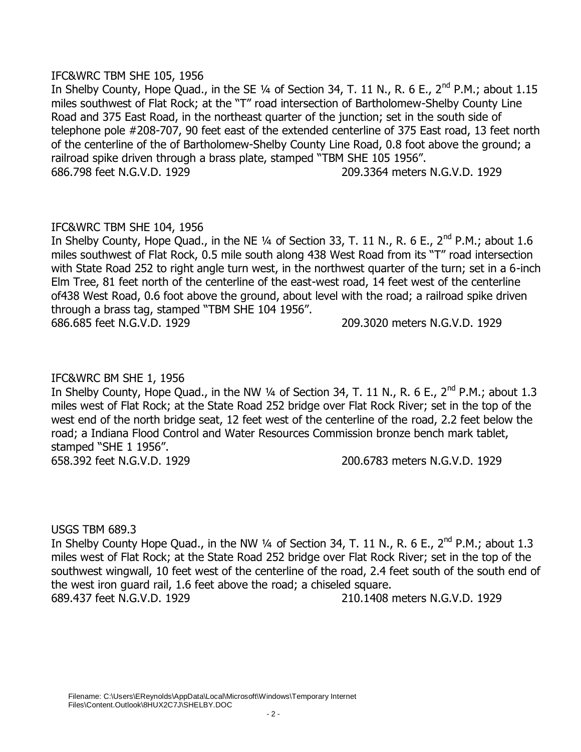IFC&WRC TBM SHE 105, 1956

In Shelby County, Hope Quad., in the SE ¼ of Section 34, T. 11 N., R. 6 E., 2nd P.M.; about 1.15 miles southwest of Flat Rock; at the "T" road intersection of Bartholomew-Shelby County Line Road and 375 East Road, in the northeast quarter of the junction; set in the south side of telephone pole #208-707, 90 feet east of the extended centerline of 375 East road, 13 feet north of the centerline of the of Bartholomew-Shelby County Line Road, 0.8 foot above the ground; a railroad spike driven through a brass plate, stamped "TBM SHE 105 1956".

686.798 feet N.G.V.D. 1929 209.3364 meters N.G.V.D. 1929

IFC&WRC TBM SHE 104, 1956

In Shelby County, Hope Quad., in the NE ¼ of Section 33, T. 11 N., R. 6 E., 2nd P.M.; about 1.6 miles southwest of Flat Rock, 0.5 mile south along 438 West Road from its "T" road intersection with State Road 252 to right angle turn west, in the northwest quarter of the turn; set in a 6-inch Elm Tree, 81 feet north of the centerline of the east-west road, 14 feet west of the centerline of438 West Road, 0.6 foot above the ground, about level with the road; a railroad spike driven through a brass tag, stamped "TBM SHE 104 1956".

686.685 feet N.G.V.D. 1929 209.3020 meters N.G.V.D. 1929

IFC&WRC BM SHE 1, 1956

In Shelby County, Hope Quad., in the NW ¼ of Section 34, T. 11 N., R. 6 E., 2nd P.M.; about 1.3 miles west of Flat Rock; at the State Road 252 bridge over Flat Rock River; set in the top of the west end of the north bridge seat, 12 feet west of the centerline of the road, 2.2 feet below the road; a Indiana Flood Control and Water Resources Commission bronze bench mark tablet, stamped "SHE 1 1956".

658.392 feet N.G.V.D. 1929 200.6783 meters N.G.V.D. 1929

USGS TBM 689.3

In Shelby County Hope Quad., in the NW ¼ of Section 34, T. 11 N., R. 6 E., 2nd P.M.; about 1.3 miles west of Flat Rock; at the State Road 252 bridge over Flat Rock River; set in the top of the southwest wingwall, 10 feet west of the centerline of the road, 2.4 feet south of the south end of the west iron guard rail, 1.6 feet above the road; a chiseled square.

689.437 feet N.G.V.D. 1929 210.1408 meters N.G.V.D. 1929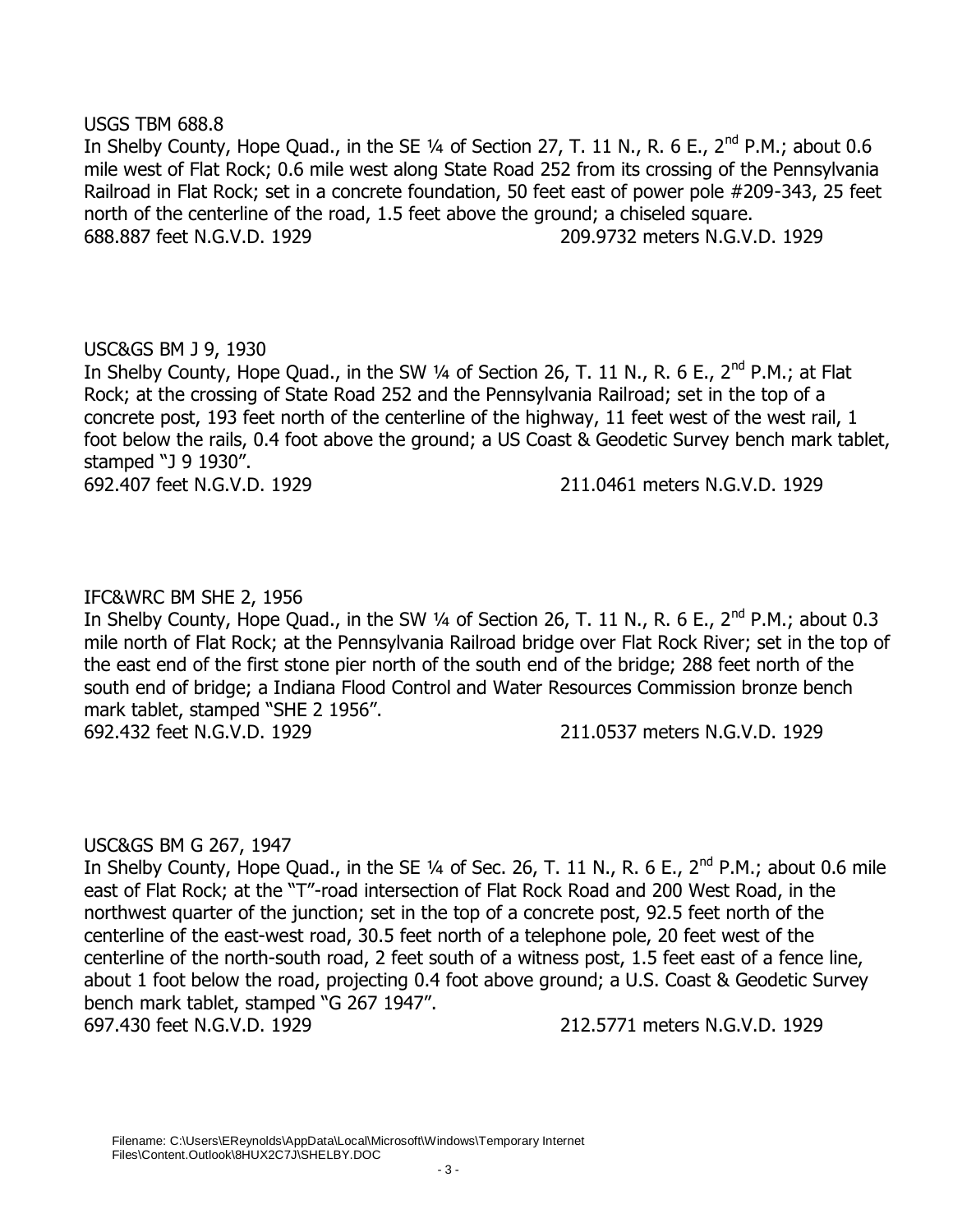USGS TBM 688.8

In Shelby County, Hope Quad., in the SE ¼ of Section 27, T. 11 N., R. 6 E., 2nd P.M.; about 0.6 mile west of Flat Rock; 0.6 mile west along State Road 252 from its crossing of the Pennsylvania Railroad in Flat Rock; set in a concrete foundation, 50 feet east of power pole #209-343, 25 feet north of the centerline of the road, 1.5 feet above the ground; a chiseled square.

688.887 feet N.G.V.D. 1929 209.9732 meters N.G.V.D. 1929

USC&GS BM J 9, 1930

In Shelby County, Hope Quad., in the SW ¼ of Section 26, T. 11 N., R. 6 E., 2nd P.M.; at Flat Rock; at the crossing of State Road 252 and the Pennsylvania Railroad; set in the top of a concrete post, 193 feet north of the centerline of the highway, 11 feet west of the west rail, 1 foot below the rails, 0.4 foot above the ground; a US Coast & Geodetic Survey bench mark tablet, stamped "J 9 1930".

692.407 feet N.G.V.D. 1929 211.0461 meters N.G.V.D. 1929

IFC&WRC BM SHE 2, 1956

In Shelby County, Hope Quad., in the SW ¼ of Section 26, T. 11 N., R. 6 E., 2nd P.M.; about 0.3 mile north of Flat Rock; at the Pennsylvania Railroad bridge over Flat Rock River; set in the top of the east end of the first stone pier north of the south end of the bridge; 288 feet north of the south end of bridge; a Indiana Flood Control and Water Resources Commission bronze bench mark tablet, stamped "SHE 2 1956".

692.432 feet N.G.V.D. 1929 211.0537 meters N.G.V.D. 1929

USC&GS BM G 267, 1947

In Shelby County, Hope Quad., in the SE ¼ of Sec. 26, T. 11 N., R. 6 E., 2nd P.M.; about 0.6 mile east of Flat Rock; at the "T"-road intersection of Flat Rock Road and 200 West Road, in the northwest quarter of the junction; set in the top of a concrete post, 92.5 feet north of the centerline of the east-west road, 30.5 feet north of a telephone pole, 20 feet west of the centerline of the north-south road, 2 feet south of a witness post, 1.5 feet east of a fence line, about 1 foot below the road, projecting 0.4 foot above ground; a U.S. Coast & Geodetic Survey bench mark tablet, stamped "G 267 1947".

697.430 feet N.G.V.D. 1929 212.5771 meters N.G.V.D. 1929

Filename: C:\Users\EReynolds\AppData\Local\Microsoft\Windows\Temporary Internet Files\Content.Outlook\8HUX2C7J\SHELBY.DOC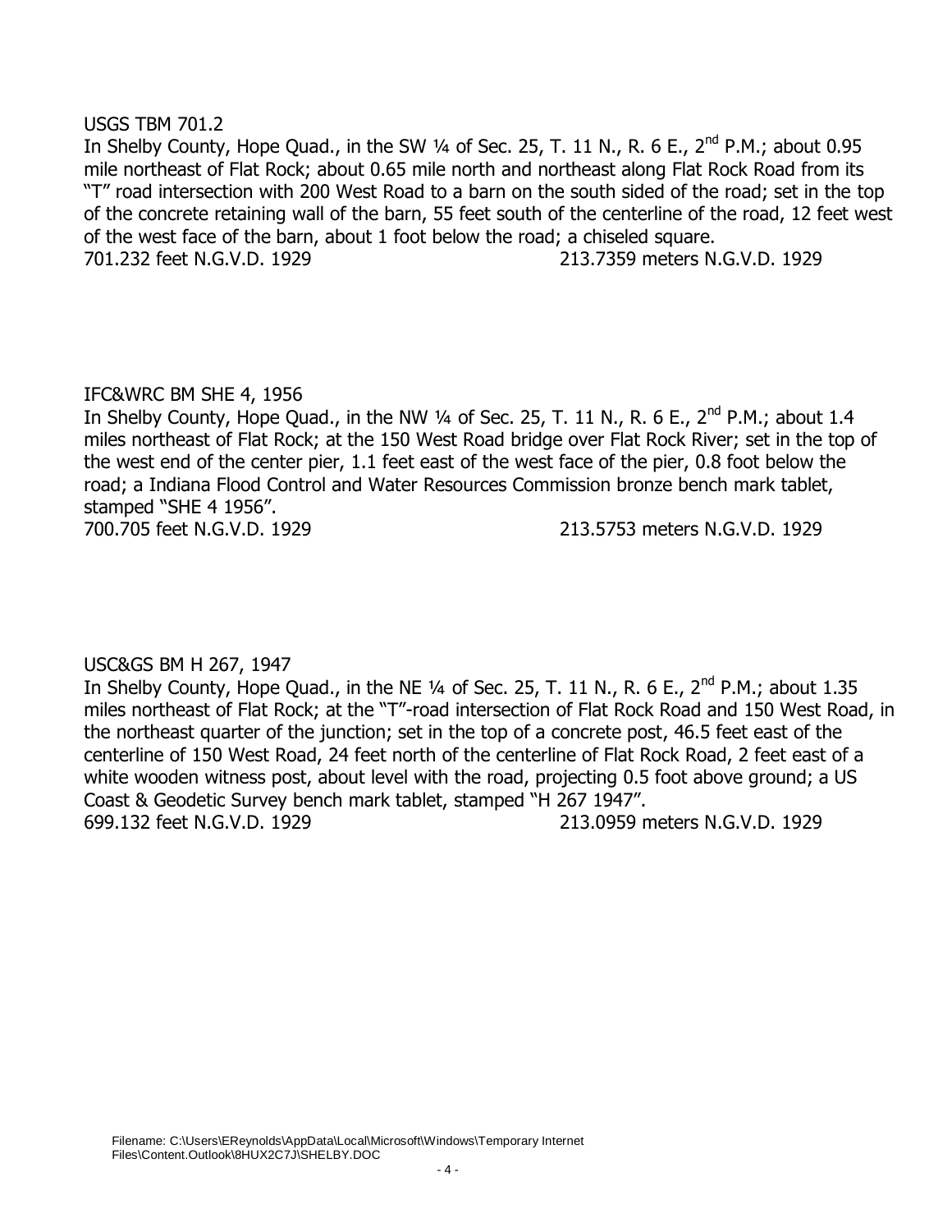USGS TBM 701.2

In Shelby County, Hope Quad., in the SW ¼ of Sec. 25, T. 11 N., R. 6 E., 2nd P.M.; about 0.95 mile northeast of Flat Rock; about 0.65 mile north and northeast along Flat Rock Road from its "T" road intersection with 200 West Road to a barn on the south sided of the road; set in the top of the concrete retaining wall of the barn, 55 feet south of the centerline of the road, 12 feet west of the west face of the barn, about 1 foot below the road; a chiseled square.

701.232 feet N.G.V.D. 1929 213.7359 meters N.G.V.D. 1929

IFC&WRC BM SHE 4, 1956

In Shelby County, Hope Quad., in the NW ¼ of Sec. 25, T. 11 N., R. 6 E., 2nd P.M.; about 1.4 miles northeast of Flat Rock; at the 150 West Road bridge over Flat Rock River; set in the top of the west end of the center pier, 1.1 feet east of the west face of the pier, 0.8 foot below the road; a Indiana Flood Control and Water Resources Commission bronze bench mark tablet, stamped "SHE 4 1956".

700.705 feet N.G.V.D. 1929 213.5753 meters N.G.V.D. 1929

USC&GS BM H 267, 1947

In Shelby County, Hope Quad., in the NE ¼ of Sec. 25, T. 11 N., R. 6 E., 2nd P.M.; about 1.35 miles northeast of Flat Rock; at the "T"-road intersection of Flat Rock Road and 150 West Road, in the northeast quarter of the junction; set in the top of a concrete post, 46.5 feet east of the centerline of 150 West Road, 24 feet north of the centerline of Flat Rock Road, 2 feet east of a white wooden witness post, about level with the road, projecting 0.5 foot above ground; a US Coast & Geodetic Survey bench mark tablet, stamped "H 267 1947".

699.132 feet N.G.V.D. 1929 213.0959 meters N.G.V.D. 1929

Filename: C:\Users\EReynolds\AppData\Local\Microsoft\Windows\Temporary Internet Files\Content.Outlook\8HUX2C7J\SHELBY.DOC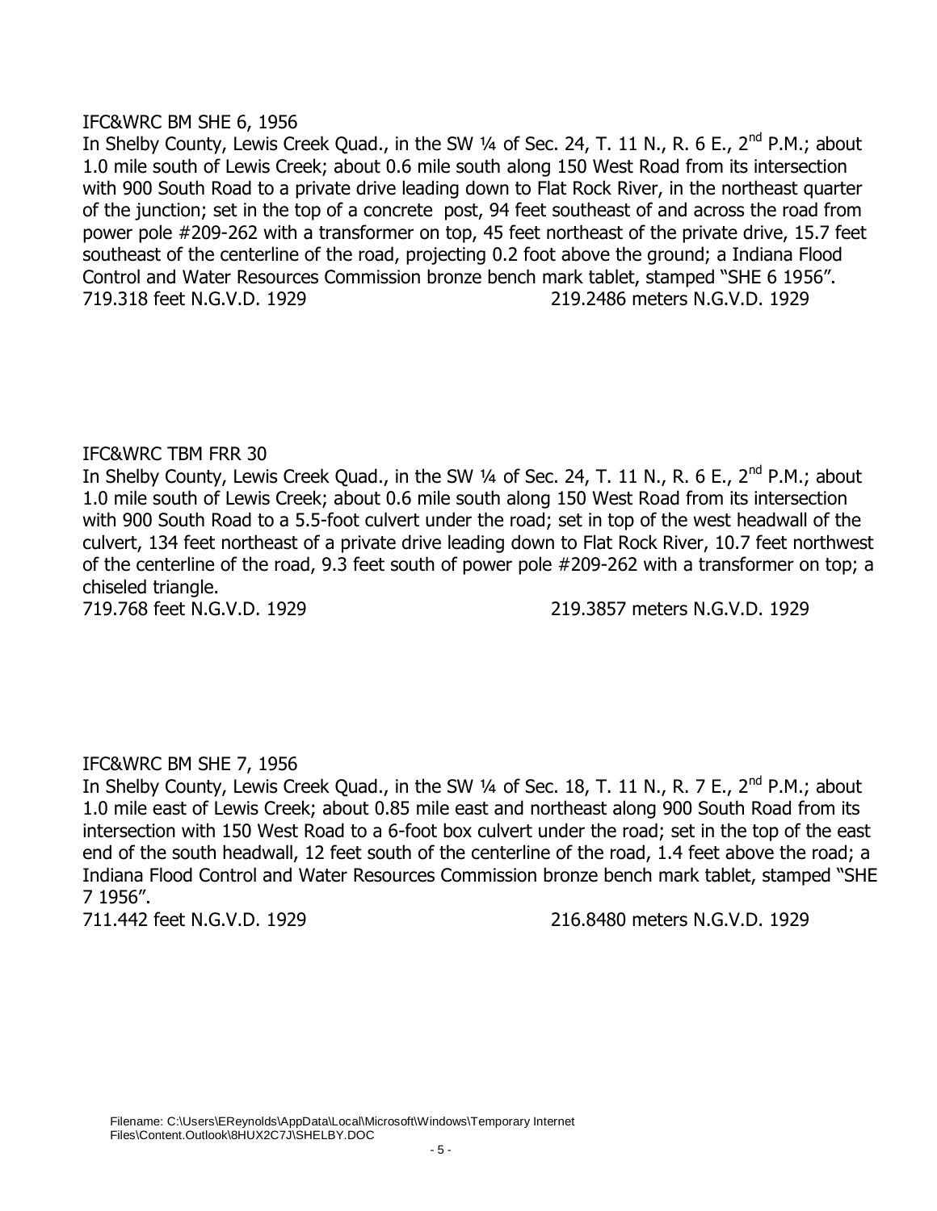IFC&WRC BM SHE 6, 1956

In Shelby County, Lewis Creek Quad., in the SW ¼ of Sec. 24, T. 11 N., R. 6 E., 2nd P.M.; about 1.0 mile south of Lewis Creek; about 0.6 mile south along 150 West Road from its intersection with 900 South Road to a private drive leading down to Flat Rock River, in the northeast quarter of the junction; set in the top of a concrete post, 94 feet southeast of and across the road from power pole #209-262 with a transformer on top, 45 feet northeast of the private drive, 15.7 feet southeast of the centerline of the road, projecting 0.2 foot above the ground; a Indiana Flood Control and Water Resources Commission bronze bench mark tablet, stamped "SHE 6 1956".

719.318 feet N.G.V.D. 1929 219.2486 meters N.G.V.D. 1929

IFC&WRC TBM FRR 30

In Shelby County, Lewis Creek Quad., in the SW ¼ of Sec. 24, T. 11 N., R. 6 E., 2nd P.M.; about 1.0 mile south of Lewis Creek; about 0.6 mile south along 150 West Road from its intersection with 900 South Road to a 5.5-foot culvert under the road; set in top of the west headwall of the culvert, 134 feet northeast of a private drive leading down to Flat Rock River, 10.7 feet northwest of the centerline of the road, 9.3 feet south of power pole #209-262 with a transformer on top; a chiseled triangle.

719.768 feet N.G.V.D. 1929 219.3857 meters N.G.V.D. 1929

IFC&WRC BM SHE 7, 1956

In Shelby County, Lewis Creek Quad., in the SW ¼ of Sec. 18, T. 11 N., R. 7 E., 2nd P.M.; about 1.0 mile east of Lewis Creek; about 0.85 mile east and northeast along 900 South Road from its intersection with 150 West Road to a 6-foot box culvert under the road; set in the top of the east end of the south headwall, 12 feet south of the centerline of the road, 1.4 feet above the road; a Indiana Flood Control and Water Resources Commission bronze bench mark tablet, stamped "SHE 7 1956".

711.442 feet N.G.V.D. 1929 216.8480 meters N.G.V.D. 1929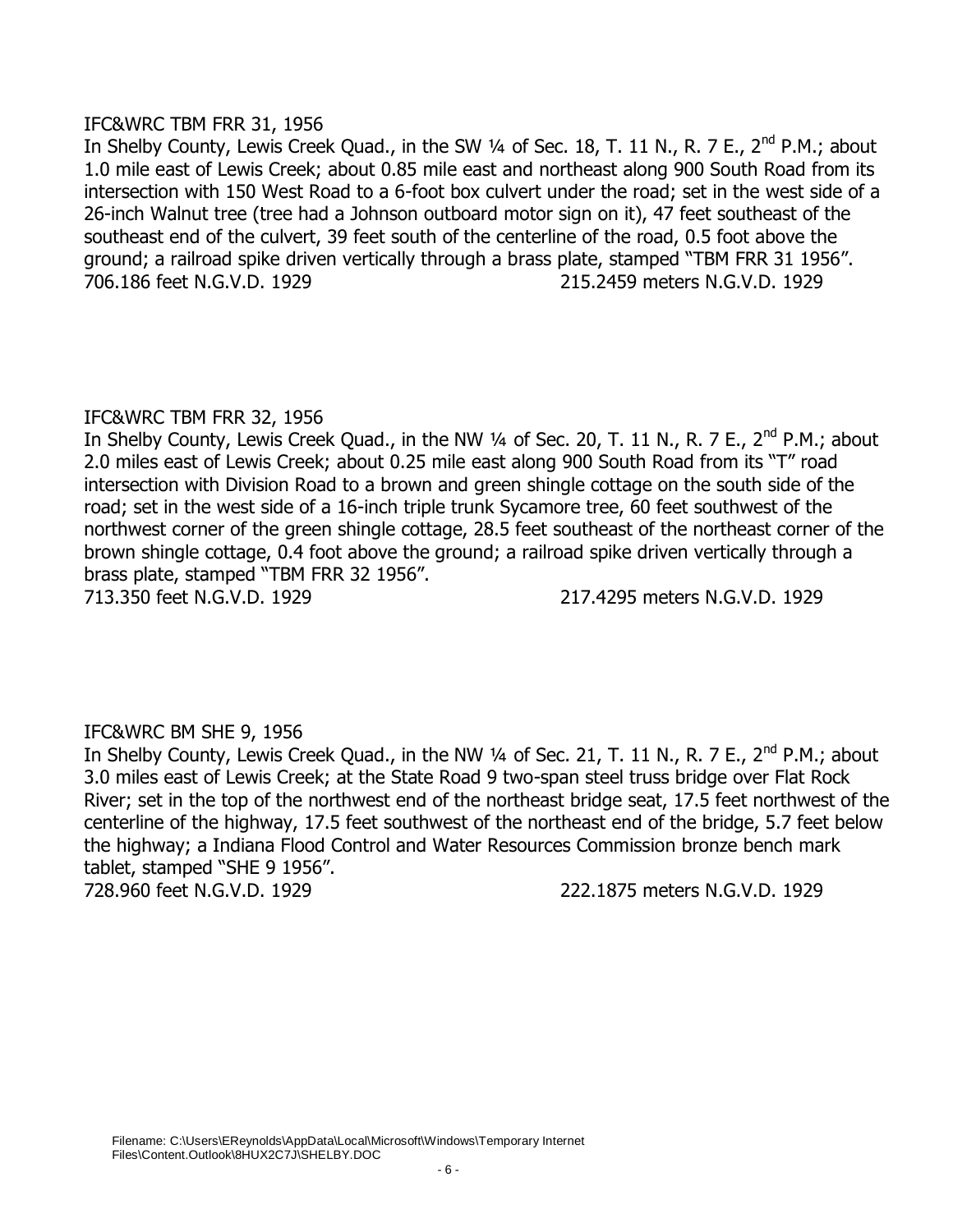IFC&WRC TBM FRR 31, 1956

In Shelby County, Lewis Creek Quad., in the SW ¼ of Sec. 18, T. 11 N., R. 7 E., 2nd P.M.; about 1.0 mile east of Lewis Creek; about 0.85 mile east and northeast along 900 South Road from its intersection with 150 West Road to a 6-foot box culvert under the road; set in the west side of a 26-inch Walnut tree (tree had a Johnson outboard motor sign on it), 47 feet southeast of the southeast end of the culvert, 39 feet south of the centerline of the road, 0.5 foot above the ground; a railroad spike driven vertically through a brass plate, stamped "TBM FRR 31 1956".

706.186 feet N.G.V.D. 1929 215.2459 meters N.G.V.D. 1929

IFC&WRC TBM FRR 32, 1956

In Shelby County, Lewis Creek Quad., in the NW ¼ of Sec. 20, T. 11 N., R. 7 E., 2nd P.M.; about 2.0 miles east of Lewis Creek; about 0.25 mile east along 900 South Road from its "T" road intersection with Division Road to a brown and green shingle cottage on the south side of the road; set in the west side of a 16-inch triple trunk Sycamore tree, 60 feet southwest of the northwest corner of the green shingle cottage, 28.5 feet southeast of the northeast corner of the brown shingle cottage, 0.4 foot above the ground; a railroad spike driven vertically through a brass plate, stamped "TBM FRR 32 1956".

713.350 feet N.G.V.D. 1929 217.4295 meters N.G.V.D. 1929

IFC&WRC BM SHE 9, 1956

In Shelby County, Lewis Creek Quad., in the NW ¼ of Sec. 21, T. 11 N., R. 7 E., 2nd P.M.; about 3.0 miles east of Lewis Creek; at the State Road 9 two-span steel truss bridge over Flat Rock River; set in the top of the northwest end of the northeast bridge seat, 17.5 feet northwest of the centerline of the highway, 17.5 feet southwest of the northeast end of the bridge, 5.7 feet below the highway; a Indiana Flood Control and Water Resources Commission bronze bench mark tablet, stamped "SHE 9 1956".

728.960 feet N.G.V.D. 1929 222.1875 meters N.G.V.D. 1929

Filename: C:\Users\EReynolds\AppData\Local\Microsoft\Windows\Temporary Internet Files\Content.Outlook\8HUX2C7J\SHELBY.DOC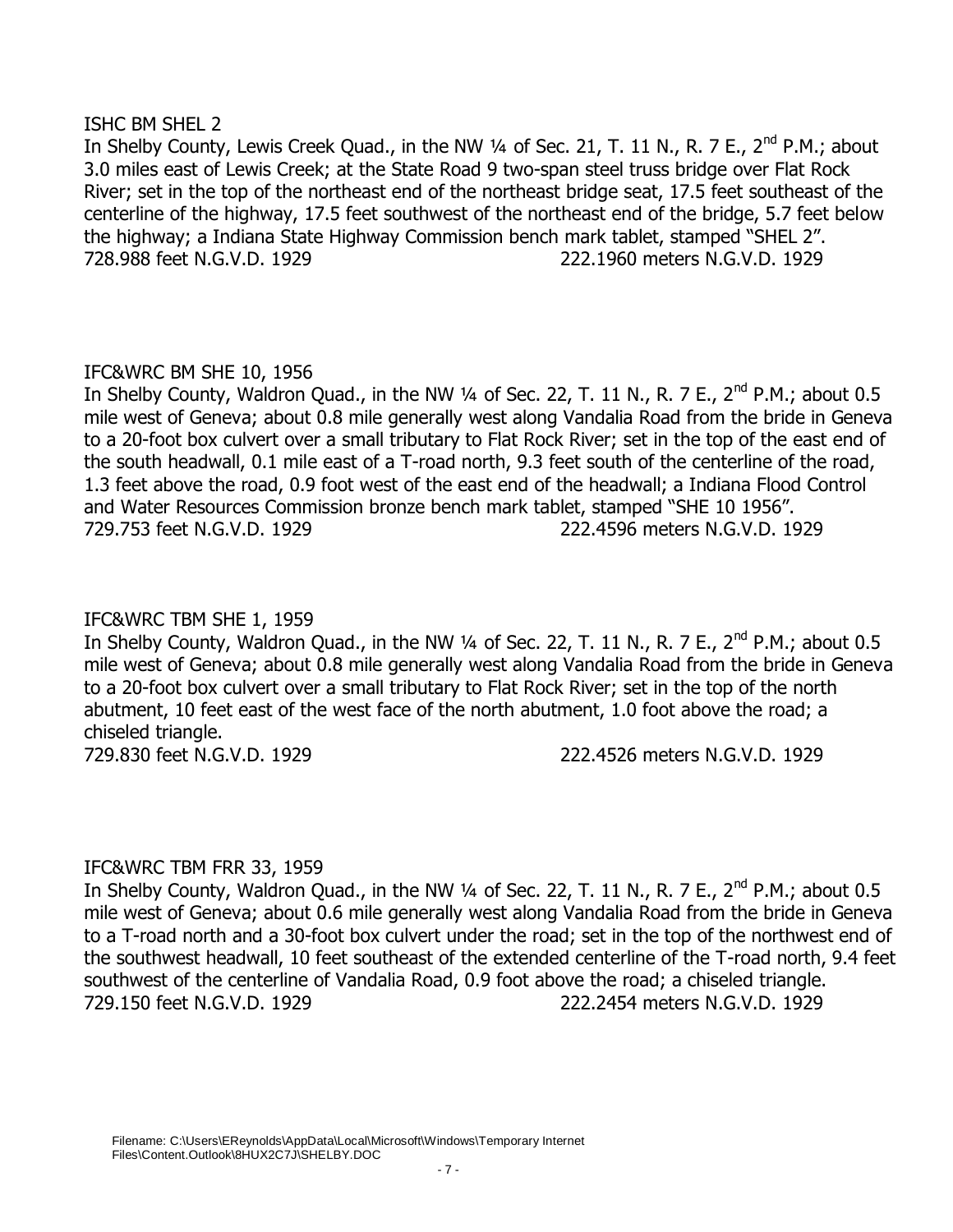ISHC BM SHEL 2

In Shelby County, Lewis Creek Quad., in the NW ¼ of Sec. 21, T. 11 N., R. 7 E., 2nd P.M.; about 3.0 miles east of Lewis Creek; at the State Road 9 two-span steel truss bridge over Flat Rock River; set in the top of the northeast end of the northeast bridge seat, 17.5 feet southeast of the centerline of the highway, 17.5 feet southwest of the northeast end of the bridge, 5.7 feet below the highway; a Indiana State Highway Commission bench mark tablet, stamped "SHEL 2".

728.988 feet N.G.V.D. 1929 222.1960 meters N.G.V.D. 1929

IFC&WRC BM SHE 10, 1956

In Shelby County, Waldron Quad., in the NW ¼ of Sec. 22, T. 11 N., R. 7 E., 2nd P.M.; about 0.5 mile west of Geneva; about 0.8 mile generally west along Vandalia Road from the bride in Geneva to a 20-foot box culvert over a small tributary to Flat Rock River; set in the top of the east end of the south headwall, 0.1 mile east of a T-road north, 9.3 feet south of the centerline of the road, 1.3 feet above the road, 0.9 foot west of the east end of the headwall; a Indiana Flood Control and Water Resources Commission bronze bench mark tablet, stamped "SHE 10 1956".

729.753 feet N.G.V.D. 1929 222.4596 meters N.G.V.D. 1929

IFC&WRC TBM SHE 1, 1959

In Shelby County, Waldron Quad., in the NW ¼ of Sec. 22, T. 11 N., R. 7 E., 2nd P.M.; about 0.5 mile west of Geneva; about 0.8 mile generally west along Vandalia Road from the bride in Geneva to a 20-foot box culvert over a small tributary to Flat Rock River; set in the top of the north abutment, 10 feet east of the west face of the north abutment, 1.0 foot above the road; a chiseled triangle.

729.830 feet N.G.V.D. 1929 222.4526 meters N.G.V.D. 1929

IFC&WRC TBM FRR 33, 1959

In Shelby County, Waldron Quad., in the NW ¼ of Sec. 22, T. 11 N., R. 7 E., 2nd P.M.; about 0.5 mile west of Geneva; about 0.6 mile generally west along Vandalia Road from the bride in Geneva to a T-road north and a 30-foot box culvert under the road; set in the top of the northwest end of the southwest headwall, 10 feet southeast of the extended centerline of the T-road north, 9.4 feet southwest of the centerline of Vandalia Road, 0.9 foot above the road; a chiseled triangle.

729.150 feet N.G.V.D. 1929 222.2454 meters N.G.V.D. 1929

Filename: C:\Users\EReynolds\AppData\Local\Microsoft\Windows\Temporary Internet Files\Content.Outlook\8HUX2C7J\SHELBY.DOC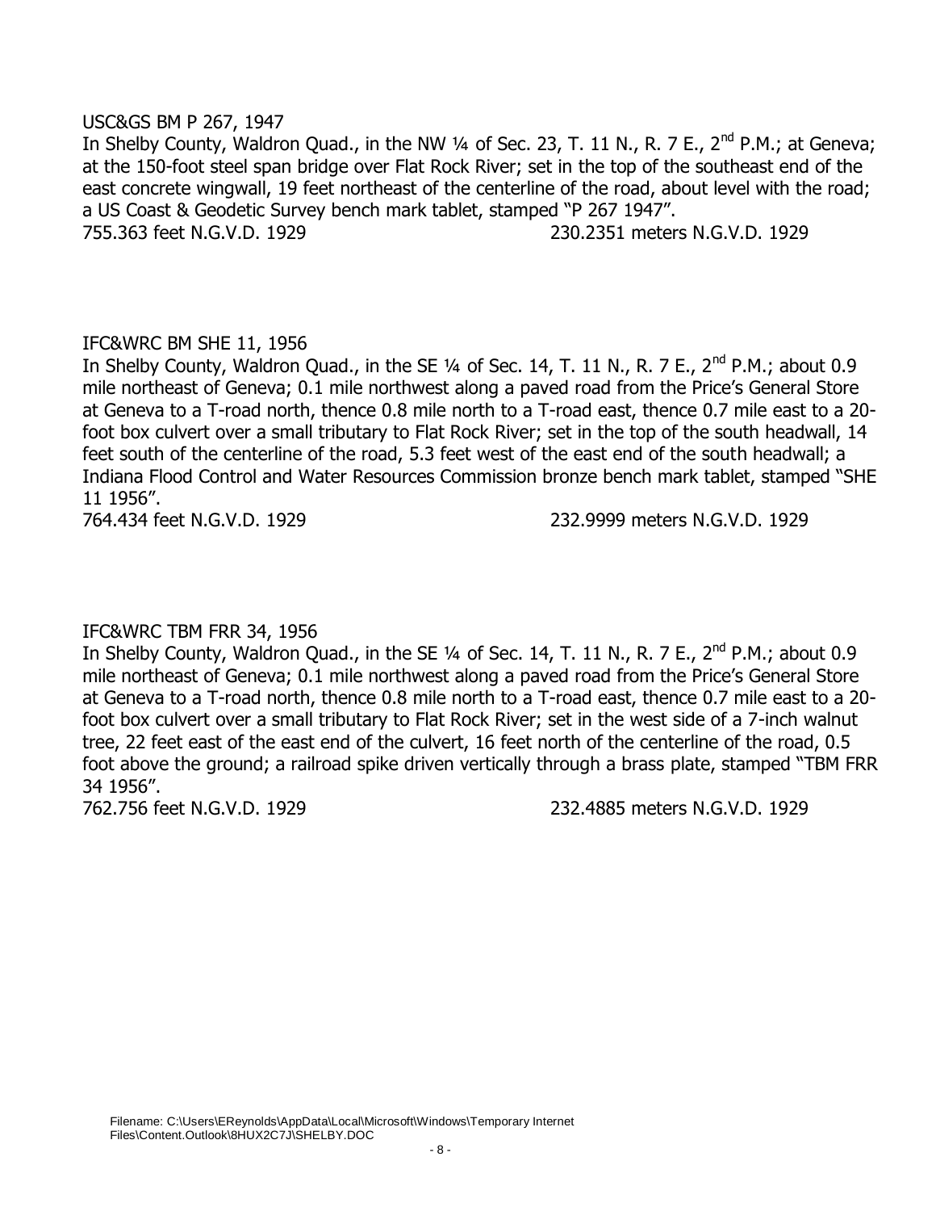USC&GS BM P 267, 1947

In Shelby County, Waldron Quad., in the NW ¼ of Sec. 23, T. 11 N., R. 7 E., 2nd P.M.; at Geneva; at the 150-foot steel span bridge over Flat Rock River; set in the top of the southeast end of the east concrete wingwall, 19 feet northeast of the centerline of the road, about level with the road; a US Coast & Geodetic Survey bench mark tablet, stamped "P 267 1947".

755.363 feet N.G.V.D. 1929 230.2351 meters N.G.V.D. 1929

IFC&WRC BM SHE 11, 1956

In Shelby County, Waldron Quad., in the SE ¼ of Sec. 14, T. 11 N., R. 7 E., 2nd P.M.; about 0.9 mile northeast of Geneva; 0.1 mile northwest along a paved road from the Price's General Store at Geneva to a T-road north, thence 0.8 mile north to a T-road east, thence 0.7 mile east to a 20-foot box culvert over a small tributary to Flat Rock River; set in the top of the south headwall, 14 feet south of the centerline of the road, 5.3 feet west of the east end of the south headwall; a Indiana Flood Control and Water Resources Commission bronze bench mark tablet, stamped "SHE 11 1956".

764.434 feet N.G.V.D. 1929 232.9999 meters N.G.V.D. 1929

IFC&WRC TBM FRR 34, 1956

In Shelby County, Waldron Quad., in the SE ¼ of Sec. 14, T. 11 N., R. 7 E., 2nd P.M.; about 0.9 mile northeast of Geneva; 0.1 mile northwest along a paved road from the Price's General Store at Geneva to a T-road north, thence 0.8 mile north to a T-road east, thence 0.7 mile east to a 20-foot box culvert over a small tributary to Flat Rock River; set in the west side of a 7-inch walnut tree, 22 feet east of the east end of the culvert, 16 feet north of the centerline of the road, 0.5 foot above the ground; a railroad spike driven vertically through a brass plate, stamped "TBM FRR 34 1956".

762.756 feet N.G.V.D. 1929 232.4885 meters N.G.V.D. 1929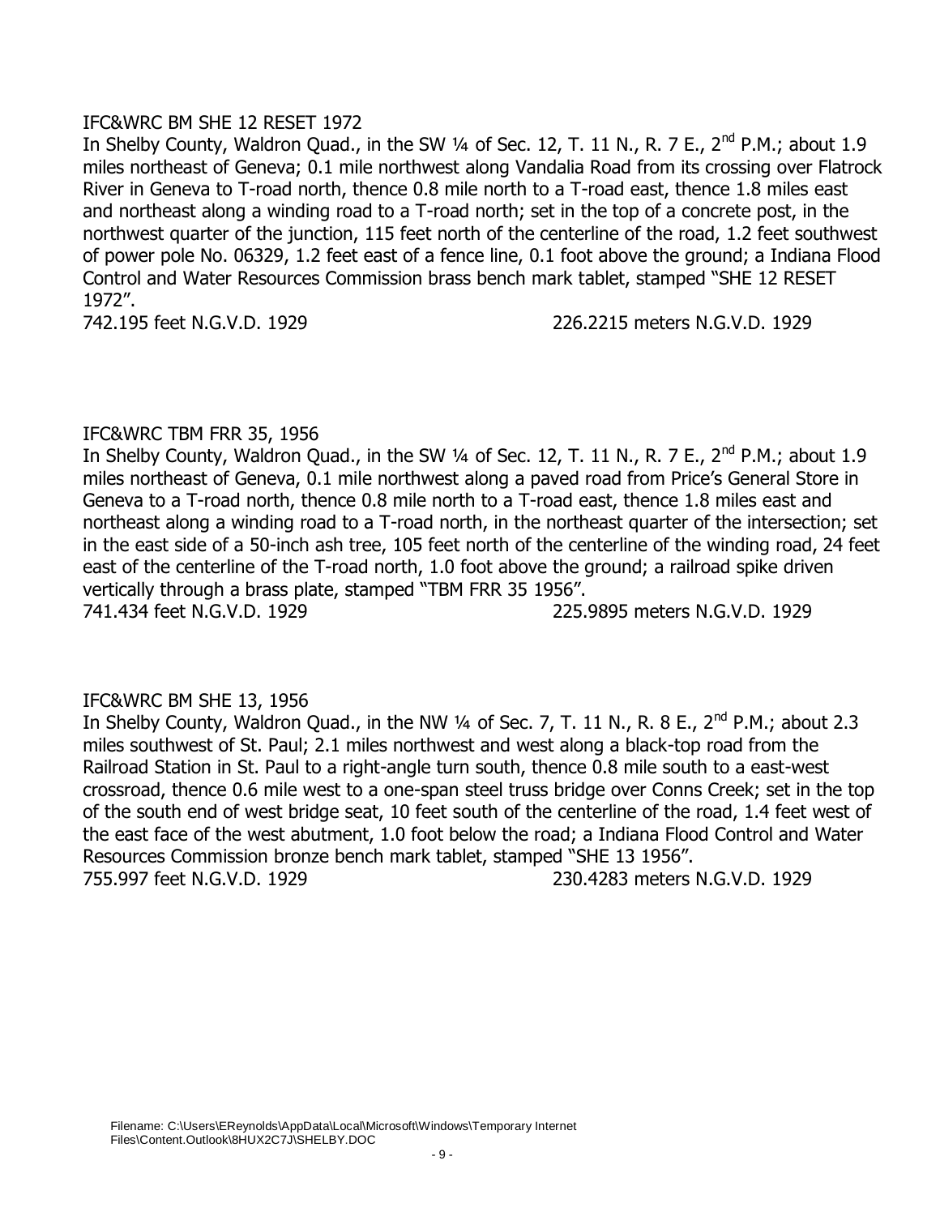IFC&WRC BM SHE 12 RESET 1972

In Shelby County, Waldron Quad., in the SW ¼ of Sec. 12, T. 11 N., R. 7 E., 2nd P.M.; about 1.9 miles northeast of Geneva; 0.1 mile northwest along Vandalia Road from its crossing over Flatrock River in Geneva to T-road north, thence 0.8 mile north to a T-road east, thence 1.8 miles east and northeast along a winding road to a T-road north; set in the top of a concrete post, in the northwest quarter of the junction, 115 feet north of the centerline of the road, 1.2 feet southwest of power pole No. 06329, 1.2 feet east of a fence line, 0.1 foot above the ground; a Indiana Flood Control and Water Resources Commission brass bench mark tablet, stamped "SHE 12 RESET 1972".

742.195 feet N.G.V.D. 1929 226.2215 meters N.G.V.D. 1929

IFC&WRC TBM FRR 35, 1956

In Shelby County, Waldron Quad., in the SW ¼ of Sec. 12, T. 11 N., R. 7 E., 2nd P.M.; about 1.9 miles northeast of Geneva, 0.1 mile northwest along a paved road from Price's General Store in Geneva to a T-road north, thence 0.8 mile north to a T-road east, thence 1.8 miles east and northeast along a winding road to a T-road north, in the northeast quarter of the intersection; set in the east side of a 50-inch ash tree, 105 feet north of the centerline of the winding road, 24 feet east of the centerline of the T-road north, 1.0 foot above the ground; a railroad spike driven vertically through a brass plate, stamped "TBM FRR 35 1956".

741.434 feet N.G.V.D. 1929 225.9895 meters N.G.V.D. 1929

IFC&WRC BM SHE 13, 1956

In Shelby County, Waldron Quad., in the NW ¼ of Sec. 7, T. 11 N., R. 8 E., 2nd P.M.; about 2.3 miles southwest of St. Paul; 2.1 miles northwest and west along a black-top road from the Railroad Station in St. Paul to a right-angle turn south, thence 0.8 mile south to a east-west crossroad, thence 0.6 mile west to a one-span steel truss bridge over Conns Creek; set in the top of the south end of west bridge seat, 10 feet south of the centerline of the road, 1.4 feet west of the east face of the west abutment, 1.0 foot below the road; a Indiana Flood Control and Water Resources Commission bronze bench mark tablet, stamped "SHE 13 1956".

755.997 feet N.G.V.D. 1929 230.4283 meters N.G.V.D. 1929

Filename: C:\Users\EReynolds\AppData\Local\Microsoft\Windows\Temporary Internet Files\Content.Outlook\8HUX2C7J\SHELBY.DOC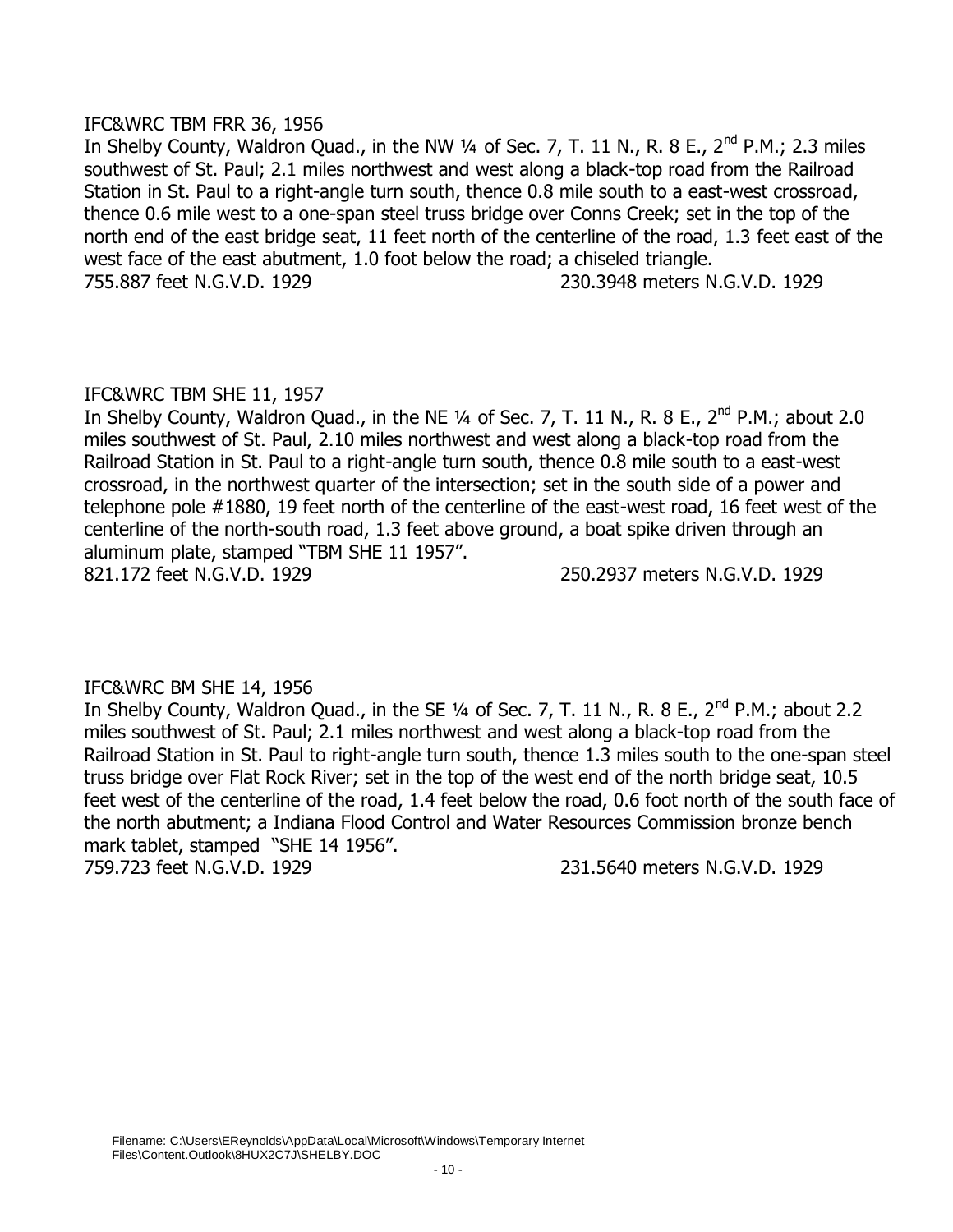IFC&WRC TBM FRR 36, 1956

In Shelby County, Waldron Quad., in the NW ¼ of Sec. 7, T. 11 N., R. 8 E., 2nd P.M.; 2.3 miles southwest of St. Paul; 2.1 miles northwest and west along a black-top road from the Railroad Station in St. Paul to a right-angle turn south, thence 0.8 mile south to a east-west crossroad, thence 0.6 mile west to a one-span steel truss bridge over Conns Creek; set in the top of the north end of the east bridge seat, 11 feet north of the centerline of the road, 1.3 feet east of the west face of the east abutment, 1.0 foot below the road; a chiseled triangle.

755.887 feet N.G.V.D. 1929 230.3948 meters N.G.V.D. 1929

IFC&WRC TBM SHE 11, 1957

In Shelby County, Waldron Quad., in the NE ¼ of Sec. 7, T. 11 N., R. 8 E., 2nd P.M.; about 2.0 miles southwest of St. Paul, 2.10 miles northwest and west along a black-top road from the Railroad Station in St. Paul to a right-angle turn south, thence 0.8 mile south to a east-west crossroad, in the northwest quarter of the intersection; set in the south side of a power and telephone pole #1880, 19 feet north of the centerline of the east-west road, 16 feet west of the centerline of the north-south road, 1.3 feet above ground, a boat spike driven through an aluminum plate, stamped "TBM SHE 11 1957".

821.172 feet N.G.V.D. 1929 250.2937 meters N.G.V.D. 1929

IFC&WRC BM SHE 14, 1956

In Shelby County, Waldron Quad., in the SE ¼ of Sec. 7, T. 11 N., R. 8 E., 2nd P.M.; about 2.2 miles southwest of St. Paul; 2.1 miles northwest and west along a black-top road from the Railroad Station in St. Paul to right-angle turn south, thence 1.3 miles south to the one-span steel truss bridge over Flat Rock River; set in the top of the west end of the north bridge seat, 10.5 feet west of the centerline of the road, 1.4 feet below the road, 0.6 foot north of the south face of the north abutment; a Indiana Flood Control and Water Resources Commission bronze bench mark tablet, stamped "SHE 14 1956".

759.723 feet N.G.V.D. 1929 231.5640 meters N.G.V.D. 1929

Filename: C:\Users\EReynolds\AppData\Local\Microsoft\Windows\Temporary Internet Files\Content.Outlook\8HUX2C7J\SHELBY.DOC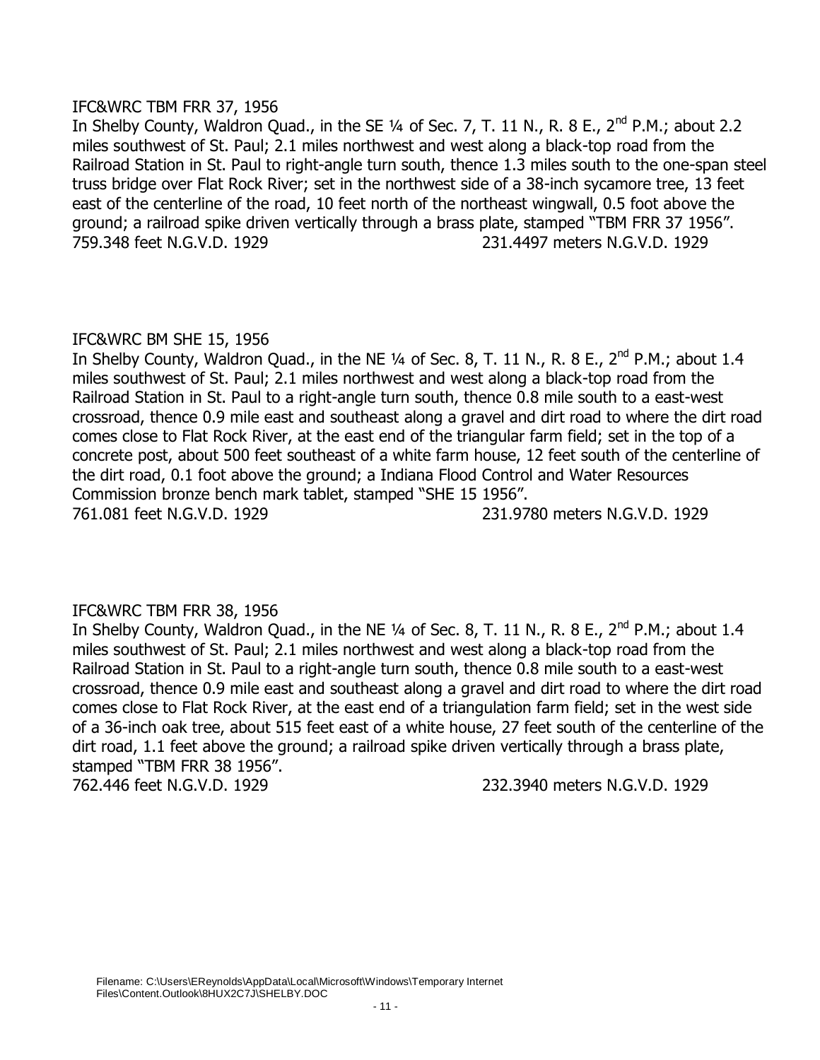IFC&WRC TBM FRR 37, 1956

In Shelby County, Waldron Quad., in the SE ¼ of Sec. 7, T. 11 N., R. 8 E., 2nd P.M.; about 2.2 miles southwest of St. Paul; 2.1 miles northwest and west along a black-top road from the Railroad Station in St. Paul to right-angle turn south, thence 1.3 miles south to the one-span steel truss bridge over Flat Rock River; set in the northwest side of a 38-inch sycamore tree, 13 feet east of the centerline of the road, 10 feet north of the northeast wingwall, 0.5 foot above the ground; a railroad spike driven vertically through a brass plate, stamped "TBM FRR 37 1956".

759.348 feet N.G.V.D. 1929 231.4497 meters N.G.V.D. 1929

IFC&WRC BM SHE 15, 1956

In Shelby County, Waldron Quad., in the NE ¼ of Sec. 8, T. 11 N., R. 8 E., 2nd P.M.; about 1.4 miles southwest of St. Paul; 2.1 miles northwest and west along a black-top road from the Railroad Station in St. Paul to a right-angle turn south, thence 0.8 mile south to a east-west crossroad, thence 0.9 mile east and southeast along a gravel and dirt road to where the dirt road comes close to Flat Rock River, at the east end of the triangular farm field; set in the top of a concrete post, about 500 feet southeast of a white farm house, 12 feet south of the centerline of the dirt road, 0.1 foot above the ground; a Indiana Flood Control and Water Resources Commission bronze bench mark tablet, stamped "SHE 15 1956".

761.081 feet N.G.V.D. 1929 231.9780 meters N.G.V.D. 1929

IFC&WRC TBM FRR 38, 1956

In Shelby County, Waldron Quad., in the NE ¼ of Sec. 8, T. 11 N., R. 8 E., 2nd P.M.; about 1.4 miles southwest of St. Paul; 2.1 miles northwest and west along a black-top road from the Railroad Station in St. Paul to a right-angle turn south, thence 0.8 mile south to a east-west crossroad, thence 0.9 mile east and southeast along a gravel and dirt road to where the dirt road comes close to Flat Rock River, at the east end of a triangulation farm field; set in the west side of a 36-inch oak tree, about 515 feet east of a white house, 27 feet south of the centerline of the dirt road, 1.1 feet above the ground; a railroad spike driven vertically through a brass plate, stamped "TBM FRR 38 1956".

762.446 feet N.G.V.D. 1929 232.3940 meters N.G.V.D. 1929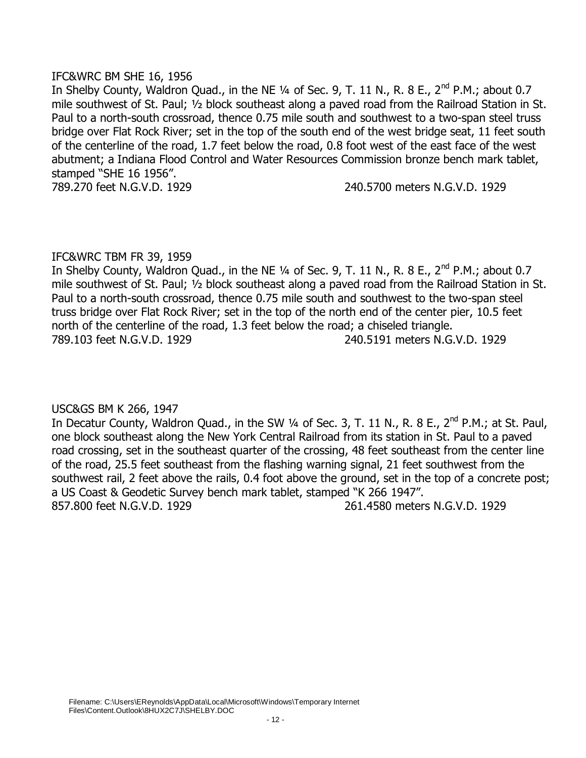IFC&WRC BM SHE 16, 1956

In Shelby County, Waldron Quad., in the NE ¼ of Sec. 9, T. 11 N., R. 8 E., 2nd P.M.; about 0.7 mile southwest of St. Paul; ½ block southeast along a paved road from the Railroad Station in St. Paul to a north-south crossroad, thence 0.75 mile south and southwest to a two-span steel truss bridge over Flat Rock River; set in the top of the south end of the west bridge seat, 11 feet south of the centerline of the road, 1.7 feet below the road, 0.8 foot west of the east face of the west abutment; a Indiana Flood Control and Water Resources Commission bronze bench mark tablet, stamped "SHE 16 1956".

789.270 feet N.G.V.D. 1929 240.5700 meters N.G.V.D. 1929

IFC&WRC TBM FR 39, 1959

In Shelby County, Waldron Quad., in the NE ¼ of Sec. 9, T. 11 N., R. 8 E., 2nd P.M.; about 0.7 mile southwest of St. Paul; ½ block southeast along a paved road from the Railroad Station in St. Paul to a north-south crossroad, thence 0.75 mile south and southwest to the two-span steel truss bridge over Flat Rock River; set in the top of the north end of the center pier, 10.5 feet north of the centerline of the road, 1.3 feet below the road; a chiseled triangle.

789.103 feet N.G.V.D. 1929 240.5191 meters N.G.V.D. 1929

USC&GS BM K 266, 1947

In Decatur County, Waldron Quad., in the SW ¼ of Sec. 3, T. 11 N., R. 8 E., 2nd P.M.; at St. Paul, one block southeast along the New York Central Railroad from its station in St. Paul to a paved road crossing, set in the southeast quarter of the crossing, 48 feet southeast from the center line of the road, 25.5 feet southeast from the flashing warning signal, 21 feet southwest from the southwest rail, 2 feet above the rails, 0.4 foot above the ground, set in the top of a concrete post; a US Coast & Geodetic Survey bench mark tablet, stamped "K 266 1947".

857.800 feet N.G.V.D. 1929 261.4580 meters N.G.V.D. 1929

Filename: C:\Users\EReynolds\AppData\Local\Microsoft\Windows\Temporary Internet Files\Content.Outlook\8HUX2C7J\SHELBY.DOC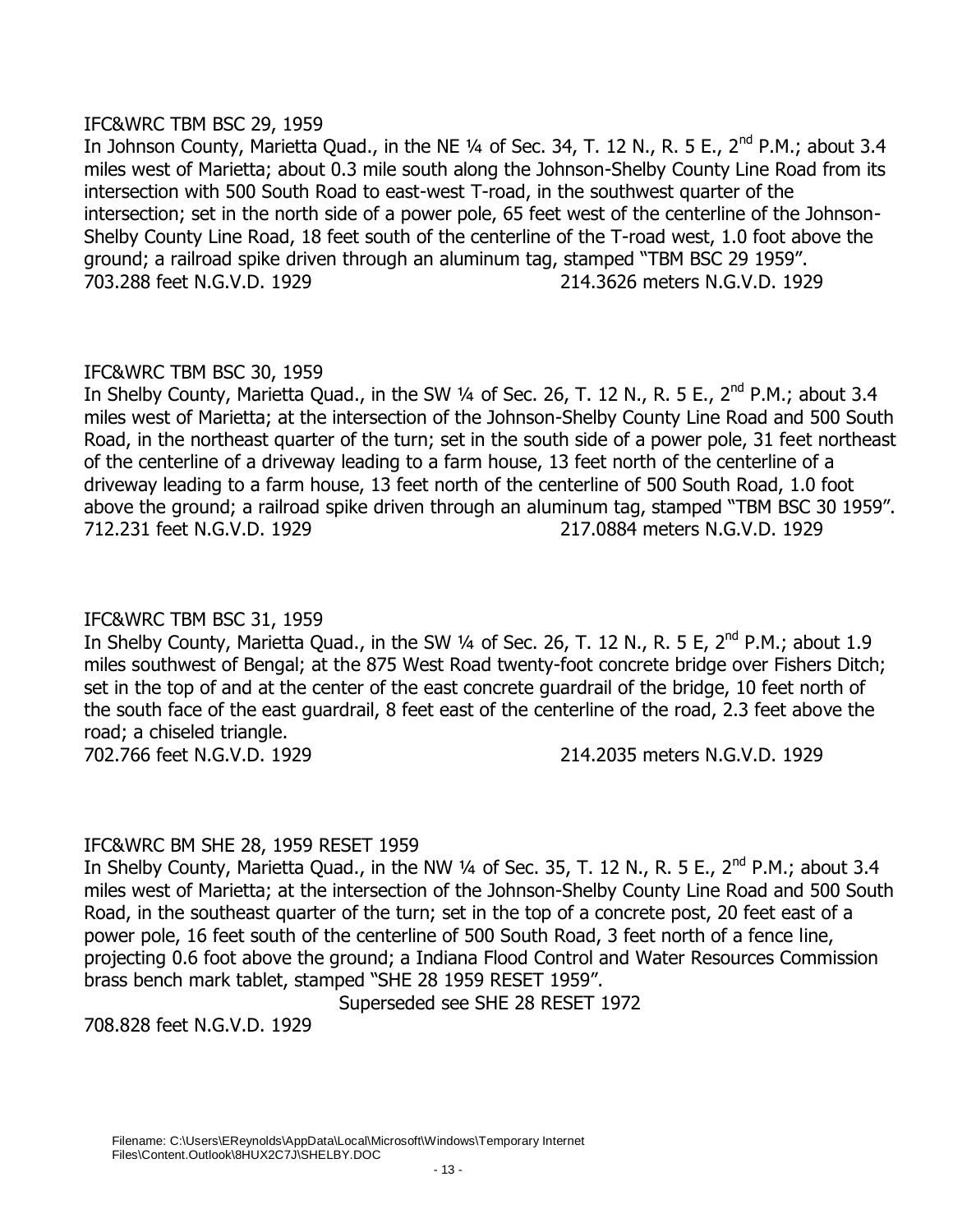IFC&WRC TBM BSC 29, 1959

In Johnson County, Marietta Quad., in the NE ¼ of Sec. 34, T. 12 N., R. 5 E., 2nd P.M.; about 3.4 miles west of Marietta; about 0.3 mile south along the Johnson-Shelby County Line Road from its intersection with 500 South Road to east-west T-road, in the southwest quarter of the intersection; set in the north side of a power pole, 65 feet west of the centerline of the Johnson-Shelby County Line Road, 18 feet south of the centerline of the T-road west, 1.0 foot above the ground; a railroad spike driven through an aluminum tag, stamped "TBM BSC 29 1959".

703.288 feet N.G.V.D. 1929 214.3626 meters N.G.V.D. 1929

IFC&WRC TBM BSC 30, 1959

In Shelby County, Marietta Quad., in the SW ¼ of Sec. 26, T. 12 N., R. 5 E., 2nd P.M.; about 3.4 miles west of Marietta; at the intersection of the Johnson-Shelby County Line Road and 500 South Road, in the northeast quarter of the turn; set in the south side of a power pole, 31 feet northeast of the centerline of a driveway leading to a farm house, 13 feet north of the centerline of a driveway leading to a farm house, 13 feet north of the centerline of 500 South Road, 1.0 foot above the ground; a railroad spike driven through an aluminum tag, stamped "TBM BSC 30 1959".

712.231 feet N.G.V.D. 1929 217.0884 meters N.G.V.D. 1929

IFC&WRC TBM BSC 31, 1959

In Shelby County, Marietta Quad., in the SW ¼ of Sec. 26, T. 12 N., R. 5 E, 2nd P.M.; about 1.9 miles southwest of Bengal; at the 875 West Road twenty-foot concrete bridge over Fishers Ditch; set in the top of and at the center of the east concrete guardrail of the bridge, 10 feet north of the south face of the east guardrail, 8 feet east of the centerline of the road, 2.3 feet above the road; a chiseled triangle.

702.766 feet N.G.V.D. 1929 214.2035 meters N.G.V.D. 1929

IFC&WRC BM SHE 28, 1959 RESET 1959

In Shelby County, Marietta Quad., in the NW ¼ of Sec. 35, T. 12 N., R. 5 E., 2nd P.M.; about 3.4 miles west of Marietta; at the intersection of the Johnson-Shelby County Line Road and 500 South Road, in the southeast quarter of the turn; set in the top of a concrete post, 20 feet east of a power pole, 16 feet south of the centerline of 500 South Road, 3 feet north of a fence line, projecting 0.6 foot above the ground; a Indiana Flood Control and Water Resources Commission brass bench mark tablet, stamped "SHE 28 1959 RESET 1959".

Superseded see SHE 28 RESET 1972

708.828 feet N.G.V.D. 1929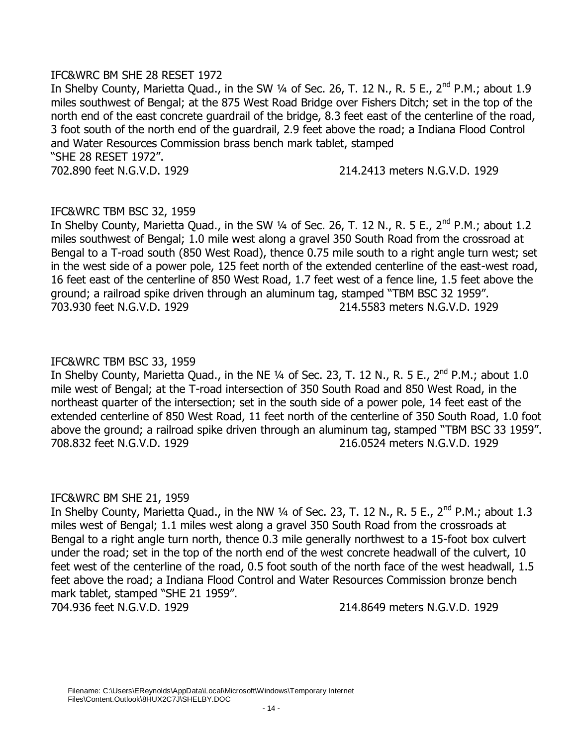IFC&WRC BM SHE 28 RESET 1972

In Shelby County, Marietta Quad., in the SW ¼ of Sec. 26, T. 12 N., R. 5 E., 2nd P.M.; about 1.9 miles southwest of Bengal; at the 875 West Road Bridge over Fishers Ditch; set in the top of the north end of the east concrete guardrail of the bridge, 8.3 feet east of the centerline of the road, 3 foot south of the north end of the guardrail, 2.9 feet above the road; a Indiana Flood Control and Water Resources Commission brass bench mark tablet, stamped "SHE 28 RESET 1972".

702.890 feet N.G.V.D. 1929 214.2413 meters N.G.V.D. 1929

IFC&WRC TBM BSC 32, 1959

In Shelby County, Marietta Quad., in the SW ¼ of Sec. 26, T. 12 N., R. 5 E., 2nd P.M.; about 1.2 miles southwest of Bengal; 1.0 mile west along a gravel 350 South Road from the crossroad at Bengal to a T-road south (850 West Road), thence 0.75 mile south to a right angle turn west; set in the west side of a power pole, 125 feet north of the extended centerline of the east-west road, 16 feet east of the centerline of 850 West Road, 1.7 feet west of a fence line, 1.5 feet above the ground; a railroad spike driven through an aluminum tag, stamped "TBM BSC 32 1959".

703.930 feet N.G.V.D. 1929 214.5583 meters N.G.V.D. 1929

IFC&WRC TBM BSC 33, 1959

In Shelby County, Marietta Quad., in the NE ¼ of Sec. 23, T. 12 N., R. 5 E., 2nd P.M.; about 1.0 mile west of Bengal; at the T-road intersection of 350 South Road and 850 West Road, in the northeast quarter of the intersection; set in the south side of a power pole, 14 feet east of the extended centerline of 850 West Road, 11 feet north of the centerline of 350 South Road, 1.0 foot above the ground; a railroad spike driven through an aluminum tag, stamped "TBM BSC 33 1959".

708.832 feet N.G.V.D. 1929 216.0524 meters N.G.V.D. 1929

IFC&WRC BM SHE 21, 1959

In Shelby County, Marietta Quad., in the NW ¼ of Sec. 23, T. 12 N., R. 5 E., 2nd P.M.; about 1.3 miles west of Bengal; 1.1 miles west along a gravel 350 South Road from the crossroads at Bengal to a right angle turn north, thence 0.3 mile generally northwest to a 15-foot box culvert under the road; set in the top of the north end of the west concrete headwall of the culvert, 10 feet west of the centerline of the road, 0.5 foot south of the north face of the west headwall, 1.5 feet above the road; a Indiana Flood Control and Water Resources Commission bronze bench mark tablet, stamped "SHE 21 1959".

704.936 feet N.G.V.D. 1929 214.8649 meters N.G.V.D. 1929

Filename: C:\Users\EReynolds\AppData\Local\Microsoft\Windows\Temporary Internet Files\Content.Outlook\8HUX2C7J\SHELBY.DOC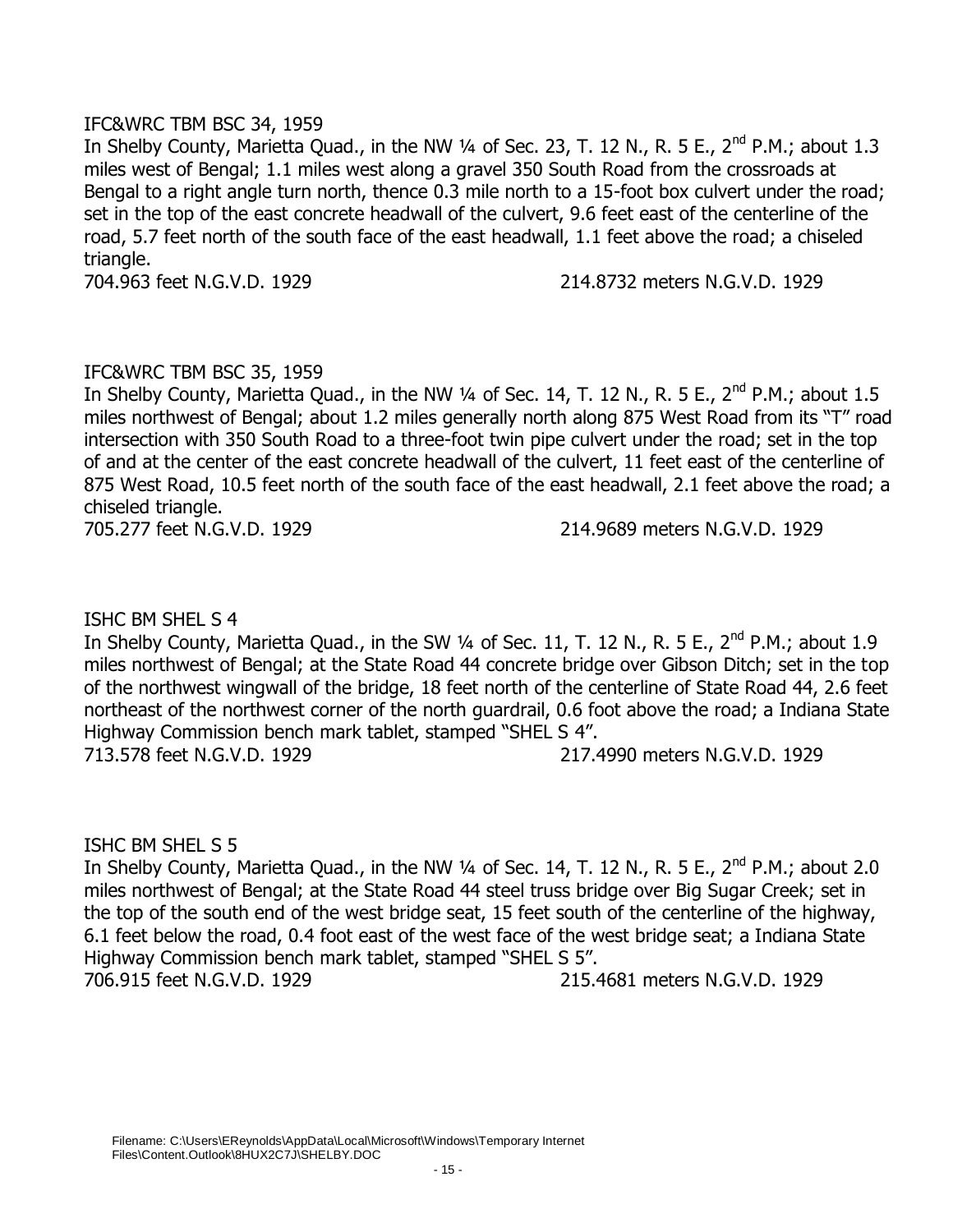IFC&WRC TBM BSC 34, 1959

In Shelby County, Marietta Quad., in the NW ¼ of Sec. 23, T. 12 N., R. 5 E., 2nd P.M.; about 1.3 miles west of Bengal; 1.1 miles west along a gravel 350 South Road from the crossroads at Bengal to a right angle turn north, thence 0.3 mile north to a 15-foot box culvert under the road; set in the top of the east concrete headwall of the culvert, 9.6 feet east of the centerline of the road, 5.7 feet north of the south face of the east headwall, 1.1 feet above the road; a chiseled triangle.

704.963 feet N.G.V.D. 1929 214.8732 meters N.G.V.D. 1929

IFC&WRC TBM BSC 35, 1959

In Shelby County, Marietta Quad., in the NW ¼ of Sec. 14, T. 12 N., R. 5 E., 2nd P.M.; about 1.5 miles northwest of Bengal; about 1.2 miles generally north along 875 West Road from its "T" road intersection with 350 South Road to a three-foot twin pipe culvert under the road; set in the top of and at the center of the east concrete headwall of the culvert, 11 feet east of the centerline of 875 West Road, 10.5 feet north of the south face of the east headwall, 2.1 feet above the road; a chiseled triangle.

705.277 feet N.G.V.D. 1929 214.9689 meters N.G.V.D. 1929

ISHC BM SHEL S 4

In Shelby County, Marietta Quad., in the SW ¼ of Sec. 11, T. 12 N., R. 5 E., 2nd P.M.; about 1.9 miles northwest of Bengal; at the State Road 44 concrete bridge over Gibson Ditch; set in the top of the northwest wingwall of the bridge, 18 feet north of the centerline of State Road 44, 2.6 feet northeast of the northwest corner of the north guardrail, 0.6 foot above the road; a Indiana State Highway Commission bench mark tablet, stamped "SHEL S 4".

713.578 feet N.G.V.D. 1929 217.4990 meters N.G.V.D. 1929

ISHC BM SHEL S 5

In Shelby County, Marietta Quad., in the NW ¼ of Sec. 14, T. 12 N., R. 5 E., 2nd P.M.; about 2.0 miles northwest of Bengal; at the State Road 44 steel truss bridge over Big Sugar Creek; set in the top of the south end of the west bridge seat, 15 feet south of the centerline of the highway, 6.1 feet below the road, 0.4 foot east of the west face of the west bridge seat; a Indiana State Highway Commission bench mark tablet, stamped "SHEL S 5".

706.915 feet N.G.V.D. 1929 215.4681 meters N.G.V.D. 1929

Filename: C:\Users\EReynolds\AppData\Local\Microsoft\Windows\Temporary Internet Files\Content.Outlook\8HUX2C7J\SHELBY.DOC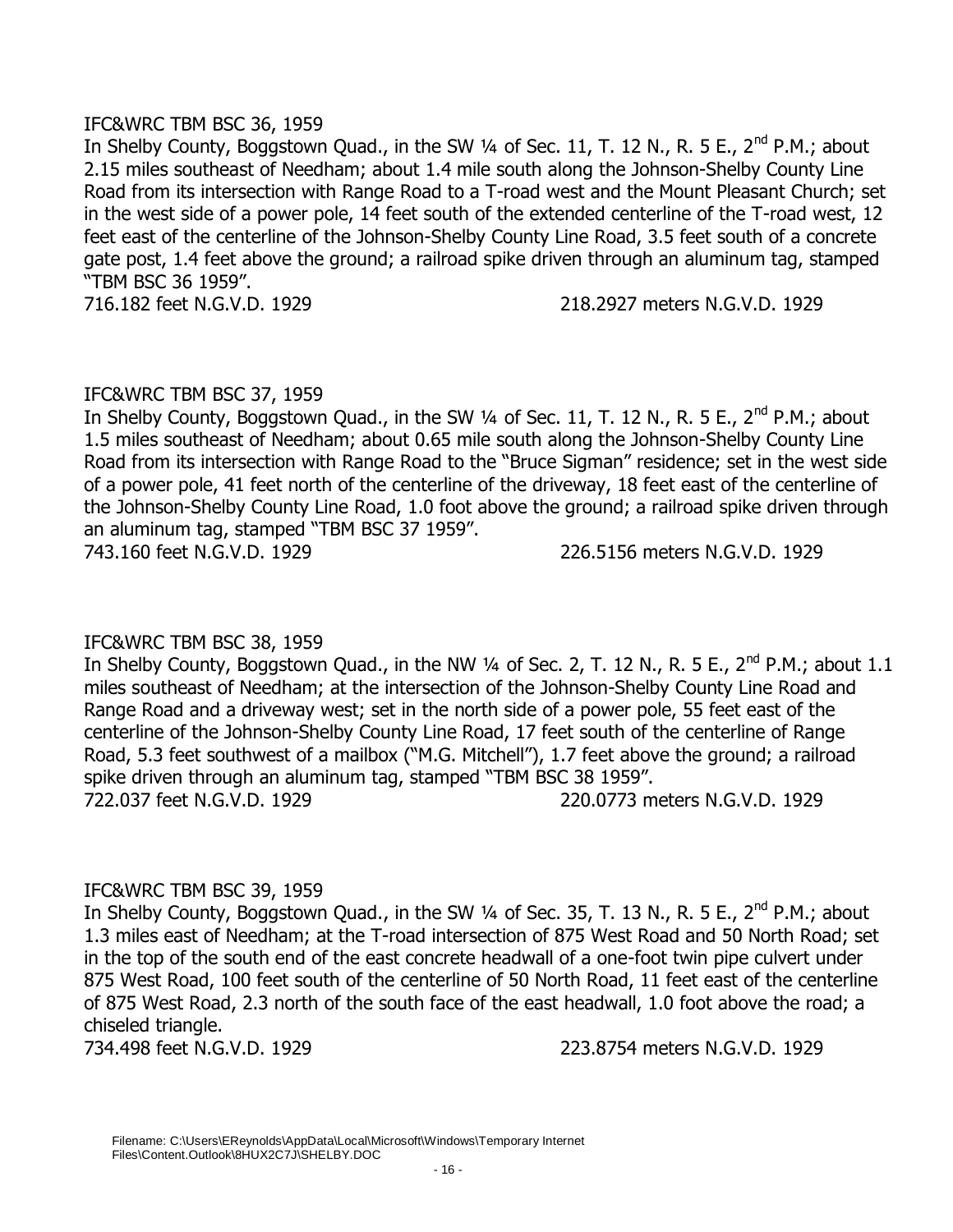IFC&WRC TBM BSC 36, 1959

In Shelby County, Boggstown Quad., in the SW ¼ of Sec. 11, T. 12 N., R. 5 E., 2nd P.M.; about 2.15 miles southeast of Needham; about 1.4 mile south along the Johnson-Shelby County Line Road from its intersection with Range Road to a T-road west and the Mount Pleasant Church; set in the west side of a power pole, 14 feet south of the extended centerline of the T-road west, 12 feet east of the centerline of the Johnson-Shelby County Line Road, 3.5 feet south of a concrete gate post, 1.4 feet above the ground; a railroad spike driven through an aluminum tag, stamped "TBM BSC 36 1959".

716.182 feet N.G.V.D. 1929 218.2927 meters N.G.V.D. 1929

IFC&WRC TBM BSC 37, 1959

In Shelby County, Boggstown Quad., in the SW ¼ of Sec. 11, T. 12 N., R. 5 E., 2nd P.M.; about 1.5 miles southeast of Needham; about 0.65 mile south along the Johnson-Shelby County Line Road from its intersection with Range Road to the "Bruce Sigman" residence; set in the west side of a power pole, 41 feet north of the centerline of the driveway, 18 feet east of the centerline of the Johnson-Shelby County Line Road, 1.0 foot above the ground; a railroad spike driven through an aluminum tag, stamped "TBM BSC 37 1959".

743.160 feet N.G.V.D. 1929 226.5156 meters N.G.V.D. 1929

IFC&WRC TBM BSC 38, 1959

In Shelby County, Boggstown Quad., in the NW ¼ of Sec. 2, T. 12 N., R. 5 E., 2nd P.M.; about 1.1 miles southeast of Needham; at the intersection of the Johnson-Shelby County Line Road and Range Road and a driveway west; set in the north side of a power pole, 55 feet east of the centerline of the Johnson-Shelby County Line Road, 17 feet south of the centerline of Range Road, 5.3 feet southwest of a mailbox ("M.G. Mitchell"), 1.7 feet above the ground; a railroad spike driven through an aluminum tag, stamped "TBM BSC 38 1959".

722.037 feet N.G.V.D. 1929 220.0773 meters N.G.V.D. 1929

IFC&WRC TBM BSC 39, 1959

In Shelby County, Boggstown Quad., in the SW ¼ of Sec. 35, T. 13 N., R. 5 E., 2nd P.M.; about 1.3 miles east of Needham; at the T-road intersection of 875 West Road and 50 North Road; set in the top of the south end of the east concrete headwall of a one-foot twin pipe culvert under 875 West Road, 100 feet south of the centerline of 50 North Road, 11 feet east of the centerline of 875 West Road, 2.3 north of the south face of the east headwall, 1.0 foot above the road; a chiseled triangle.

734.498 feet N.G.V.D. 1929 223.8754 meters N.G.V.D. 1929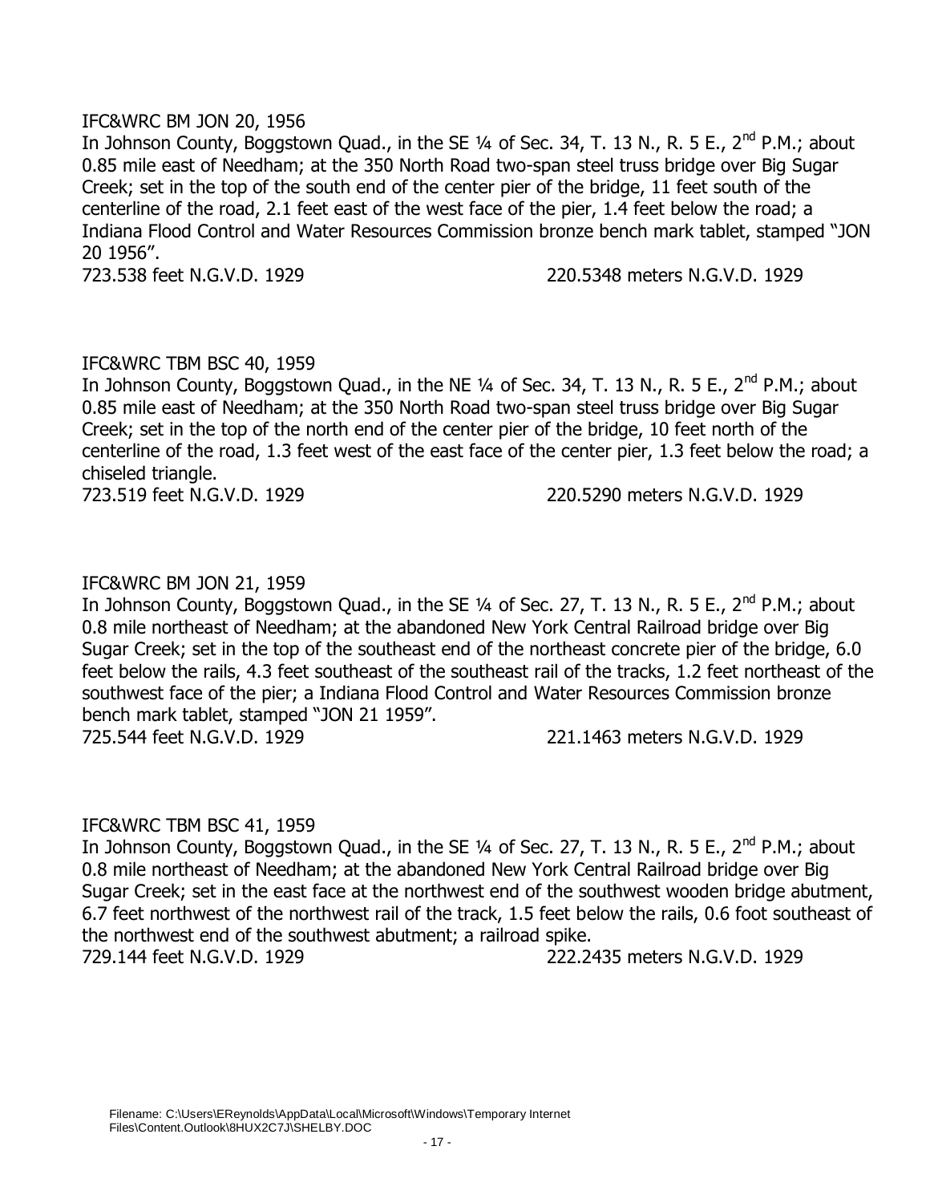IFC&WRC BM JON 20, 1956

In Johnson County, Boggstown Quad., in the SE ¼ of Sec. 34, T. 13 N., R. 5 E., 2nd P.M.; about 0.85 mile east of Needham; at the 350 North Road two-span steel truss bridge over Big Sugar Creek; set in the top of the south end of the center pier of the bridge, 11 feet south of the centerline of the road, 2.1 feet east of the west face of the pier, 1.4 feet below the road; a Indiana Flood Control and Water Resources Commission bronze bench mark tablet, stamped "JON 20 1956".

723.538 feet N.G.V.D. 1929 220.5348 meters N.G.V.D. 1929

IFC&WRC TBM BSC 40, 1959

In Johnson County, Boggstown Quad., in the NE ¼ of Sec. 34, T. 13 N., R. 5 E., 2nd P.M.; about 0.85 mile east of Needham; at the 350 North Road two-span steel truss bridge over Big Sugar Creek; set in the top of the north end of the center pier of the bridge, 10 feet north of the centerline of the road, 1.3 feet west of the east face of the center pier, 1.3 feet below the road; a chiseled triangle.

723.519 feet N.G.V.D. 1929 220.5290 meters N.G.V.D. 1929

IFC&WRC BM JON 21, 1959

In Johnson County, Boggstown Quad., in the SE ¼ of Sec. 27, T. 13 N., R. 5 E., 2nd P.M.; about 0.8 mile northeast of Needham; at the abandoned New York Central Railroad bridge over Big Sugar Creek; set in the top of the southeast end of the northeast concrete pier of the bridge, 6.0 feet below the rails, 4.3 feet southeast of the southeast rail of the tracks, 1.2 feet northeast of the southwest face of the pier; a Indiana Flood Control and Water Resources Commission bronze bench mark tablet, stamped "JON 21 1959".

725.544 feet N.G.V.D. 1929 221.1463 meters N.G.V.D. 1929

IFC&WRC TBM BSC 41, 1959

In Johnson County, Boggstown Quad., in the SE ¼ of Sec. 27, T. 13 N., R. 5 E., 2nd P.M.; about 0.8 mile northeast of Needham; at the abandoned New York Central Railroad bridge over Big Sugar Creek; set in the east face at the northwest end of the southwest wooden bridge abutment, 6.7 feet northwest of the northwest rail of the track, 1.5 feet below the rails, 0.6 foot southeast of the northwest end of the southwest abutment; a railroad spike.

729.144 feet N.G.V.D. 1929 222.2435 meters N.G.V.D. 1929

Filename: C:\Users\EReynolds\AppData\Local\Microsoft\Windows\Temporary Internet Files\Content.Outlook\8HUX2C7J\SHELBY.DOC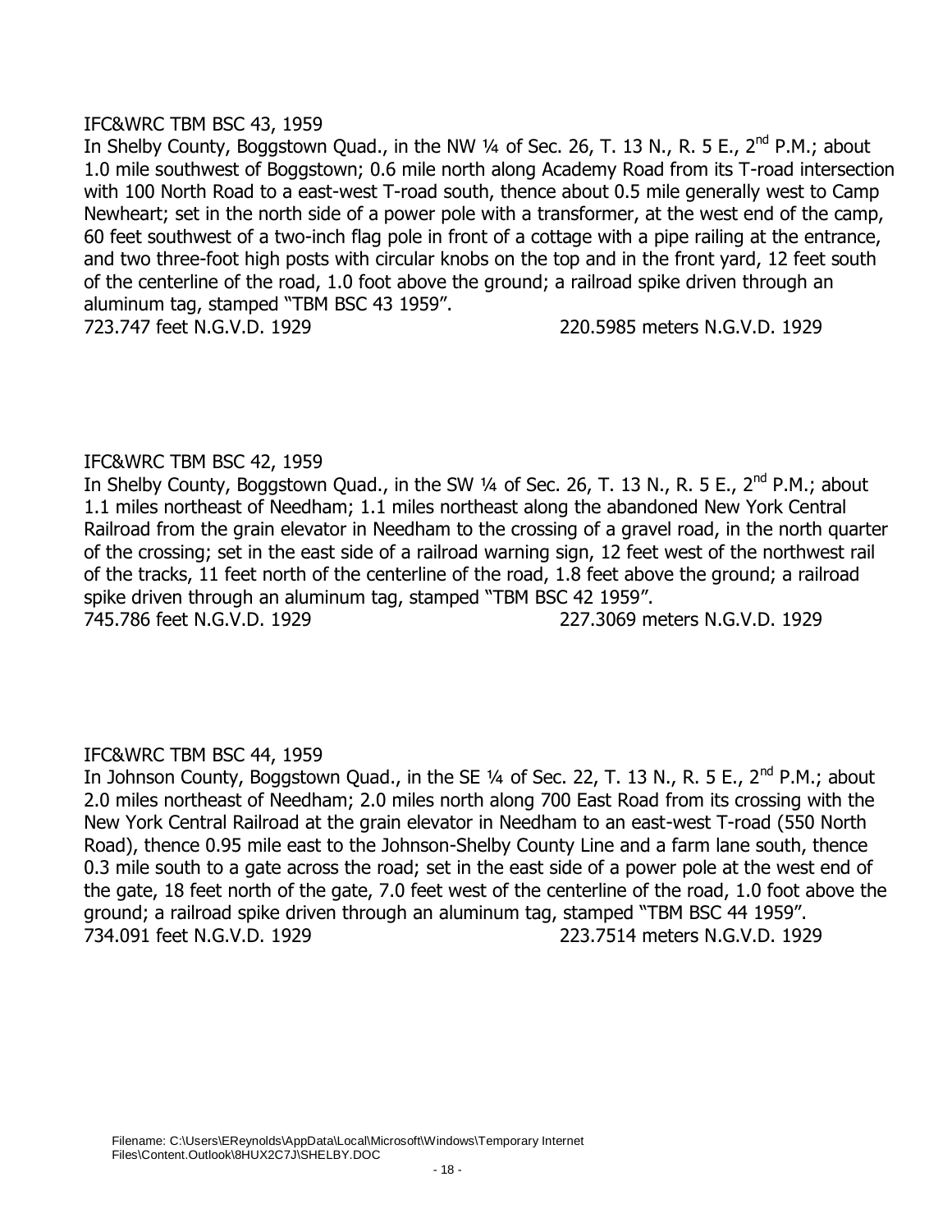IFC&WRC TBM BSC 43, 1959

In Shelby County, Boggstown Quad., in the NW ¼ of Sec. 26, T. 13 N., R. 5 E., 2nd P.M.; about 1.0 mile southwest of Boggstown; 0.6 mile north along Academy Road from its T-road intersection with 100 North Road to a east-west T-road south, thence about 0.5 mile generally west to Camp Newheart; set in the north side of a power pole with a transformer, at the west end of the camp, 60 feet southwest of a two-inch flag pole in front of a cottage with a pipe railing at the entrance, and two three-foot high posts with circular knobs on the top and in the front yard, 12 feet south of the centerline of the road, 1.0 foot above the ground; a railroad spike driven through an aluminum tag, stamped "TBM BSC 43 1959".

723.747 feet N.G.V.D. 1929 220.5985 meters N.G.V.D. 1929

IFC&WRC TBM BSC 42, 1959

In Shelby County, Boggstown Quad., in the SW ¼ of Sec. 26, T. 13 N., R. 5 E., 2nd P.M.; about 1.1 miles northeast of Needham; 1.1 miles northeast along the abandoned New York Central Railroad from the grain elevator in Needham to the crossing of a gravel road, in the north quarter of the crossing; set in the east side of a railroad warning sign, 12 feet west of the northwest rail of the tracks, 11 feet north of the centerline of the road, 1.8 feet above the ground; a railroad spike driven through an aluminum tag, stamped "TBM BSC 42 1959".

745.786 feet N.G.V.D. 1929 227.3069 meters N.G.V.D. 1929

IFC&WRC TBM BSC 44, 1959

In Johnson County, Boggstown Quad., in the SE ¼ of Sec. 22, T. 13 N., R. 5 E., 2nd P.M.; about 2.0 miles northeast of Needham; 2.0 miles north along 700 East Road from its crossing with the New York Central Railroad at the grain elevator in Needham to an east-west T-road (550 North Road), thence 0.95 mile east to the Johnson-Shelby County Line and a farm lane south, thence 0.3 mile south to a gate across the road; set in the east side of a power pole at the west end of the gate, 18 feet north of the gate, 7.0 feet west of the centerline of the road, 1.0 foot above the ground; a railroad spike driven through an aluminum tag, stamped "TBM BSC 44 1959".

734.091 feet N.G.V.D. 1929 223.7514 meters N.G.V.D. 1929

Filename: C:\Users\EReynolds\AppData\Local\Microsoft\Windows\Temporary Internet Files\Content.Outlook\8HUX2C7J\SHELBY.DOC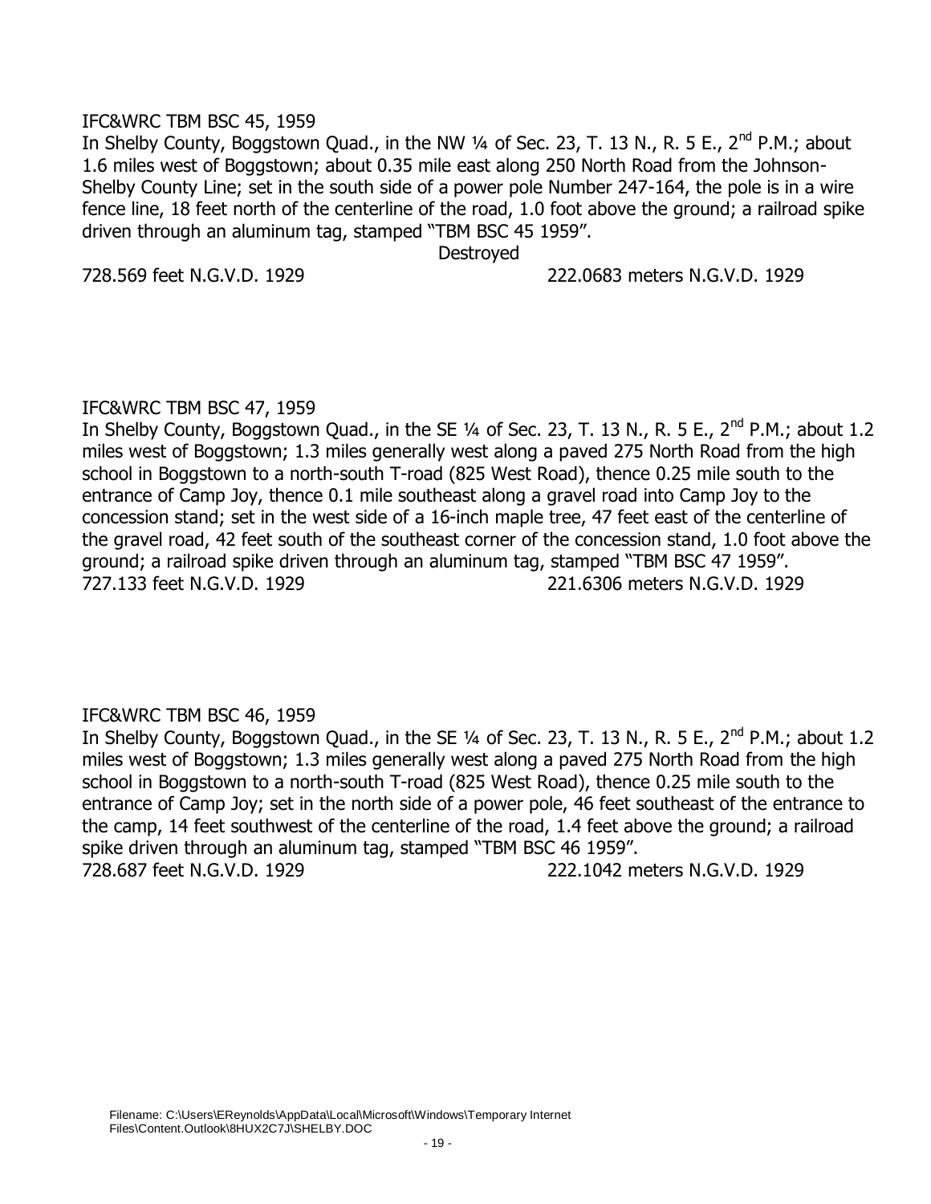IFC&WRC TBM BSC 45, 1959

In Shelby County, Boggstown Quad., in the NW ¼ of Sec. 23, T. 13 N., R. 5 E., 2nd P.M.; about 1.6 miles west of Boggstown; about 0.35 mile east along 250 North Road from the Johnson-Shelby County Line; set in the south side of a power pole Number 247-164, the pole is in a wire fence line, 18 feet north of the centerline of the road, 1.0 foot above the ground; a railroad spike driven through an aluminum tag, stamped "TBM BSC 45 1959".

Destroyed

728.569 feet N.G.V.D. 1929 222.0683 meters N.G.V.D. 1929

IFC&WRC TBM BSC 47, 1959

In Shelby County, Boggstown Quad., in the SE ¼ of Sec. 23, T. 13 N., R. 5 E., 2nd P.M.; about 1.2 miles west of Boggstown; 1.3 miles generally west along a paved 275 North Road from the high school in Boggstown to a north-south T-road (825 West Road), thence 0.25 mile south to the entrance of Camp Joy, thence 0.1 mile southeast along a gravel road into Camp Joy to the concession stand; set in the west side of a 16-inch maple tree, 47 feet east of the centerline of the gravel road, 42 feet south of the southeast corner of the concession stand, 1.0 foot above the ground; a railroad spike driven through an aluminum tag, stamped "TBM BSC 47 1959".

727.133 feet N.G.V.D. 1929 221.6306 meters N.G.V.D. 1929

IFC&WRC TBM BSC 46, 1959

In Shelby County, Boggstown Quad., in the SE ¼ of Sec. 23, T. 13 N., R. 5 E., 2nd P.M.; about 1.2 miles west of Boggstown; 1.3 miles generally west along a paved 275 North Road from the high school in Boggstown to a north-south T-road (825 West Road), thence 0.25 mile south to the entrance of Camp Joy; set in the north side of a power pole, 46 feet southeast of the entrance to the camp, 14 feet southwest of the centerline of the road, 1.4 feet above the ground; a railroad spike driven through an aluminum tag, stamped "TBM BSC 46 1959".

728.687 feet N.G.V.D. 1929 222.1042 meters N.G.V.D. 1929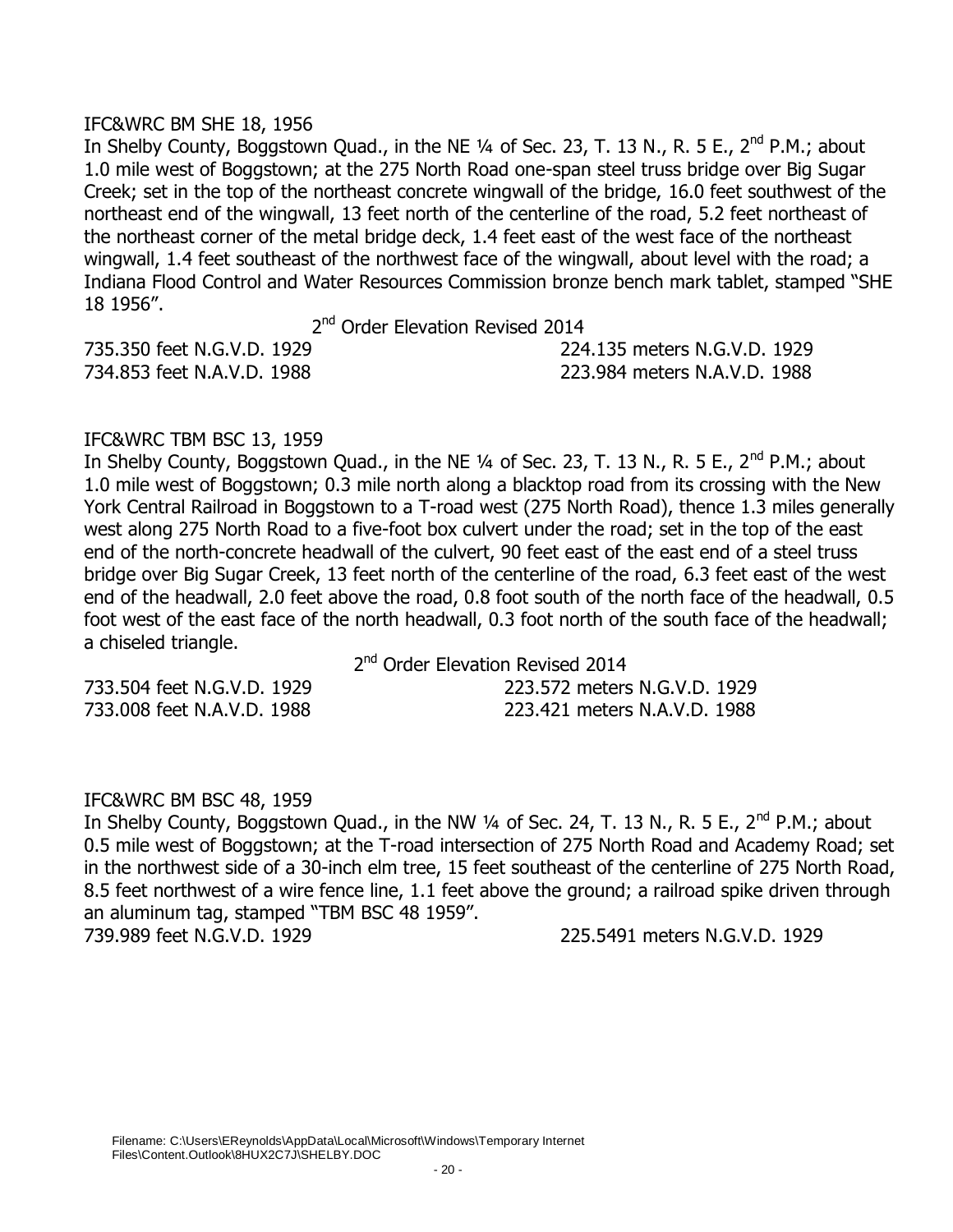IFC&WRC BM SHE 18, 1956

In Shelby County, Boggstown Quad., in the NE ¼ of Sec. 23, T. 13 N., R. 5 E., 2nd P.M.; about 1.0 mile west of Boggstown; at the 275 North Road one-span steel truss bridge over Big Sugar Creek; set in the top of the northeast concrete wingwall of the bridge, 16.0 feet southwest of the northeast end of the wingwall, 13 feet north of the centerline of the road, 5.2 feet northeast of the northeast corner of the metal bridge deck, 1.4 feet east of the west face of the northeast wingwall, 1.4 feet southeast of the northwest face of the wingwall, about level with the road; a Indiana Flood Control and Water Resources Commission bronze bench mark tablet, stamped "SHE 18 1956".

2nd Order Elevation Revised 2014

| | |
|---|---|
| 735.350 feet N.G.V.D. 1929 | 224.135 meters N.G.V.D. 1929 |
| 734.853 feet N.A.V.D. 1988 | 223.984 meters N.A.V.D. 1988 |

IFC&WRC TBM BSC 13, 1959

In Shelby County, Boggstown Quad., in the NE ¼ of Sec. 23, T. 13 N., R. 5 E., 2nd P.M.; about 1.0 mile west of Boggstown; 0.3 mile north along a blacktop road from its crossing with the New York Central Railroad in Boggstown to a T-road west (275 North Road), thence 1.3 miles generally west along 275 North Road to a five-foot box culvert under the road; set in the top of the east end of the north-concrete headwall of the culvert, 90 feet east of the east end of a steel truss bridge over Big Sugar Creek, 13 feet north of the centerline of the road, 6.3 feet east of the west end of the headwall, 2.0 feet above the road, 0.8 foot south of the north face of the headwall, 0.5 foot west of the east face of the north headwall, 0.3 foot north of the south face of the headwall; a chiseled triangle.

2nd Order Elevation Revised 2014

| | |
|---|---|
| 733.504 feet N.G.V.D. 1929 | 223.572 meters N.G.V.D. 1929 |
| 733.008 feet N.A.V.D. 1988 | 223.421 meters N.A.V.D. 1988 |

IFC&WRC BM BSC 48, 1959

In Shelby County, Boggstown Quad., in the NW ¼ of Sec. 24, T. 13 N., R. 5 E., 2nd P.M.; about 0.5 mile west of Boggstown; at the T-road intersection of 275 North Road and Academy Road; set in the northwest side of a 30-inch elm tree, 15 feet southeast of the centerline of 275 North Road, 8.5 feet northwest of a wire fence line, 1.1 feet above the ground; a railroad spike driven through an aluminum tag, stamped "TBM BSC 48 1959".

| | |
|---|---|
| 739.989 feet N.G.V.D. 1929 | 225.5491 meters N.G.V.D. 1929 |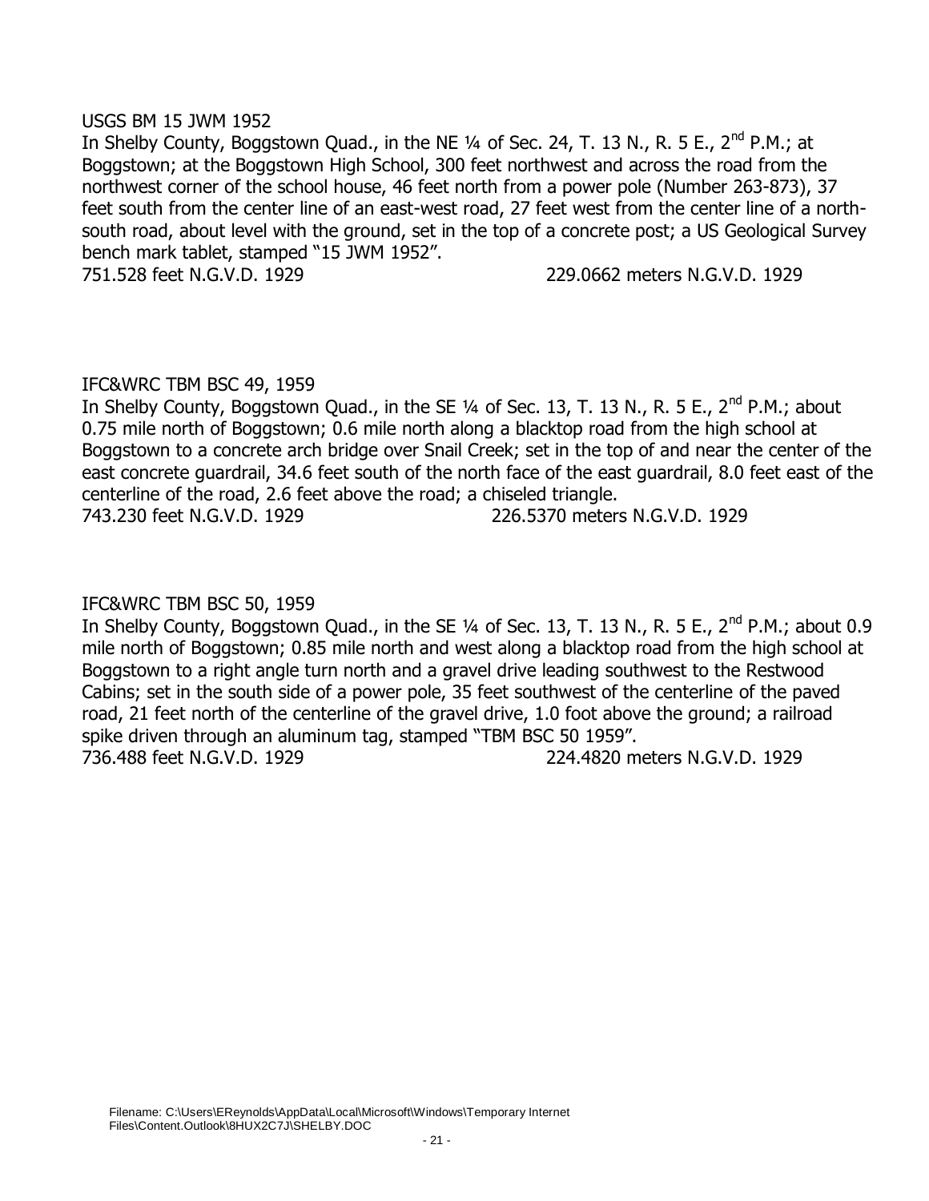USGS BM 15 JWM 1952

In Shelby County, Boggstown Quad., in the NE ¼ of Sec. 24, T. 13 N., R. 5 E., 2nd P.M.; at Boggstown; at the Boggstown High School, 300 feet northwest and across the road from the northwest corner of the school house, 46 feet north from a power pole (Number 263-873), 37 feet south from the center line of an east-west road, 27 feet west from the center line of a north-south road, about level with the ground, set in the top of a concrete post; a US Geological Survey bench mark tablet, stamped "15 JWM 1952".

751.528 feet N.G.V.D. 1929 229.0662 meters N.G.V.D. 1929

IFC&WRC TBM BSC 49, 1959

In Shelby County, Boggstown Quad., in the SE ¼ of Sec. 13, T. 13 N., R. 5 E., 2nd P.M.; about 0.75 mile north of Boggstown; 0.6 mile north along a blacktop road from the high school at Boggstown to a concrete arch bridge over Snail Creek; set in the top of and near the center of the east concrete guardrail, 34.6 feet south of the north face of the east guardrail, 8.0 feet east of the centerline of the road, 2.6 feet above the road; a chiseled triangle.

743.230 feet N.G.V.D. 1929 226.5370 meters N.G.V.D. 1929

IFC&WRC TBM BSC 50, 1959

In Shelby County, Boggstown Quad., in the SE ¼ of Sec. 13, T. 13 N., R. 5 E., 2nd P.M.; about 0.9 mile north of Boggstown; 0.85 mile north and west along a blacktop road from the high school at Boggstown to a right angle turn north and a gravel drive leading southwest to the Restwood Cabins; set in the south side of a power pole, 35 feet southwest of the centerline of the paved road, 21 feet north of the centerline of the gravel drive, 1.0 foot above the ground; a railroad spike driven through an aluminum tag, stamped "TBM BSC 50 1959".

736.488 feet N.G.V.D. 1929 224.4820 meters N.G.V.D. 1929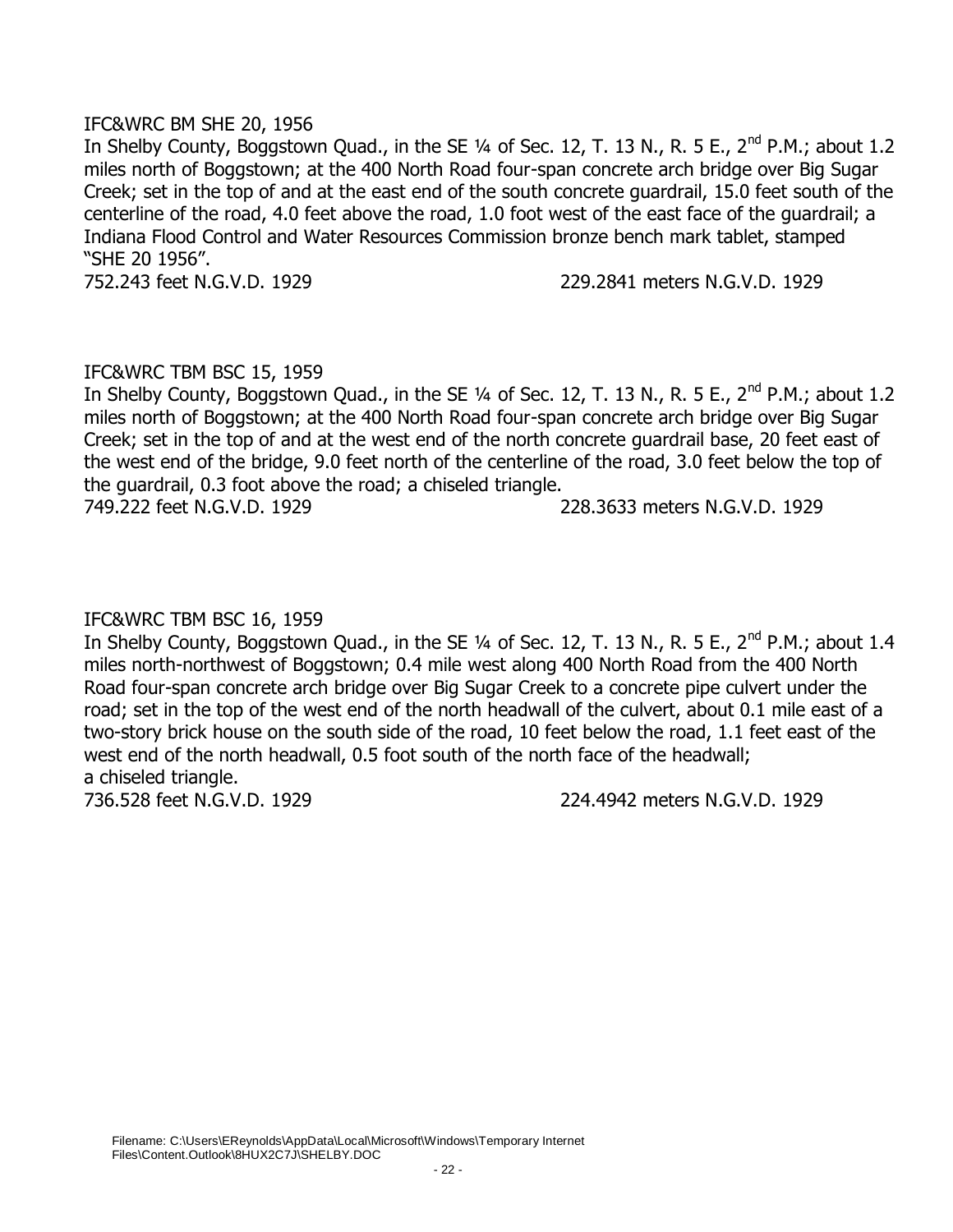IFC&WRC BM SHE 20, 1956

In Shelby County, Boggstown Quad., in the SE ¼ of Sec. 12, T. 13 N., R. 5 E., 2nd P.M.; about 1.2 miles north of Boggstown; at the 400 North Road four-span concrete arch bridge over Big Sugar Creek; set in the top of and at the east end of the south concrete guardrail, 15.0 feet south of the centerline of the road, 4.0 feet above the road, 1.0 foot west of the east face of the guardrail; a Indiana Flood Control and Water Resources Commission bronze bench mark tablet, stamped "SHE 20 1956".

752.243 feet N.G.V.D. 1929 229.2841 meters N.G.V.D. 1929

IFC&WRC TBM BSC 15, 1959

In Shelby County, Boggstown Quad., in the SE ¼ of Sec. 12, T. 13 N., R. 5 E., 2nd P.M.; about 1.2 miles north of Boggstown; at the 400 North Road four-span concrete arch bridge over Big Sugar Creek; set in the top of and at the west end of the north concrete guardrail base, 20 feet east of the west end of the bridge, 9.0 feet north of the centerline of the road, 3.0 feet below the top of the guardrail, 0.3 foot above the road; a chiseled triangle.

749.222 feet N.G.V.D. 1929 228.3633 meters N.G.V.D. 1929

IFC&WRC TBM BSC 16, 1959

In Shelby County, Boggstown Quad., in the SE ¼ of Sec. 12, T. 13 N., R. 5 E., 2nd P.M.; about 1.4 miles north-northwest of Boggstown; 0.4 mile west along 400 North Road from the 400 North Road four-span concrete arch bridge over Big Sugar Creek to a concrete pipe culvert under the road; set in the top of the west end of the north headwall of the culvert, about 0.1 mile east of a two-story brick house on the south side of the road, 10 feet below the road, 1.1 feet east of the west end of the north headwall, 0.5 foot south of the north face of the headwall; a chiseled triangle.

736.528 feet N.G.V.D. 1929 224.4942 meters N.G.V.D. 1929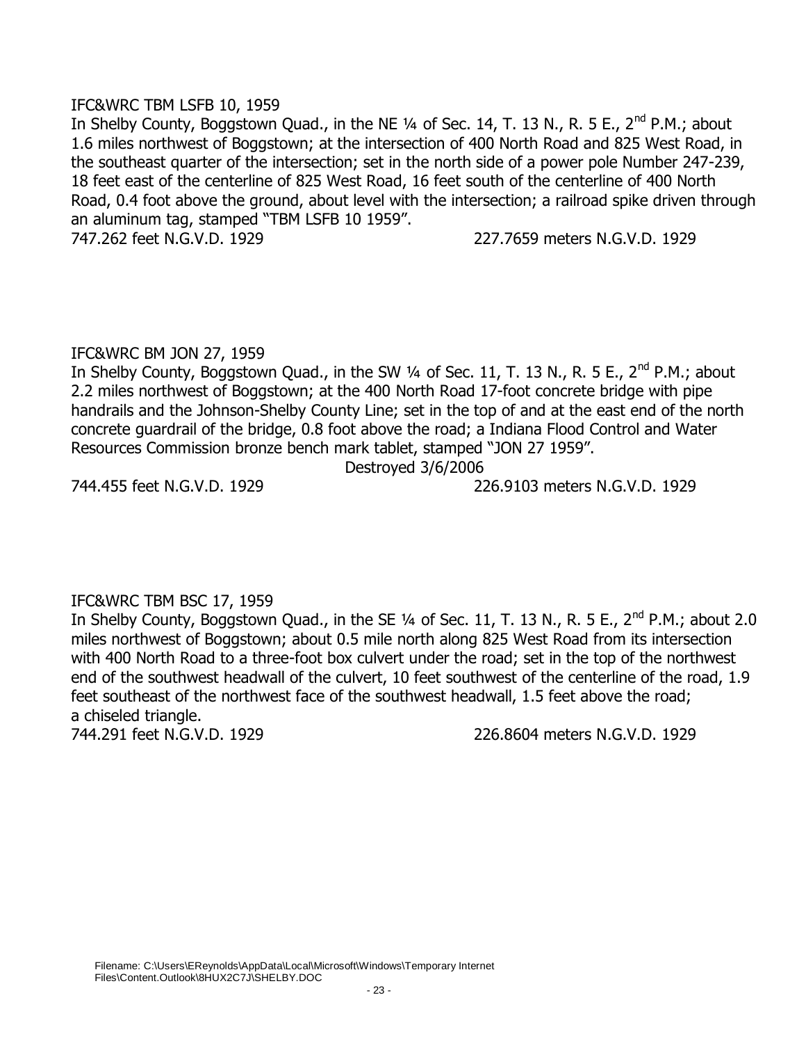IFC&WRC TBM LSFB 10, 1959

In Shelby County, Boggstown Quad., in the NE ¼ of Sec. 14, T. 13 N., R. 5 E., 2nd P.M.; about 1.6 miles northwest of Boggstown; at the intersection of 400 North Road and 825 West Road, in the southeast quarter of the intersection; set in the north side of a power pole Number 247-239, 18 feet east of the centerline of 825 West Road, 16 feet south of the centerline of 400 North Road, 0.4 foot above the ground, about level with the intersection; a railroad spike driven through an aluminum tag, stamped "TBM LSFB 10 1959".

747.262 feet N.G.V.D. 1929 227.7659 meters N.G.V.D. 1929

IFC&WRC BM JON 27, 1959

In Shelby County, Boggstown Quad., in the SW ¼ of Sec. 11, T. 13 N., R. 5 E., 2nd P.M.; about 2.2 miles northwest of Boggstown; at the 400 North Road 17-foot concrete bridge with pipe handrails and the Johnson-Shelby County Line; set in the top of and at the east end of the north concrete guardrail of the bridge, 0.8 foot above the road; a Indiana Flood Control and Water Resources Commission bronze bench mark tablet, stamped "JON 27 1959".

Destroyed 3/6/2006

744.455 feet N.G.V.D. 1929 226.9103 meters N.G.V.D. 1929

IFC&WRC TBM BSC 17, 1959

In Shelby County, Boggstown Quad., in the SE ¼ of Sec. 11, T. 13 N., R. 5 E., 2nd P.M.; about 2.0 miles northwest of Boggstown; about 0.5 mile north along 825 West Road from its intersection with 400 North Road to a three-foot box culvert under the road; set in the top of the northwest end of the southwest headwall of the culvert, 10 feet southwest of the centerline of the road, 1.9 feet southeast of the northwest face of the southwest headwall, 1.5 feet above the road; a chiseled triangle.

744.291 feet N.G.V.D. 1929 226.8604 meters N.G.V.D. 1929

Filename: C:\Users\EReynolds\AppData\Local\Microsoft\Windows\Temporary Internet Files\Content.Outlook\8HUX2C7J\SHELBY.DOC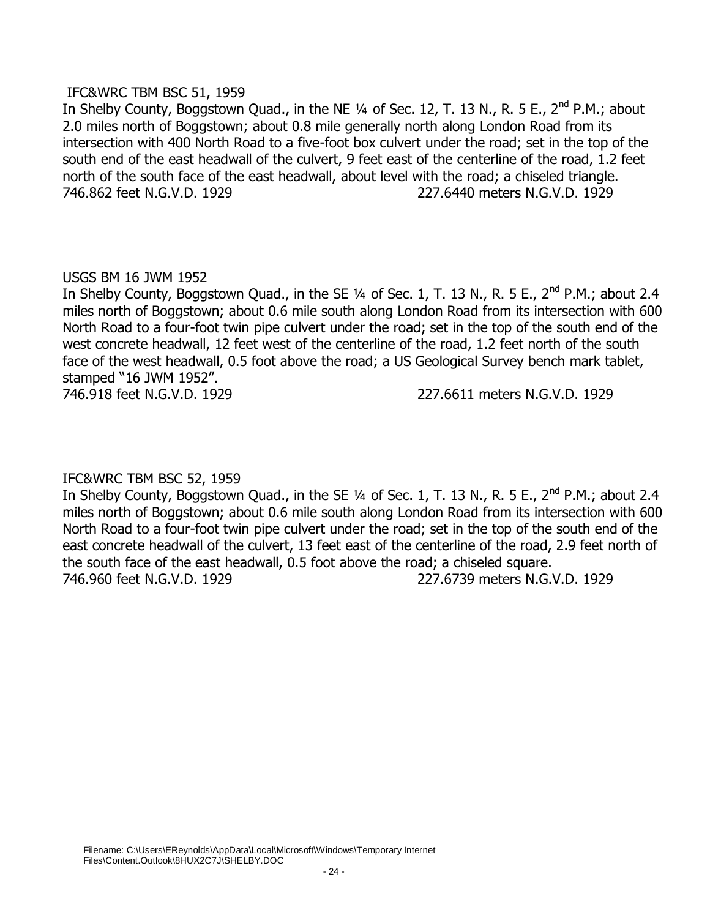IFC&WRC TBM BSC 51, 1959

In Shelby County, Boggstown Quad., in the NE ¼ of Sec. 12, T. 13 N., R. 5 E., 2nd P.M.; about 2.0 miles north of Boggstown; about 0.8 mile generally north along London Road from its intersection with 400 North Road to a five-foot box culvert under the road; set in the top of the south end of the east headwall of the culvert, 9 feet east of the centerline of the road, 1.2 feet north of the south face of the east headwall, about level with the road; a chiseled triangle.

746.862 feet N.G.V.D. 1929 227.6440 meters N.G.V.D. 1929

USGS BM 16 JWM 1952

In Shelby County, Boggstown Quad., in the SE ¼ of Sec. 1, T. 13 N., R. 5 E., 2nd P.M.; about 2.4 miles north of Boggstown; about 0.6 mile south along London Road from its intersection with 600 North Road to a four-foot twin pipe culvert under the road; set in the top of the south end of the west concrete headwall, 12 feet west of the centerline of the road, 1.2 feet north of the south face of the west headwall, 0.5 foot above the road; a US Geological Survey bench mark tablet, stamped "16 JWM 1952".

746.918 feet N.G.V.D. 1929 227.6611 meters N.G.V.D. 1929

IFC&WRC TBM BSC 52, 1959

In Shelby County, Boggstown Quad., in the SE ¼ of Sec. 1, T. 13 N., R. 5 E., 2nd P.M.; about 2.4 miles north of Boggstown; about 0.6 mile south along London Road from its intersection with 600 North Road to a four-foot twin pipe culvert under the road; set in the top of the south end of the east concrete headwall of the culvert, 13 feet east of the centerline of the road, 2.9 feet north of the south face of the east headwall, 0.5 foot above the road; a chiseled square.

746.960 feet N.G.V.D. 1929 227.6739 meters N.G.V.D. 1929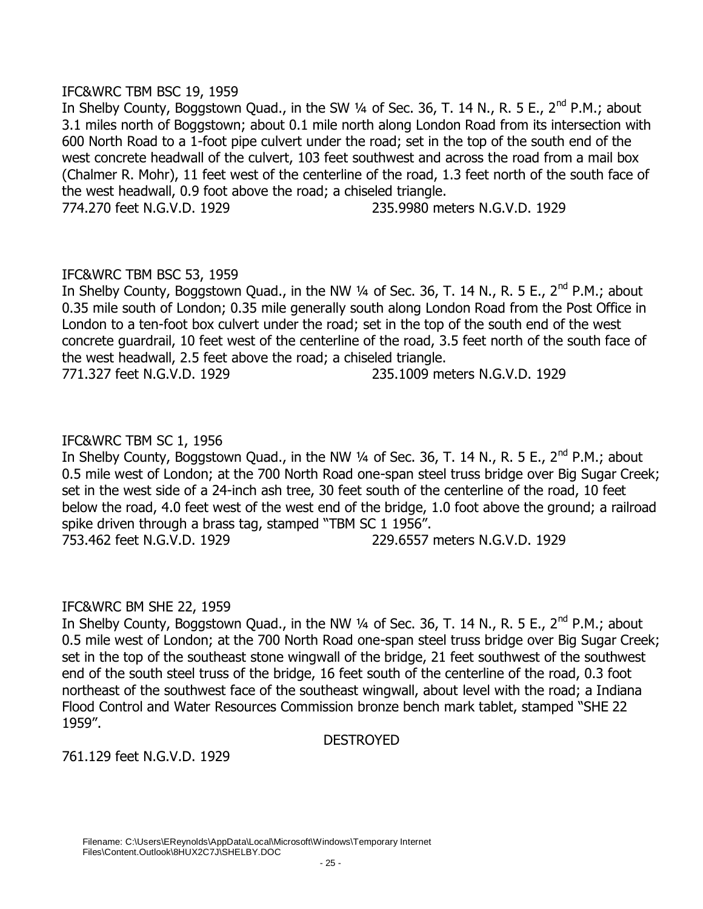IFC&WRC TBM BSC 19, 1959

In Shelby County, Boggstown Quad., in the SW ¼ of Sec. 36, T. 14 N., R. 5 E., 2nd P.M.; about 3.1 miles north of Boggstown; about 0.1 mile north along London Road from its intersection with 600 North Road to a 1-foot pipe culvert under the road; set in the top of the south end of the west concrete headwall of the culvert, 103 feet southwest and across the road from a mail box (Chalmer R. Mohr), 11 feet west of the centerline of the road, 1.3 feet north of the south face of the west headwall, 0.9 foot above the road; a chiseled triangle.

774.270 feet N.G.V.D. 1929 235.9980 meters N.G.V.D. 1929

IFC&WRC TBM BSC 53, 1959

In Shelby County, Boggstown Quad., in the NW ¼ of Sec. 36, T. 14 N., R. 5 E., 2nd P.M.; about 0.35 mile south of London; 0.35 mile generally south along London Road from the Post Office in London to a ten-foot box culvert under the road; set in the top of the south end of the west concrete guardrail, 10 feet west of the centerline of the road, 3.5 feet north of the south face of the west headwall, 2.5 feet above the road; a chiseled triangle.

771.327 feet N.G.V.D. 1929 235.1009 meters N.G.V.D. 1929

IFC&WRC TBM SC 1, 1956

In Shelby County, Boggstown Quad., in the NW ¼ of Sec. 36, T. 14 N., R. 5 E., 2nd P.M.; about 0.5 mile west of London; at the 700 North Road one-span steel truss bridge over Big Sugar Creek; set in the west side of a 24-inch ash tree, 30 feet south of the centerline of the road, 10 feet below the road, 4.0 feet west of the west end of the bridge, 1.0 foot above the ground; a railroad spike driven through a brass tag, stamped "TBM SC 1 1956".

753.462 feet N.G.V.D. 1929 229.6557 meters N.G.V.D. 1929

IFC&WRC BM SHE 22, 1959

In Shelby County, Boggstown Quad., in the NW ¼ of Sec. 36, T. 14 N., R. 5 E., 2nd P.M.; about 0.5 mile west of London; at the 700 North Road one-span steel truss bridge over Big Sugar Creek; set in the top of the southeast stone wingwall of the bridge, 21 feet southwest of the southwest end of the south steel truss of the bridge, 16 feet south of the centerline of the road, 0.3 foot northeast of the southwest face of the southeast wingwall, about level with the road; a Indiana Flood Control and Water Resources Commission bronze bench mark tablet, stamped "SHE 22 1959".

DESTROYED

761.129 feet N.G.V.D. 1929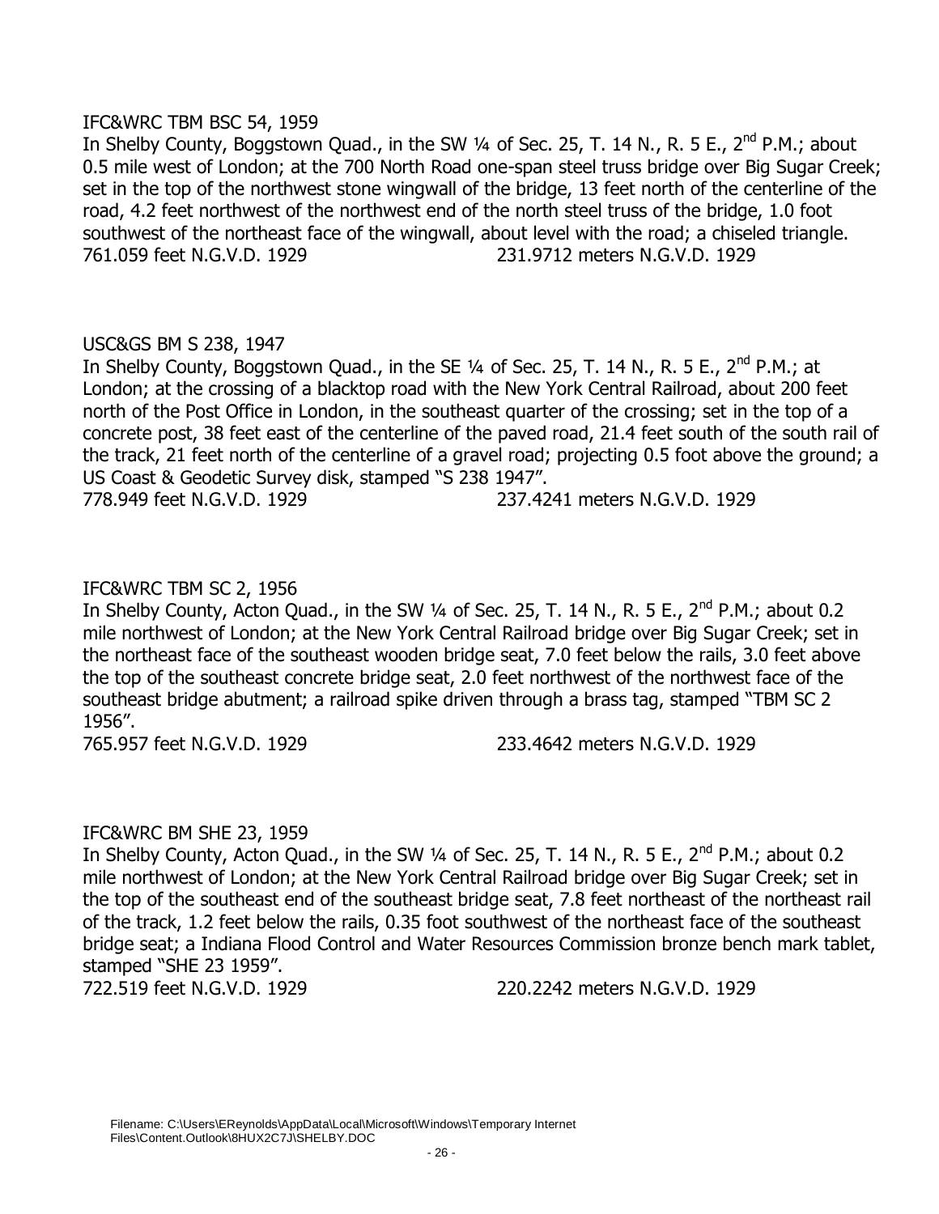IFC&WRC TBM BSC 54, 1959

In Shelby County, Boggstown Quad., in the SW ¼ of Sec. 25, T. 14 N., R. 5 E., 2nd P.M.; about 0.5 mile west of London; at the 700 North Road one-span steel truss bridge over Big Sugar Creek; set in the top of the northwest stone wingwall of the bridge, 13 feet north of the centerline of the road, 4.2 feet northwest of the northwest end of the north steel truss of the bridge, 1.0 foot southwest of the northeast face of the wingwall, about level with the road; a chiseled triangle.

761.059 feet N.G.V.D. 1929    231.9712 meters N.G.V.D. 1929

USC&GS BM S 238, 1947

In Shelby County, Boggstown Quad., in the SE ¼ of Sec. 25, T. 14 N., R. 5 E., 2nd P.M.; at London; at the crossing of a blacktop road with the New York Central Railroad, about 200 feet north of the Post Office in London, in the southeast quarter of the crossing; set in the top of a concrete post, 38 feet east of the centerline of the paved road, 21.4 feet south of the south rail of the track, 21 feet north of the centerline of a gravel road; projecting 0.5 foot above the ground; a US Coast & Geodetic Survey disk, stamped "S 238 1947".

778.949 feet N.G.V.D. 1929    237.4241 meters N.G.V.D. 1929

IFC&WRC TBM SC 2, 1956

In Shelby County, Acton Quad., in the SW ¼ of Sec. 25, T. 14 N., R. 5 E., 2nd P.M.; about 0.2 mile northwest of London; at the New York Central Railroad bridge over Big Sugar Creek; set in the northeast face of the southeast wooden bridge seat, 7.0 feet below the rails, 3.0 feet above the top of the southeast concrete bridge seat, 2.0 feet northwest of the northwest face of the southeast bridge abutment; a railroad spike driven through a brass tag, stamped "TBM SC 2 1956".

765.957 feet N.G.V.D. 1929    233.4642 meters N.G.V.D. 1929

IFC&WRC BM SHE 23, 1959

In Shelby County, Acton Quad., in the SW ¼ of Sec. 25, T. 14 N., R. 5 E., 2nd P.M.; about 0.2 mile northwest of London; at the New York Central Railroad bridge over Big Sugar Creek; set in the top of the southeast end of the southeast bridge seat, 7.8 feet northeast of the northeast rail of the track, 1.2 feet below the rails, 0.35 foot southwest of the northeast face of the southeast bridge seat; a Indiana Flood Control and Water Resources Commission bronze bench mark tablet, stamped "SHE 23 1959".

722.519 feet N.G.V.D. 1929    220.2242 meters N.G.V.D. 1929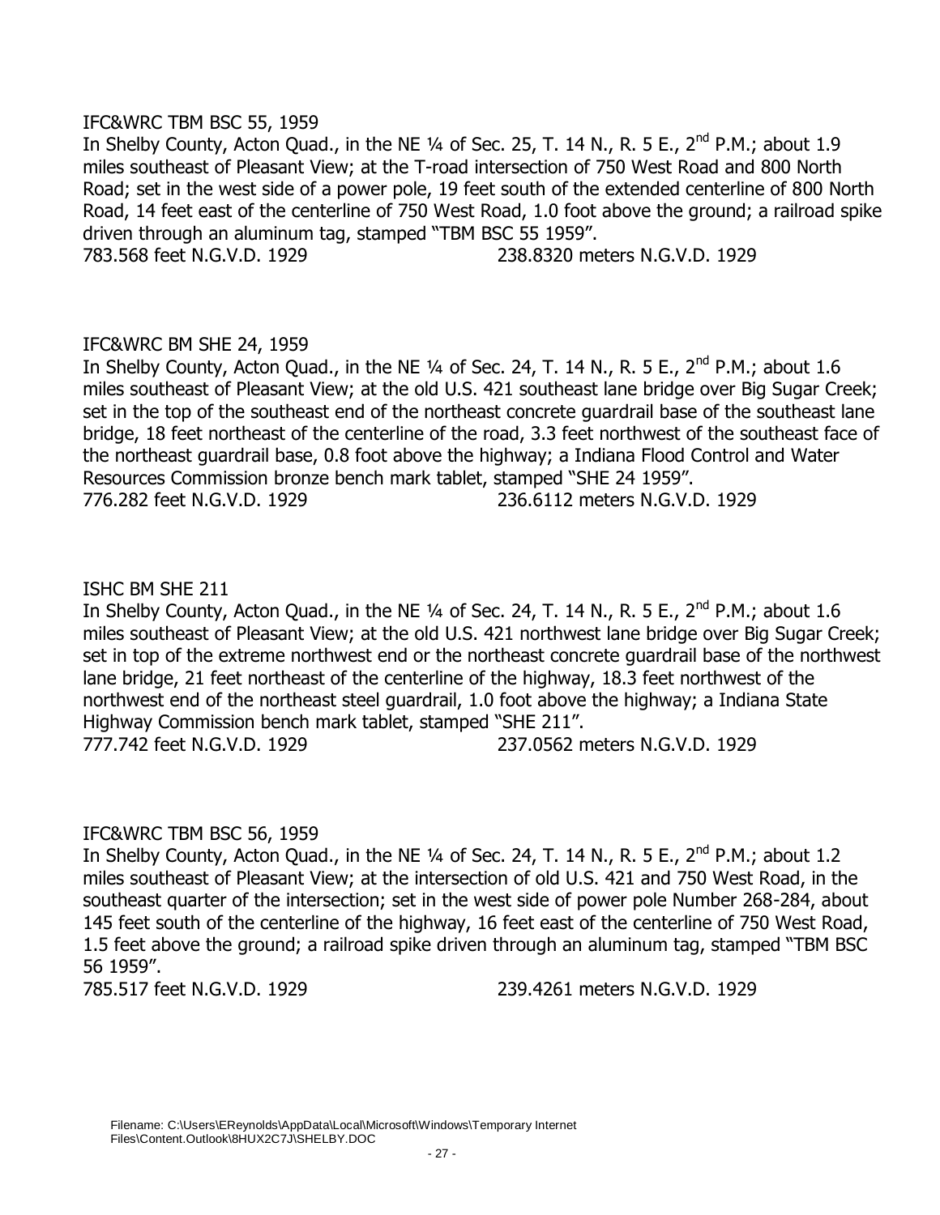IFC&WRC TBM BSC 55, 1959

In Shelby County, Acton Quad., in the NE ¼ of Sec. 25, T. 14 N., R. 5 E., 2nd P.M.; about 1.9 miles southeast of Pleasant View; at the T-road intersection of 750 West Road and 800 North Road; set in the west side of a power pole, 19 feet south of the extended centerline of 800 North Road, 14 feet east of the centerline of 750 West Road, 1.0 foot above the ground; a railroad spike driven through an aluminum tag, stamped "TBM BSC 55 1959".

783.568 feet N.G.V.D. 1929 238.8320 meters N.G.V.D. 1929

IFC&WRC BM SHE 24, 1959

In Shelby County, Acton Quad., in the NE ¼ of Sec. 24, T. 14 N., R. 5 E., 2nd P.M.; about 1.6 miles southeast of Pleasant View; at the old U.S. 421 southeast lane bridge over Big Sugar Creek; set in the top of the southeast end of the northeast concrete guardrail base of the southeast lane bridge, 18 feet northeast of the centerline of the road, 3.3 feet northwest of the southeast face of the northeast guardrail base, 0.8 foot above the highway; a Indiana Flood Control and Water Resources Commission bronze bench mark tablet, stamped "SHE 24 1959".

776.282 feet N.G.V.D. 1929 236.6112 meters N.G.V.D. 1929

ISHC BM SHE 211

In Shelby County, Acton Quad., in the NE ¼ of Sec. 24, T. 14 N., R. 5 E., 2nd P.M.; about 1.6 miles southeast of Pleasant View; at the old U.S. 421 northwest lane bridge over Big Sugar Creek; set in top of the extreme northwest end or the northeast concrete guardrail base of the northwest lane bridge, 21 feet northeast of the centerline of the highway, 18.3 feet northwest of the northwest end of the northeast steel guardrail, 1.0 foot above the highway; a Indiana State Highway Commission bench mark tablet, stamped "SHE 211".

777.742 feet N.G.V.D. 1929 237.0562 meters N.G.V.D. 1929

IFC&WRC TBM BSC 56, 1959

In Shelby County, Acton Quad., in the NE ¼ of Sec. 24, T. 14 N., R. 5 E., 2nd P.M.; about 1.2 miles southeast of Pleasant View; at the intersection of old U.S. 421 and 750 West Road, in the southeast quarter of the intersection; set in the west side of power pole Number 268-284, about 145 feet south of the centerline of the highway, 16 feet east of the centerline of 750 West Road, 1.5 feet above the ground; a railroad spike driven through an aluminum tag, stamped "TBM BSC 56 1959".

785.517 feet N.G.V.D. 1929 239.4261 meters N.G.V.D. 1929

Filename: C:\Users\EReynolds\AppData\Local\Microsoft\Windows\Temporary Internet Files\Content.Outlook\8HUX2C7J\SHELBY.DOC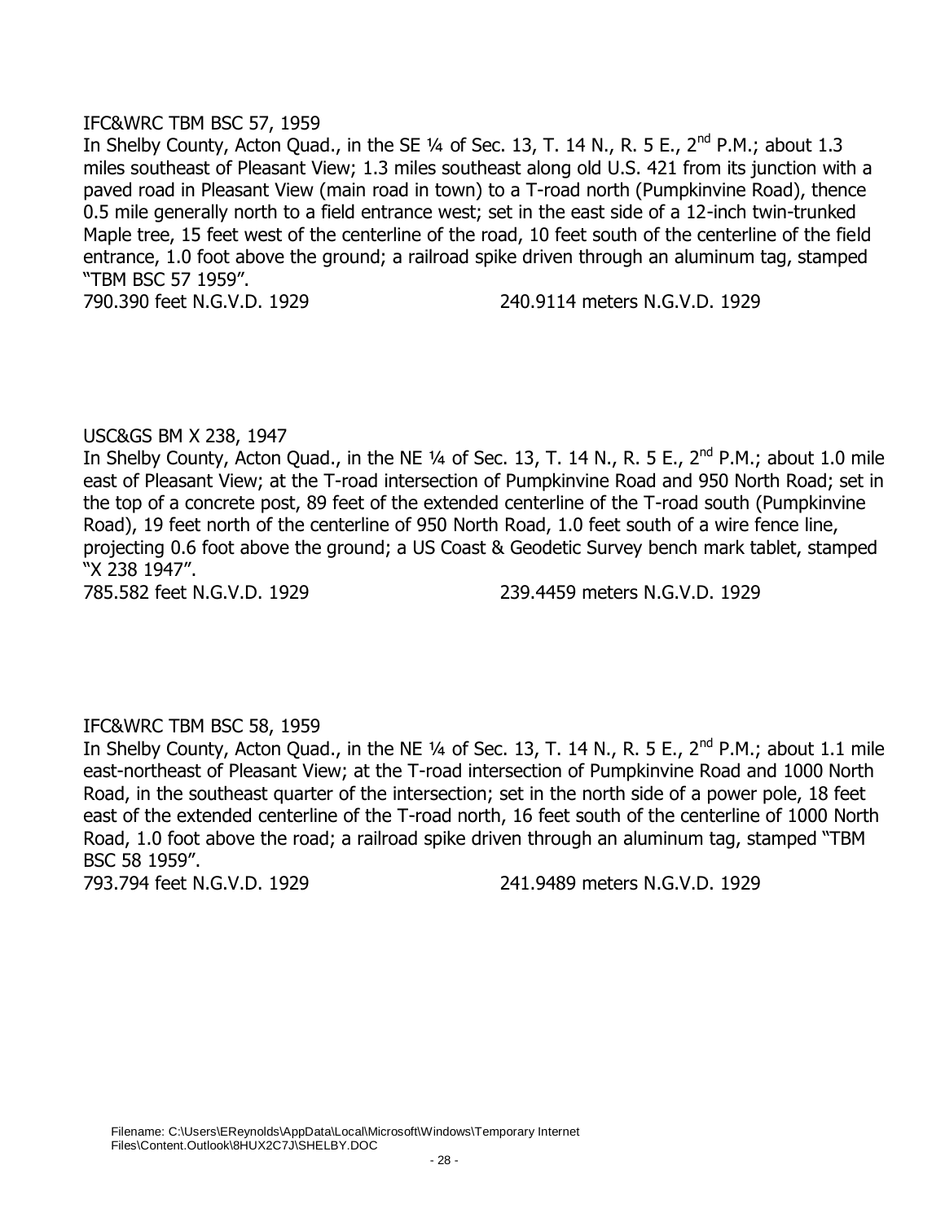IFC&WRC TBM BSC 57, 1959

In Shelby County, Acton Quad., in the SE ¼ of Sec. 13, T. 14 N., R. 5 E., 2nd P.M.; about 1.3 miles southeast of Pleasant View; 1.3 miles southeast along old U.S. 421 from its junction with a paved road in Pleasant View (main road in town) to a T-road north (Pumpkinvine Road), thence 0.5 mile generally north to a field entrance west; set in the east side of a 12-inch twin-trunked Maple tree, 15 feet west of the centerline of the road, 10 feet south of the centerline of the field entrance, 1.0 foot above the ground; a railroad spike driven through an aluminum tag, stamped "TBM BSC 57 1959".

790.390 feet N.G.V.D. 1929 240.9114 meters N.G.V.D. 1929

USC&GS BM X 238, 1947

In Shelby County, Acton Quad., in the NE ¼ of Sec. 13, T. 14 N., R. 5 E., 2nd P.M.; about 1.0 mile east of Pleasant View; at the T-road intersection of Pumpkinvine Road and 950 North Road; set in the top of a concrete post, 89 feet of the extended centerline of the T-road south (Pumpkinvine Road), 19 feet north of the centerline of 950 North Road, 1.0 feet south of a wire fence line, projecting 0.6 foot above the ground; a US Coast & Geodetic Survey bench mark tablet, stamped "X 238 1947".

785.582 feet N.G.V.D. 1929 239.4459 meters N.G.V.D. 1929

IFC&WRC TBM BSC 58, 1959

In Shelby County, Acton Quad., in the NE ¼ of Sec. 13, T. 14 N., R. 5 E., 2nd P.M.; about 1.1 mile east-northeast of Pleasant View; at the T-road intersection of Pumpkinvine Road and 1000 North Road, in the southeast quarter of the intersection; set in the north side of a power pole, 18 feet east of the extended centerline of the T-road north, 16 feet south of the centerline of 1000 North Road, 1.0 foot above the road; a railroad spike driven through an aluminum tag, stamped "TBM BSC 58 1959".

793.794 feet N.G.V.D. 1929 241.9489 meters N.G.V.D. 1929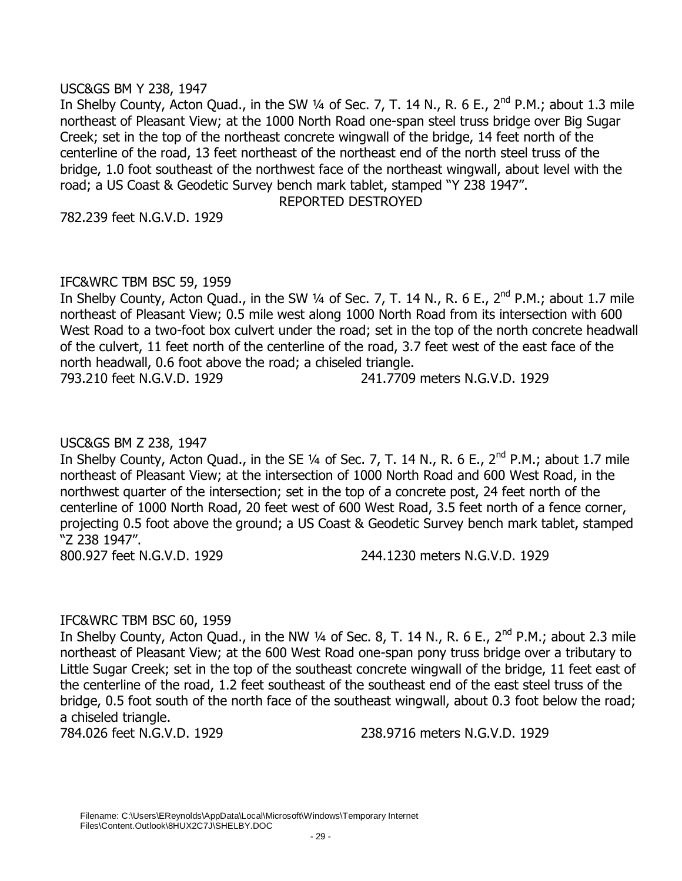USC&GS BM Y 238, 1947

In Shelby County, Acton Quad., in the SW ¼ of Sec. 7, T. 14 N., R. 6 E., 2nd P.M.; about 1.3 mile northeast of Pleasant View; at the 1000 North Road one-span steel truss bridge over Big Sugar Creek; set in the top of the northeast concrete wingwall of the bridge, 14 feet north of the centerline of the road, 13 feet northeast of the northeast end of the north steel truss of the bridge, 1.0 foot southeast of the northwest face of the northeast wingwall, about level with the road; a US Coast & Geodetic Survey bench mark tablet, stamped "Y 238 1947".

REPORTED DESTROYED

782.239 feet N.G.V.D. 1929

IFC&WRC TBM BSC 59, 1959

In Shelby County, Acton Quad., in the SW ¼ of Sec. 7, T. 14 N., R. 6 E., 2nd P.M.; about 1.7 mile northeast of Pleasant View; 0.5 mile west along 1000 North Road from its intersection with 600 West Road to a two-foot box culvert under the road; set in the top of the north concrete headwall of the culvert, 11 feet north of the centerline of the road, 3.7 feet west of the east face of the north headwall, 0.6 foot above the road; a chiseled triangle.

793.210 feet N.G.V.D. 1929 241.7709 meters N.G.V.D. 1929

USC&GS BM Z 238, 1947

In Shelby County, Acton Quad., in the SE ¼ of Sec. 7, T. 14 N., R. 6 E., 2nd P.M.; about 1.7 mile northeast of Pleasant View; at the intersection of 1000 North Road and 600 West Road, in the northwest quarter of the intersection; set in the top of a concrete post, 24 feet north of the centerline of 1000 North Road, 20 feet west of 600 West Road, 3.5 feet north of a fence corner, projecting 0.5 foot above the ground; a US Coast & Geodetic Survey bench mark tablet, stamped "Z 238 1947".

800.927 feet N.G.V.D. 1929 244.1230 meters N.G.V.D. 1929

IFC&WRC TBM BSC 60, 1959

In Shelby County, Acton Quad., in the NW ¼ of Sec. 8, T. 14 N., R. 6 E., 2nd P.M.; about 2.3 mile northeast of Pleasant View; at the 600 West Road one-span pony truss bridge over a tributary to Little Sugar Creek; set in the top of the southeast concrete wingwall of the bridge, 11 feet east of the centerline of the road, 1.2 feet southeast of the southeast end of the east steel truss of the bridge, 0.5 foot south of the north face of the southeast wingwall, about 0.3 foot below the road; a chiseled triangle.

784.026 feet N.G.V.D. 1929 238.9716 meters N.G.V.D. 1929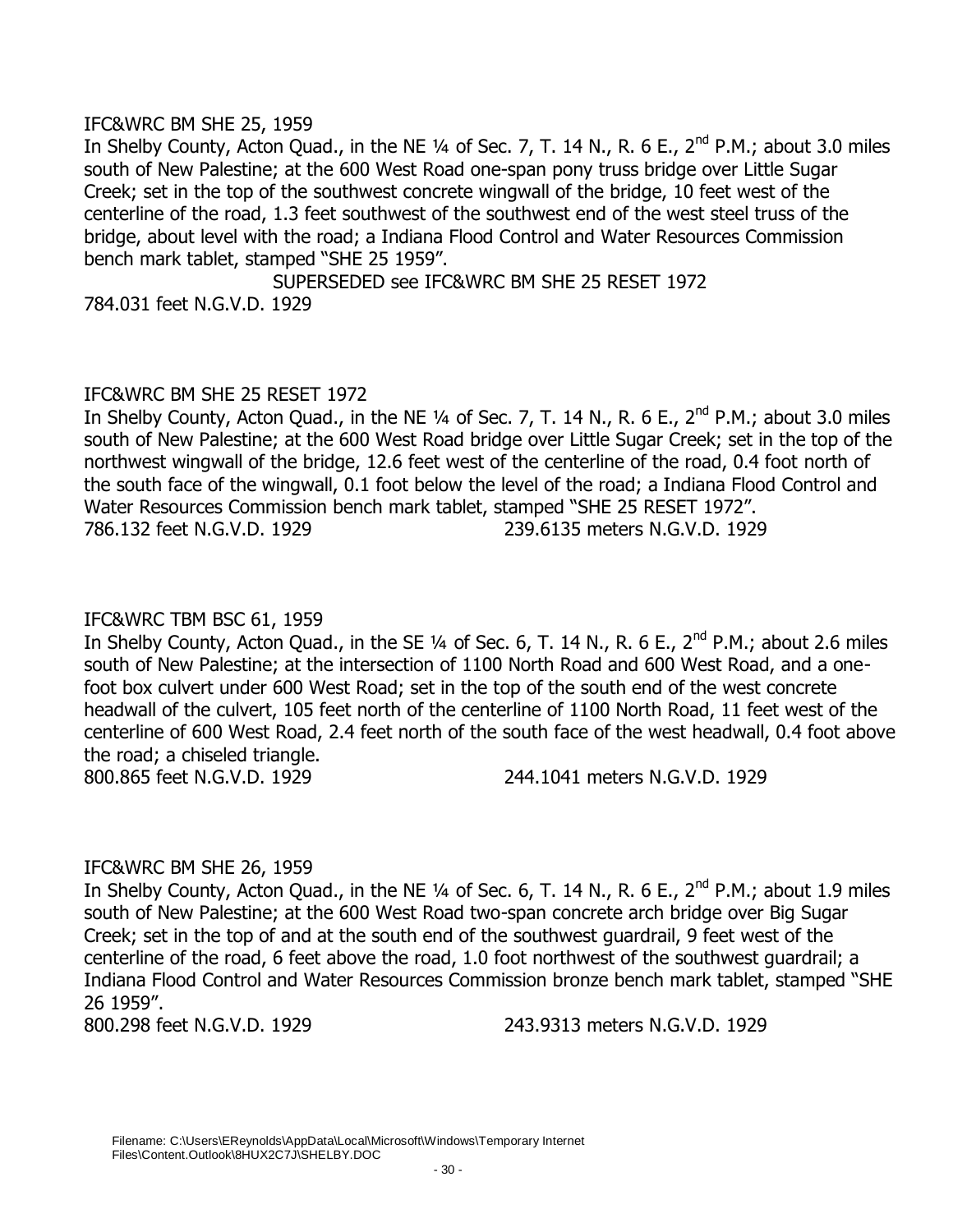IFC&WRC BM SHE 25, 1959

In Shelby County, Acton Quad., in the NE ¼ of Sec. 7, T. 14 N., R. 6 E., 2nd P.M.; about 3.0 miles south of New Palestine; at the 600 West Road one-span pony truss bridge over Little Sugar Creek; set in the top of the southwest concrete wingwall of the bridge, 10 feet west of the centerline of the road, 1.3 feet southwest of the southwest end of the west steel truss of the bridge, about level with the road; a Indiana Flood Control and Water Resources Commission bench mark tablet, stamped "SHE 25 1959".

SUPERSEDED see IFC&WRC BM SHE 25 RESET 1972

784.031 feet N.G.V.D. 1929

IFC&WRC BM SHE 25 RESET 1972

In Shelby County, Acton Quad., in the NE ¼ of Sec. 7, T. 14 N., R. 6 E., 2nd P.M.; about 3.0 miles south of New Palestine; at the 600 West Road bridge over Little Sugar Creek; set in the top of the northwest wingwall of the bridge, 12.6 feet west of the centerline of the road, 0.4 foot north of the south face of the wingwall, 0.1 foot below the level of the road; a Indiana Flood Control and Water Resources Commission bench mark tablet, stamped "SHE 25 RESET 1972".

786.132 feet N.G.V.D. 1929 239.6135 meters N.G.V.D. 1929

IFC&WRC TBM BSC 61, 1959

In Shelby County, Acton Quad., in the SE ¼ of Sec. 6, T. 14 N., R. 6 E., 2nd P.M.; about 2.6 miles south of New Palestine; at the intersection of 1100 North Road and 600 West Road, and a one-foot box culvert under 600 West Road; set in the top of the south end of the west concrete headwall of the culvert, 105 feet north of the centerline of 1100 North Road, 11 feet west of the centerline of 600 West Road, 2.4 feet north of the south face of the west headwall, 0.4 foot above the road; a chiseled triangle.

800.865 feet N.G.V.D. 1929 244.1041 meters N.G.V.D. 1929

IFC&WRC BM SHE 26, 1959

In Shelby County, Acton Quad., in the NE ¼ of Sec. 6, T. 14 N., R. 6 E., 2nd P.M.; about 1.9 miles south of New Palestine; at the 600 West Road two-span concrete arch bridge over Big Sugar Creek; set in the top of and at the south end of the southwest guardrail, 9 feet west of the centerline of the road, 6 feet above the road, 1.0 foot northwest of the southwest guardrail; a Indiana Flood Control and Water Resources Commission bronze bench mark tablet, stamped "SHE 26 1959".

800.298 feet N.G.V.D. 1929 243.9313 meters N.G.V.D. 1929

Filename: C:\Users\EReynolds\AppData\Local\Microsoft\Windows\Temporary Internet Files\Content.Outlook\8HUX2C7J\SHELBY.DOC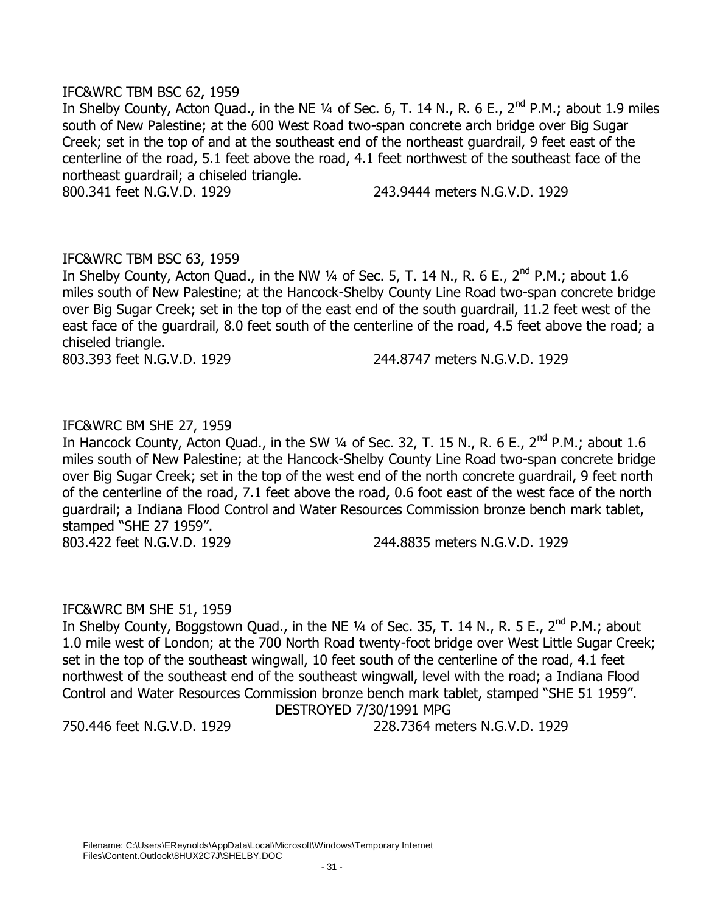IFC&WRC TBM BSC 62, 1959

In Shelby County, Acton Quad., in the NE ¼ of Sec. 6, T. 14 N., R. 6 E., 2nd P.M.; about 1.9 miles south of New Palestine; at the 600 West Road two-span concrete arch bridge over Big Sugar Creek; set in the top of and at the southeast end of the northeast guardrail, 9 feet east of the centerline of the road, 5.1 feet above the road, 4.1 feet northwest of the southeast face of the northeast guardrail; a chiseled triangle.

800.341 feet N.G.V.D. 1929 243.9444 meters N.G.V.D. 1929

IFC&WRC TBM BSC 63, 1959

In Shelby County, Acton Quad., in the NW ¼ of Sec. 5, T. 14 N., R. 6 E., 2nd P.M.; about 1.6 miles south of New Palestine; at the Hancock-Shelby County Line Road two-span concrete bridge over Big Sugar Creek; set in the top of the east end of the south guardrail, 11.2 feet west of the east face of the guardrail, 8.0 feet south of the centerline of the road, 4.5 feet above the road; a chiseled triangle.

803.393 feet N.G.V.D. 1929 244.8747 meters N.G.V.D. 1929

IFC&WRC BM SHE 27, 1959

In Hancock County, Acton Quad., in the SW ¼ of Sec. 32, T. 15 N., R. 6 E., 2nd P.M.; about 1.6 miles south of New Palestine; at the Hancock-Shelby County Line Road two-span concrete bridge over Big Sugar Creek; set in the top of the west end of the north concrete guardrail, 9 feet north of the centerline of the road, 7.1 feet above the road, 0.6 foot east of the west face of the north guardrail; a Indiana Flood Control and Water Resources Commission bronze bench mark tablet, stamped "SHE 27 1959".

803.422 feet N.G.V.D. 1929 244.8835 meters N.G.V.D. 1929

IFC&WRC BM SHE 51, 1959

In Shelby County, Boggstown Quad., in the NE ¼ of Sec. 35, T. 14 N., R. 5 E., 2nd P.M.; about 1.0 mile west of London; at the 700 North Road twenty-foot bridge over West Little Sugar Creek; set in the top of the southeast wingwall, 10 feet south of the centerline of the road, 4.1 feet northwest of the southeast end of the southeast wingwall, level with the road; a Indiana Flood Control and Water Resources Commission bronze bench mark tablet, stamped "SHE 51 1959".

DESTROYED 7/30/1991 MPG

750.446 feet N.G.V.D. 1929 228.7364 meters N.G.V.D. 1929

Filename: C:\Users\EReynolds\AppData\Local\Microsoft\Windows\Temporary Internet Files\Content.Outlook\8HUX2C7J\SHELBY.DOC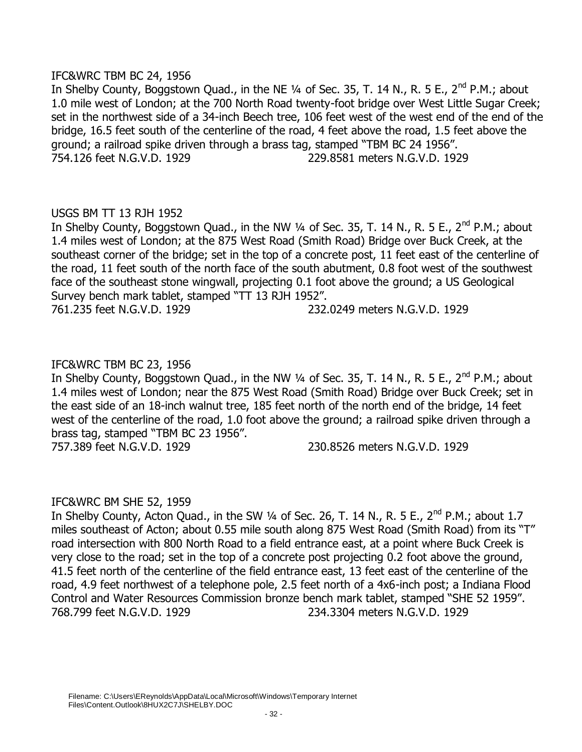IFC&WRC TBM BC 24, 1956

In Shelby County, Boggstown Quad., in the NE ¼ of Sec. 35, T. 14 N., R. 5 E., 2nd P.M.; about 1.0 mile west of London; at the 700 North Road twenty-foot bridge over West Little Sugar Creek; set in the northwest side of a 34-inch Beech tree, 106 feet west of the west end of the end of the bridge, 16.5 feet south of the centerline of the road, 4 feet above the road, 1.5 feet above the ground; a railroad spike driven through a brass tag, stamped "TBM BC 24 1956".

754.126 feet N.G.V.D. 1929 229.8581 meters N.G.V.D. 1929

USGS BM TT 13 RJH 1952

In Shelby County, Boggstown Quad., in the NW ¼ of Sec. 35, T. 14 N., R. 5 E., 2nd P.M.; about 1.4 miles west of London; at the 875 West Road (Smith Road) Bridge over Buck Creek, at the southeast corner of the bridge; set in the top of a concrete post, 11 feet east of the centerline of the road, 11 feet south of the north face of the south abutment, 0.8 foot west of the southwest face of the southeast stone wingwall, projecting 0.1 foot above the ground; a US Geological Survey bench mark tablet, stamped "TT 13 RJH 1952".

761.235 feet N.G.V.D. 1929 232.0249 meters N.G.V.D. 1929

IFC&WRC TBM BC 23, 1956

In Shelby County, Boggstown Quad., in the NW ¼ of Sec. 35, T. 14 N., R. 5 E., 2nd P.M.; about 1.4 miles west of London; near the 875 West Road (Smith Road) Bridge over Buck Creek; set in the east side of an 18-inch walnut tree, 185 feet north of the north end of the bridge, 14 feet west of the centerline of the road, 1.0 foot above the ground; a railroad spike driven through a brass tag, stamped "TBM BC 23 1956".

757.389 feet N.G.V.D. 1929 230.8526 meters N.G.V.D. 1929

IFC&WRC BM SHE 52, 1959

In Shelby County, Acton Quad., in the SW ¼ of Sec. 26, T. 14 N., R. 5 E., 2nd P.M.; about 1.7 miles southeast of Acton; about 0.55 mile south along 875 West Road (Smith Road) from its "T" road intersection with 800 North Road to a field entrance east, at a point where Buck Creek is very close to the road; set in the top of a concrete post projecting 0.2 foot above the ground, 41.5 feet north of the centerline of the field entrance east, 13 feet east of the centerline of the road, 4.9 feet northwest of a telephone pole, 2.5 feet north of a 4x6-inch post; a Indiana Flood Control and Water Resources Commission bronze bench mark tablet, stamped "SHE 52 1959".

768.799 feet N.G.V.D. 1929 234.3304 meters N.G.V.D. 1929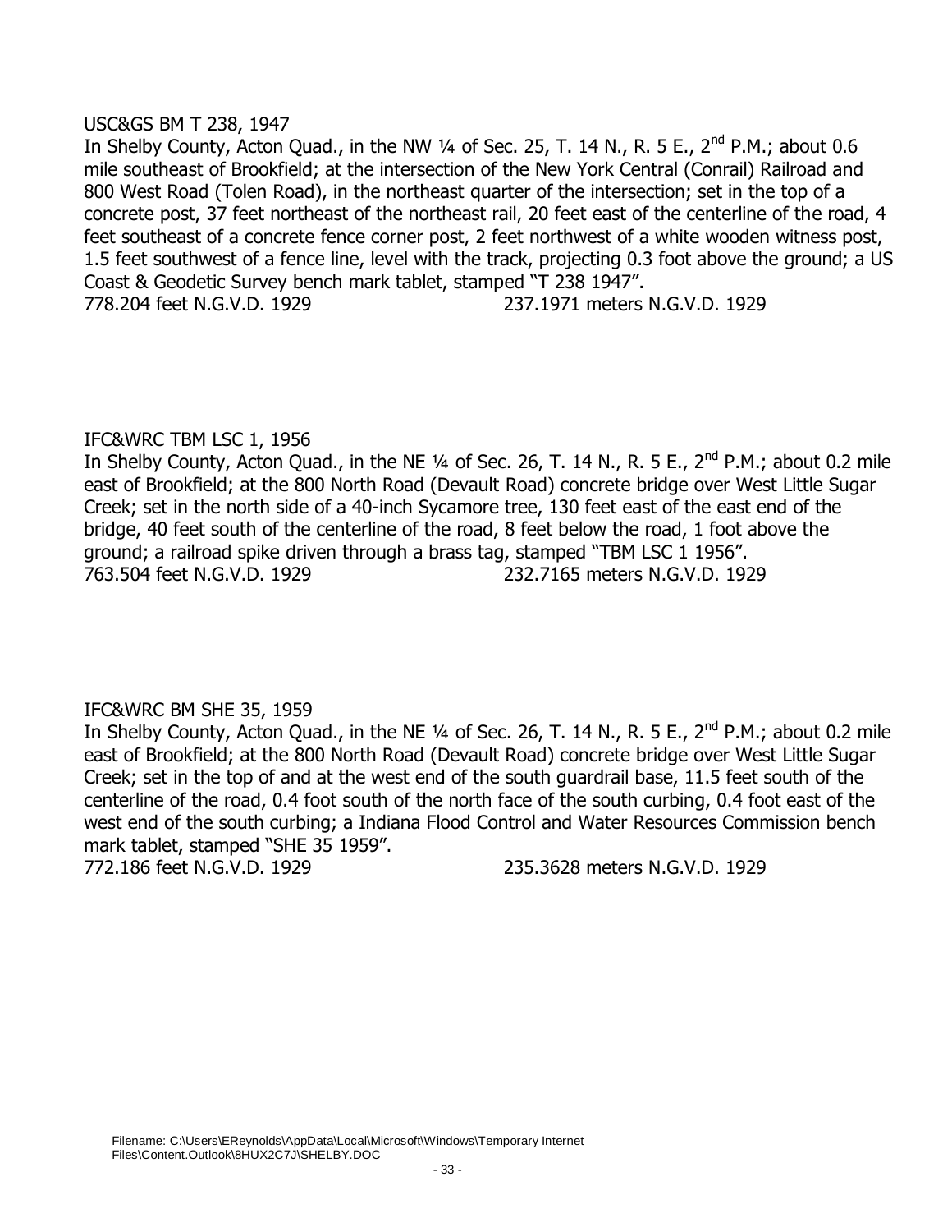USC&GS BM T 238, 1947

In Shelby County, Acton Quad., in the NW ¼ of Sec. 25, T. 14 N., R. 5 E., 2nd P.M.; about 0.6 mile southeast of Brookfield; at the intersection of the New York Central (Conrail) Railroad and 800 West Road (Tolen Road), in the northeast quarter of the intersection; set in the top of a concrete post, 37 feet northeast of the northeast rail, 20 feet east of the centerline of the road, 4 feet southeast of a concrete fence corner post, 2 feet northwest of a white wooden witness post, 1.5 feet southwest of a fence line, level with the track, projecting 0.3 foot above the ground; a US Coast & Geodetic Survey bench mark tablet, stamped "T 238 1947".

778.204 feet N.G.V.D. 1929 237.1971 meters N.G.V.D. 1929

IFC&WRC TBM LSC 1, 1956

In Shelby County, Acton Quad., in the NE ¼ of Sec. 26, T. 14 N., R. 5 E., 2nd P.M.; about 0.2 mile east of Brookfield; at the 800 North Road (Devault Road) concrete bridge over West Little Sugar Creek; set in the north side of a 40-inch Sycamore tree, 130 feet east of the east end of the bridge, 40 feet south of the centerline of the road, 8 feet below the road, 1 foot above the ground; a railroad spike driven through a brass tag, stamped "TBM LSC 1 1956".

763.504 feet N.G.V.D. 1929 232.7165 meters N.G.V.D. 1929

IFC&WRC BM SHE 35, 1959

In Shelby County, Acton Quad., in the NE ¼ of Sec. 26, T. 14 N., R. 5 E., 2nd P.M.; about 0.2 mile east of Brookfield; at the 800 North Road (Devault Road) concrete bridge over West Little Sugar Creek; set in the top of and at the west end of the south guardrail base, 11.5 feet south of the centerline of the road, 0.4 foot south of the north face of the south curbing, 0.4 foot east of the west end of the south curbing; a Indiana Flood Control and Water Resources Commission bench mark tablet, stamped "SHE 35 1959".

772.186 feet N.G.V.D. 1929 235.3628 meters N.G.V.D. 1929

Filename: C:\Users\EReynolds\AppData\Local\Microsoft\Windows\Temporary Internet Files\Content.Outlook\8HUX2C7J\SHELBY.DOC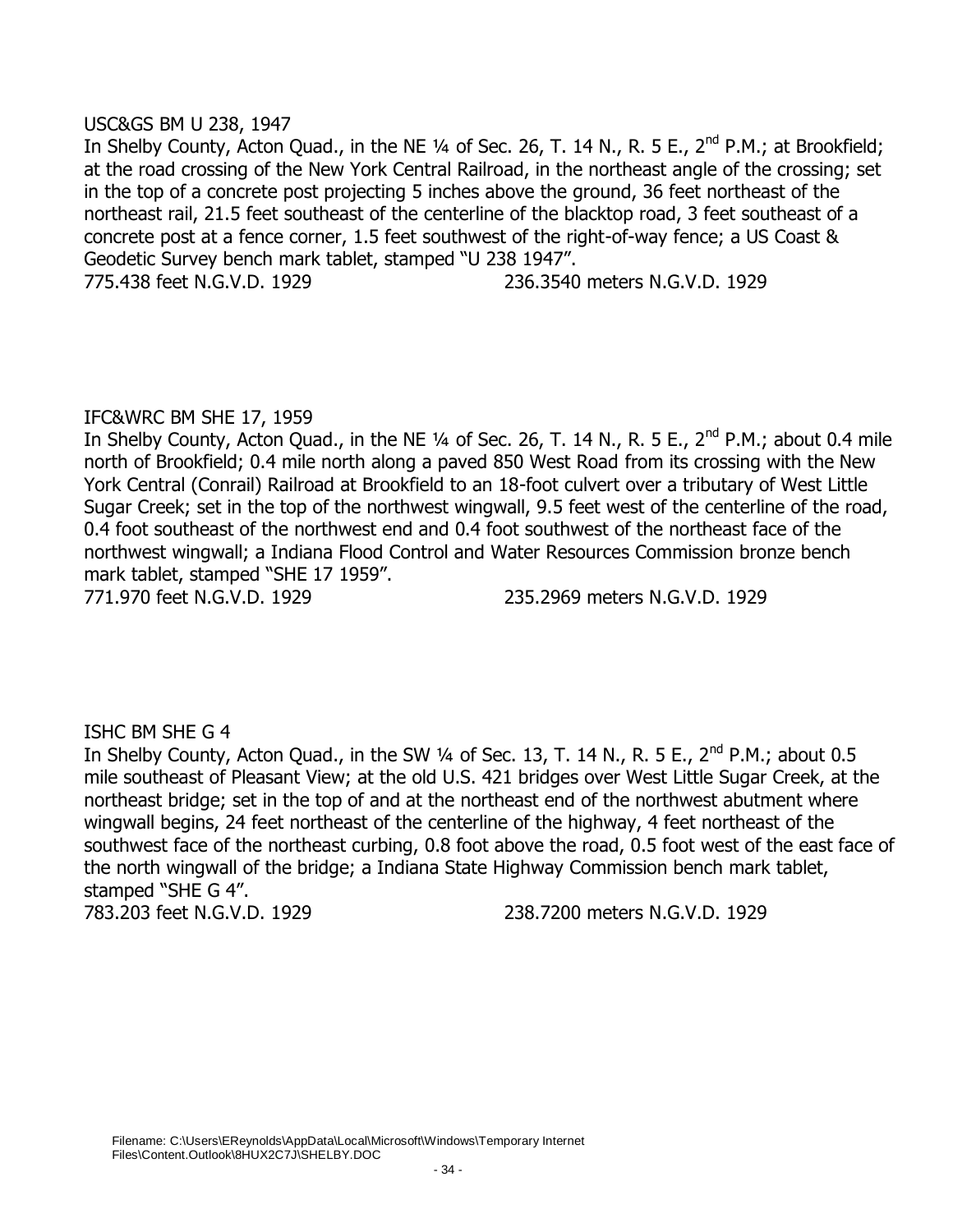USC&GS BM U 238, 1947

In Shelby County, Acton Quad., in the NE ¼ of Sec. 26, T. 14 N., R. 5 E., 2nd P.M.; at Brookfield; at the road crossing of the New York Central Railroad, in the northeast angle of the crossing; set in the top of a concrete post projecting 5 inches above the ground, 36 feet northeast of the northeast rail, 21.5 feet southeast of the centerline of the blacktop road, 3 feet southeast of a concrete post at a fence corner, 1.5 feet southwest of the right-of-way fence; a US Coast & Geodetic Survey bench mark tablet, stamped "U 238 1947".

775.438 feet N.G.V.D. 1929 236.3540 meters N.G.V.D. 1929

IFC&WRC BM SHE 17, 1959

In Shelby County, Acton Quad., in the NE ¼ of Sec. 26, T. 14 N., R. 5 E., 2nd P.M.; about 0.4 mile north of Brookfield; 0.4 mile north along a paved 850 West Road from its crossing with the New York Central (Conrail) Railroad at Brookfield to an 18-foot culvert over a tributary of West Little Sugar Creek; set in the top of the northwest wingwall, 9.5 feet west of the centerline of the road, 0.4 foot southeast of the northwest end and 0.4 foot southwest of the northeast face of the northwest wingwall; a Indiana Flood Control and Water Resources Commission bronze bench mark tablet, stamped "SHE 17 1959".

771.970 feet N.G.V.D. 1929 235.2969 meters N.G.V.D. 1929

ISHC BM SHE G 4

In Shelby County, Acton Quad., in the SW ¼ of Sec. 13, T. 14 N., R. 5 E., 2nd P.M.; about 0.5 mile southeast of Pleasant View; at the old U.S. 421 bridges over West Little Sugar Creek, at the northeast bridge; set in the top of and at the northeast end of the northwest abutment where wingwall begins, 24 feet northeast of the centerline of the highway, 4 feet northeast of the southwest face of the northeast curbing, 0.8 foot above the road, 0.5 foot west of the east face of the north wingwall of the bridge; a Indiana State Highway Commission bench mark tablet, stamped "SHE G 4".

783.203 feet N.G.V.D. 1929 238.7200 meters N.G.V.D. 1929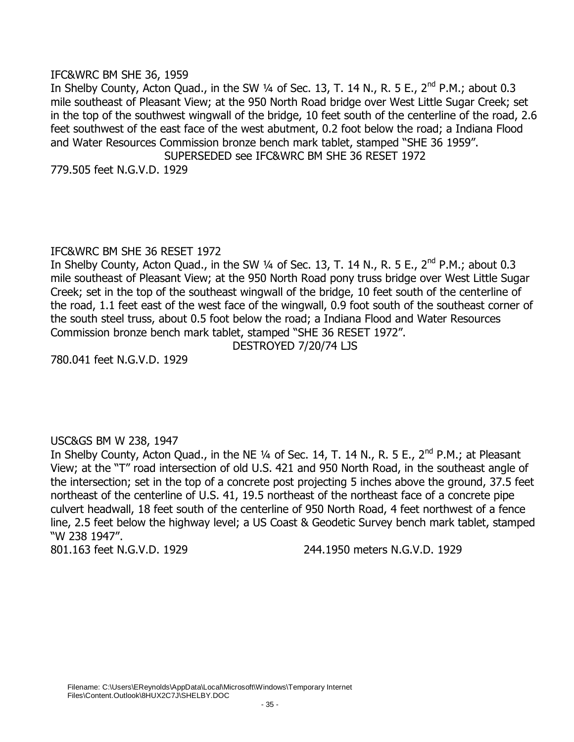IFC&WRC BM SHE 36, 1959

In Shelby County, Acton Quad., in the SW ¼ of Sec. 13, T. 14 N., R. 5 E., 2nd P.M.; about 0.3 mile southeast of Pleasant View; at the 950 North Road bridge over West Little Sugar Creek; set in the top of the southwest wingwall of the bridge, 10 feet south of the centerline of the road, 2.6 feet southwest of the east face of the west abutment, 0.2 foot below the road; a Indiana Flood and Water Resources Commission bronze bench mark tablet, stamped "SHE 36 1959".

SUPERSEDED see IFC&WRC BM SHE 36 RESET 1972

779.505 feet N.G.V.D. 1929

IFC&WRC BM SHE 36 RESET 1972

In Shelby County, Acton Quad., in the SW ¼ of Sec. 13, T. 14 N., R. 5 E., 2nd P.M.; about 0.3 mile southeast of Pleasant View; at the 950 North Road pony truss bridge over West Little Sugar Creek; set in the top of the southeast wingwall of the bridge, 10 feet south of the centerline of the road, 1.1 feet east of the west face of the wingwall, 0.9 foot south of the southeast corner of the south steel truss, about 0.5 foot below the road; a Indiana Flood and Water Resources Commission bronze bench mark tablet, stamped "SHE 36 RESET 1972".

DESTROYED 7/20/74 LJS

780.041 feet N.G.V.D. 1929

USC&GS BM W 238, 1947

In Shelby County, Acton Quad., in the NE ¼ of Sec. 14, T. 14 N., R. 5 E., 2nd P.M.; at Pleasant View; at the "T" road intersection of old U.S. 421 and 950 North Road, in the southeast angle of the intersection; set in the top of a concrete post projecting 5 inches above the ground, 37.5 feet northeast of the centerline of U.S. 41, 19.5 northeast of the northeast face of a concrete pipe culvert headwall, 18 feet south of the centerline of 950 North Road, 4 feet northwest of a fence line, 2.5 feet below the highway level; a US Coast & Geodetic Survey bench mark tablet, stamped "W 238 1947".

801.163 feet N.G.V.D. 1929 244.1950 meters N.G.V.D. 1929

Filename: C:\Users\EReynolds\AppData\Local\Microsoft\Windows\Temporary Internet Files\Content.Outlook\8HUX2C7J\SHELBY.DOC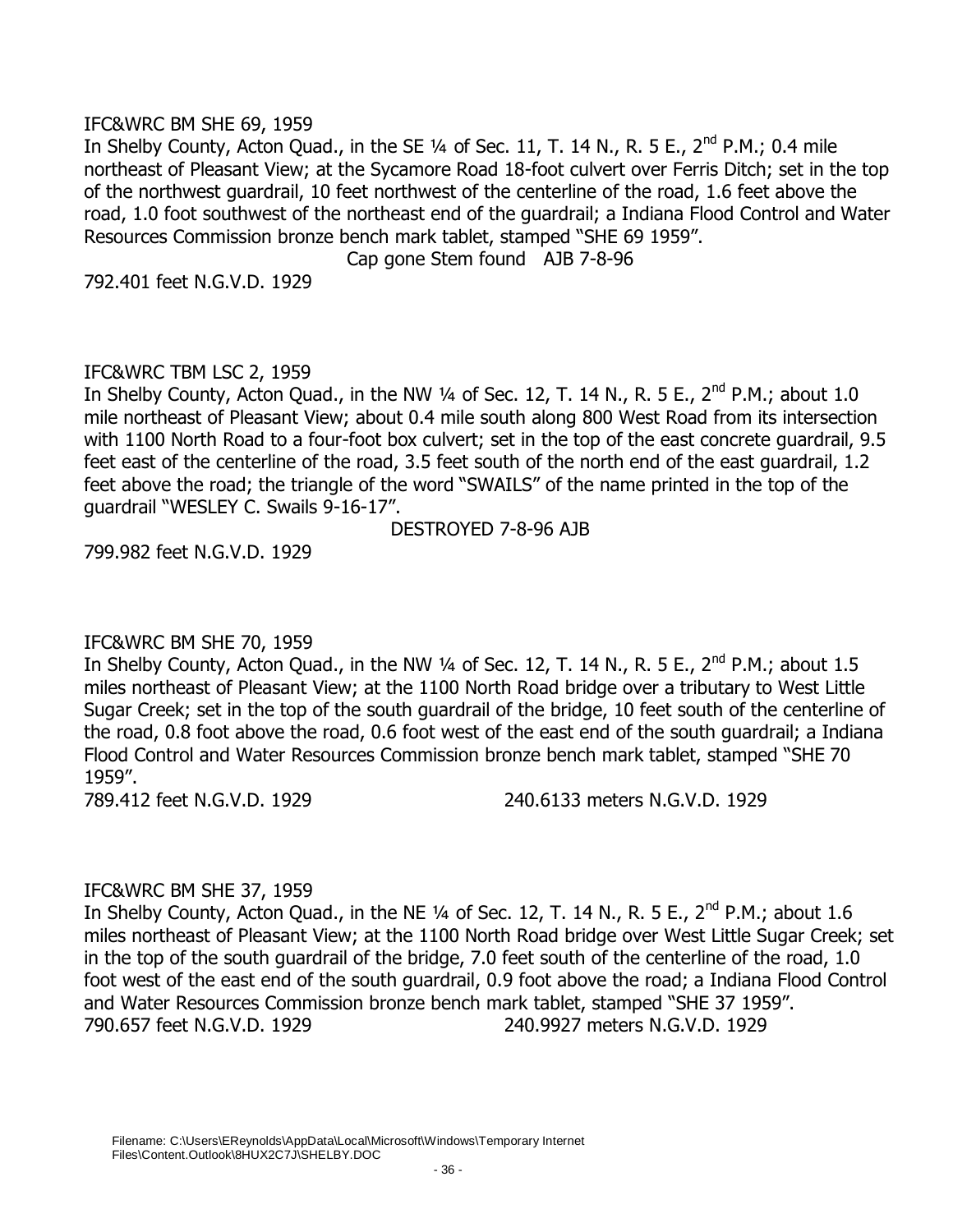IFC&WRC BM SHE 69, 1959

In Shelby County, Acton Quad., in the SE ¼ of Sec. 11, T. 14 N., R. 5 E., 2nd P.M.; 0.4 mile northeast of Pleasant View; at the Sycamore Road 18-foot culvert over Ferris Ditch; set in the top of the northwest guardrail, 10 feet northwest of the centerline of the road, 1.6 feet above the road, 1.0 foot southwest of the northeast end of the guardrail; a Indiana Flood Control and Water Resources Commission bronze bench mark tablet, stamped "SHE 69 1959".

Cap gone Stem found AJB 7-8-96

792.401 feet N.G.V.D. 1929

IFC&WRC TBM LSC 2, 1959

In Shelby County, Acton Quad., in the NW ¼ of Sec. 12, T. 14 N., R. 5 E., 2nd P.M.; about 1.0 mile northeast of Pleasant View; about 0.4 mile south along 800 West Road from its intersection with 1100 North Road to a four-foot box culvert; set in the top of the east concrete guardrail, 9.5 feet east of the centerline of the road, 3.5 feet south of the north end of the east guardrail, 1.2 feet above the road; the triangle of the word "SWAILS" of the name printed in the top of the guardrail "WESLEY C. Swails 9-16-17".

DESTROYED 7-8-96 AJB

799.982 feet N.G.V.D. 1929

IFC&WRC BM SHE 70, 1959

In Shelby County, Acton Quad., in the NW ¼ of Sec. 12, T. 14 N., R. 5 E., 2nd P.M.; about 1.5 miles northeast of Pleasant View; at the 1100 North Road bridge over a tributary to West Little Sugar Creek; set in the top of the south guardrail of the bridge, 10 feet south of the centerline of the road, 0.8 foot above the road, 0.6 foot west of the east end of the south guardrail; a Indiana Flood Control and Water Resources Commission bronze bench mark tablet, stamped "SHE 70 1959".

789.412 feet N.G.V.D. 1929 240.6133 meters N.G.V.D. 1929

IFC&WRC BM SHE 37, 1959

In Shelby County, Acton Quad., in the NE ¼ of Sec. 12, T. 14 N., R. 5 E., 2nd P.M.; about 1.6 miles northeast of Pleasant View; at the 1100 North Road bridge over West Little Sugar Creek; set in the top of the south guardrail of the bridge, 7.0 feet south of the centerline of the road, 1.0 foot west of the east end of the south guardrail, 0.9 foot above the road; a Indiana Flood Control and Water Resources Commission bronze bench mark tablet, stamped "SHE 37 1959".

790.657 feet N.G.V.D. 1929 240.9927 meters N.G.V.D. 1929

Filename: C:\Users\EReynolds\AppData\Local\Microsoft\Windows\Temporary Internet Files\Content.Outlook\8HUX2C7J\SHELBY.DOC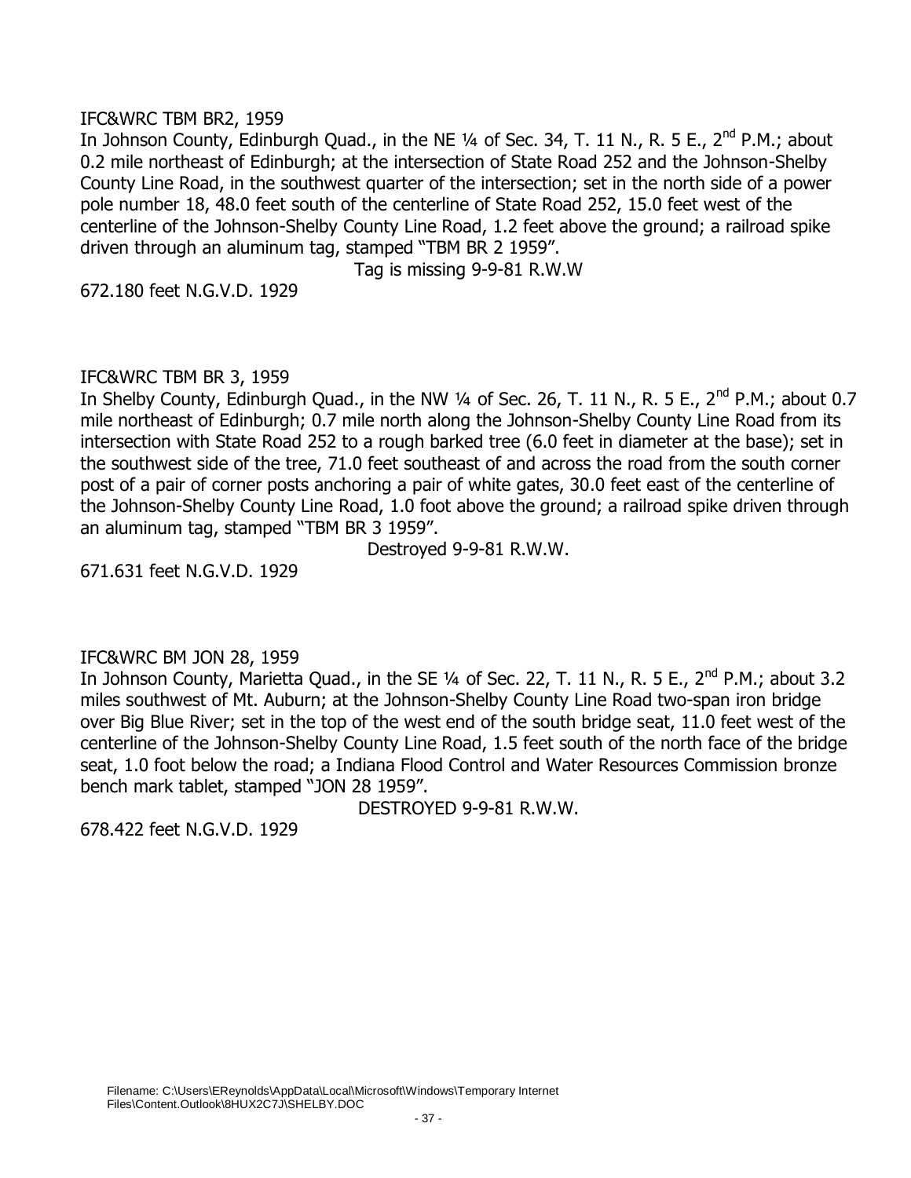IFC&WRC TBM BR2, 1959

In Johnson County, Edinburgh Quad., in the NE ¼ of Sec. 34, T. 11 N., R. 5 E., 2nd P.M.; about 0.2 mile northeast of Edinburgh; at the intersection of State Road 252 and the Johnson-Shelby County Line Road, in the southwest quarter of the intersection; set in the north side of a power pole number 18, 48.0 feet south of the centerline of State Road 252, 15.0 feet west of the centerline of the Johnson-Shelby County Line Road, 1.2 feet above the ground; a railroad spike driven through an aluminum tag, stamped "TBM BR 2 1959".

Tag is missing 9-9-81 R.W.W

672.180 feet N.G.V.D. 1929

IFC&WRC TBM BR 3, 1959

In Shelby County, Edinburgh Quad., in the NW ¼ of Sec. 26, T. 11 N., R. 5 E., 2nd P.M.; about 0.7 mile northeast of Edinburgh; 0.7 mile north along the Johnson-Shelby County Line Road from its intersection with State Road 252 to a rough barked tree (6.0 feet in diameter at the base); set in the southwest side of the tree, 71.0 feet southeast of and across the road from the south corner post of a pair of corner posts anchoring a pair of white gates, 30.0 feet east of the centerline of the Johnson-Shelby County Line Road, 1.0 foot above the ground; a railroad spike driven through an aluminum tag, stamped "TBM BR 3 1959".

Destroyed 9-9-81 R.W.W.

671.631 feet N.G.V.D. 1929

IFC&WRC BM JON 28, 1959

In Johnson County, Marietta Quad., in the SE ¼ of Sec. 22, T. 11 N., R. 5 E., 2nd P.M.; about 3.2 miles southwest of Mt. Auburn; at the Johnson-Shelby County Line Road two-span iron bridge over Big Blue River; set in the top of the west end of the south bridge seat, 11.0 feet west of the centerline of the Johnson-Shelby County Line Road, 1.5 feet south of the north face of the bridge seat, 1.0 foot below the road; a Indiana Flood Control and Water Resources Commission bronze bench mark tablet, stamped "JON 28 1959".

DESTROYED 9-9-81 R.W.W.

678.422 feet N.G.V.D. 1929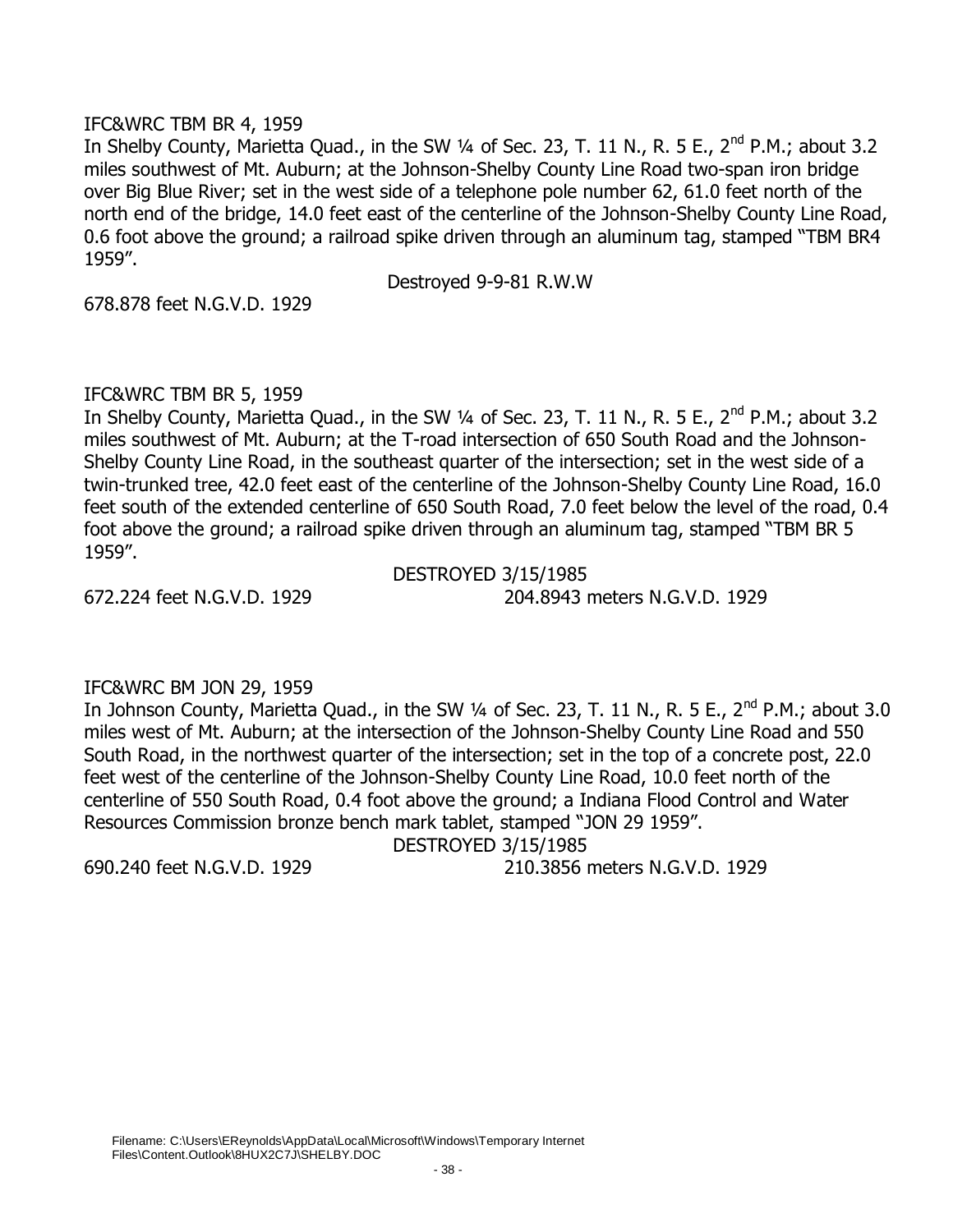IFC&WRC TBM BR 4, 1959

In Shelby County, Marietta Quad., in the SW ¼ of Sec. 23, T. 11 N., R. 5 E., 2nd P.M.; about 3.2 miles southwest of Mt. Auburn; at the Johnson-Shelby County Line Road two-span iron bridge over Big Blue River; set in the west side of a telephone pole number 62, 61.0 feet north of the north end of the bridge, 14.0 feet east of the centerline of the Johnson-Shelby County Line Road, 0.6 foot above the ground; a railroad spike driven through an aluminum tag, stamped "TBM BR4 1959".

Destroyed 9-9-81 R.W.W

678.878 feet N.G.V.D. 1929

IFC&WRC TBM BR 5, 1959

In Shelby County, Marietta Quad., in the SW ¼ of Sec. 23, T. 11 N., R. 5 E., 2nd P.M.; about 3.2 miles southwest of Mt. Auburn; at the T-road intersection of 650 South Road and the Johnson-Shelby County Line Road, in the southeast quarter of the intersection; set in the west side of a twin-trunked tree, 42.0 feet east of the centerline of the Johnson-Shelby County Line Road, 16.0 feet south of the extended centerline of 650 South Road, 7.0 feet below the level of the road, 0.4 foot above the ground; a railroad spike driven through an aluminum tag, stamped "TBM BR 5 1959".

DESTROYED 3/15/1985

672.224 feet N.G.V.D. 1929 204.8943 meters N.G.V.D. 1929

IFC&WRC BM JON 29, 1959

In Johnson County, Marietta Quad., in the SW ¼ of Sec. 23, T. 11 N., R. 5 E., 2nd P.M.; about 3.0 miles west of Mt. Auburn; at the intersection of the Johnson-Shelby County Line Road and 550 South Road, in the northwest quarter of the intersection; set in the top of a concrete post, 22.0 feet west of the centerline of the Johnson-Shelby County Line Road, 10.0 feet north of the centerline of 550 South Road, 0.4 foot above the ground; a Indiana Flood Control and Water Resources Commission bronze bench mark tablet, stamped "JON 29 1959".

DESTROYED 3/15/1985

690.240 feet N.G.V.D. 1929 210.3856 meters N.G.V.D. 1929

Filename: C:\Users\EReynolds\AppData\Local\Microsoft\Windows\Temporary Internet Files\Content.Outlook\8HUX2C7J\SHELBY.DOC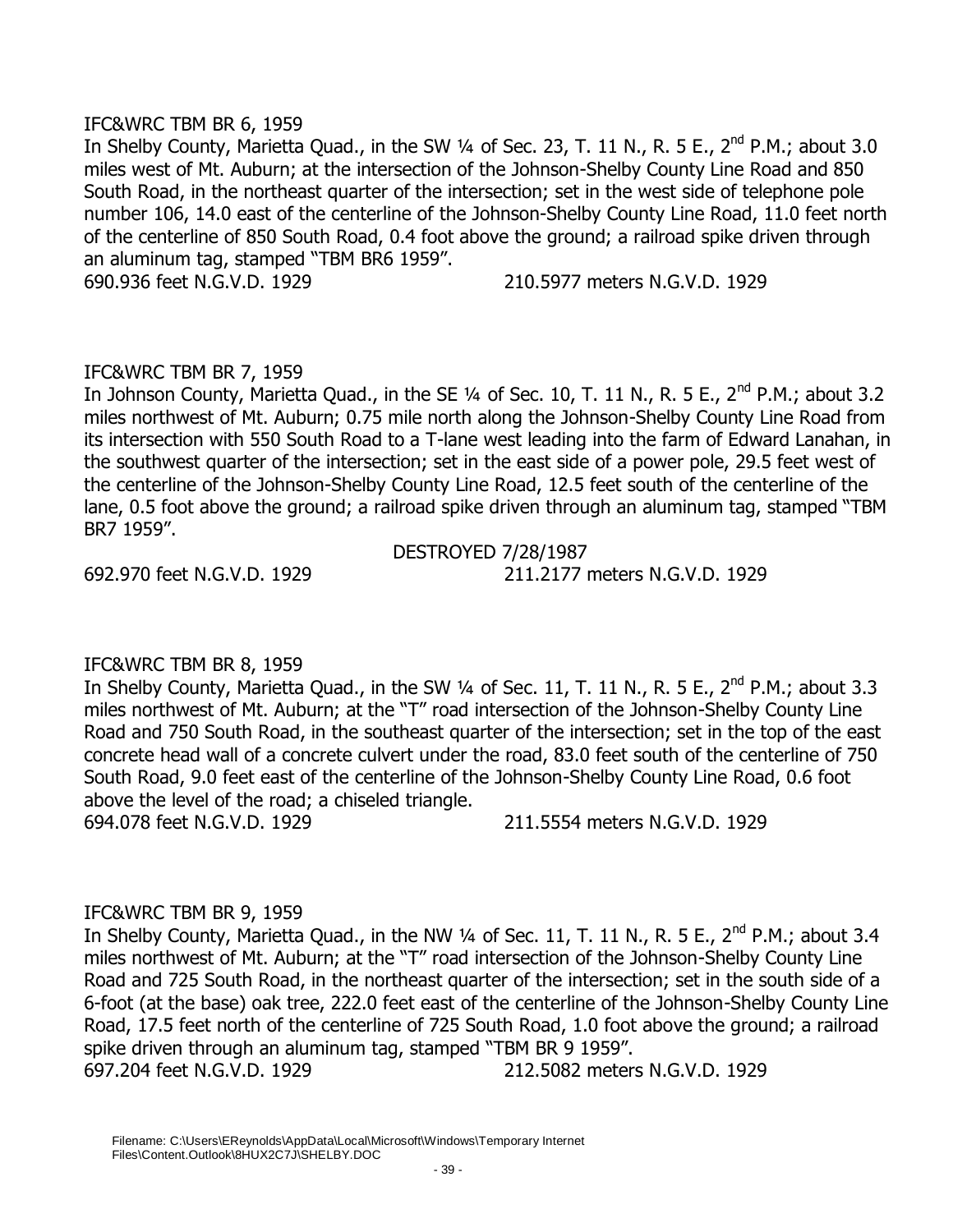IFC&WRC TBM BR 6, 1959

In Shelby County, Marietta Quad., in the SW ¼ of Sec. 23, T. 11 N., R. 5 E., 2nd P.M.; about 3.0 miles west of Mt. Auburn; at the intersection of the Johnson-Shelby County Line Road and 850 South Road, in the northeast quarter of the intersection; set in the west side of telephone pole number 106, 14.0 east of the centerline of the Johnson-Shelby County Line Road, 11.0 feet north of the centerline of 850 South Road, 0.4 foot above the ground; a railroad spike driven through an aluminum tag, stamped "TBM BR6 1959".

690.936 feet N.G.V.D. 1929 210.5977 meters N.G.V.D. 1929

IFC&WRC TBM BR 7, 1959

In Johnson County, Marietta Quad., in the SE ¼ of Sec. 10, T. 11 N., R. 5 E., 2nd P.M.; about 3.2 miles northwest of Mt. Auburn; 0.75 mile north along the Johnson-Shelby County Line Road from its intersection with 550 South Road to a T-lane west leading into the farm of Edward Lanahan, in the southwest quarter of the intersection; set in the east side of a power pole, 29.5 feet west of the centerline of the Johnson-Shelby County Line Road, 12.5 feet south of the centerline of the lane, 0.5 foot above the ground; a railroad spike driven through an aluminum tag, stamped "TBM BR7 1959".

DESTROYED 7/28/1987

692.970 feet N.G.V.D. 1929 211.2177 meters N.G.V.D. 1929

IFC&WRC TBM BR 8, 1959

In Shelby County, Marietta Quad., in the SW ¼ of Sec. 11, T. 11 N., R. 5 E., 2nd P.M.; about 3.3 miles northwest of Mt. Auburn; at the "T" road intersection of the Johnson-Shelby County Line Road and 750 South Road, in the southeast quarter of the intersection; set in the top of the east concrete head wall of a concrete culvert under the road, 83.0 feet south of the centerline of 750 South Road, 9.0 feet east of the centerline of the Johnson-Shelby County Line Road, 0.6 foot above the level of the road; a chiseled triangle.

694.078 feet N.G.V.D. 1929 211.5554 meters N.G.V.D. 1929

IFC&WRC TBM BR 9, 1959

In Shelby County, Marietta Quad., in the NW ¼ of Sec. 11, T. 11 N., R. 5 E., 2nd P.M.; about 3.4 miles northwest of Mt. Auburn; at the "T" road intersection of the Johnson-Shelby County Line Road and 725 South Road, in the northeast quarter of the intersection; set in the south side of a 6-foot (at the base) oak tree, 222.0 feet east of the centerline of the Johnson-Shelby County Line Road, 17.5 feet north of the centerline of 725 South Road, 1.0 foot above the ground; a railroad spike driven through an aluminum tag, stamped "TBM BR 9 1959".

697.204 feet N.G.V.D. 1929 212.5082 meters N.G.V.D. 1929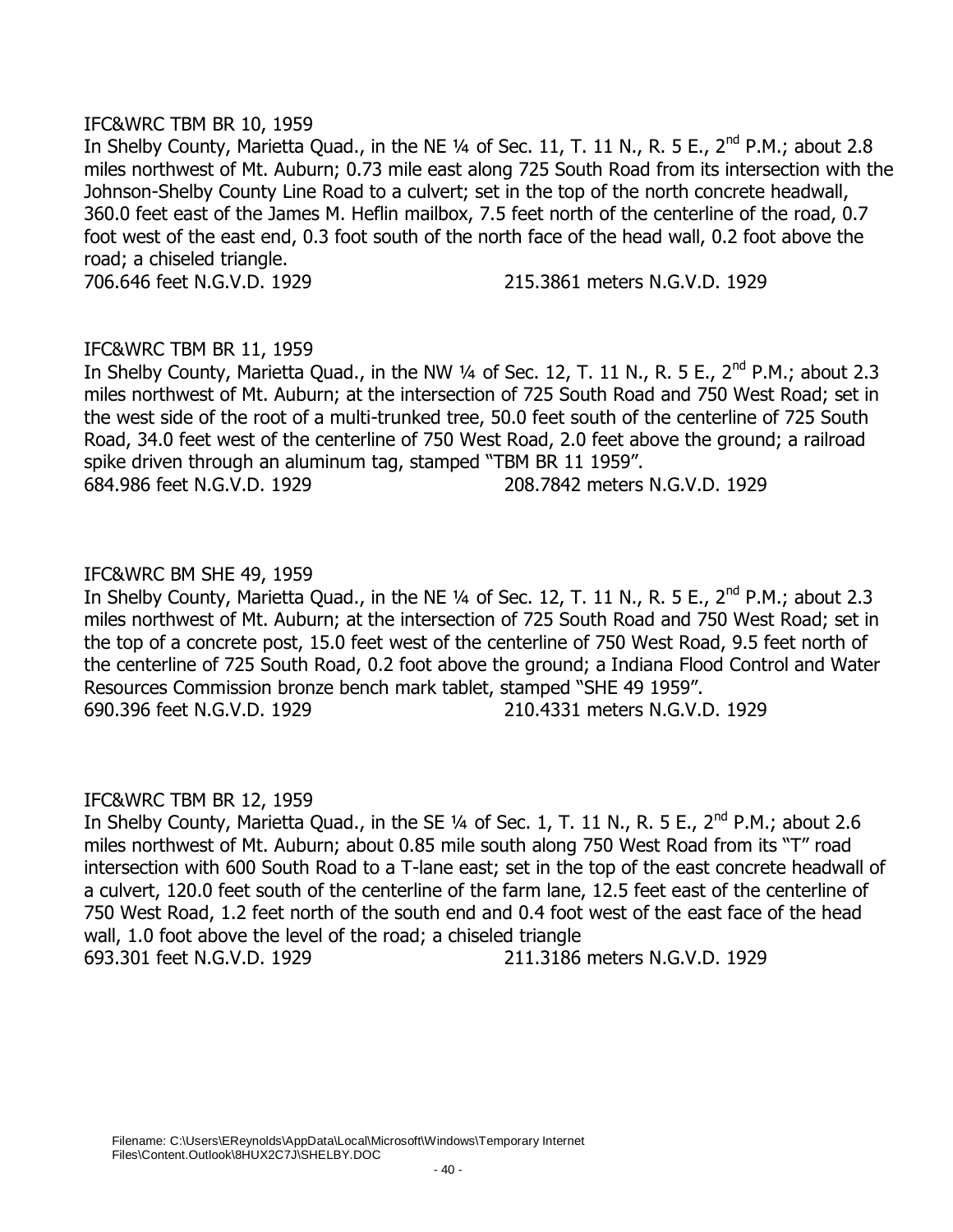IFC&WRC TBM BR 10, 1959

In Shelby County, Marietta Quad., in the NE ¼ of Sec. 11, T. 11 N., R. 5 E., 2nd P.M.; about 2.8 miles northwest of Mt. Auburn; 0.73 mile east along 725 South Road from its intersection with the Johnson-Shelby County Line Road to a culvert; set in the top of the north concrete headwall, 360.0 feet east of the James M. Heflin mailbox, 7.5 feet north of the centerline of the road, 0.7 foot west of the east end, 0.3 foot south of the north face of the head wall, 0.2 foot above the road; a chiseled triangle.

706.646 feet N.G.V.D. 1929 215.3861 meters N.G.V.D. 1929

IFC&WRC TBM BR 11, 1959

In Shelby County, Marietta Quad., in the NW ¼ of Sec. 12, T. 11 N., R. 5 E., 2nd P.M.; about 2.3 miles northwest of Mt. Auburn; at the intersection of 725 South Road and 750 West Road; set in the west side of the root of a multi-trunked tree, 50.0 feet south of the centerline of 725 South Road, 34.0 feet west of the centerline of 750 West Road, 2.0 feet above the ground; a railroad spike driven through an aluminum tag, stamped "TBM BR 11 1959".

684.986 feet N.G.V.D. 1929 208.7842 meters N.G.V.D. 1929

IFC&WRC BM SHE 49, 1959

In Shelby County, Marietta Quad., in the NE ¼ of Sec. 12, T. 11 N., R. 5 E., 2nd P.M.; about 2.3 miles northwest of Mt. Auburn; at the intersection of 725 South Road and 750 West Road; set in the top of a concrete post, 15.0 feet west of the centerline of 750 West Road, 9.5 feet north of the centerline of 725 South Road, 0.2 foot above the ground; a Indiana Flood Control and Water Resources Commission bronze bench mark tablet, stamped "SHE 49 1959".

690.396 feet N.G.V.D. 1929 210.4331 meters N.G.V.D. 1929

IFC&WRC TBM BR 12, 1959

In Shelby County, Marietta Quad., in the SE ¼ of Sec. 1, T. 11 N., R. 5 E., 2nd P.M.; about 2.6 miles northwest of Mt. Auburn; about 0.85 mile south along 750 West Road from its "T" road intersection with 600 South Road to a T-lane east; set in the top of the east concrete headwall of a culvert, 120.0 feet south of the centerline of the farm lane, 12.5 feet east of the centerline of 750 West Road, 1.2 feet north of the south end and 0.4 foot west of the east face of the head wall, 1.0 foot above the level of the road; a chiseled triangle

693.301 feet N.G.V.D. 1929 211.3186 meters N.G.V.D. 1929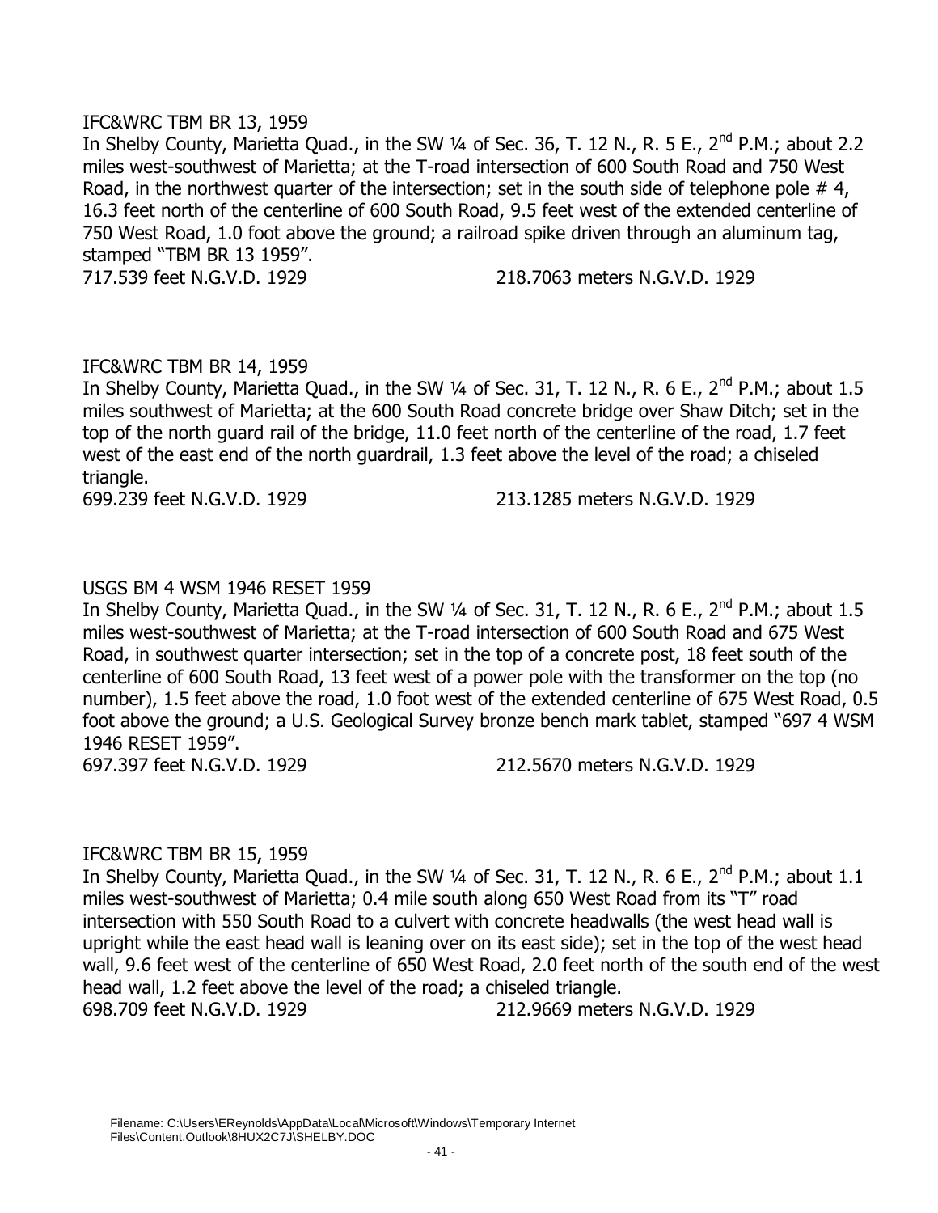IFC&WRC TBM BR 13, 1959

In Shelby County, Marietta Quad., in the SW ¼ of Sec. 36, T. 12 N., R. 5 E., 2nd P.M.; about 2.2 miles west-southwest of Marietta; at the T-road intersection of 600 South Road and 750 West Road, in the northwest quarter of the intersection; set in the south side of telephone pole # 4, 16.3 feet north of the centerline of 600 South Road, 9.5 feet west of the extended centerline of 750 West Road, 1.0 foot above the ground; a railroad spike driven through an aluminum tag, stamped "TBM BR 13 1959".

717.539 feet N.G.V.D. 1929 218.7063 meters N.G.V.D. 1929

IFC&WRC TBM BR 14, 1959

In Shelby County, Marietta Quad., in the SW ¼ of Sec. 31, T. 12 N., R. 6 E., 2nd P.M.; about 1.5 miles southwest of Marietta; at the 600 South Road concrete bridge over Shaw Ditch; set in the top of the north guard rail of the bridge, 11.0 feet north of the centerline of the road, 1.7 feet west of the east end of the north guardrail, 1.3 feet above the level of the road; a chiseled triangle.

699.239 feet N.G.V.D. 1929 213.1285 meters N.G.V.D. 1929

USGS BM 4 WSM 1946 RESET 1959

In Shelby County, Marietta Quad., in the SW ¼ of Sec. 31, T. 12 N., R. 6 E., 2nd P.M.; about 1.5 miles west-southwest of Marietta; at the T-road intersection of 600 South Road and 675 West Road, in southwest quarter intersection; set in the top of a concrete post, 18 feet south of the centerline of 600 South Road, 13 feet west of a power pole with the transformer on the top (no number), 1.5 feet above the road, 1.0 foot west of the extended centerline of 675 West Road, 0.5 foot above the ground; a U.S. Geological Survey bronze bench mark tablet, stamped "697 4 WSM 1946 RESET 1959".

697.397 feet N.G.V.D. 1929 212.5670 meters N.G.V.D. 1929

IFC&WRC TBM BR 15, 1959

In Shelby County, Marietta Quad., in the SW ¼ of Sec. 31, T. 12 N., R. 6 E., 2nd P.M.; about 1.1 miles west-southwest of Marietta; 0.4 mile south along 650 West Road from its "T" road intersection with 550 South Road to a culvert with concrete headwalls (the west head wall is upright while the east head wall is leaning over on its east side); set in the top of the west head wall, 9.6 feet west of the centerline of 650 West Road, 2.0 feet north of the south end of the west head wall, 1.2 feet above the level of the road; a chiseled triangle.

698.709 feet N.G.V.D. 1929 212.9669 meters N.G.V.D. 1929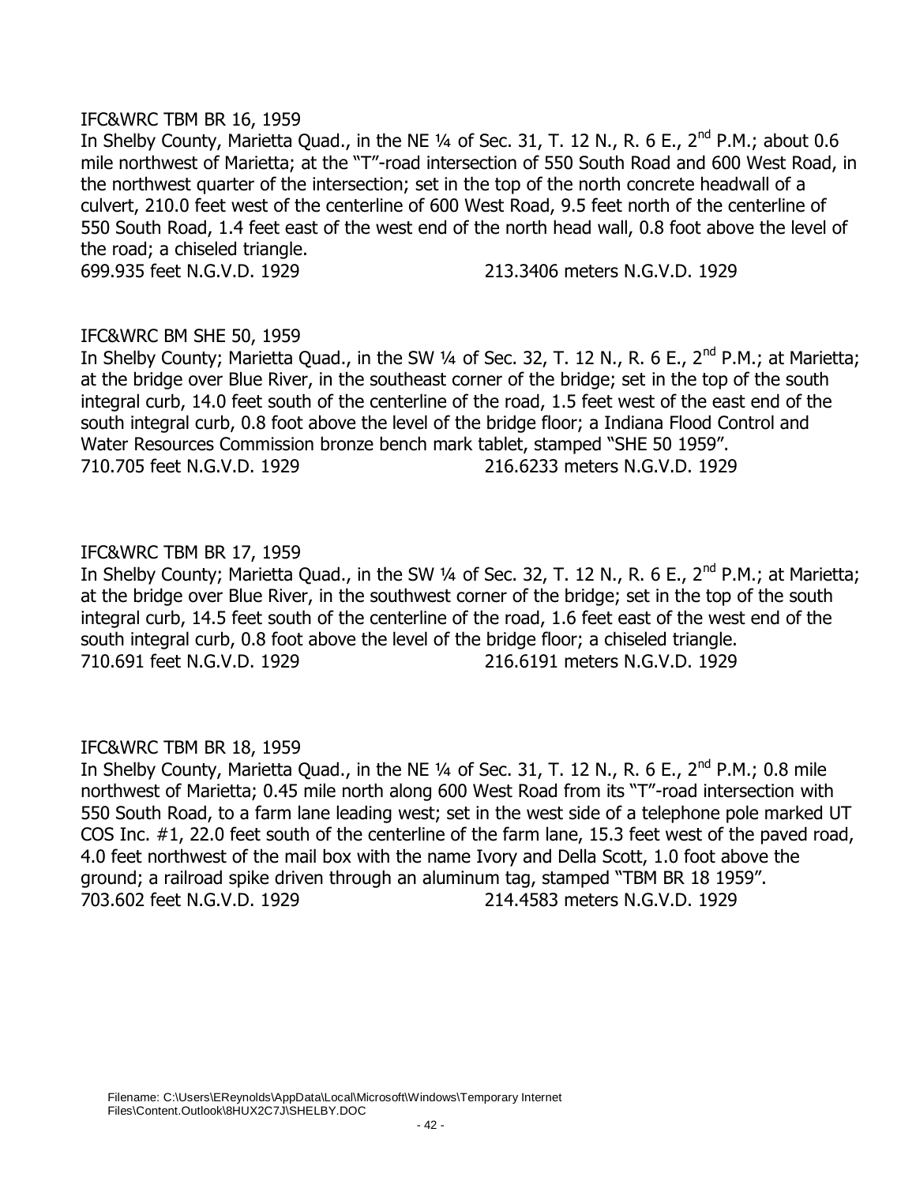IFC&WRC TBM BR 16, 1959

In Shelby County, Marietta Quad., in the NE ¼ of Sec. 31, T. 12 N., R. 6 E., 2nd P.M.; about 0.6 mile northwest of Marietta; at the "T"-road intersection of 550 South Road and 600 West Road, in the northwest quarter of the intersection; set in the top of the north concrete headwall of a culvert, 210.0 feet west of the centerline of 600 West Road, 9.5 feet north of the centerline of 550 South Road, 1.4 feet east of the west end of the north head wall, 0.8 foot above the level of the road; a chiseled triangle.

699.935 feet N.G.V.D. 1929 213.3406 meters N.G.V.D. 1929

IFC&WRC BM SHE 50, 1959

In Shelby County; Marietta Quad., in the SW ¼ of Sec. 32, T. 12 N., R. 6 E., 2nd P.M.; at Marietta; at the bridge over Blue River, in the southeast corner of the bridge; set in the top of the south integral curb, 14.0 feet south of the centerline of the road, 1.5 feet west of the east end of the south integral curb, 0.8 foot above the level of the bridge floor; a Indiana Flood Control and Water Resources Commission bronze bench mark tablet, stamped "SHE 50 1959".

710.705 feet N.G.V.D. 1929 216.6233 meters N.G.V.D. 1929

IFC&WRC TBM BR 17, 1959

In Shelby County; Marietta Quad., in the SW ¼ of Sec. 32, T. 12 N., R. 6 E., 2nd P.M.; at Marietta; at the bridge over Blue River, in the southwest corner of the bridge; set in the top of the south integral curb, 14.5 feet south of the centerline of the road, 1.6 feet east of the west end of the south integral curb, 0.8 foot above the level of the bridge floor; a chiseled triangle.

710.691 feet N.G.V.D. 1929 216.6191 meters N.G.V.D. 1929

IFC&WRC TBM BR 18, 1959

In Shelby County, Marietta Quad., in the NE ¼ of Sec. 31, T. 12 N., R. 6 E., 2nd P.M.; 0.8 mile northwest of Marietta; 0.45 mile north along 600 West Road from its "T"-road intersection with 550 South Road, to a farm lane leading west; set in the west side of a telephone pole marked UT COS Inc. #1, 22.0 feet south of the centerline of the farm lane, 15.3 feet west of the paved road, 4.0 feet northwest of the mail box with the name Ivory and Della Scott, 1.0 foot above the ground; a railroad spike driven through an aluminum tag, stamped "TBM BR 18 1959".

703.602 feet N.G.V.D. 1929 214.4583 meters N.G.V.D. 1929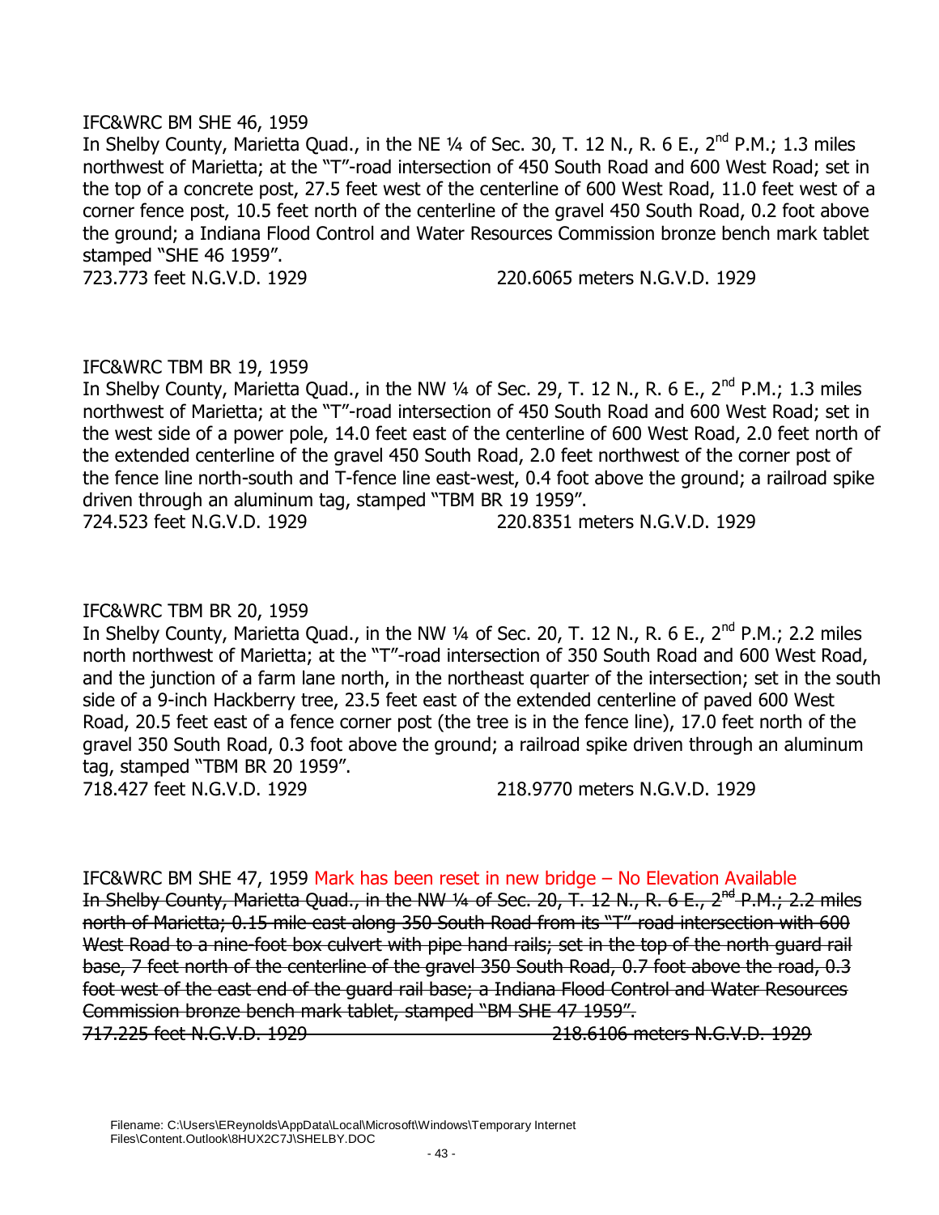IFC&WRC BM SHE 46, 1959

In Shelby County, Marietta Quad., in the NE ¼ of Sec. 30, T. 12 N., R. 6 E., 2nd P.M.; 1.3 miles northwest of Marietta; at the "T"-road intersection of 450 South Road and 600 West Road; set in the top of a concrete post, 27.5 feet west of the centerline of 600 West Road, 11.0 feet west of a corner fence post, 10.5 feet north of the centerline of the gravel 450 South Road, 0.2 foot above the ground; a Indiana Flood Control and Water Resources Commission bronze bench mark tablet stamped "SHE 46 1959".

723.773 feet N.G.V.D. 1929 220.6065 meters N.G.V.D. 1929

IFC&WRC TBM BR 19, 1959

In Shelby County, Marietta Quad., in the NW ¼ of Sec. 29, T. 12 N., R. 6 E., 2nd P.M.; 1.3 miles northwest of Marietta; at the "T"-road intersection of 450 South Road and 600 West Road; set in the west side of a power pole, 14.0 feet east of the centerline of 600 West Road, 2.0 feet north of the extended centerline of the gravel 450 South Road, 2.0 feet northwest of the corner post of the fence line north-south and T-fence line east-west, 0.4 foot above the ground; a railroad spike driven through an aluminum tag, stamped "TBM BR 19 1959".

724.523 feet N.G.V.D. 1929 220.8351 meters N.G.V.D. 1929

IFC&WRC TBM BR 20, 1959

In Shelby County, Marietta Quad., in the NW ¼ of Sec. 20, T. 12 N., R. 6 E., 2nd P.M.; 2.2 miles north northwest of Marietta; at the "T"-road intersection of 350 South Road and 600 West Road, and the junction of a farm lane north, in the northeast quarter of the intersection; set in the south side of a 9-inch Hackberry tree, 23.5 feet east of the extended centerline of paved 600 West Road, 20.5 feet east of a fence corner post (the tree is in the fence line), 17.0 feet north of the gravel 350 South Road, 0.3 foot above the ground; a railroad spike driven through an aluminum tag, stamped "TBM BR 20 1959".

718.427 feet N.G.V.D. 1929 218.9770 meters N.G.V.D. 1929

IFC&WRC BM SHE 47, 1959 Mark has been reset in new bridge – No Elevation Available

~~In Shelby County, Marietta Quad., in the NW ¼ of Sec. 20, T. 12 N., R. 6 E., 2nd P.M.; 2.2 miles north of Marietta; 0.15 mile east along 350 South Road from its "T"-road intersection with 600 West Road to a nine-foot box culvert with pipe hand rails; set in the top of the north guard rail base, 7 feet north of the centerline of the gravel 350 South Road, 0.7 foot above the road, 0.3 foot west of the east end of the guard rail base; a Indiana Flood Control and Water Resources Commission bronze bench mark tablet, stamped "BM SHE 47 1959".~~

~~717.225 feet N.G.V.D. 1929 218.6106 meters N.G.V.D. 1929~~

Filename: C:\Users\EReynolds\AppData\Local\Microsoft\Windows\Temporary Internet Files\Content.Outlook\8HUX2C7J\SHELBY.DOC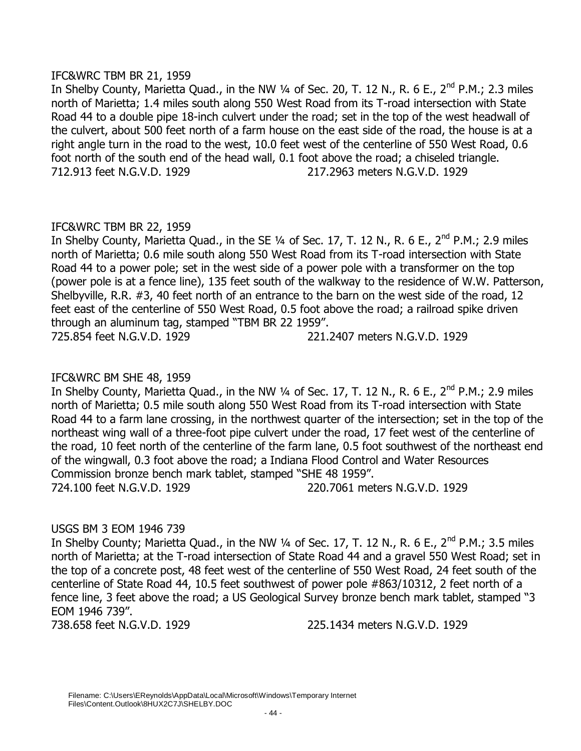IFC&WRC TBM BR 21, 1959

In Shelby County, Marietta Quad., in the NW ¼ of Sec. 20, T. 12 N., R. 6 E., 2nd P.M.; 2.3 miles north of Marietta; 1.4 miles south along 550 West Road from its T-road intersection with State Road 44 to a double pipe 18-inch culvert under the road; set in the top of the west headwall of the culvert, about 500 feet north of a farm house on the east side of the road, the house is at a right angle turn in the road to the west, 10.0 feet west of the centerline of 550 West Road, 0.6 foot north of the south end of the head wall, 0.1 foot above the road; a chiseled triangle.

712.913 feet N.G.V.D. 1929 217.2963 meters N.G.V.D. 1929

IFC&WRC TBM BR 22, 1959

In Shelby County, Marietta Quad., in the SE ¼ of Sec. 17, T. 12 N., R. 6 E., 2nd P.M.; 2.9 miles north of Marietta; 0.6 mile south along 550 West Road from its T-road intersection with State Road 44 to a power pole; set in the west side of a power pole with a transformer on the top (power pole is at a fence line), 135 feet south of the walkway to the residence of W.W. Patterson, Shelbyville, R.R. #3, 40 feet north of an entrance to the barn on the west side of the road, 12 feet east of the centerline of 550 West Road, 0.5 foot above the road; a railroad spike driven through an aluminum tag, stamped "TBM BR 22 1959".

725.854 feet N.G.V.D. 1929 221.2407 meters N.G.V.D. 1929

IFC&WRC BM SHE 48, 1959

In Shelby County, Marietta Quad., in the NW ¼ of Sec. 17, T. 12 N., R. 6 E., 2nd P.M.; 2.9 miles north of Marietta; 0.5 mile south along 550 West Road from its T-road intersection with State Road 44 to a farm lane crossing, in the northwest quarter of the intersection; set in the top of the northeast wing wall of a three-foot pipe culvert under the road, 17 feet west of the centerline of the road, 10 feet north of the centerline of the farm lane, 0.5 foot southwest of the northeast end of the wingwall, 0.3 foot above the road; a Indiana Flood Control and Water Resources Commission bronze bench mark tablet, stamped "SHE 48 1959".

724.100 feet N.G.V.D. 1929 220.7061 meters N.G.V.D. 1929

USGS BM 3 EOM 1946 739

In Shelby County; Marietta Quad., in the NW ¼ of Sec. 17, T. 12 N., R. 6 E., 2nd P.M.; 3.5 miles north of Marietta; at the T-road intersection of State Road 44 and a gravel 550 West Road; set in the top of a concrete post, 48 feet west of the centerline of 550 West Road, 24 feet south of the centerline of State Road 44, 10.5 feet southwest of power pole #863/10312, 2 feet north of a fence line, 3 feet above the road; a US Geological Survey bronze bench mark tablet, stamped "3 EOM 1946 739".

738.658 feet N.G.V.D. 1929 225.1434 meters N.G.V.D. 1929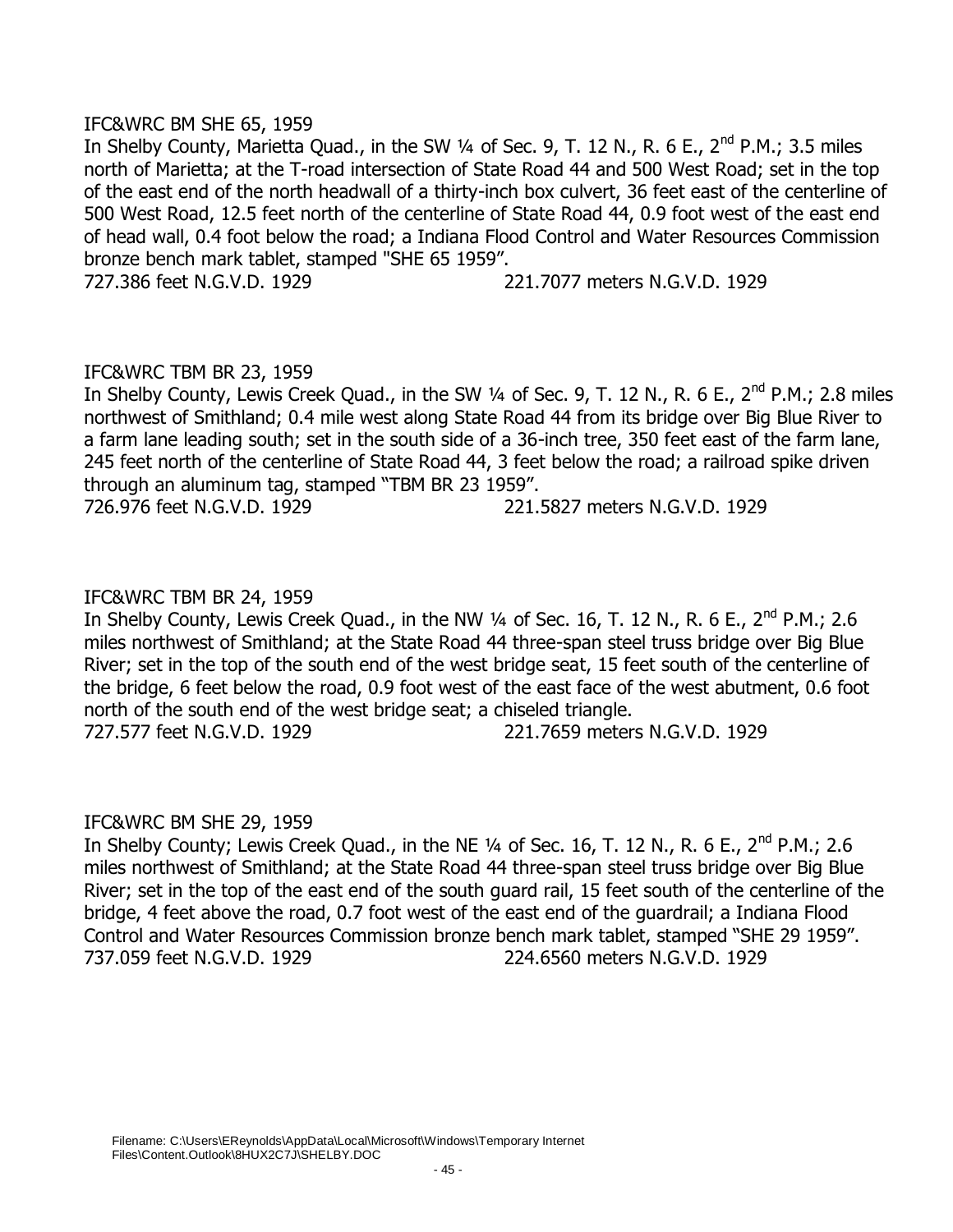IFC&WRC BM SHE 65, 1959

In Shelby County, Marietta Quad., in the SW ¼ of Sec. 9, T. 12 N., R. 6 E., 2nd P.M.; 3.5 miles north of Marietta; at the T-road intersection of State Road 44 and 500 West Road; set in the top of the east end of the north headwall of a thirty-inch box culvert, 36 feet east of the centerline of 500 West Road, 12.5 feet north of the centerline of State Road 44, 0.9 foot west of the east end of head wall, 0.4 foot below the road; a Indiana Flood Control and Water Resources Commission bronze bench mark tablet, stamped "SHE 65 1959".

727.386 feet N.G.V.D. 1929 221.7077 meters N.G.V.D. 1929

IFC&WRC TBM BR 23, 1959

In Shelby County, Lewis Creek Quad., in the SW ¼ of Sec. 9, T. 12 N., R. 6 E., 2nd P.M.; 2.8 miles northwest of Smithland; 0.4 mile west along State Road 44 from its bridge over Big Blue River to a farm lane leading south; set in the south side of a 36-inch tree, 350 feet east of the farm lane, 245 feet north of the centerline of State Road 44, 3 feet below the road; a railroad spike driven through an aluminum tag, stamped "TBM BR 23 1959".

726.976 feet N.G.V.D. 1929 221.5827 meters N.G.V.D. 1929

IFC&WRC TBM BR 24, 1959

In Shelby County, Lewis Creek Quad., in the NW ¼ of Sec. 16, T. 12 N., R. 6 E., 2nd P.M.; 2.6 miles northwest of Smithland; at the State Road 44 three-span steel truss bridge over Big Blue River; set in the top of the south end of the west bridge seat, 15 feet south of the centerline of the bridge, 6 feet below the road, 0.9 foot west of the east face of the west abutment, 0.6 foot north of the south end of the west bridge seat; a chiseled triangle.

727.577 feet N.G.V.D. 1929 221.7659 meters N.G.V.D. 1929

IFC&WRC BM SHE 29, 1959

In Shelby County; Lewis Creek Quad., in the NE ¼ of Sec. 16, T. 12 N., R. 6 E., 2nd P.M.; 2.6 miles northwest of Smithland; at the State Road 44 three-span steel truss bridge over Big Blue River; set in the top of the east end of the south guard rail, 15 feet south of the centerline of the bridge, 4 feet above the road, 0.7 foot west of the east end of the guardrail; a Indiana Flood Control and Water Resources Commission bronze bench mark tablet, stamped "SHE 29 1959".

737.059 feet N.G.V.D. 1929 224.6560 meters N.G.V.D. 1929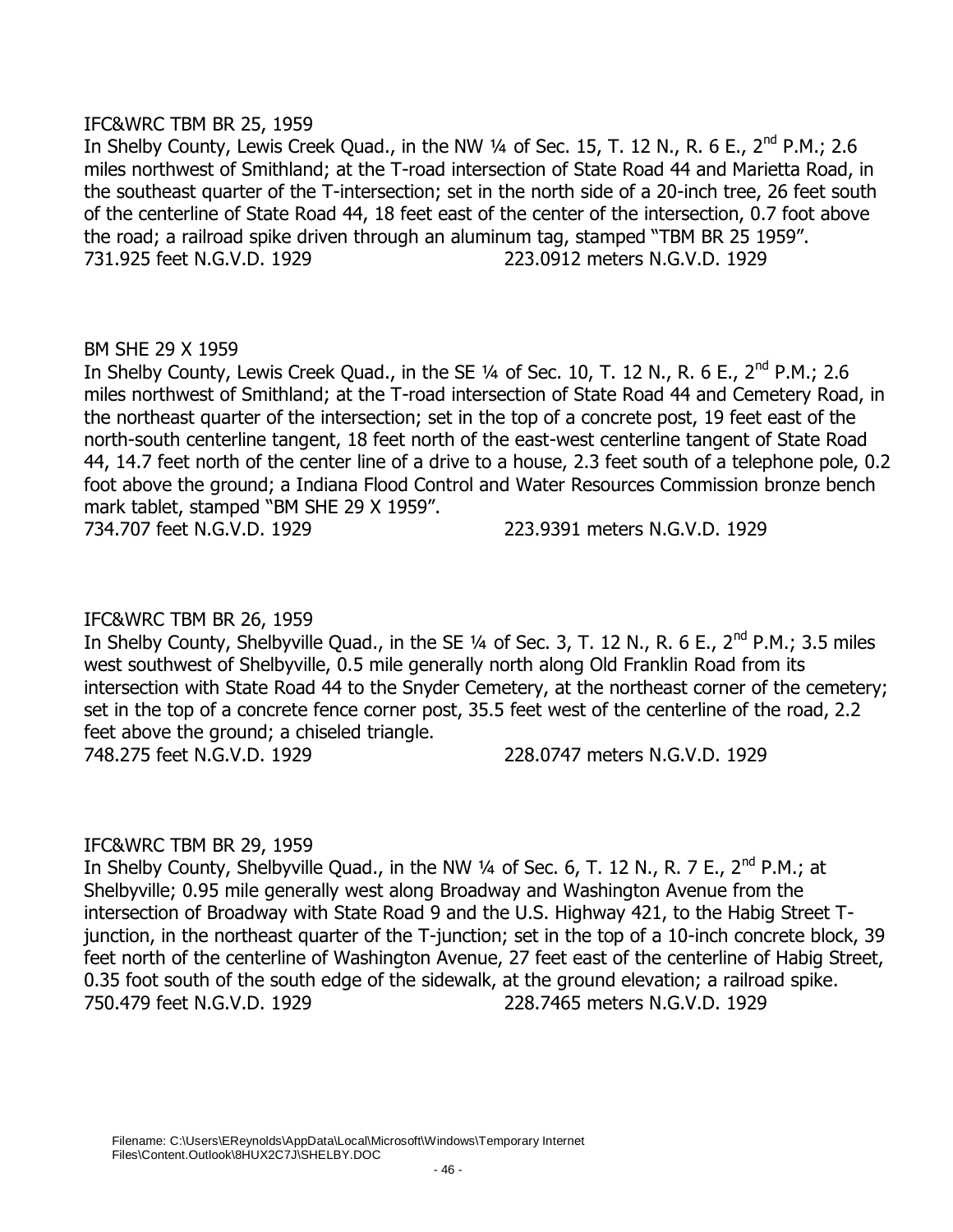IFC&WRC TBM BR 25, 1959

In Shelby County, Lewis Creek Quad., in the NW ¼ of Sec. 15, T. 12 N., R. 6 E., 2nd P.M.; 2.6 miles northwest of Smithland; at the T-road intersection of State Road 44 and Marietta Road, in the southeast quarter of the T-intersection; set in the north side of a 20-inch tree, 26 feet south of the centerline of State Road 44, 18 feet east of the center of the intersection, 0.7 foot above the road; a railroad spike driven through an aluminum tag, stamped "TBM BR 25 1959".

731.925 feet N.G.V.D. 1929 223.0912 meters N.G.V.D. 1929

BM SHE 29 X 1959

In Shelby County, Lewis Creek Quad., in the SE ¼ of Sec. 10, T. 12 N., R. 6 E., 2nd P.M.; 2.6 miles northwest of Smithland; at the T-road intersection of State Road 44 and Cemetery Road, in the northeast quarter of the intersection; set in the top of a concrete post, 19 feet east of the north-south centerline tangent, 18 feet north of the east-west centerline tangent of State Road 44, 14.7 feet north of the center line of a drive to a house, 2.3 feet south of a telephone pole, 0.2 foot above the ground; a Indiana Flood Control and Water Resources Commission bronze bench mark tablet, stamped "BM SHE 29 X 1959".

734.707 feet N.G.V.D. 1929 223.9391 meters N.G.V.D. 1929

IFC&WRC TBM BR 26, 1959

In Shelby County, Shelbyville Quad., in the SE ¼ of Sec. 3, T. 12 N., R. 6 E., 2nd P.M.; 3.5 miles west southwest of Shelbyville, 0.5 mile generally north along Old Franklin Road from its intersection with State Road 44 to the Snyder Cemetery, at the northeast corner of the cemetery; set in the top of a concrete fence corner post, 35.5 feet west of the centerline of the road, 2.2 feet above the ground; a chiseled triangle.

748.275 feet N.G.V.D. 1929 228.0747 meters N.G.V.D. 1929

IFC&WRC TBM BR 29, 1959

In Shelby County, Shelbyville Quad., in the NW ¼ of Sec. 6, T. 12 N., R. 7 E., 2nd P.M.; at Shelbyville; 0.95 mile generally west along Broadway and Washington Avenue from the intersection of Broadway with State Road 9 and the U.S. Highway 421, to the Habig Street T-junction, in the northeast quarter of the T-junction; set in the top of a 10-inch concrete block, 39 feet north of the centerline of Washington Avenue, 27 feet east of the centerline of Habig Street, 0.35 foot south of the south edge of the sidewalk, at the ground elevation; a railroad spike.

750.479 feet N.G.V.D. 1929 228.7465 meters N.G.V.D. 1929

Filename: C:\Users\EReynolds\AppData\Local\Microsoft\Windows\Temporary Internet Files\Content.Outlook\8HUX2C7J\SHELBY.DOC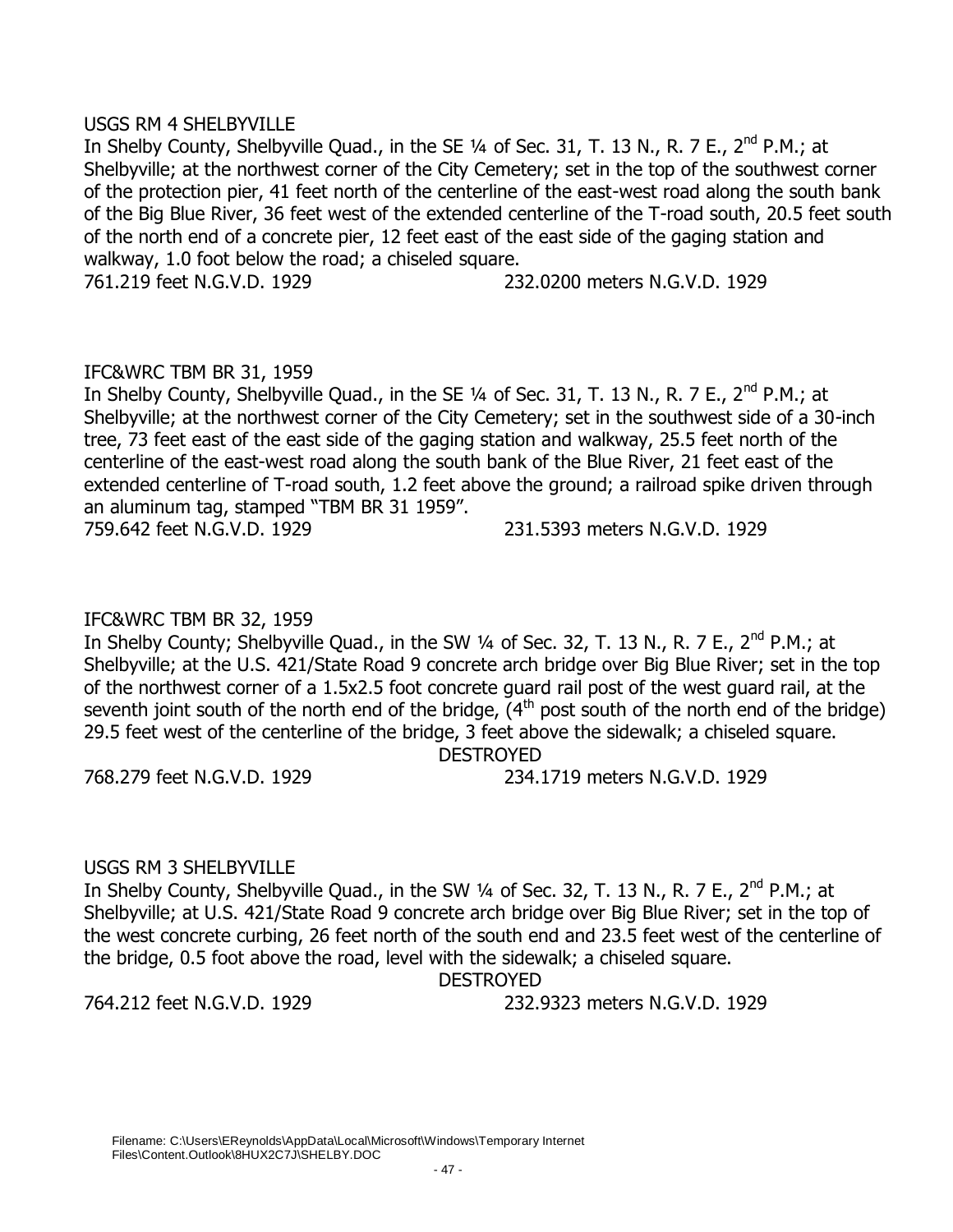USGS RM 4 SHELBYVILLE

In Shelby County, Shelbyville Quad., in the SE ¼ of Sec. 31, T. 13 N., R. 7 E., 2nd P.M.; at Shelbyville; at the northwest corner of the City Cemetery; set in the top of the southwest corner of the protection pier, 41 feet north of the centerline of the east-west road along the south bank of the Big Blue River, 36 feet west of the extended centerline of the T-road south, 20.5 feet south of the north end of a concrete pier, 12 feet east of the east side of the gaging station and walkway, 1.0 foot below the road; a chiseled square.

761.219 feet N.G.V.D. 1929 232.0200 meters N.G.V.D. 1929

IFC&WRC TBM BR 31, 1959

In Shelby County, Shelbyville Quad., in the SE ¼ of Sec. 31, T. 13 N., R. 7 E., 2nd P.M.; at Shelbyville; at the northwest corner of the City Cemetery; set in the southwest side of a 30-inch tree, 73 feet east of the east side of the gaging station and walkway, 25.5 feet north of the centerline of the east-west road along the south bank of the Blue River, 21 feet east of the extended centerline of T-road south, 1.2 feet above the ground; a railroad spike driven through an aluminum tag, stamped "TBM BR 31 1959".

759.642 feet N.G.V.D. 1929 231.5393 meters N.G.V.D. 1929

IFC&WRC TBM BR 32, 1959

In Shelby County; Shelbyville Quad., in the SW ¼ of Sec. 32, T. 13 N., R. 7 E., 2nd P.M.; at Shelbyville; at the U.S. 421/State Road 9 concrete arch bridge over Big Blue River; set in the top of the northwest corner of a 1.5x2.5 foot concrete guard rail post of the west guard rail, at the seventh joint south of the north end of the bridge, (4th post south of the north end of the bridge) 29.5 feet west of the centerline of the bridge, 3 feet above the sidewalk; a chiseled square.

DESTROYED

768.279 feet N.G.V.D. 1929 234.1719 meters N.G.V.D. 1929

USGS RM 3 SHELBYVILLE

In Shelby County, Shelbyville Quad., in the SW ¼ of Sec. 32, T. 13 N., R. 7 E., 2nd P.M.; at Shelbyville; at U.S. 421/State Road 9 concrete arch bridge over Big Blue River; set in the top of the west concrete curbing, 26 feet north of the south end and 23.5 feet west of the centerline of the bridge, 0.5 foot above the road, level with the sidewalk; a chiseled square.

DESTROYED

764.212 feet N.G.V.D. 1929 232.9323 meters N.G.V.D. 1929

Filename: C:\Users\EReynolds\AppData\Local\Microsoft\Windows\Temporary Internet Files\Content.Outlook\8HUX2C7J\SHELBY.DOC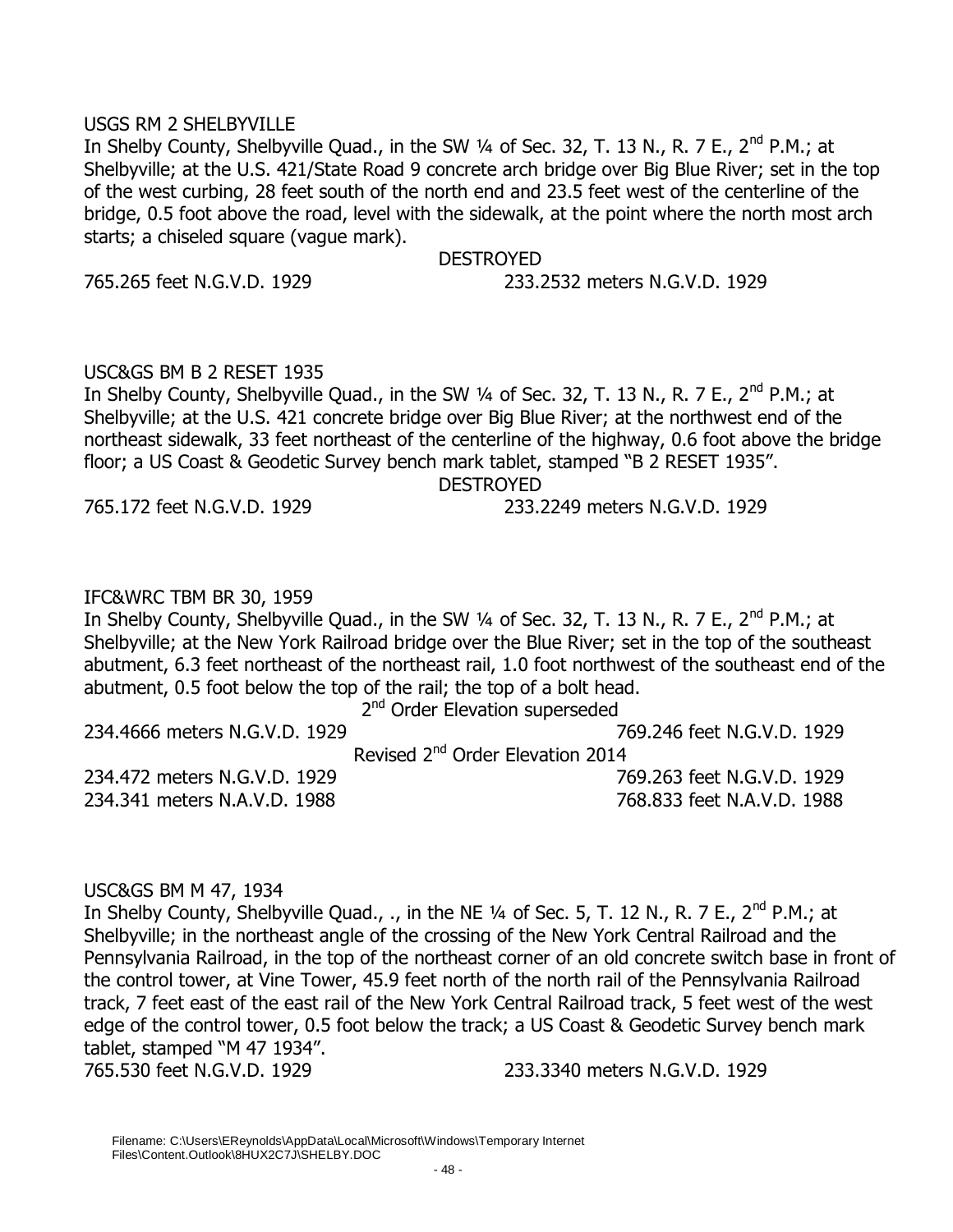USGS RM 2 SHELBYVILLE

In Shelby County, Shelbyville Quad., in the SW ¼ of Sec. 32, T. 13 N., R. 7 E., 2nd P.M.; at Shelbyville; at the U.S. 421/State Road 9 concrete arch bridge over Big Blue River; set in the top of the west curbing, 28 feet south of the north end and 23.5 feet west of the centerline of the bridge, 0.5 foot above the road, level with the sidewalk, at the point where the north most arch starts; a chiseled square (vague mark).

DESTROYED

765.265 feet N.G.V.D. 1929 233.2532 meters N.G.V.D. 1929

USC&GS BM B 2 RESET 1935

In Shelby County, Shelbyville Quad., in the SW ¼ of Sec. 32, T. 13 N., R. 7 E., 2nd P.M.; at Shelbyville; at the U.S. 421 concrete bridge over Big Blue River; at the northwest end of the northeast sidewalk, 33 feet northeast of the centerline of the highway, 0.6 foot above the bridge floor; a US Coast & Geodetic Survey bench mark tablet, stamped "B 2 RESET 1935".

DESTROYED

765.172 feet N.G.V.D. 1929 233.2249 meters N.G.V.D. 1929

IFC&WRC TBM BR 30, 1959

In Shelby County, Shelbyville Quad., in the SW ¼ of Sec. 32, T. 13 N., R. 7 E., 2nd P.M.; at Shelbyville; at the New York Railroad bridge over the Blue River; set in the top of the southeast abutment, 6.3 feet northeast of the northeast rail, 1.0 foot northwest of the southeast end of the abutment, 0.5 foot below the top of the rail; the top of a bolt head.

2nd Order Elevation superseded

234.4666 meters N.G.V.D. 1929 769.246 feet N.G.V.D. 1929

Revised 2nd Order Elevation 2014

234.472 meters N.G.V.D. 1929 769.263 feet N.G.V.D. 1929

234.341 meters N.A.V.D. 1988 768.833 feet N.A.V.D. 1988

USC&GS BM M 47, 1934

In Shelby County, Shelbyville Quad., ., in the NE ¼ of Sec. 5, T. 12 N., R. 7 E., 2nd P.M.; at Shelbyville; in the northeast angle of the crossing of the New York Central Railroad and the Pennsylvania Railroad, in the top of the northeast corner of an old concrete switch base in front of the control tower, at Vine Tower, 45.9 feet north of the north rail of the Pennsylvania Railroad track, 7 feet east of the east rail of the New York Central Railroad track, 5 feet west of the west edge of the control tower, 0.5 foot below the track; a US Coast & Geodetic Survey bench mark tablet, stamped "M 47 1934".

765.530 feet N.G.V.D. 1929 233.3340 meters N.G.V.D. 1929

Filename: C:\Users\EReynolds\AppData\Local\Microsoft\Windows\Temporary Internet Files\Content.Outlook\8HUX2C7J\SHELBY.DOC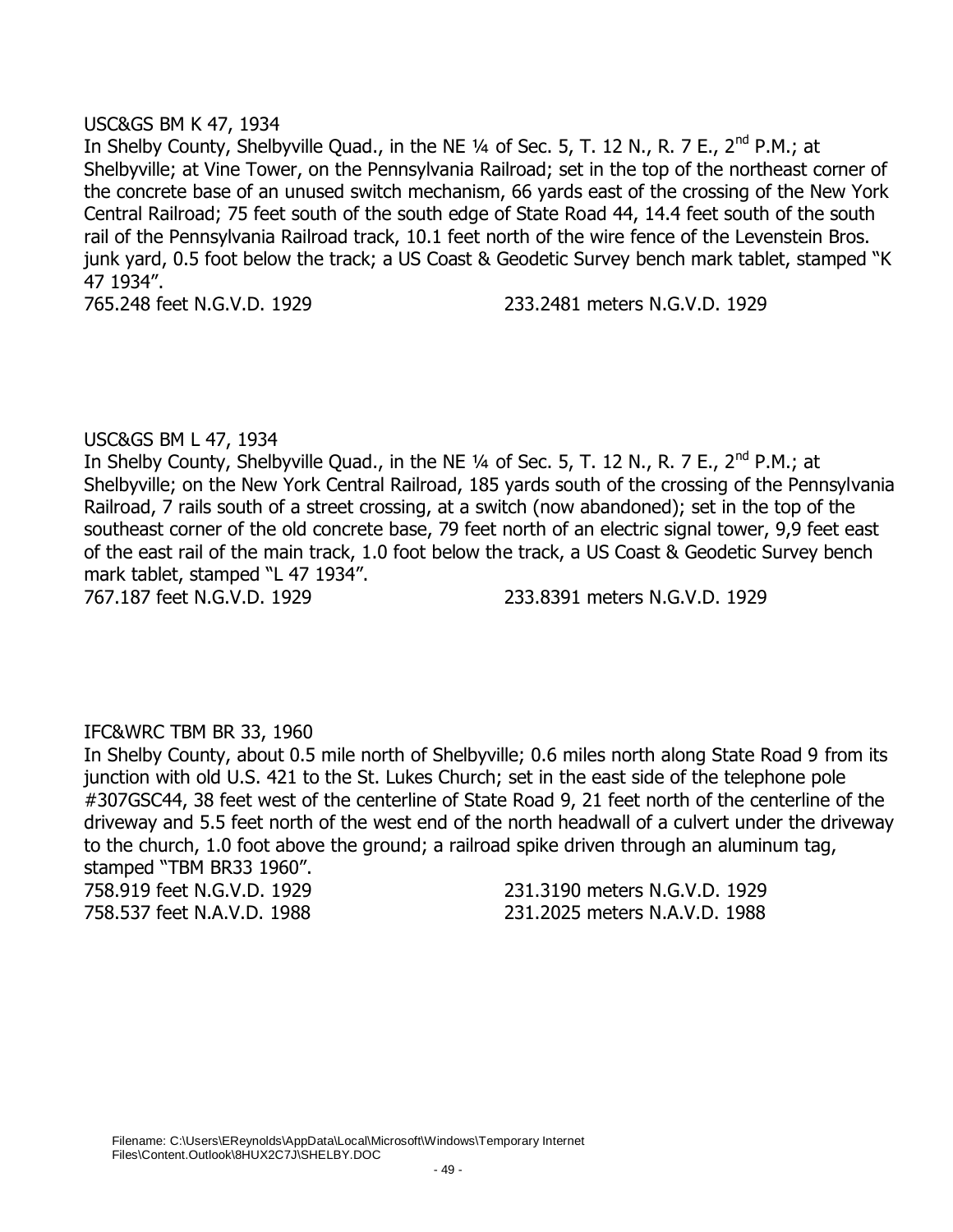USC&GS BM K 47, 1934

In Shelby County, Shelbyville Quad., in the NE ¼ of Sec. 5, T. 12 N., R. 7 E., 2nd P.M.; at Shelbyville; at Vine Tower, on the Pennsylvania Railroad; set in the top of the northeast corner of the concrete base of an unused switch mechanism, 66 yards east of the crossing of the New York Central Railroad; 75 feet south of the south edge of State Road 44, 14.4 feet south of the south rail of the Pennsylvania Railroad track, 10.1 feet north of the wire fence of the Levenstein Bros. junk yard, 0.5 foot below the track; a US Coast & Geodetic Survey bench mark tablet, stamped "K 47 1934".

765.248 feet N.G.V.D. 1929 233.2481 meters N.G.V.D. 1929

USC&GS BM L 47, 1934

In Shelby County, Shelbyville Quad., in the NE ¼ of Sec. 5, T. 12 N., R. 7 E., 2nd P.M.; at Shelbyville; on the New York Central Railroad, 185 yards south of the crossing of the Pennsylvania Railroad, 7 rails south of a street crossing, at a switch (now abandoned); set in the top of the southeast corner of the old concrete base, 79 feet north of an electric signal tower, 9,9 feet east of the east rail of the main track, 1.0 foot below the track, a US Coast & Geodetic Survey bench mark tablet, stamped "L 47 1934".

767.187 feet N.G.V.D. 1929 233.8391 meters N.G.V.D. 1929

IFC&WRC TBM BR 33, 1960

In Shelby County, about 0.5 mile north of Shelbyville; 0.6 miles north along State Road 9 from its junction with old U.S. 421 to the St. Lukes Church; set in the east side of the telephone pole #307GSC44, 38 feet west of the centerline of State Road 9, 21 feet north of the centerline of the driveway and 5.5 feet north of the west end of the north headwall of a culvert under the driveway to the church, 1.0 foot above the ground; a railroad spike driven through an aluminum tag, stamped "TBM BR33 1960".

758.919 feet N.G.V.D. 1929 231.3190 meters N.G.V.D. 1929

758.537 feet N.A.V.D. 1988 231.2025 meters N.A.V.D. 1988

Filename: C:\Users\EReynolds\AppData\Local\Microsoft\Windows\Temporary Internet Files\Content.Outlook\8HUX2C7J\SHELBY.DOC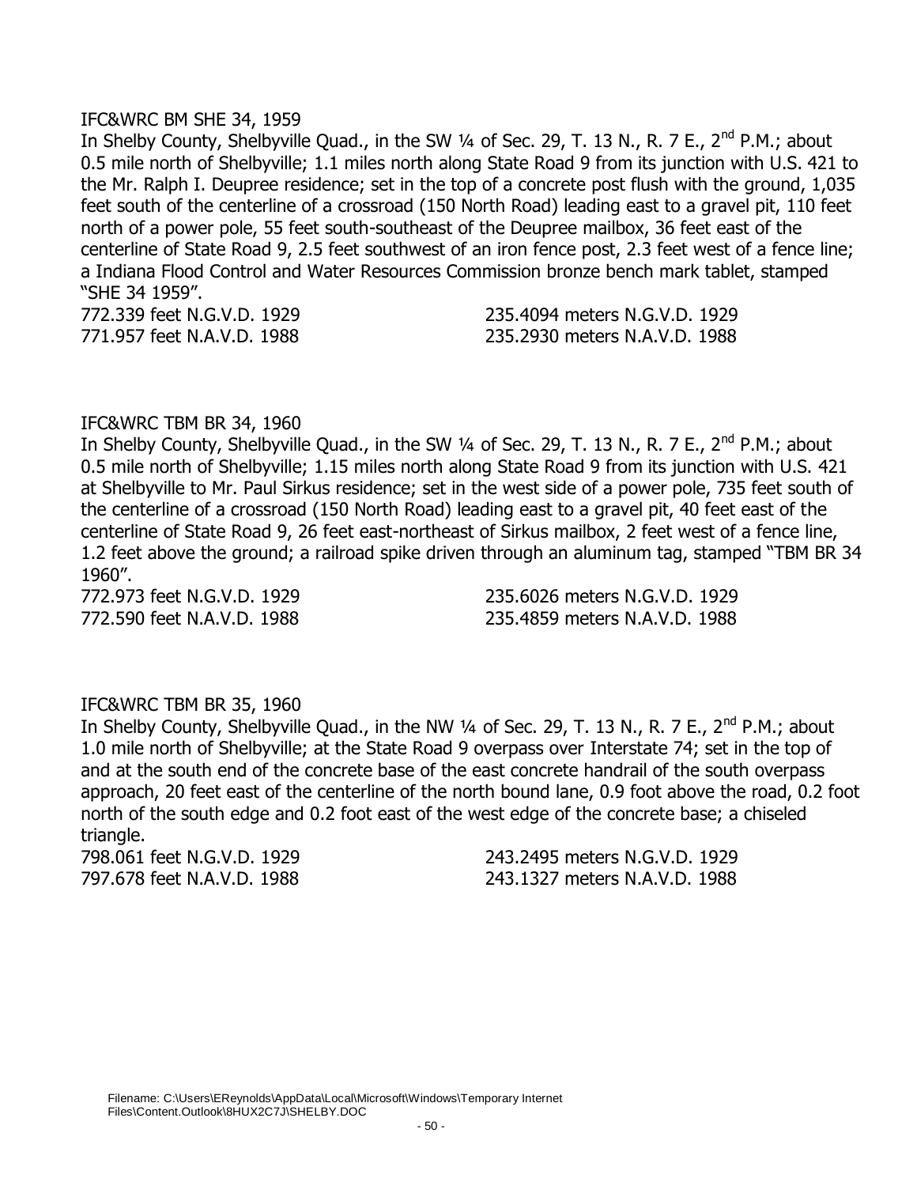IFC&WRC BM SHE 34, 1959

In Shelby County, Shelbyville Quad., in the SW ¼ of Sec. 29, T. 13 N., R. 7 E., 2nd P.M.; about 0.5 mile north of Shelbyville; 1.1 miles north along State Road 9 from its junction with U.S. 421 to the Mr. Ralph I. Deupree residence; set in the top of a concrete post flush with the ground, 1,035 feet south of the centerline of a crossroad (150 North Road) leading east to a gravel pit, 110 feet north of a power pole, 55 feet south-southeast of the Deupree mailbox, 36 feet east of the centerline of State Road 9, 2.5 feet southwest of an iron fence post, 2.3 feet west of a fence line; a Indiana Flood Control and Water Resources Commission bronze bench mark tablet, stamped "SHE 34 1959".

772.339 feet N.G.V.D. 1929 — 235.4094 meters N.G.V.D. 1929
771.957 feet N.A.V.D. 1988 — 235.2930 meters N.A.V.D. 1988

IFC&WRC TBM BR 34, 1960

In Shelby County, Shelbyville Quad., in the SW ¼ of Sec. 29, T. 13 N., R. 7 E., 2nd P.M.; about 0.5 mile north of Shelbyville; 1.15 miles north along State Road 9 from its junction with U.S. 421 at Shelbyville to Mr. Paul Sirkus residence; set in the west side of a power pole, 735 feet south of the centerline of a crossroad (150 North Road) leading east to a gravel pit, 40 feet east of the centerline of State Road 9, 26 feet east-northeast of Sirkus mailbox, 2 feet west of a fence line, 1.2 feet above the ground; a railroad spike driven through an aluminum tag, stamped "TBM BR 34 1960".

772.973 feet N.G.V.D. 1929 — 235.6026 meters N.G.V.D. 1929
772.590 feet N.A.V.D. 1988 — 235.4859 meters N.A.V.D. 1988

IFC&WRC TBM BR 35, 1960

In Shelby County, Shelbyville Quad., in the NW ¼ of Sec. 29, T. 13 N., R. 7 E., 2nd P.M.; about 1.0 mile north of Shelbyville; at the State Road 9 overpass over Interstate 74; set in the top of and at the south end of the concrete base of the east concrete handrail of the south overpass approach, 20 feet east of the centerline of the north bound lane, 0.9 foot above the road, 0.2 foot north of the south edge and 0.2 foot east of the west edge of the concrete base; a chiseled triangle.

798.061 feet N.G.V.D. 1929 — 243.2495 meters N.G.V.D. 1929
797.678 feet N.A.V.D. 1988 — 243.1327 meters N.A.V.D. 1988

Filename: C:\Users\EReynolds\AppData\Local\Microsoft\Windows\Temporary Internet Files\Content.Outlook\8HUX2C7J\SHELBY.DOC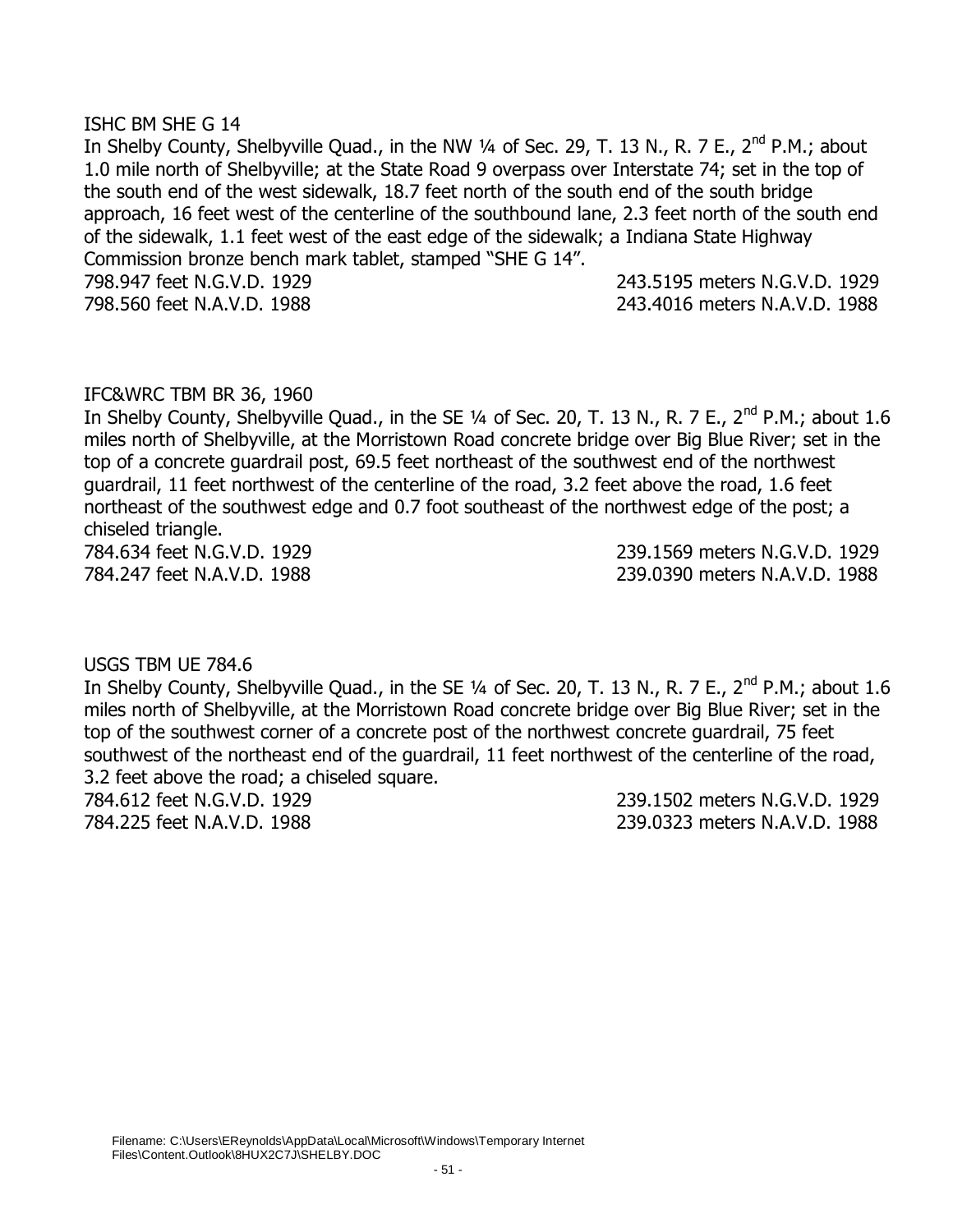ISHC BM SHE G 14

In Shelby County, Shelbyville Quad., in the NW ¼ of Sec. 29, T. 13 N., R. 7 E., 2nd P.M.; about 1.0 mile north of Shelbyville; at the State Road 9 overpass over Interstate 74; set in the top of the south end of the west sidewalk, 18.7 feet north of the south end of the south bridge approach, 16 feet west of the centerline of the southbound lane, 2.3 feet north of the south end of the sidewalk, 1.1 feet west of the east edge of the sidewalk; a Indiana State Highway Commission bronze bench mark tablet, stamped "SHE G 14".

798.947 feet N.G.V.D. 1929 243.5195 meters N.G.V.D. 1929
798.560 feet N.A.V.D. 1988 243.4016 meters N.A.V.D. 1988

IFC&WRC TBM BR 36, 1960

In Shelby County, Shelbyville Quad., in the SE ¼ of Sec. 20, T. 13 N., R. 7 E., 2nd P.M.; about 1.6 miles north of Shelbyville, at the Morristown Road concrete bridge over Big Blue River; set in the top of a concrete guardrail post, 69.5 feet northeast of the southwest end of the northwest guardrail, 11 feet northwest of the centerline of the road, 3.2 feet above the road, 1.6 feet northeast of the southwest edge and 0.7 foot southeast of the northwest edge of the post; a chiseled triangle.

784.634 feet N.G.V.D. 1929 239.1569 meters N.G.V.D. 1929
784.247 feet N.A.V.D. 1988 239.0390 meters N.A.V.D. 1988

USGS TBM UE 784.6

In Shelby County, Shelbyville Quad., in the SE ¼ of Sec. 20, T. 13 N., R. 7 E., 2nd P.M.; about 1.6 miles north of Shelbyville, at the Morristown Road concrete bridge over Big Blue River; set in the top of the southwest corner of a concrete post of the northwest concrete guardrail, 75 feet southwest of the northeast end of the guardrail, 11 feet northwest of the centerline of the road, 3.2 feet above the road; a chiseled square.

784.612 feet N.G.V.D. 1929 239.1502 meters N.G.V.D. 1929
784.225 feet N.A.V.D. 1988 239.0323 meters N.A.V.D. 1988

Filename: C:\Users\EReynolds\AppData\Local\Microsoft\Windows\Temporary Internet Files\Content.Outlook\8HUX2C7J\SHELBY.DOC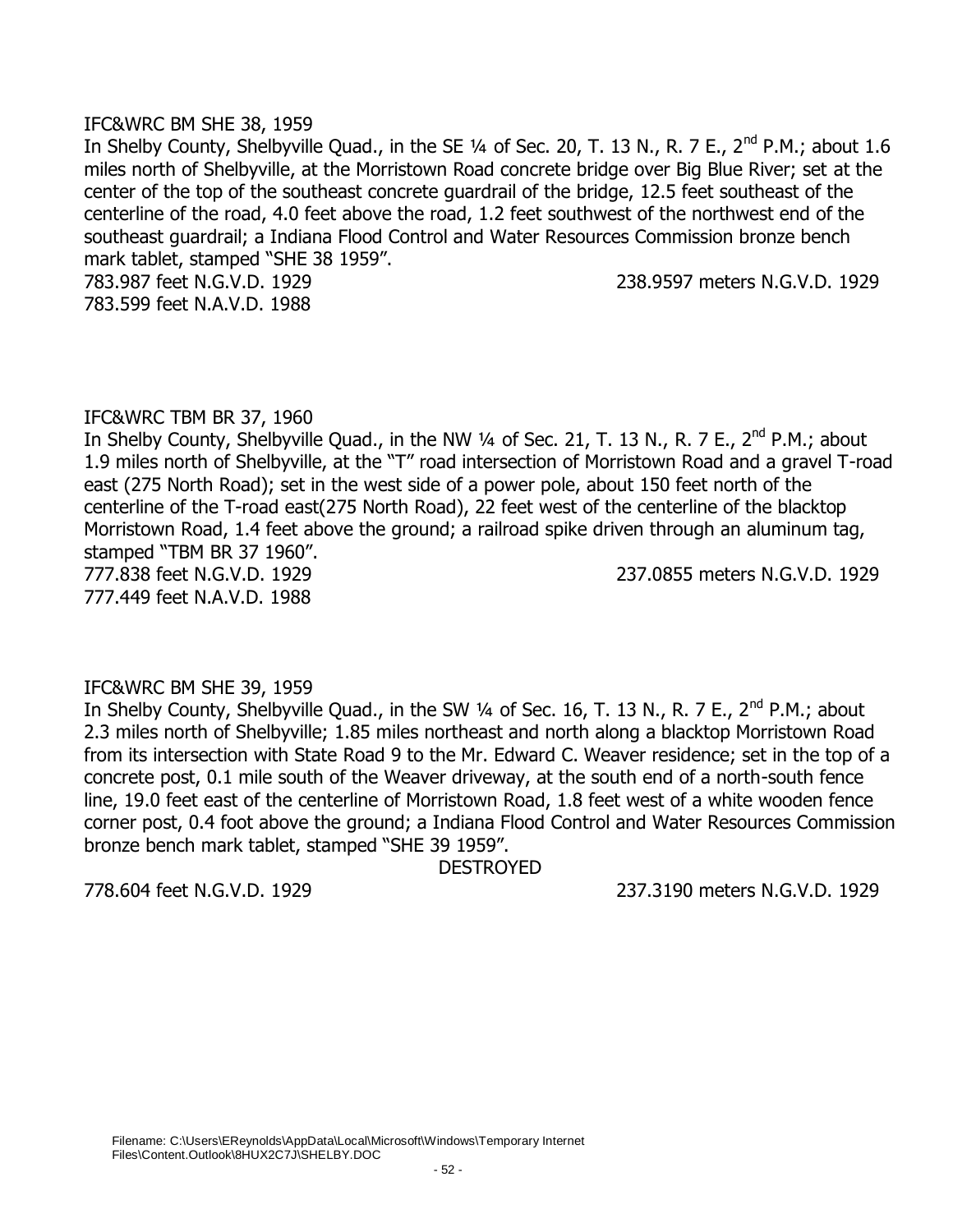IFC&WRC BM SHE 38, 1959

In Shelby County, Shelbyville Quad., in the SE ¼ of Sec. 20, T. 13 N., R. 7 E., 2nd P.M.; about 1.6 miles north of Shelbyville, at the Morristown Road concrete bridge over Big Blue River; set at the center of the top of the southeast concrete guardrail of the bridge, 12.5 feet southeast of the centerline of the road, 4.0 feet above the road, 1.2 feet southwest of the northwest end of the southeast guardrail; a Indiana Flood Control and Water Resources Commission bronze bench mark tablet, stamped "SHE 38 1959".

783.987 feet N.G.V.D. 1929 238.9597 meters N.G.V.D. 1929

783.599 feet N.A.V.D. 1988

IFC&WRC TBM BR 37, 1960

In Shelby County, Shelbyville Quad., in the NW ¼ of Sec. 21, T. 13 N., R. 7 E., 2nd P.M.; about 1.9 miles north of Shelbyville, at the "T" road intersection of Morristown Road and a gravel T-road east (275 North Road); set in the west side of a power pole, about 150 feet north of the centerline of the T-road east(275 North Road), 22 feet west of the centerline of the blacktop Morristown Road, 1.4 feet above the ground; a railroad spike driven through an aluminum tag, stamped "TBM BR 37 1960".

777.838 feet N.G.V.D. 1929 237.0855 meters N.G.V.D. 1929

777.449 feet N.A.V.D. 1988

IFC&WRC BM SHE 39, 1959

In Shelby County, Shelbyville Quad., in the SW ¼ of Sec. 16, T. 13 N., R. 7 E., 2nd P.M.; about 2.3 miles north of Shelbyville; 1.85 miles northeast and north along a blacktop Morristown Road from its intersection with State Road 9 to the Mr. Edward C. Weaver residence; set in the top of a concrete post, 0.1 mile south of the Weaver driveway, at the south end of a north-south fence line, 19.0 feet east of the centerline of Morristown Road, 1.8 feet west of a white wooden fence corner post, 0.4 foot above the ground; a Indiana Flood Control and Water Resources Commission bronze bench mark tablet, stamped "SHE 39 1959".

DESTROYED

778.604 feet N.G.V.D. 1929 237.3190 meters N.G.V.D. 1929

Filename: C:\Users\EReynolds\AppData\Local\Microsoft\Windows\Temporary Internet Files\Content.Outlook\8HUX2C7J\SHELBY.DOC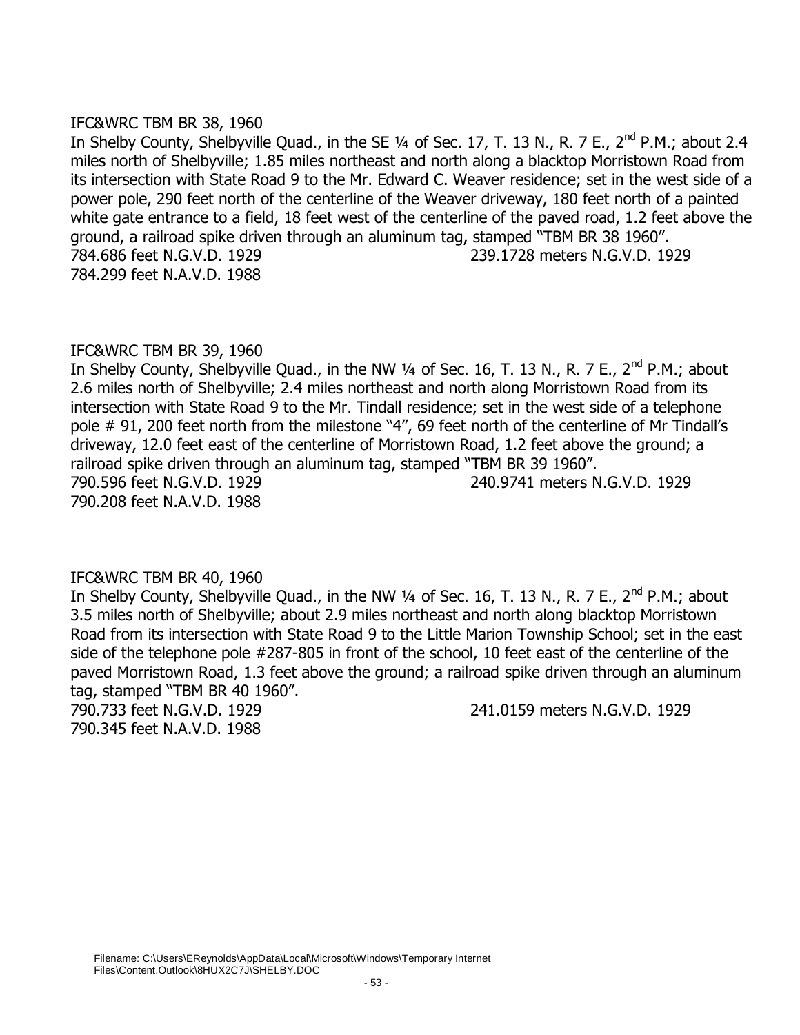IFC&WRC TBM BR 38, 1960

In Shelby County, Shelbyville Quad., in the SE ¼ of Sec. 17, T. 13 N., R. 7 E., 2nd P.M.; about 2.4 miles north of Shelbyville; 1.85 miles northeast and north along a blacktop Morristown Road from its intersection with State Road 9 to the Mr. Edward C. Weaver residence; set in the west side of a power pole, 290 feet north of the centerline of the Weaver driveway, 180 feet north of a painted white gate entrance to a field, 18 feet west of the centerline of the paved road, 1.2 feet above the ground, a railroad spike driven through an aluminum tag, stamped "TBM BR 38 1960".

784.686 feet N.G.V.D. 1929 239.1728 meters N.G.V.D. 1929

784.299 feet N.A.V.D. 1988

IFC&WRC TBM BR 39, 1960

In Shelby County, Shelbyville Quad., in the NW ¼ of Sec. 16, T. 13 N., R. 7 E., 2nd P.M.; about 2.6 miles north of Shelbyville; 2.4 miles northeast and north along Morristown Road from its intersection with State Road 9 to the Mr. Tindall residence; set in the west side of a telephone pole # 91, 200 feet north from the milestone "4", 69 feet north of the centerline of Mr Tindall's driveway, 12.0 feet east of the centerline of Morristown Road, 1.2 feet above the ground; a railroad spike driven through an aluminum tag, stamped "TBM BR 39 1960".

790.596 feet N.G.V.D. 1929 240.9741 meters N.G.V.D. 1929

790.208 feet N.A.V.D. 1988

IFC&WRC TBM BR 40, 1960

In Shelby County, Shelbyville Quad., in the NW ¼ of Sec. 16, T. 13 N., R. 7 E., 2nd P.M.; about 3.5 miles north of Shelbyville; about 2.9 miles northeast and north along blacktop Morristown Road from its intersection with State Road 9 to the Little Marion Township School; set in the east side of the telephone pole #287-805 in front of the school, 10 feet east of the centerline of the paved Morristown Road, 1.3 feet above the ground; a railroad spike driven through an aluminum tag, stamped "TBM BR 40 1960".

790.733 feet N.G.V.D. 1929 241.0159 meters N.G.V.D. 1929

790.345 feet N.A.V.D. 1988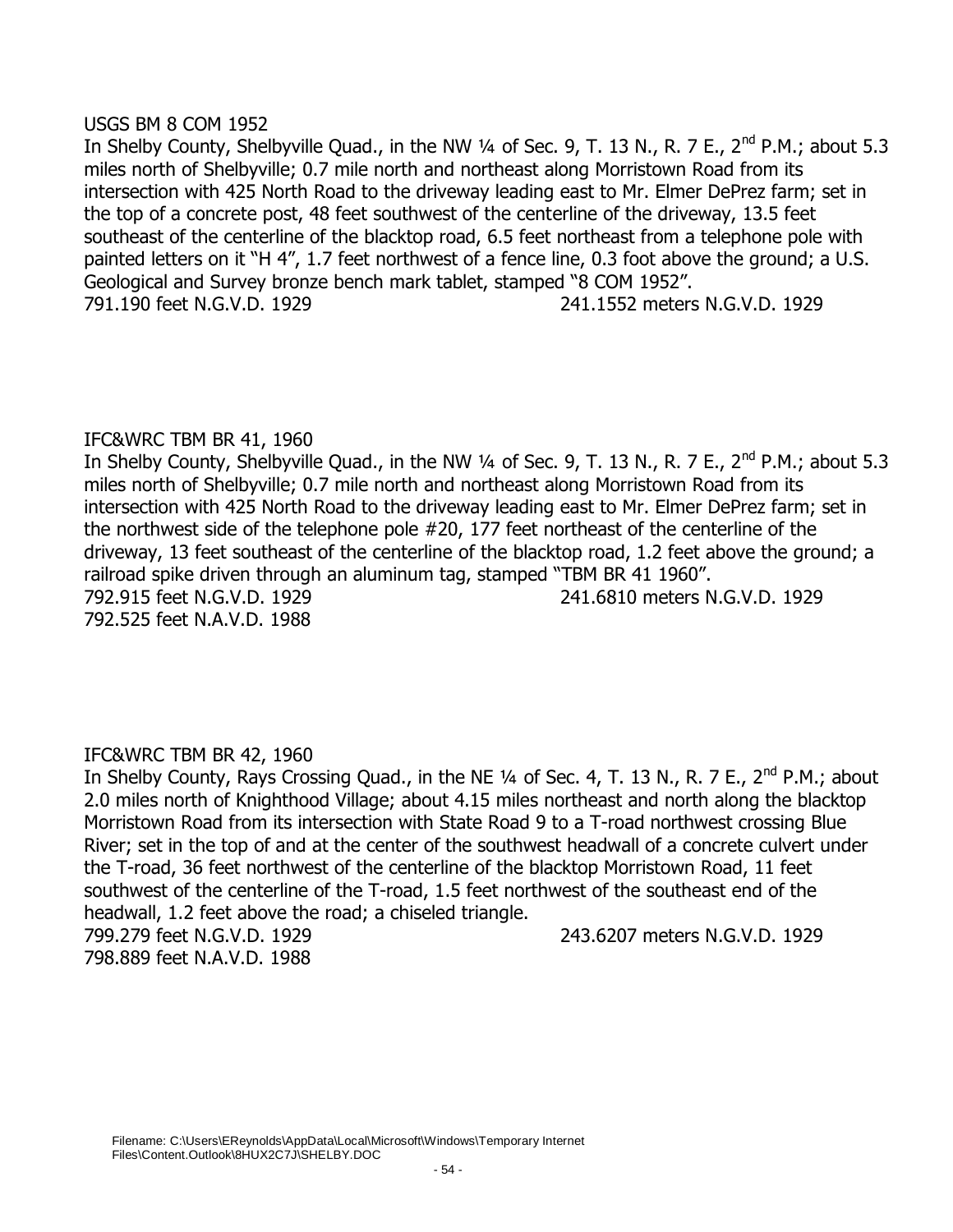USGS BM 8 COM 1952

In Shelby County, Shelbyville Quad., in the NW ¼ of Sec. 9, T. 13 N., R. 7 E., 2nd P.M.; about 5.3 miles north of Shelbyville; 0.7 mile north and northeast along Morristown Road from its intersection with 425 North Road to the driveway leading east to Mr. Elmer DePrez farm; set in the top of a concrete post, 48 feet southwest of the centerline of the driveway, 13.5 feet southeast of the centerline of the blacktop road, 6.5 feet northeast from a telephone pole with painted letters on it "H 4", 1.7 feet northwest of a fence line, 0.3 foot above the ground; a U.S. Geological and Survey bronze bench mark tablet, stamped "8 COM 1952".

791.190 feet N.G.V.D. 1929 241.1552 meters N.G.V.D. 1929

IFC&WRC TBM BR 41, 1960

In Shelby County, Shelbyville Quad., in the NW ¼ of Sec. 9, T. 13 N., R. 7 E., 2nd P.M.; about 5.3 miles north of Shelbyville; 0.7 mile north and northeast along Morristown Road from its intersection with 425 North Road to the driveway leading east to Mr. Elmer DePrez farm; set in the northwest side of the telephone pole #20, 177 feet northeast of the centerline of the driveway, 13 feet southeast of the centerline of the blacktop road, 1.2 feet above the ground; a railroad spike driven through an aluminum tag, stamped "TBM BR 41 1960".

792.915 feet N.G.V.D. 1929 241.6810 meters N.G.V.D. 1929
792.525 feet N.A.V.D. 1988

IFC&WRC TBM BR 42, 1960

In Shelby County, Rays Crossing Quad., in the NE ¼ of Sec. 4, T. 13 N., R. 7 E., 2nd P.M.; about 2.0 miles north of Knighthood Village; about 4.15 miles northeast and north along the blacktop Morristown Road from its intersection with State Road 9 to a T-road northwest crossing Blue River; set in the top of and at the center of the southwest headwall of a concrete culvert under the T-road, 36 feet northwest of the centerline of the blacktop Morristown Road, 11 feet southwest of the centerline of the T-road, 1.5 feet northwest of the southeast end of the headwall, 1.2 feet above the road; a chiseled triangle.

799.279 feet N.G.V.D. 1929 243.6207 meters N.G.V.D. 1929
798.889 feet N.A.V.D. 1988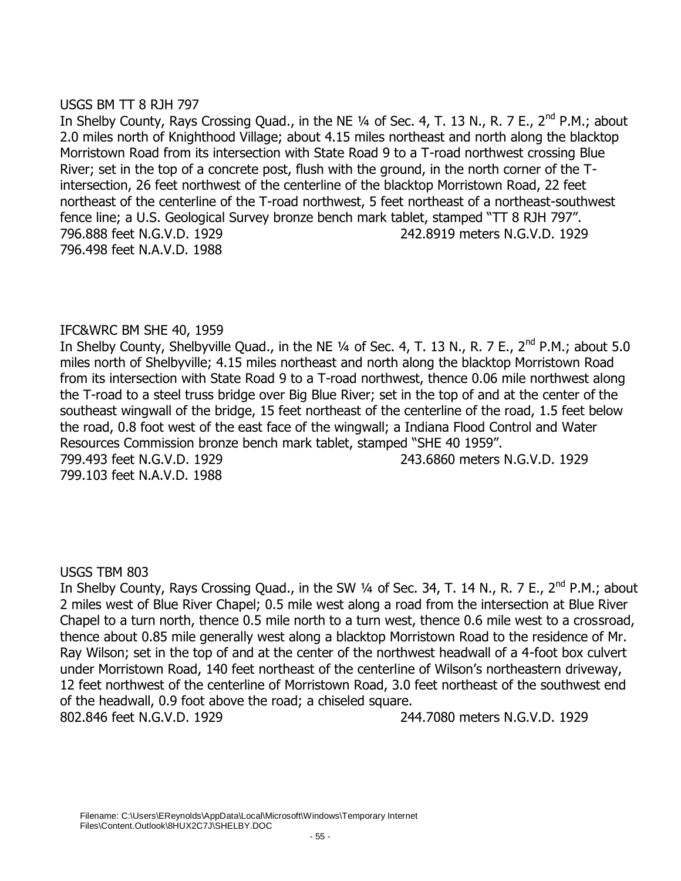USGS BM TT 8 RJH 797

In Shelby County, Rays Crossing Quad., in the NE ¼ of Sec. 4, T. 13 N., R. 7 E., 2nd P.M.; about 2.0 miles north of Knighthood Village; about 4.15 miles northeast and north along the blacktop Morristown Road from its intersection with State Road 9 to a T-road northwest crossing Blue River; set in the top of a concrete post, flush with the ground, in the north corner of the T-intersection, 26 feet northwest of the centerline of the blacktop Morristown Road, 22 feet northeast of the centerline of the T-road northwest, 5 feet northeast of a northeast-southwest fence line; a U.S. Geological Survey bronze bench mark tablet, stamped "TT 8 RJH 797".

796.888 feet N.G.V.D. 1929 242.8919 meters N.G.V.D. 1929

796.498 feet N.A.V.D. 1988

IFC&WRC BM SHE 40, 1959

In Shelby County, Shelbyville Quad., in the NE ¼ of Sec. 4, T. 13 N., R. 7 E., 2nd P.M.; about 5.0 miles north of Shelbyville; 4.15 miles northeast and north along the blacktop Morristown Road from its intersection with State Road 9 to a T-road northwest, thence 0.06 mile northwest along the T-road to a steel truss bridge over Big Blue River; set in the top of and at the center of the southeast wingwall of the bridge, 15 feet northeast of the centerline of the road, 1.5 feet below the road, 0.8 foot west of the east face of the wingwall; a Indiana Flood Control and Water Resources Commission bronze bench mark tablet, stamped "SHE 40 1959".

799.493 feet N.G.V.D. 1929 243.6860 meters N.G.V.D. 1929

799.103 feet N.A.V.D. 1988

USGS TBM 803

In Shelby County, Rays Crossing Quad., in the SW ¼ of Sec. 34, T. 14 N., R. 7 E., 2nd P.M.; about 2 miles west of Blue River Chapel; 0.5 mile west along a road from the intersection at Blue River Chapel to a turn north, thence 0.5 mile north to a turn west, thence 0.6 mile west to a crossroad, thence about 0.85 mile generally west along a blacktop Morristown Road to the residence of Mr. Ray Wilson; set in the top of and at the center of the northwest headwall of a 4-foot box culvert under Morristown Road, 140 feet northeast of the centerline of Wilson's northeastern driveway, 12 feet northwest of the centerline of Morristown Road, 3.0 feet northeast of the southwest end of the headwall, 0.9 foot above the road; a chiseled square.

802.846 feet N.G.V.D. 1929 244.7080 meters N.G.V.D. 1929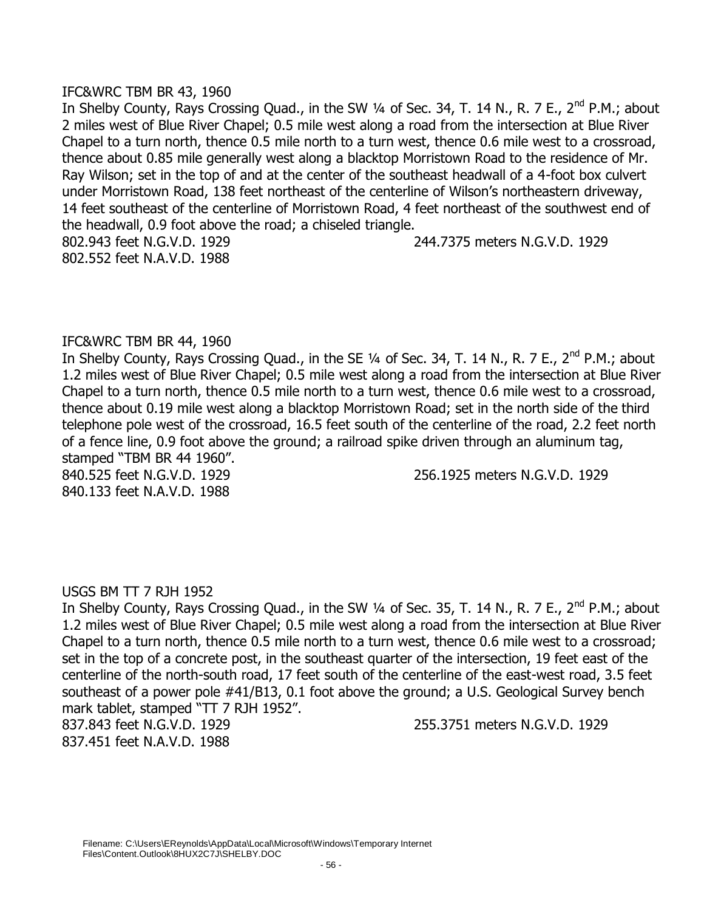IFC&WRC TBM BR 43, 1960

In Shelby County, Rays Crossing Quad., in the SW ¼ of Sec. 34, T. 14 N., R. 7 E., 2nd P.M.; about 2 miles west of Blue River Chapel; 0.5 mile west along a road from the intersection at Blue River Chapel to a turn north, thence 0.5 mile north to a turn west, thence 0.6 mile west to a crossroad, thence about 0.85 mile generally west along a blacktop Morristown Road to the residence of Mr. Ray Wilson; set in the top of and at the center of the southeast headwall of a 4-foot box culvert under Morristown Road, 138 feet northeast of the centerline of Wilson's northeastern driveway, 14 feet southeast of the centerline of Morristown Road, 4 feet northeast of the southwest end of the headwall, 0.9 foot above the road; a chiseled triangle.

802.943 feet N.G.V.D. 1929 244.7375 meters N.G.V.D. 1929
802.552 feet N.A.V.D. 1988

IFC&WRC TBM BR 44, 1960

In Shelby County, Rays Crossing Quad., in the SE ¼ of Sec. 34, T. 14 N., R. 7 E., 2nd P.M.; about 1.2 miles west of Blue River Chapel; 0.5 mile west along a road from the intersection at Blue River Chapel to a turn north, thence 0.5 mile north to a turn west, thence 0.6 mile west to a crossroad, thence about 0.19 mile west along a blacktop Morristown Road; set in the north side of the third telephone pole west of the crossroad, 16.5 feet south of the centerline of the road, 2.2 feet north of a fence line, 0.9 foot above the ground; a railroad spike driven through an aluminum tag, stamped "TBM BR 44 1960".

840.525 feet N.G.V.D. 1929 256.1925 meters N.G.V.D. 1929
840.133 feet N.A.V.D. 1988

USGS BM TT 7 RJH 1952

In Shelby County, Rays Crossing Quad., in the SW ¼ of Sec. 35, T. 14 N., R. 7 E., 2nd P.M.; about 1.2 miles west of Blue River Chapel; 0.5 mile west along a road from the intersection at Blue River Chapel to a turn north, thence 0.5 mile north to a turn west, thence 0.6 mile west to a crossroad; set in the top of a concrete post, in the southeast quarter of the intersection, 19 feet east of the centerline of the north-south road, 17 feet south of the centerline of the east-west road, 3.5 feet southeast of a power pole #41/B13, 0.1 foot above the ground; a U.S. Geological Survey bench mark tablet, stamped "TT 7 RJH 1952".

837.843 feet N.G.V.D. 1929 255.3751 meters N.G.V.D. 1929
837.451 feet N.A.V.D. 1988

Filename: C:\Users\EReynolds\AppData\Local\Microsoft\Windows\Temporary Internet Files\Content.Outlook\8HUX2C7J\SHELBY.DOC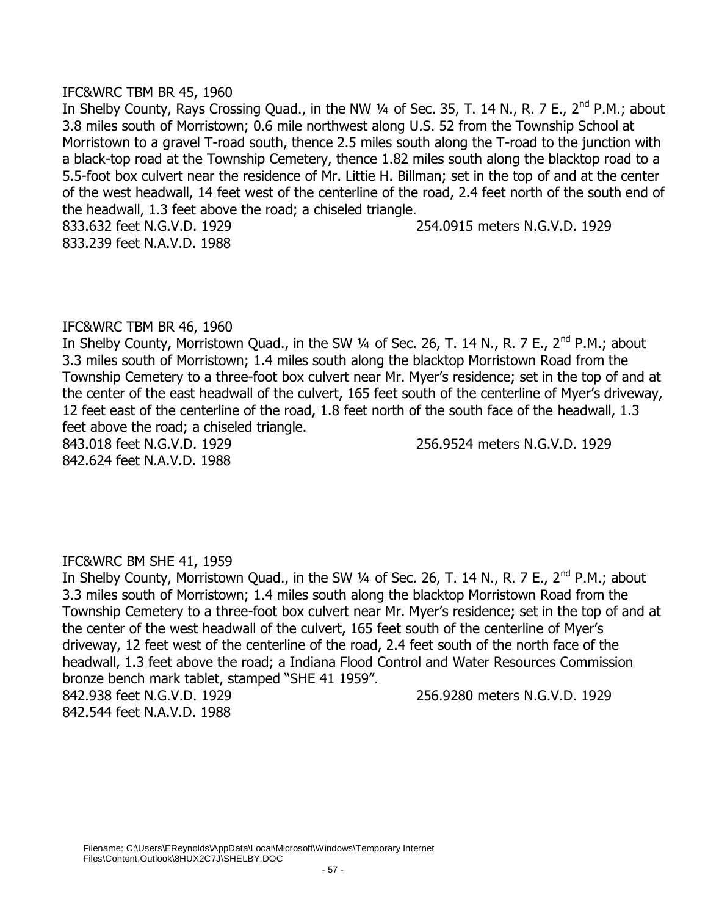IFC&WRC TBM BR 45, 1960

In Shelby County, Rays Crossing Quad., in the NW ¼ of Sec. 35, T. 14 N., R. 7 E., 2nd P.M.; about 3.8 miles south of Morristown; 0.6 mile northwest along U.S. 52 from the Township School at Morristown to a gravel T-road south, thence 2.5 miles south along the T-road to the junction with a black-top road at the Township Cemetery, thence 1.82 miles south along the blacktop road to a 5.5-foot box culvert near the residence of Mr. Littie H. Billman; set in the top of and at the center of the west headwall, 14 feet west of the centerline of the road, 2.4 feet north of the south end of the headwall, 1.3 feet above the road; a chiseled triangle.

833.632 feet N.G.V.D. 1929 254.0915 meters N.G.V.D. 1929
833.239 feet N.A.V.D. 1988

IFC&WRC TBM BR 46, 1960

In Shelby County, Morristown Quad., in the SW ¼ of Sec. 26, T. 14 N., R. 7 E., 2nd P.M.; about 3.3 miles south of Morristown; 1.4 miles south along the blacktop Morristown Road from the Township Cemetery to a three-foot box culvert near Mr. Myer's residence; set in the top of and at the center of the east headwall of the culvert, 165 feet south of the centerline of Myer's driveway, 12 feet east of the centerline of the road, 1.8 feet north of the south face of the headwall, 1.3 feet above the road; a chiseled triangle.

843.018 feet N.G.V.D. 1929 256.9524 meters N.G.V.D. 1929
842.624 feet N.A.V.D. 1988

IFC&WRC BM SHE 41, 1959

In Shelby County, Morristown Quad., in the SW ¼ of Sec. 26, T. 14 N., R. 7 E., 2nd P.M.; about 3.3 miles south of Morristown; 1.4 miles south along the blacktop Morristown Road from the Township Cemetery to a three-foot box culvert near Mr. Myer's residence; set in the top of and at the center of the west headwall of the culvert, 165 feet south of the centerline of Myer's driveway, 12 feet west of the centerline of the road, 2.4 feet south of the north face of the headwall, 1.3 feet above the road; a Indiana Flood Control and Water Resources Commission bronze bench mark tablet, stamped "SHE 41 1959".

842.938 feet N.G.V.D. 1929 256.9280 meters N.G.V.D. 1929
842.544 feet N.A.V.D. 1988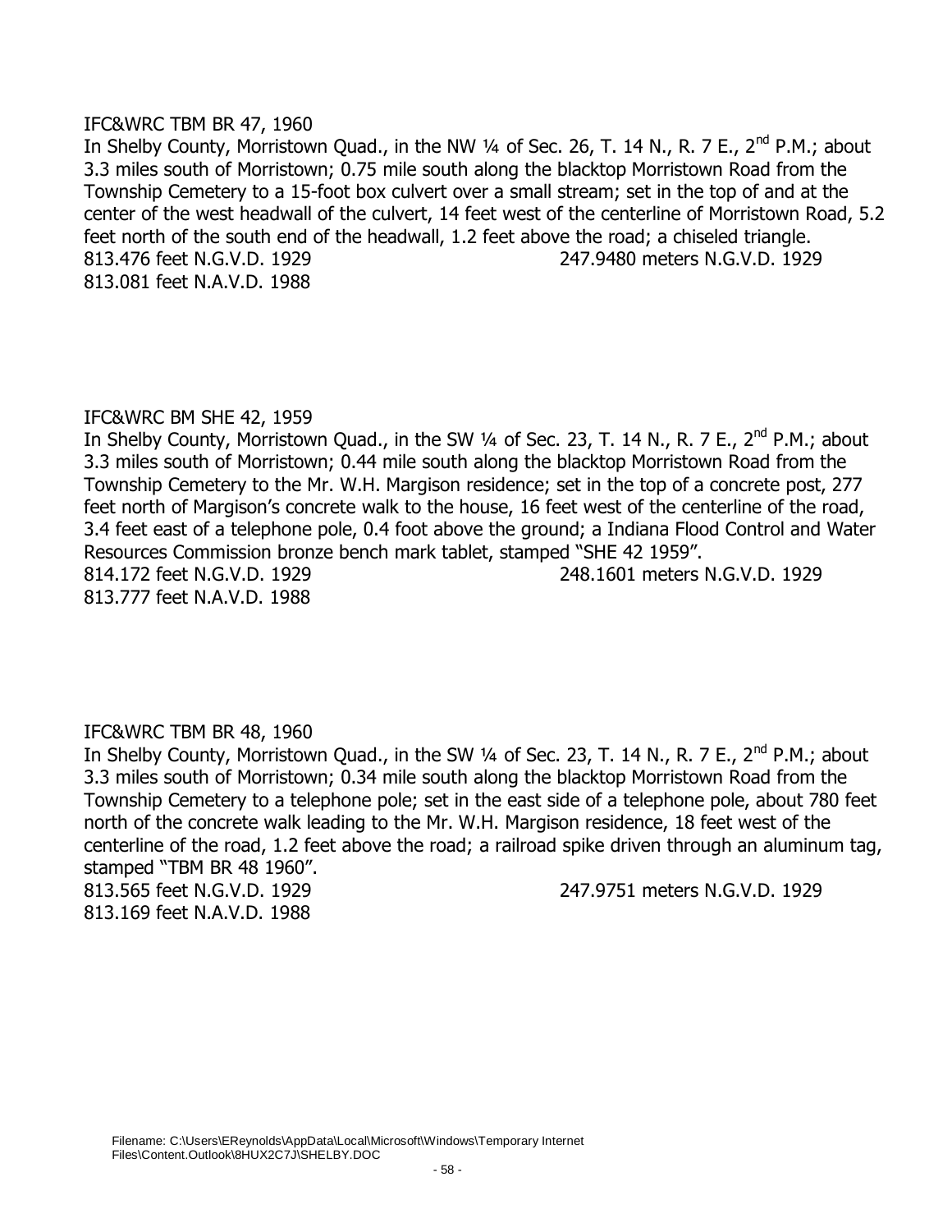IFC&WRC TBM BR 47, 1960

In Shelby County, Morristown Quad., in the NW ¼ of Sec. 26, T. 14 N., R. 7 E., 2nd P.M.; about 3.3 miles south of Morristown; 0.75 mile south along the blacktop Morristown Road from the Township Cemetery to a 15-foot box culvert over a small stream; set in the top of and at the center of the west headwall of the culvert, 14 feet west of the centerline of Morristown Road, 5.2 feet north of the south end of the headwall, 1.2 feet above the road; a chiseled triangle.

813.476 feet N.G.V.D. 1929　　　　247.9480 meters N.G.V.D. 1929

813.081 feet N.A.V.D. 1988

IFC&WRC BM SHE 42, 1959

In Shelby County, Morristown Quad., in the SW ¼ of Sec. 23, T. 14 N., R. 7 E., 2nd P.M.; about 3.3 miles south of Morristown; 0.44 mile south along the blacktop Morristown Road from the Township Cemetery to the Mr. W.H. Margison residence; set in the top of a concrete post, 277 feet north of Margison's concrete walk to the house, 16 feet west of the centerline of the road, 3.4 feet east of a telephone pole, 0.4 foot above the ground; a Indiana Flood Control and Water Resources Commission bronze bench mark tablet, stamped "SHE 42 1959".

814.172 feet N.G.V.D. 1929　　　　248.1601 meters N.G.V.D. 1929

813.777 feet N.A.V.D. 1988

IFC&WRC TBM BR 48, 1960

In Shelby County, Morristown Quad., in the SW ¼ of Sec. 23, T. 14 N., R. 7 E., 2nd P.M.; about 3.3 miles south of Morristown; 0.34 mile south along the blacktop Morristown Road from the Township Cemetery to a telephone pole; set in the east side of a telephone pole, about 780 feet north of the concrete walk leading to the Mr. W.H. Margison residence, 18 feet west of the centerline of the road, 1.2 feet above the road; a railroad spike driven through an aluminum tag, stamped "TBM BR 48 1960".

813.565 feet N.G.V.D. 1929　　　　247.9751 meters N.G.V.D. 1929

813.169 feet N.A.V.D. 1988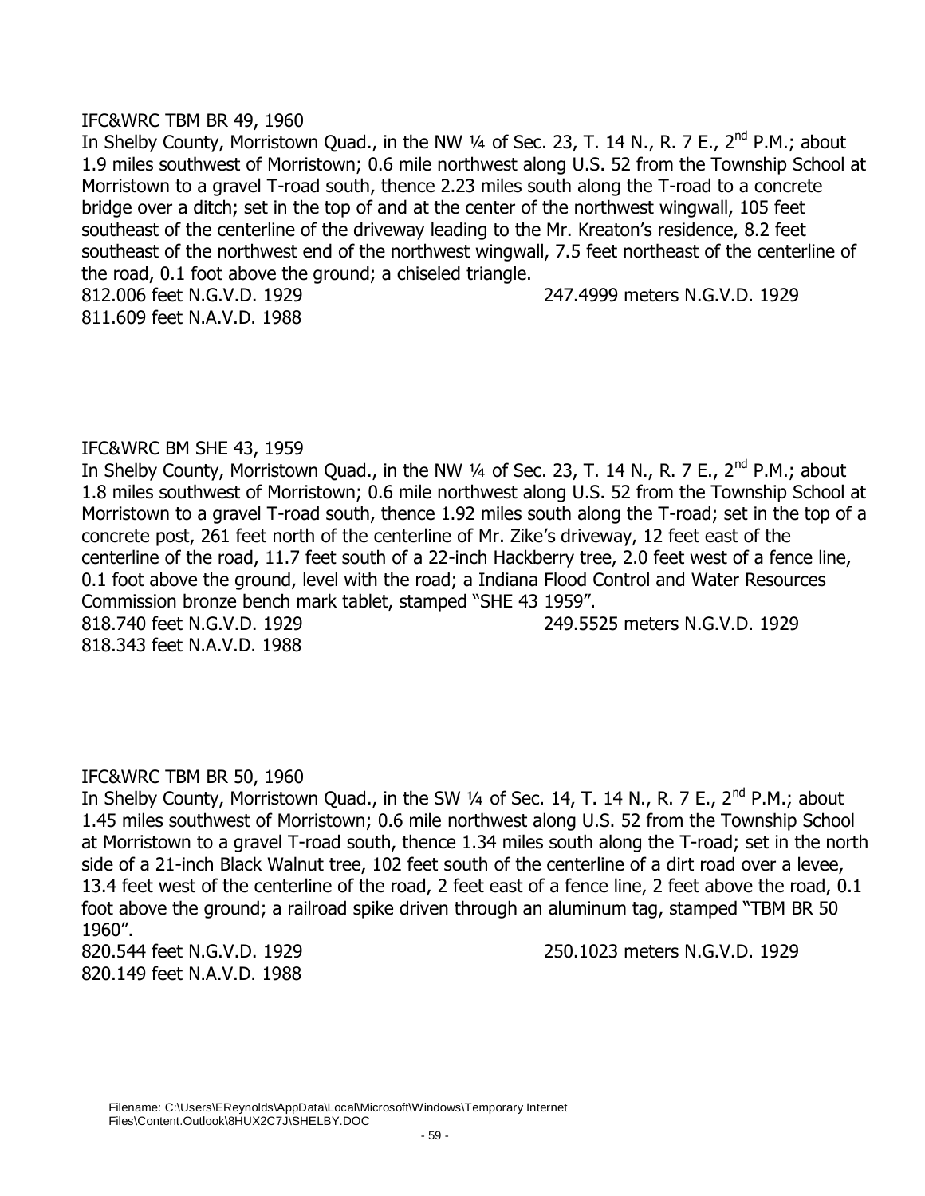IFC&WRC TBM BR 49, 1960

In Shelby County, Morristown Quad., in the NW ¼ of Sec. 23, T. 14 N., R. 7 E., 2nd P.M.; about 1.9 miles southwest of Morristown; 0.6 mile northwest along U.S. 52 from the Township School at Morristown to a gravel T-road south, thence 2.23 miles south along the T-road to a concrete bridge over a ditch; set in the top of and at the center of the northwest wingwall, 105 feet southeast of the centerline of the driveway leading to the Mr. Kreaton's residence, 8.2 feet southeast of the northwest end of the northwest wingwall, 7.5 feet northeast of the centerline of the road, 0.1 foot above the ground; a chiseled triangle.

812.006 feet N.G.V.D. 1929 247.4999 meters N.G.V.D. 1929

811.609 feet N.A.V.D. 1988

IFC&WRC BM SHE 43, 1959

In Shelby County, Morristown Quad., in the NW ¼ of Sec. 23, T. 14 N., R. 7 E., 2nd P.M.; about 1.8 miles southwest of Morristown; 0.6 mile northwest along U.S. 52 from the Township School at Morristown to a gravel T-road south, thence 1.92 miles south along the T-road; set in the top of a concrete post, 261 feet north of the centerline of Mr. Zike's driveway, 12 feet east of the centerline of the road, 11.7 feet south of a 22-inch Hackberry tree, 2.0 feet west of a fence line, 0.1 foot above the ground, level with the road; a Indiana Flood Control and Water Resources Commission bronze bench mark tablet, stamped "SHE 43 1959".

818.740 feet N.G.V.D. 1929 249.5525 meters N.G.V.D. 1929

818.343 feet N.A.V.D. 1988

IFC&WRC TBM BR 50, 1960

In Shelby County, Morristown Quad., in the SW ¼ of Sec. 14, T. 14 N., R. 7 E., 2nd P.M.; about 1.45 miles southwest of Morristown; 0.6 mile northwest along U.S. 52 from the Township School at Morristown to a gravel T-road south, thence 1.34 miles south along the T-road; set in the north side of a 21-inch Black Walnut tree, 102 feet south of the centerline of a dirt road over a levee, 13.4 feet west of the centerline of the road, 2 feet east of a fence line, 2 feet above the road, 0.1 foot above the ground; a railroad spike driven through an aluminum tag, stamped "TBM BR 50 1960".

820.544 feet N.G.V.D. 1929 250.1023 meters N.G.V.D. 1929

820.149 feet N.A.V.D. 1988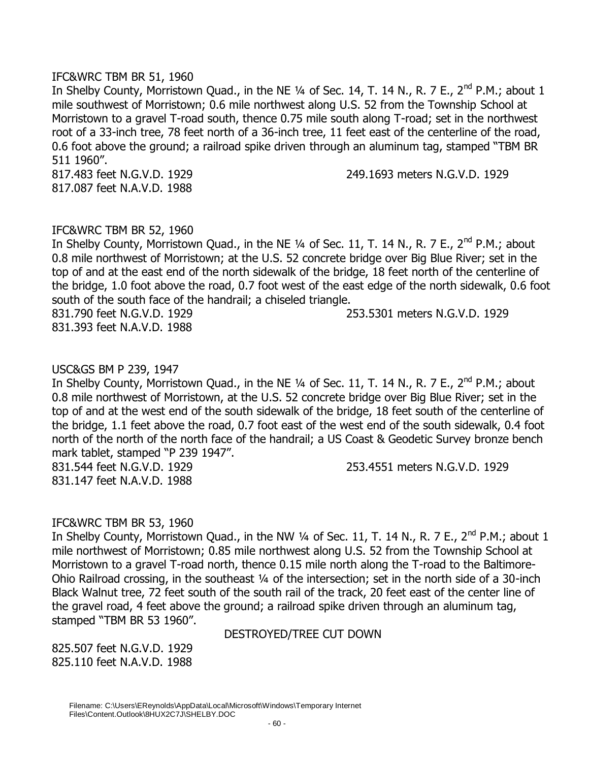IFC&WRC TBM BR 51, 1960

In Shelby County, Morristown Quad., in the NE ¼ of Sec. 14, T. 14 N., R. 7 E., 2nd P.M.; about 1 mile southwest of Morristown; 0.6 mile northwest along U.S. 52 from the Township School at Morristown to a gravel T-road south, thence 0.75 mile south along T-road; set in the northwest root of a 33-inch tree, 78 feet north of a 36-inch tree, 11 feet east of the centerline of the road, 0.6 foot above the ground; a railroad spike driven through an aluminum tag, stamped "TBM BR 511 1960".

817.483 feet N.G.V.D. 1929 249.1693 meters N.G.V.D. 1929
817.087 feet N.A.V.D. 1988

IFC&WRC TBM BR 52, 1960

In Shelby County, Morristown Quad., in the NE ¼ of Sec. 11, T. 14 N., R. 7 E., 2nd P.M.; about 0.8 mile northwest of Morristown; at the U.S. 52 concrete bridge over Big Blue River; set in the top of and at the east end of the north sidewalk of the bridge, 18 feet north of the centerline of the bridge, 1.0 foot above the road, 0.7 foot west of the east edge of the north sidewalk, 0.6 foot south of the south face of the handrail; a chiseled triangle.

831.790 feet N.G.V.D. 1929 253.5301 meters N.G.V.D. 1929
831.393 feet N.A.V.D. 1988

USC&GS BM P 239, 1947

In Shelby County, Morristown Quad., in the NE ¼ of Sec. 11, T. 14 N., R. 7 E., 2nd P.M.; about 0.8 mile northwest of Morristown, at the U.S. 52 concrete bridge over Big Blue River; set in the top of and at the west end of the south sidewalk of the bridge, 18 feet south of the centerline of the bridge, 1.1 feet above the road, 0.7 foot east of the west end of the south sidewalk, 0.4 foot north of the north of the north face of the handrail; a US Coast & Geodetic Survey bronze bench mark tablet, stamped "P 239 1947".

831.544 feet N.G.V.D. 1929 253.4551 meters N.G.V.D. 1929
831.147 feet N.A.V.D. 1988

IFC&WRC TBM BR 53, 1960

In Shelby County, Morristown Quad., in the NW ¼ of Sec. 11, T. 14 N., R. 7 E., 2nd P.M.; about 1 mile northwest of Morristown; 0.85 mile northwest along U.S. 52 from the Township School at Morristown to a gravel T-road north, thence 0.15 mile north along the T-road to the Baltimore-Ohio Railroad crossing, in the southeast ¼ of the intersection; set in the north side of a 30-inch Black Walnut tree, 72 feet south of the south rail of the track, 20 feet east of the center line of the gravel road, 4 feet above the ground; a railroad spike driven through an aluminum tag, stamped "TBM BR 53 1960".

DESTROYED/TREE CUT DOWN

825.507 feet N.G.V.D. 1929
825.110 feet N.A.V.D. 1988

Filename: C:\Users\EReynolds\AppData\Local\Microsoft\Windows\Temporary Internet Files\Content.Outlook\8HUX2C7J\SHELBY.DOC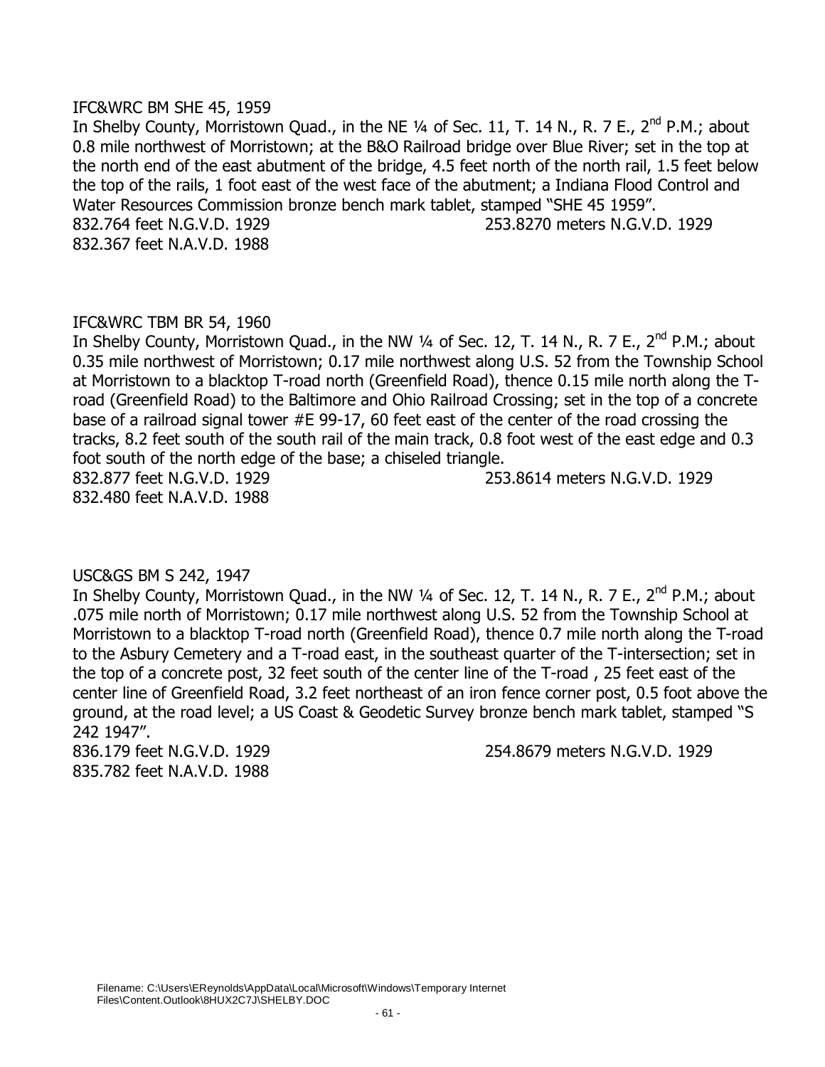IFC&WRC BM SHE 45, 1959

In Shelby County, Morristown Quad., in the NE ¼ of Sec. 11, T. 14 N., R. 7 E., 2nd P.M.; about 0.8 mile northwest of Morristown; at the B&O Railroad bridge over Blue River; set in the top at the north end of the east abutment of the bridge, 4.5 feet north of the north rail, 1.5 feet below the top of the rails, 1 foot east of the west face of the abutment; a Indiana Flood Control and Water Resources Commission bronze bench mark tablet, stamped "SHE 45 1959".

832.764 feet N.G.V.D. 1929 253.8270 meters N.G.V.D. 1929

832.367 feet N.A.V.D. 1988

IFC&WRC TBM BR 54, 1960

In Shelby County, Morristown Quad., in the NW ¼ of Sec. 12, T. 14 N., R. 7 E., 2nd P.M.; about 0.35 mile northwest of Morristown; 0.17 mile northwest along U.S. 52 from the Township School at Morristown to a blacktop T-road north (Greenfield Road), thence 0.15 mile north along the T-road (Greenfield Road) to the Baltimore and Ohio Railroad Crossing; set in the top of a concrete base of a railroad signal tower #E 99-17, 60 feet east of the center of the road crossing the tracks, 8.2 feet south of the south rail of the main track, 0.8 foot west of the east edge and 0.3 foot south of the north edge of the base; a chiseled triangle.

832.877 feet N.G.V.D. 1929 253.8614 meters N.G.V.D. 1929

832.480 feet N.A.V.D. 1988

USC&GS BM S 242, 1947

In Shelby County, Morristown Quad., in the NW ¼ of Sec. 12, T. 14 N., R. 7 E., 2nd P.M.; about .075 mile north of Morristown; 0.17 mile northwest along U.S. 52 from the Township School at Morristown to a blacktop T-road north (Greenfield Road), thence 0.7 mile north along the T-road to the Asbury Cemetery and a T-road east, in the southeast quarter of the T-intersection; set in the top of a concrete post, 32 feet south of the center line of the T-road , 25 feet east of the center line of Greenfield Road, 3.2 feet northeast of an iron fence corner post, 0.5 foot above the ground, at the road level; a US Coast & Geodetic Survey bronze bench mark tablet, stamped "S 242 1947".

836.179 feet N.G.V.D. 1929 254.8679 meters N.G.V.D. 1929

835.782 feet N.A.V.D. 1988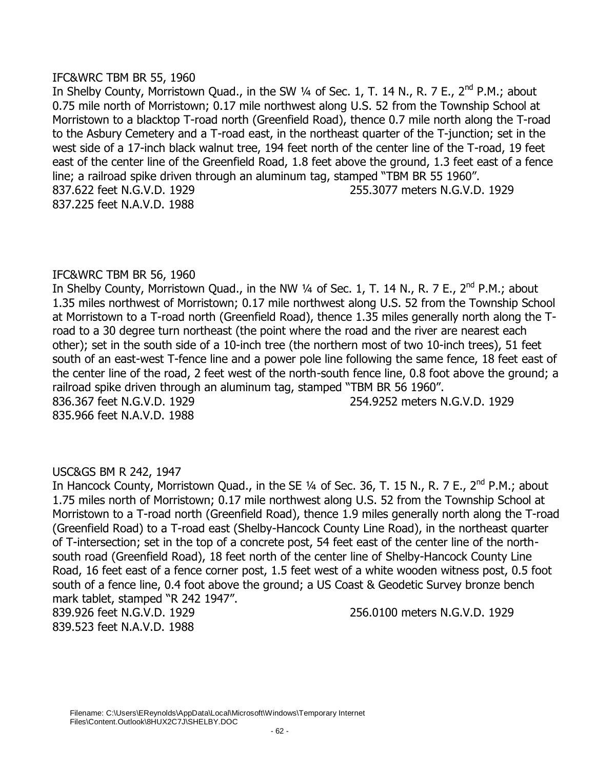IFC&WRC TBM BR 55, 1960

In Shelby County, Morristown Quad., in the SW ¼ of Sec. 1, T. 14 N., R. 7 E., 2nd P.M.; about 0.75 mile north of Morristown; 0.17 mile northwest along U.S. 52 from the Township School at Morristown to a blacktop T-road north (Greenfield Road), thence 0.7 mile north along the T-road to the Asbury Cemetery and a T-road east, in the northeast quarter of the T-junction; set in the west side of a 17-inch black walnut tree, 194 feet north of the center line of the T-road, 19 feet east of the center line of the Greenfield Road, 1.8 feet above the ground, 1.3 feet east of a fence line; a railroad spike driven through an aluminum tag, stamped "TBM BR 55 1960".

837.622 feet N.G.V.D. 1929 255.3077 meters N.G.V.D. 1929

837.225 feet N.A.V.D. 1988

IFC&WRC TBM BR 56, 1960

In Shelby County, Morristown Quad., in the NW ¼ of Sec. 1, T. 14 N., R. 7 E., 2nd P.M.; about 1.35 miles northwest of Morristown; 0.17 mile northwest along U.S. 52 from the Township School at Morristown to a T-road north (Greenfield Road), thence 1.35 miles generally north along the T-road to a 30 degree turn northeast (the point where the road and the river are nearest each other); set in the south side of a 10-inch tree (the northern most of two 10-inch trees), 51 feet south of an east-west T-fence line and a power pole line following the same fence, 18 feet east of the center line of the road, 2 feet west of the north-south fence line, 0.8 foot above the ground; a railroad spike driven through an aluminum tag, stamped "TBM BR 56 1960".

836.367 feet N.G.V.D. 1929 254.9252 meters N.G.V.D. 1929

835.966 feet N.A.V.D. 1988

USC&GS BM R 242, 1947

In Hancock County, Morristown Quad., in the SE ¼ of Sec. 36, T. 15 N., R. 7 E., 2nd P.M.; about 1.75 miles north of Morristown; 0.17 mile northwest along U.S. 52 from the Township School at Morristown to a T-road north (Greenfield Road), thence 1.9 miles generally north along the T-road (Greenfield Road) to a T-road east (Shelby-Hancock County Line Road), in the northeast quarter of T-intersection; set in the top of a concrete post, 54 feet east of the center line of the north-south road (Greenfield Road), 18 feet north of the center line of Shelby-Hancock County Line Road, 16 feet east of a fence corner post, 1.5 feet west of a white wooden witness post, 0.5 foot south of a fence line, 0.4 foot above the ground; a US Coast & Geodetic Survey bronze bench mark tablet, stamped "R 242 1947".

839.926 feet N.G.V.D. 1929 256.0100 meters N.G.V.D. 1929

839.523 feet N.A.V.D. 1988

Filename: C:\Users\EReynolds\AppData\Local\Microsoft\Windows\Temporary Internet Files\Content.Outlook\8HUX2C7J\SHELBY.DOC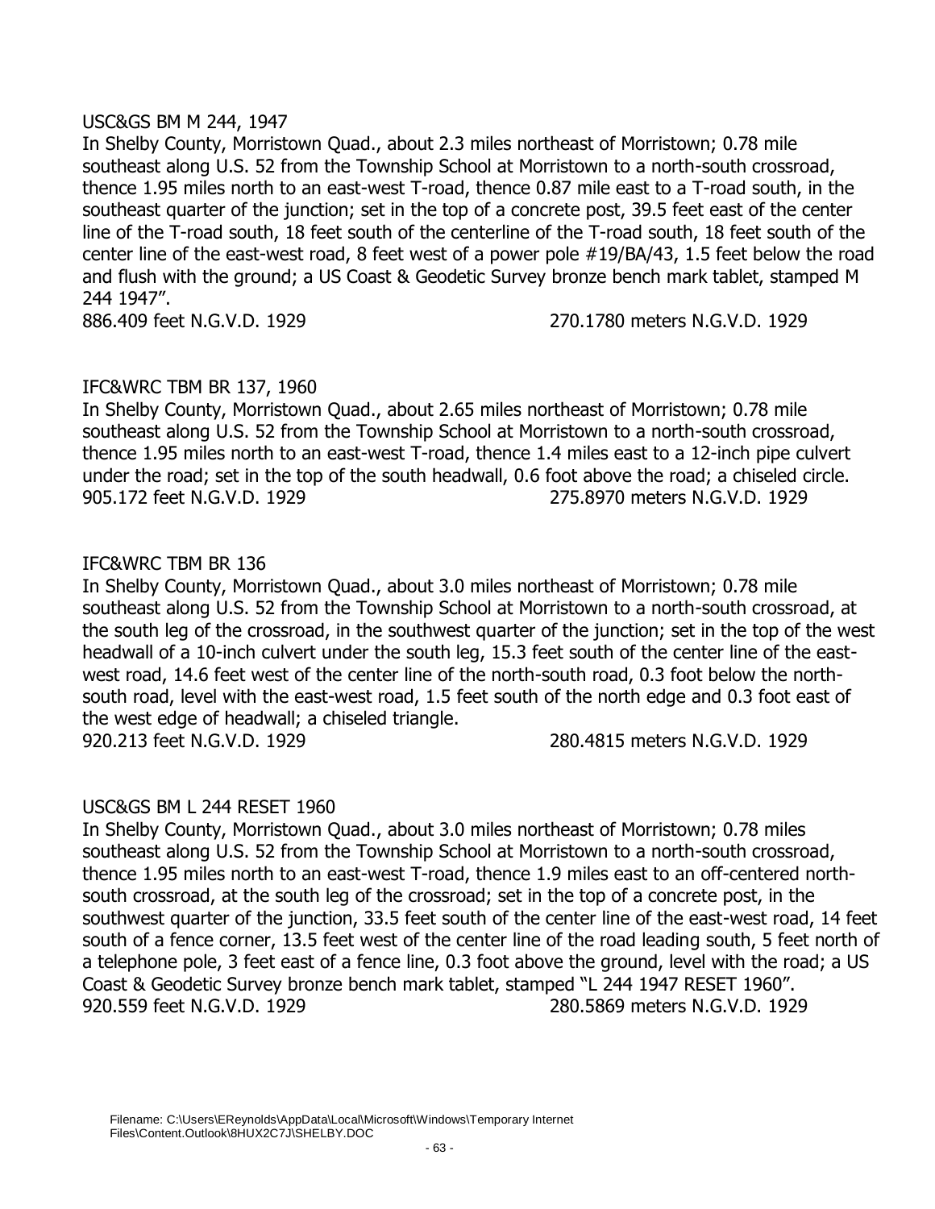USC&GS BM M 244, 1947

In Shelby County, Morristown Quad., about 2.3 miles northeast of Morristown; 0.78 mile southeast along U.S. 52 from the Township School at Morristown to a north-south crossroad, thence 1.95 miles north to an east-west T-road, thence 0.87 mile east to a T-road south, in the southeast quarter of the junction; set in the top of a concrete post, 39.5 feet east of the center line of the T-road south, 18 feet south of the centerline of the T-road south, 18 feet south of the center line of the east-west road, 8 feet west of a power pole #19/BA/43, 1.5 feet below the road and flush with the ground; a US Coast & Geodetic Survey bronze bench mark tablet, stamped M 244 1947".

886.409 feet N.G.V.D. 1929 270.1780 meters N.G.V.D. 1929

IFC&WRC TBM BR 137, 1960

In Shelby County, Morristown Quad., about 2.65 miles northeast of Morristown; 0.78 mile southeast along U.S. 52 from the Township School at Morristown to a north-south crossroad, thence 1.95 miles north to an east-west T-road, thence 1.4 miles east to a 12-inch pipe culvert under the road; set in the top of the south headwall, 0.6 foot above the road; a chiseled circle.

905.172 feet N.G.V.D. 1929 275.8970 meters N.G.V.D. 1929

IFC&WRC TBM BR 136

In Shelby County, Morristown Quad., about 3.0 miles northeast of Morristown; 0.78 mile southeast along U.S. 52 from the Township School at Morristown to a north-south crossroad, at the south leg of the crossroad, in the southwest quarter of the junction; set in the top of the west headwall of a 10-inch culvert under the south leg, 15.3 feet south of the center line of the east-west road, 14.6 feet west of the center line of the north-south road, 0.3 foot below the north-south road, level with the east-west road, 1.5 feet south of the north edge and 0.3 foot east of the west edge of headwall; a chiseled triangle.

920.213 feet N.G.V.D. 1929 280.4815 meters N.G.V.D. 1929

USC&GS BM L 244 RESET 1960

In Shelby County, Morristown Quad., about 3.0 miles northeast of Morristown; 0.78 miles southeast along U.S. 52 from the Township School at Morristown to a north-south crossroad, thence 1.95 miles north to an east-west T-road, thence 1.9 miles east to an off-centered north-south crossroad, at the south leg of the crossroad; set in the top of a concrete post, in the southwest quarter of the junction, 33.5 feet south of the center line of the east-west road, 14 feet south of a fence corner, 13.5 feet west of the center line of the road leading south, 5 feet north of a telephone pole, 3 feet east of a fence line, 0.3 foot above the ground, level with the road; a US Coast & Geodetic Survey bronze bench mark tablet, stamped "L 244 1947 RESET 1960".

920.559 feet N.G.V.D. 1929 280.5869 meters N.G.V.D. 1929

Filename: C:\Users\EReynolds\AppData\Local\Microsoft\Windows\Temporary Internet Files\Content.Outlook\8HUX2C7J\SHELBY.DOC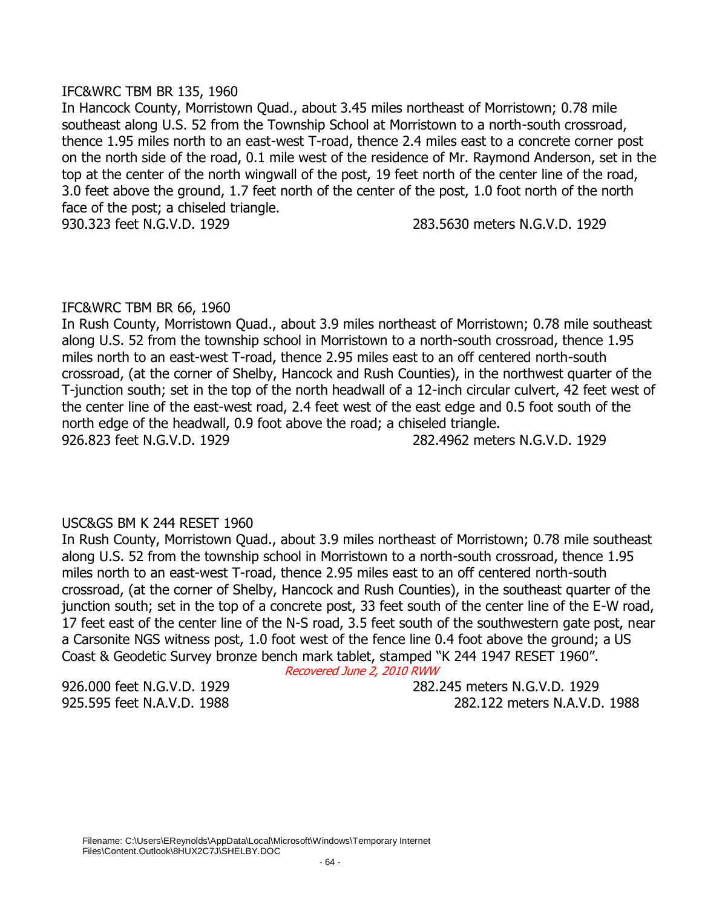IFC&WRC TBM BR 135, 1960

In Hancock County, Morristown Quad., about 3.45 miles northeast of Morristown; 0.78 mile southeast along U.S. 52 from the Township School at Morristown to a north-south crossroad, thence 1.95 miles north to an east-west T-road, thence 2.4 miles east to a concrete corner post on the north side of the road, 0.1 mile west of the residence of Mr. Raymond Anderson, set in the top at the center of the north wingwall of the post, 19 feet north of the center line of the road, 3.0 feet above the ground, 1.7 feet north of the center of the post, 1.0 foot north of the north face of the post; a chiseled triangle.

930.323 feet N.G.V.D. 1929 283.5630 meters N.G.V.D. 1929

IFC&WRC TBM BR 66, 1960

In Rush County, Morristown Quad., about 3.9 miles northeast of Morristown; 0.78 mile southeast along U.S. 52 from the township school in Morristown to a north-south crossroad, thence 1.95 miles north to an east-west T-road, thence 2.95 miles east to an off centered north-south crossroad, (at the corner of Shelby, Hancock and Rush Counties), in the northwest quarter of the T-junction south; set in the top of the north headwall of a 12-inch circular culvert, 42 feet west of the center line of the east-west road, 2.4 feet west of the east edge and 0.5 foot south of the north edge of the headwall, 0.9 foot above the road; a chiseled triangle.

926.823 feet N.G.V.D. 1929 282.4962 meters N.G.V.D. 1929

USC&GS BM K 244 RESET 1960

In Rush County, Morristown Quad., about 3.9 miles northeast of Morristown; 0.78 mile southeast along U.S. 52 from the township school in Morristown to a north-south crossroad, thence 1.95 miles north to an east-west T-road, thence 2.95 miles east to an off centered north-south crossroad, (at the corner of Shelby, Hancock and Rush Counties), in the southeast quarter of the junction south; set in the top of a concrete post, 33 feet south of the center line of the E-W road, 17 feet east of the center line of the N-S road, 3.5 feet south of the southwestern gate post, near a Carsonite NGS witness post, 1.0 foot west of the fence line 0.4 foot above the ground; a US Coast & Geodetic Survey bronze bench mark tablet, stamped "K 244 1947 RESET 1960".

*Recovered June 2, 2010 RWW*

926.000 feet N.G.V.D. 1929 282.245 meters N.G.V.D. 1929

925.595 feet N.A.V.D. 1988 282.122 meters N.A.V.D. 1988

Filename: C:\Users\EReynolds\AppData\Local\Microsoft\Windows\Temporary Internet Files\Content.Outlook\8HUX2C7J\SHELBY.DOC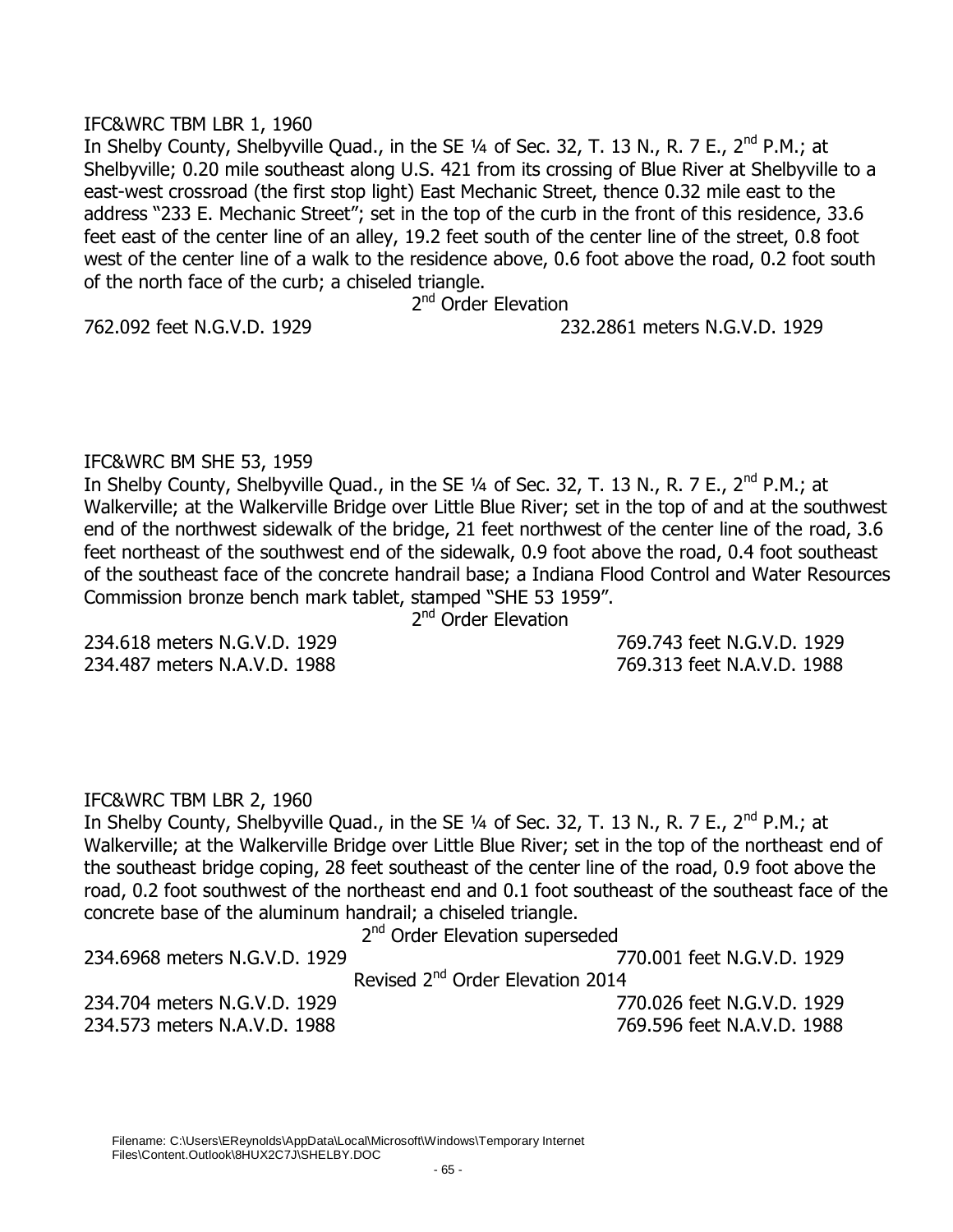IFC&WRC TBM LBR 1, 1960

In Shelby County, Shelbyville Quad., in the SE ¼ of Sec. 32, T. 13 N., R. 7 E., 2nd P.M.; at Shelbyville; 0.20 mile southeast along U.S. 421 from its crossing of Blue River at Shelbyville to a east-west crossroad (the first stop light) East Mechanic Street, thence 0.32 mile east to the address "233 E. Mechanic Street"; set in the top of the curb in the front of this residence, 33.6 feet east of the center line of an alley, 19.2 feet south of the center line of the street, 0.8 foot west of the center line of a walk to the residence above, 0.6 foot above the road, 0.2 foot south of the north face of the curb; a chiseled triangle.

2nd Order Elevation

762.092 feet N.G.V.D. 1929 232.2861 meters N.G.V.D. 1929

IFC&WRC BM SHE 53, 1959

In Shelby County, Shelbyville Quad., in the SE ¼ of Sec. 32, T. 13 N., R. 7 E., 2nd P.M.; at Walkerville; at the Walkerville Bridge over Little Blue River; set in the top of and at the southwest end of the northwest sidewalk of the bridge, 21 feet northwest of the center line of the road, 3.6 feet northeast of the southwest end of the sidewalk, 0.9 foot above the road, 0.4 foot southeast of the southeast face of the concrete handrail base; a Indiana Flood Control and Water Resources Commission bronze bench mark tablet, stamped "SHE 53 1959".

2nd Order Elevation

234.618 meters N.G.V.D. 1929 769.743 feet N.G.V.D. 1929
234.487 meters N.A.V.D. 1988 769.313 feet N.A.V.D. 1988

IFC&WRC TBM LBR 2, 1960

In Shelby County, Shelbyville Quad., in the SE ¼ of Sec. 32, T. 13 N., R. 7 E., 2nd P.M.; at Walkerville; at the Walkerville Bridge over Little Blue River; set in the top of the northeast end of the southeast bridge coping, 28 feet southeast of the center line of the road, 0.9 foot above the road, 0.2 foot southwest of the northeast end and 0.1 foot southeast of the southeast face of the concrete base of the aluminum handrail; a chiseled triangle.

2nd Order Elevation superseded

234.6968 meters N.G.V.D. 1929 770.001 feet N.G.V.D. 1929

Revised 2nd Order Elevation 2014

234.704 meters N.G.V.D. 1929 770.026 feet N.G.V.D. 1929
234.573 meters N.A.V.D. 1988 769.596 feet N.A.V.D. 1988

Filename: C:\Users\EReynolds\AppData\Local\Microsoft\Windows\Temporary Internet Files\Content.Outlook\8HUX2C7J\SHELBY.DOC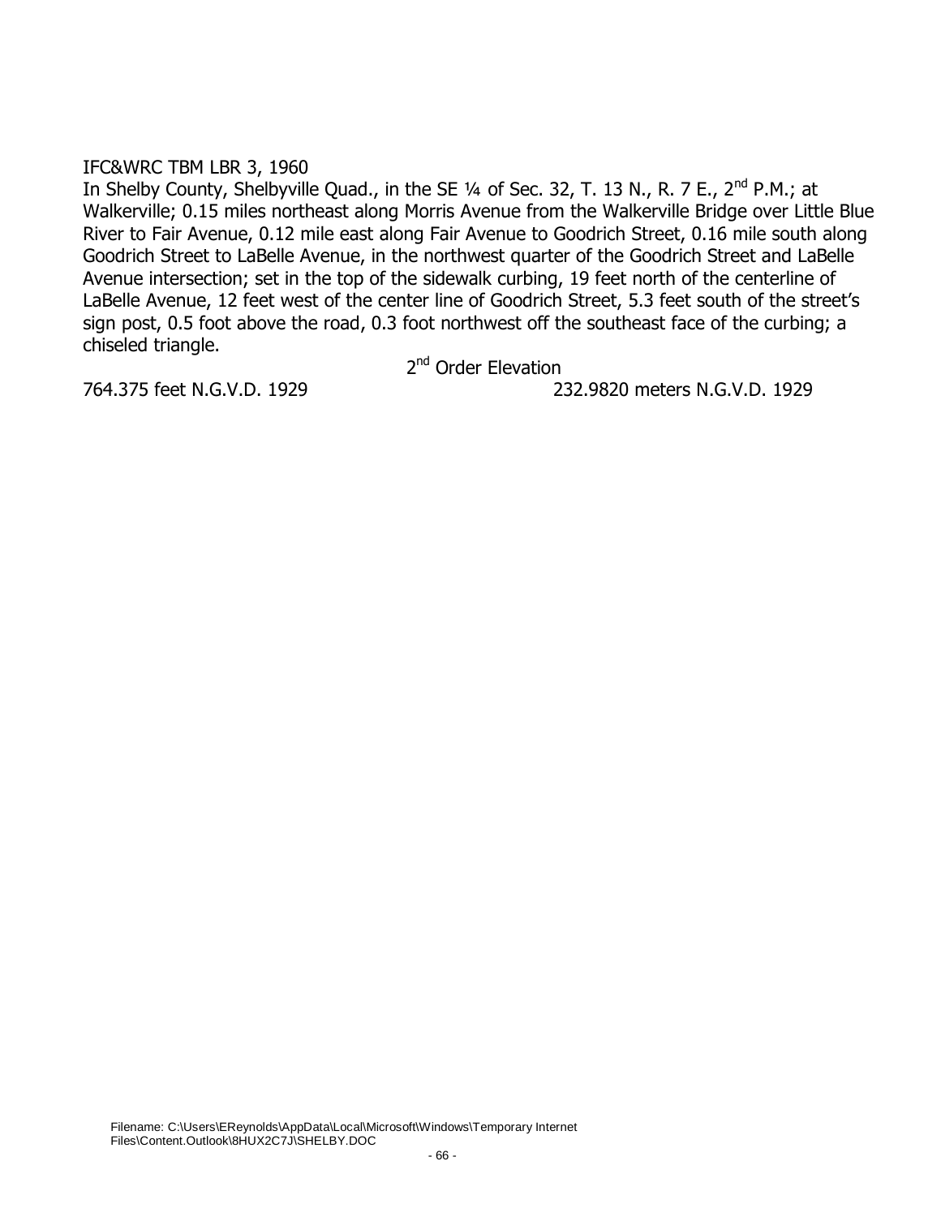IFC&WRC TBM LBR 3, 1960

In Shelby County, Shelbyville Quad., in the SE ¼ of Sec. 32, T. 13 N., R. 7 E., 2nd P.M.; at Walkerville; 0.15 miles northeast along Morris Avenue from the Walkerville Bridge over Little Blue River to Fair Avenue, 0.12 mile east along Fair Avenue to Goodrich Street, 0.16 mile south along Goodrich Street to LaBelle Avenue, in the northwest quarter of the Goodrich Street and LaBelle Avenue intersection; set in the top of the sidewalk curbing, 19 feet north of the centerline of LaBelle Avenue, 12 feet west of the center line of Goodrich Street, 5.3 feet south of the street's sign post, 0.5 foot above the road, 0.3 foot northwest off the southeast face of the curbing; a chiseled triangle.

2nd Order Elevation

764.375 feet N.G.V.D. 1929 232.9820 meters N.G.V.D. 1929

Filename: C:\Users\EReynolds\AppData\Local\Microsoft\Windows\Temporary Internet Files\Content.Outlook\8HUX2C7J\SHELBY.DOC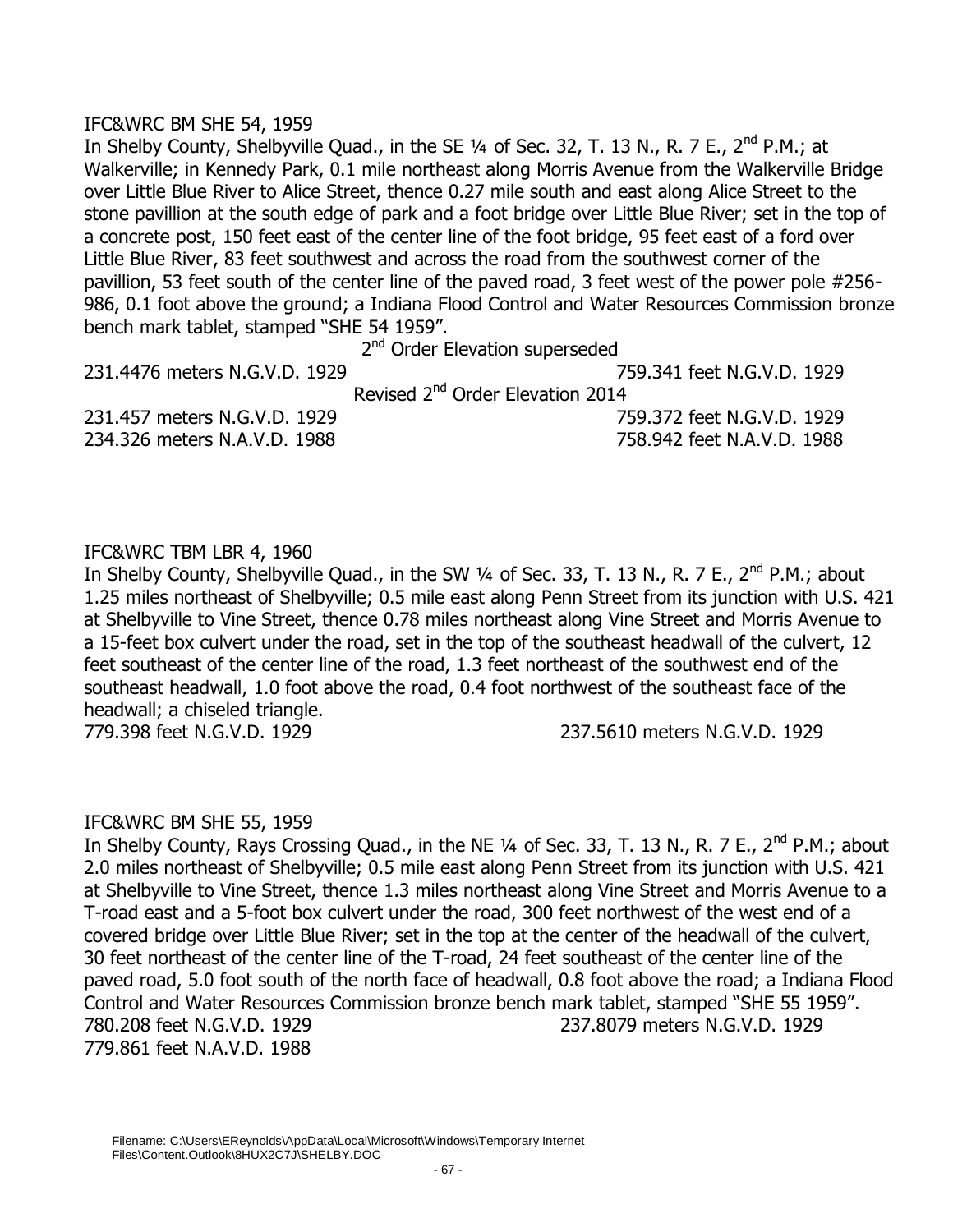IFC&WRC BM SHE 54, 1959

In Shelby County, Shelbyville Quad., in the SE ¼ of Sec. 32, T. 13 N., R. 7 E., 2nd P.M.; at Walkerville; in Kennedy Park, 0.1 mile northeast along Morris Avenue from the Walkerville Bridge over Little Blue River to Alice Street, thence 0.27 mile south and east along Alice Street to the stone pavillion at the south edge of park and a foot bridge over Little Blue River; set in the top of a concrete post, 150 feet east of the center line of the foot bridge, 95 feet east of a ford over Little Blue River, 83 feet southwest and across the road from the southwest corner of the pavillion, 53 feet south of the center line of the paved road, 3 feet west of the power pole #256-986, 0.1 foot above the ground; a Indiana Flood Control and Water Resources Commission bronze bench mark tablet, stamped "SHE 54 1959".

2nd Order Elevation superseded

231.4476 meters N.G.V.D. 1929 759.341 feet N.G.V.D. 1929

Revised 2nd Order Elevation 2014

231.457 meters N.G.V.D. 1929 759.372 feet N.G.V.D. 1929
234.326 meters N.A.V.D. 1988 758.942 feet N.A.V.D. 1988

IFC&WRC TBM LBR 4, 1960

In Shelby County, Shelbyville Quad., in the SW ¼ of Sec. 33, T. 13 N., R. 7 E., 2nd P.M.; about 1.25 miles northeast of Shelbyville; 0.5 mile east along Penn Street from its junction with U.S. 421 at Shelbyville to Vine Street, thence 0.78 miles northeast along Vine Street and Morris Avenue to a 15-feet box culvert under the road, set in the top of the southeast headwall of the culvert, 12 feet southeast of the center line of the road, 1.3 feet northeast of the southwest end of the southeast headwall, 1.0 foot above the road, 0.4 foot northwest of the southeast face of the headwall; a chiseled triangle.

779.398 feet N.G.V.D. 1929 237.5610 meters N.G.V.D. 1929

IFC&WRC BM SHE 55, 1959

In Shelby County, Rays Crossing Quad., in the NE ¼ of Sec. 33, T. 13 N., R. 7 E., 2nd P.M.; about 2.0 miles northeast of Shelbyville; 0.5 mile east along Penn Street from its junction with U.S. 421 at Shelbyville to Vine Street, thence 1.3 miles northeast along Vine Street and Morris Avenue to a T-road east and a 5-foot box culvert under the road, 300 feet northwest of the west end of a covered bridge over Little Blue River; set in the top at the center of the headwall of the culvert, 30 feet northeast of the center line of the T-road, 24 feet southeast of the center line of the paved road, 5.0 foot south of the north face of headwall, 0.8 foot above the road; a Indiana Flood Control and Water Resources Commission bronze bench mark tablet, stamped "SHE 55 1959".

780.208 feet N.G.V.D. 1929 237.8079 meters N.G.V.D. 1929
779.861 feet N.A.V.D. 1988

Filename: C:\Users\EReynolds\AppData\Local\Microsoft\Windows\Temporary Internet Files\Content.Outlook\8HUX2C7J\SHELBY.DOC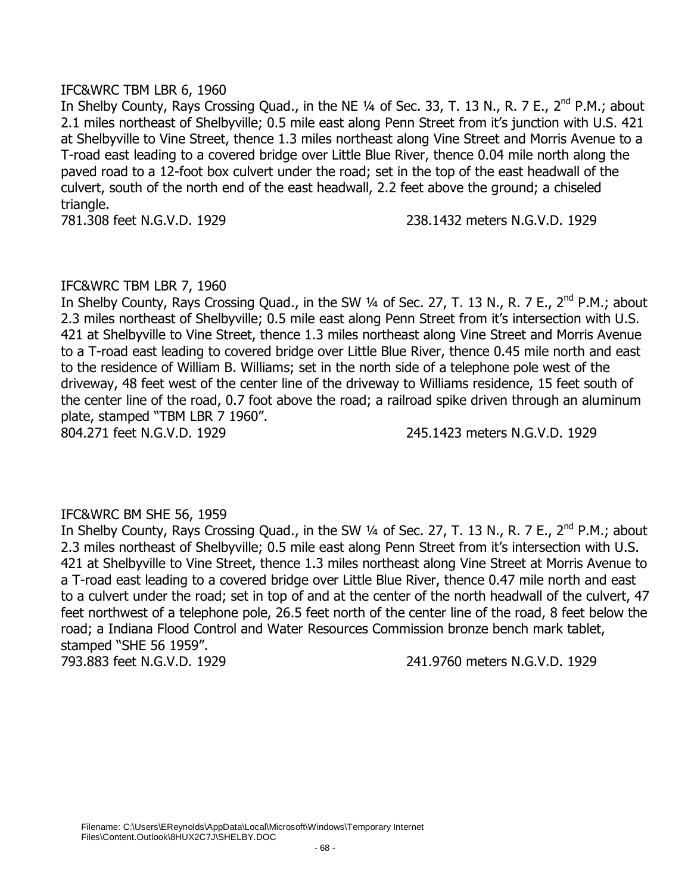IFC&WRC TBM LBR 6, 1960

In Shelby County, Rays Crossing Quad., in the NE ¼ of Sec. 33, T. 13 N., R. 7 E., 2nd P.M.; about 2.1 miles northeast of Shelbyville; 0.5 mile east along Penn Street from it's junction with U.S. 421 at Shelbyville to Vine Street, thence 1.3 miles northeast along Vine Street and Morris Avenue to a T-road east leading to a covered bridge over Little Blue River, thence 0.04 mile north along the paved road to a 12-foot box culvert under the road; set in the top of the east headwall of the culvert, south of the north end of the east headwall, 2.2 feet above the ground; a chiseled triangle.

781.308 feet N.G.V.D. 1929 238.1432 meters N.G.V.D. 1929

IFC&WRC TBM LBR 7, 1960

In Shelby County, Rays Crossing Quad., in the SW ¼ of Sec. 27, T. 13 N., R. 7 E., 2nd P.M.; about 2.3 miles northeast of Shelbyville; 0.5 mile east along Penn Street from it's intersection with U.S. 421 at Shelbyville to Vine Street, thence 1.3 miles northeast along Vine Street and Morris Avenue to a T-road east leading to covered bridge over Little Blue River, thence 0.45 mile north and east to the residence of William B. Williams; set in the north side of a telephone pole west of the driveway, 48 feet west of the center line of the driveway to Williams residence, 15 feet south of the center line of the road, 0.7 foot above the road; a railroad spike driven through an aluminum plate, stamped "TBM LBR 7 1960".

804.271 feet N.G.V.D. 1929 245.1423 meters N.G.V.D. 1929

IFC&WRC BM SHE 56, 1959

In Shelby County, Rays Crossing Quad., in the SW ¼ of Sec. 27, T. 13 N., R. 7 E., 2nd P.M.; about 2.3 miles northeast of Shelbyville; 0.5 mile east along Penn Street from it's intersection with U.S. 421 at Shelbyville to Vine Street, thence 1.3 miles northeast along Vine Street at Morris Avenue to a T-road east leading to a covered bridge over Little Blue River, thence 0.47 mile north and east to a culvert under the road; set in top of and at the center of the north headwall of the culvert, 47 feet northwest of a telephone pole, 26.5 feet north of the center line of the road, 8 feet below the road; a Indiana Flood Control and Water Resources Commission bronze bench mark tablet, stamped "SHE 56 1959".

793.883 feet N.G.V.D. 1929 241.9760 meters N.G.V.D. 1929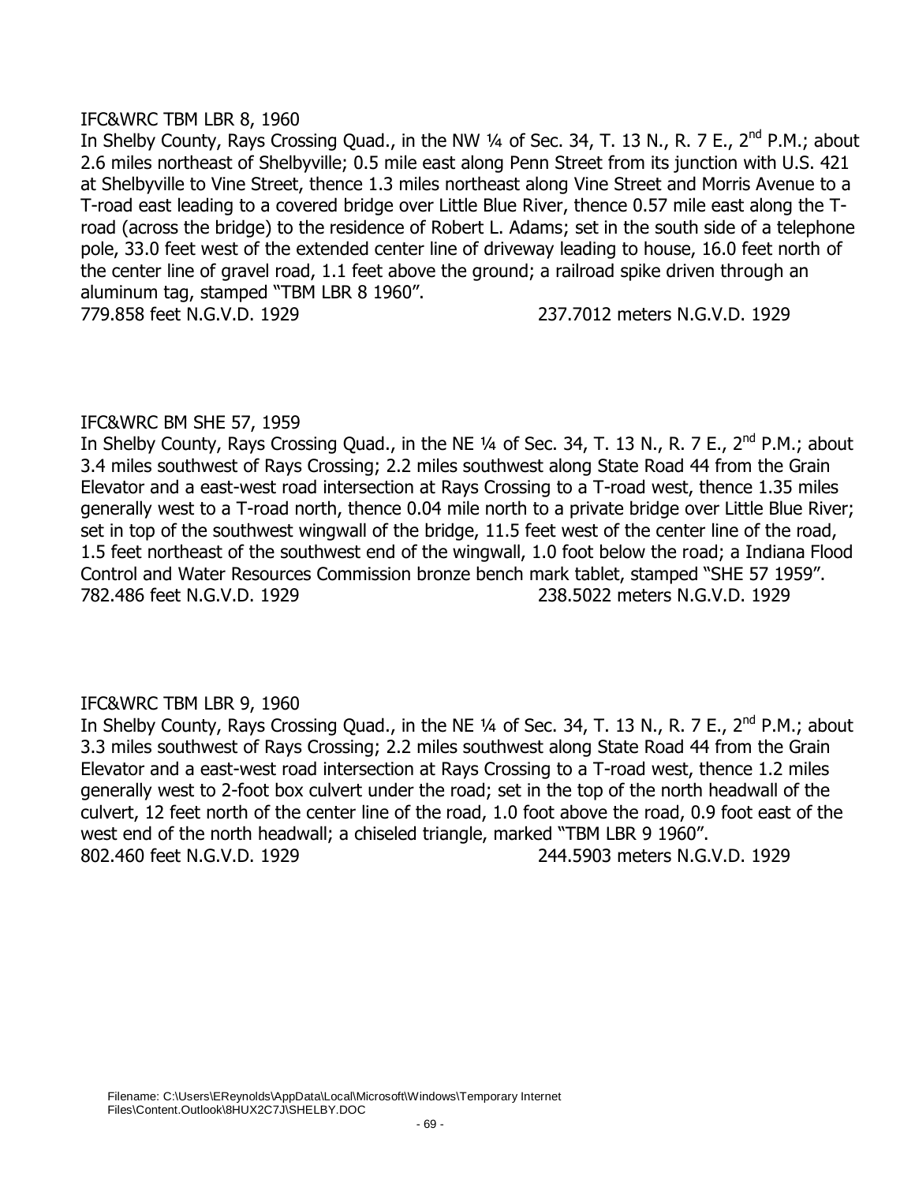IFC&WRC TBM LBR 8, 1960

In Shelby County, Rays Crossing Quad., in the NW ¼ of Sec. 34, T. 13 N., R. 7 E., 2nd P.M.; about 2.6 miles northeast of Shelbyville; 0.5 mile east along Penn Street from its junction with U.S. 421 at Shelbyville to Vine Street, thence 1.3 miles northeast along Vine Street and Morris Avenue to a T-road east leading to a covered bridge over Little Blue River, thence 0.57 mile east along the T-road (across the bridge) to the residence of Robert L. Adams; set in the south side of a telephone pole, 33.0 feet west of the extended center line of driveway leading to house, 16.0 feet north of the center line of gravel road, 1.1 feet above the ground; a railroad spike driven through an aluminum tag, stamped "TBM LBR 8 1960".

779.858 feet N.G.V.D. 1929 237.7012 meters N.G.V.D. 1929

IFC&WRC BM SHE 57, 1959

In Shelby County, Rays Crossing Quad., in the NE ¼ of Sec. 34, T. 13 N., R. 7 E., 2nd P.M.; about 3.4 miles southwest of Rays Crossing; 2.2 miles southwest along State Road 44 from the Grain Elevator and a east-west road intersection at Rays Crossing to a T-road west, thence 1.35 miles generally west to a T-road north, thence 0.04 mile north to a private bridge over Little Blue River; set in top of the southwest wingwall of the bridge, 11.5 feet west of the center line of the road, 1.5 feet northeast of the southwest end of the wingwall, 1.0 foot below the road; a Indiana Flood Control and Water Resources Commission bronze bench mark tablet, stamped "SHE 57 1959".

782.486 feet N.G.V.D. 1929 238.5022 meters N.G.V.D. 1929

IFC&WRC TBM LBR 9, 1960

In Shelby County, Rays Crossing Quad., in the NE ¼ of Sec. 34, T. 13 N., R. 7 E., 2nd P.M.; about 3.3 miles southwest of Rays Crossing; 2.2 miles southwest along State Road 44 from the Grain Elevator and a east-west road intersection at Rays Crossing to a T-road west, thence 1.2 miles generally west to 2-foot box culvert under the road; set in the top of the north headwall of the culvert, 12 feet north of the center line of the road, 1.0 foot above the road, 0.9 foot east of the west end of the north headwall; a chiseled triangle, marked "TBM LBR 9 1960".

802.460 feet N.G.V.D. 1929 244.5903 meters N.G.V.D. 1929

Filename: C:\Users\EReynolds\AppData\Local\Microsoft\Windows\Temporary Internet Files\Content.Outlook\8HUX2C7J\SHELBY.DOC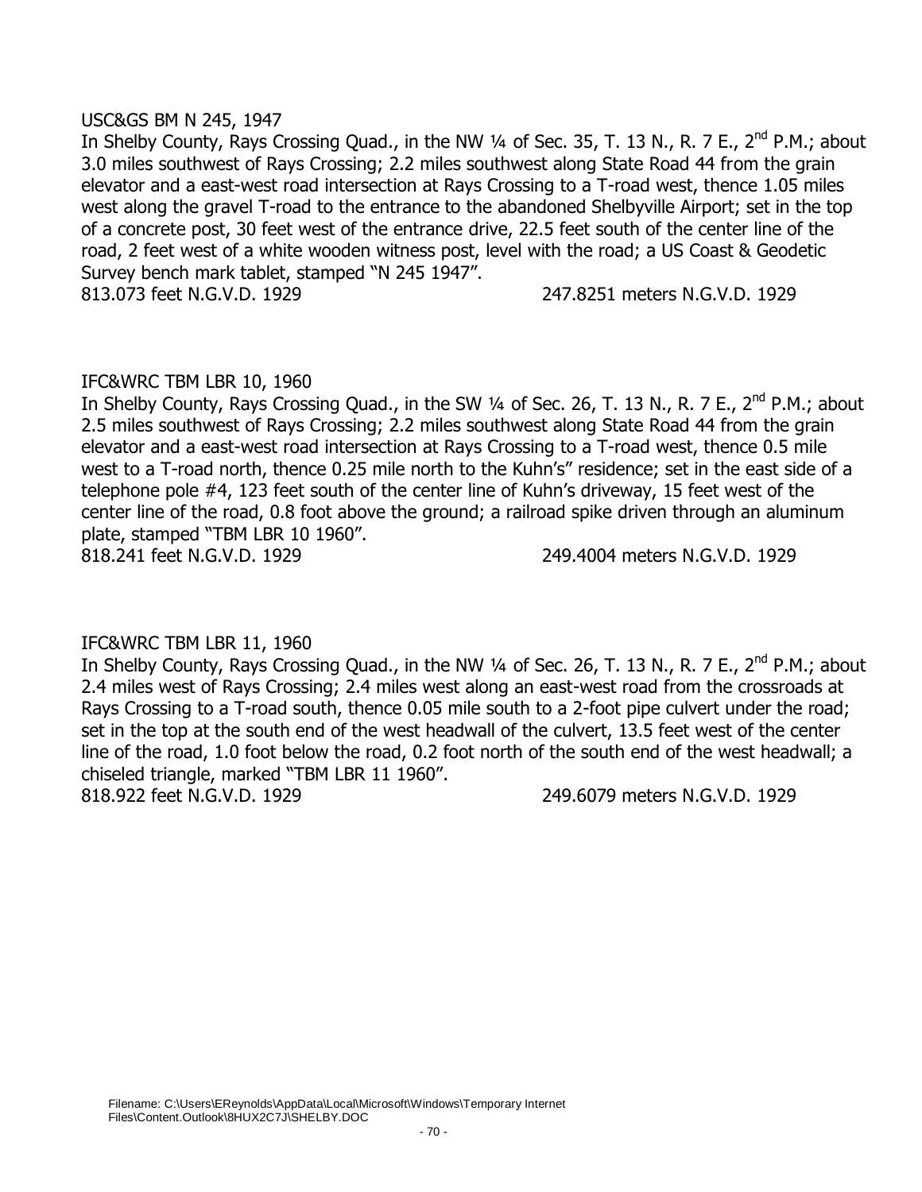USC&GS BM N 245, 1947

In Shelby County, Rays Crossing Quad., in the NW ¼ of Sec. 35, T. 13 N., R. 7 E., 2nd P.M.; about 3.0 miles southwest of Rays Crossing; 2.2 miles southwest along State Road 44 from the grain elevator and a east-west road intersection at Rays Crossing to a T-road west, thence 1.05 miles west along the gravel T-road to the entrance to the abandoned Shelbyville Airport; set in the top of a concrete post, 30 feet west of the entrance drive, 22.5 feet south of the center line of the road, 2 feet west of a white wooden witness post, level with the road; a US Coast & Geodetic Survey bench mark tablet, stamped "N 245 1947".

813.073 feet N.G.V.D. 1929 247.8251 meters N.G.V.D. 1929

IFC&WRC TBM LBR 10, 1960

In Shelby County, Rays Crossing Quad., in the SW ¼ of Sec. 26, T. 13 N., R. 7 E., 2nd P.M.; about 2.5 miles southwest of Rays Crossing; 2.2 miles southwest along State Road 44 from the grain elevator and a east-west road intersection at Rays Crossing to a T-road west, thence 0.5 mile west to a T-road north, thence 0.25 mile north to the Kuhn's" residence; set in the east side of a telephone pole #4, 123 feet south of the center line of Kuhn's driveway, 15 feet west of the center line of the road, 0.8 foot above the ground; a railroad spike driven through an aluminum plate, stamped "TBM LBR 10 1960".

818.241 feet N.G.V.D. 1929 249.4004 meters N.G.V.D. 1929

IFC&WRC TBM LBR 11, 1960

In Shelby County, Rays Crossing Quad., in the NW ¼ of Sec. 26, T. 13 N., R. 7 E., 2nd P.M.; about 2.4 miles west of Rays Crossing; 2.4 miles west along an east-west road from the crossroads at Rays Crossing to a T-road south, thence 0.05 mile south to a 2-foot pipe culvert under the road; set in the top at the south end of the west headwall of the culvert, 13.5 feet west of the center line of the road, 1.0 foot below the road, 0.2 foot north of the south end of the west headwall; a chiseled triangle, marked "TBM LBR 11 1960".

818.922 feet N.G.V.D. 1929 249.6079 meters N.G.V.D. 1929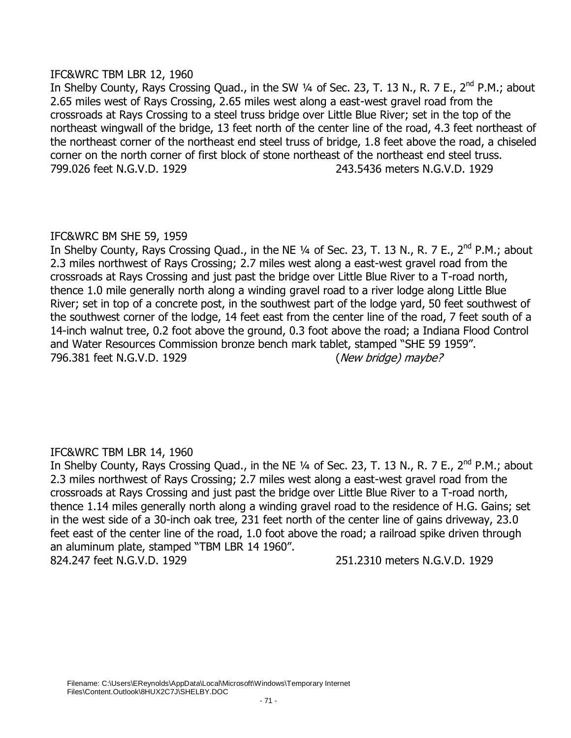IFC&WRC TBM LBR 12, 1960

In Shelby County, Rays Crossing Quad., in the SW ¼ of Sec. 23, T. 13 N., R. 7 E., 2nd P.M.; about 2.65 miles west of Rays Crossing, 2.65 miles west along a east-west gravel road from the crossroads at Rays Crossing to a steel truss bridge over Little Blue River; set in the top of the northeast wingwall of the bridge, 13 feet north of the center line of the road, 4.3 feet northeast of the northeast corner of the northeast end steel truss of bridge, 1.8 feet above the road, a chiseled corner on the north corner of first block of stone northeast of the northeast end steel truss.

799.026 feet N.G.V.D. 1929 243.5436 meters N.G.V.D. 1929

IFC&WRC BM SHE 59, 1959

In Shelby County, Rays Crossing Quad., in the NE ¼ of Sec. 23, T. 13 N., R. 7 E., 2nd P.M.; about 2.3 miles northwest of Rays Crossing; 2.7 miles west along a east-west gravel road from the crossroads at Rays Crossing and just past the bridge over Little Blue River to a T-road north, thence 1.0 mile generally north along a winding gravel road to a river lodge along Little Blue River; set in top of a concrete post, in the southwest part of the lodge yard, 50 feet southwest of the southwest corner of the lodge, 14 feet east from the center line of the road, 7 feet south of a 14-inch walnut tree, 0.2 foot above the ground, 0.3 foot above the road; a Indiana Flood Control and Water Resources Commission bronze bench mark tablet, stamped "SHE 59 1959".

796.381 feet N.G.V.D. 1929 (*New bridge) maybe?*

IFC&WRC TBM LBR 14, 1960

In Shelby County, Rays Crossing Quad., in the NE ¼ of Sec. 23, T. 13 N., R. 7 E., 2nd P.M.; about 2.3 miles northwest of Rays Crossing; 2.7 miles west along a east-west gravel road from the crossroads at Rays Crossing and just past the bridge over Little Blue River to a T-road north, thence 1.14 miles generally north along a winding gravel road to the residence of H.G. Gains; set in the west side of a 30-inch oak tree, 231 feet north of the center line of gains driveway, 23.0 feet east of the center line of the road, 1.0 foot above the road; a railroad spike driven through an aluminum plate, stamped "TBM LBR 14 1960".

824.247 feet N.G.V.D. 1929 251.2310 meters N.G.V.D. 1929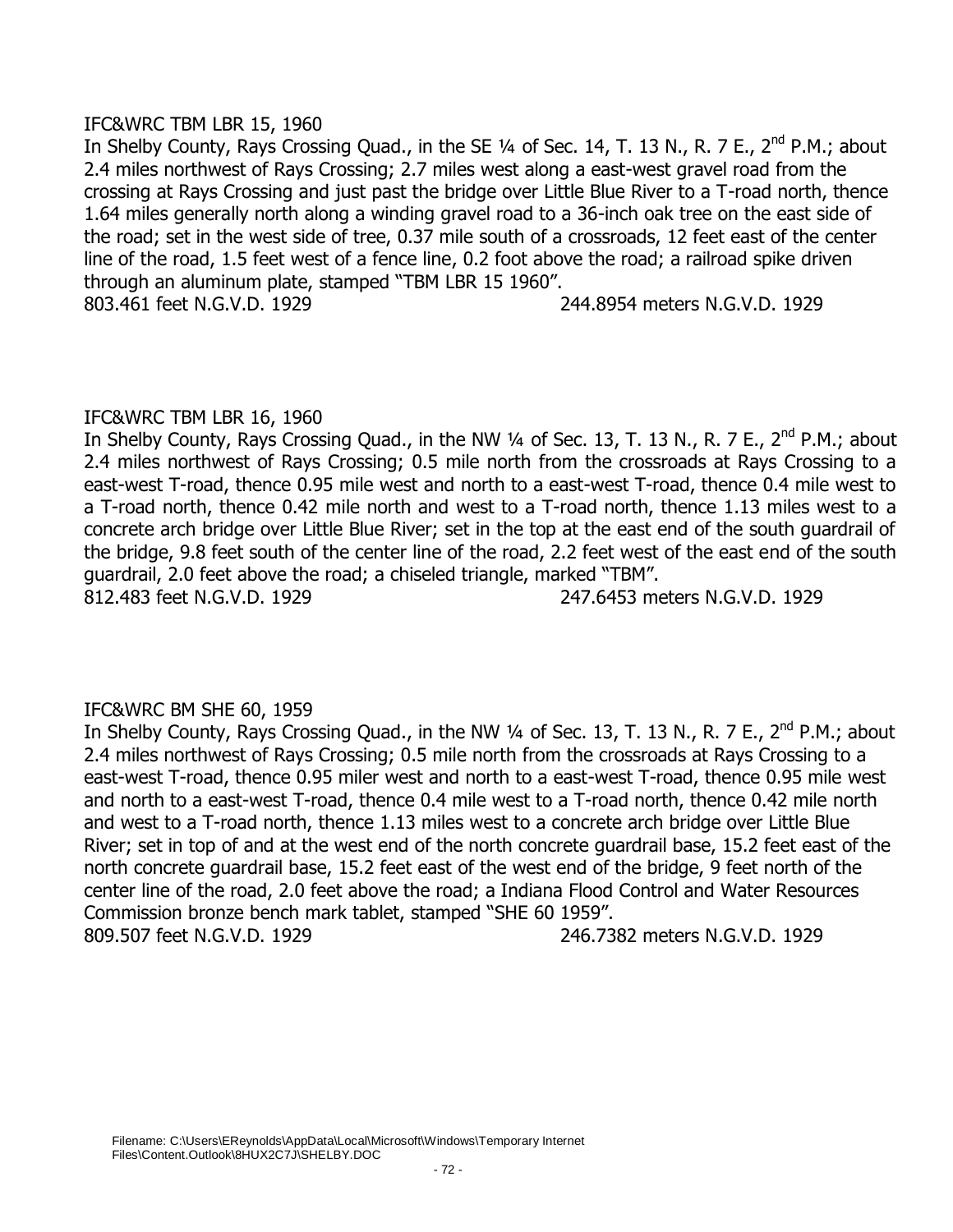IFC&WRC TBM LBR 15, 1960

In Shelby County, Rays Crossing Quad., in the SE ¼ of Sec. 14, T. 13 N., R. 7 E., 2nd P.M.; about 2.4 miles northwest of Rays Crossing; 2.7 miles west along a east-west gravel road from the crossing at Rays Crossing and just past the bridge over Little Blue River to a T-road north, thence 1.64 miles generally north along a winding gravel road to a 36-inch oak tree on the east side of the road; set in the west side of tree, 0.37 mile south of a crossroads, 12 feet east of the center line of the road, 1.5 feet west of a fence line, 0.2 foot above the road; a railroad spike driven through an aluminum plate, stamped "TBM LBR 15 1960".

803.461 feet N.G.V.D. 1929 244.8954 meters N.G.V.D. 1929

IFC&WRC TBM LBR 16, 1960

In Shelby County, Rays Crossing Quad., in the NW ¼ of Sec. 13, T. 13 N., R. 7 E., 2nd P.M.; about 2.4 miles northwest of Rays Crossing; 0.5 mile north from the crossroads at Rays Crossing to a east-west T-road, thence 0.95 mile west and north to a east-west T-road, thence 0.4 mile west to a T-road north, thence 0.42 mile north and west to a T-road north, thence 1.13 miles west to a concrete arch bridge over Little Blue River; set in the top at the east end of the south guardrail of the bridge, 9.8 feet south of the center line of the road, 2.2 feet west of the east end of the south guardrail, 2.0 feet above the road; a chiseled triangle, marked "TBM".

812.483 feet N.G.V.D. 1929 247.6453 meters N.G.V.D. 1929

IFC&WRC BM SHE 60, 1959

In Shelby County, Rays Crossing Quad., in the NW ¼ of Sec. 13, T. 13 N., R. 7 E., 2nd P.M.; about 2.4 miles northwest of Rays Crossing; 0.5 mile north from the crossroads at Rays Crossing to a east-west T-road, thence 0.95 miler west and north to a east-west T-road, thence 0.95 mile west and north to a east-west T-road, thence 0.4 mile west to a T-road north, thence 0.42 mile north and west to a T-road north, thence 1.13 miles west to a concrete arch bridge over Little Blue River; set in top of and at the west end of the north concrete guardrail base, 15.2 feet east of the north concrete guardrail base, 15.2 feet east of the west end of the bridge, 9 feet north of the center line of the road, 2.0 feet above the road; a Indiana Flood Control and Water Resources Commission bronze bench mark tablet, stamped "SHE 60 1959".

809.507 feet N.G.V.D. 1929 246.7382 meters N.G.V.D. 1929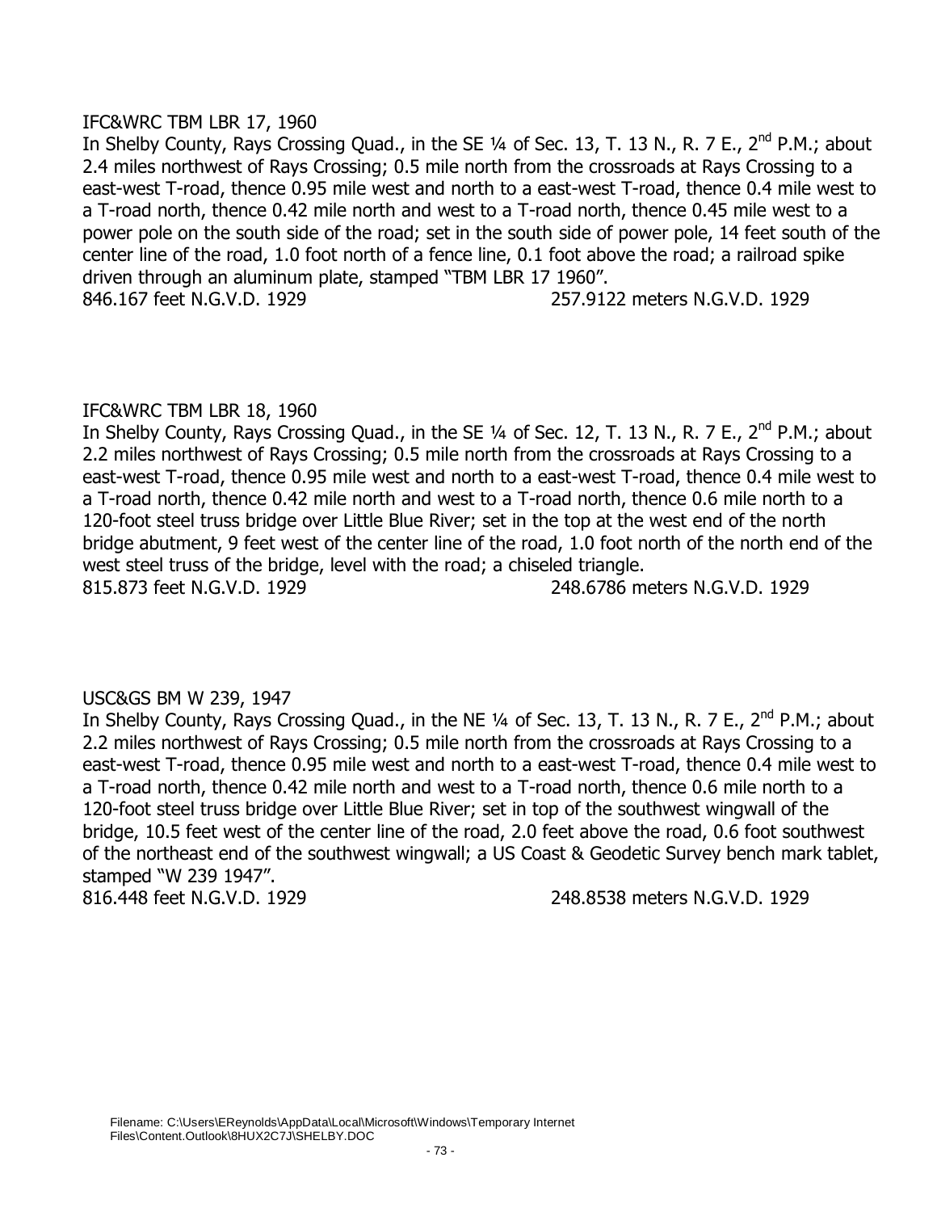IFC&WRC TBM LBR 17, 1960

In Shelby County, Rays Crossing Quad., in the SE ¼ of Sec. 13, T. 13 N., R. 7 E., 2nd P.M.; about 2.4 miles northwest of Rays Crossing; 0.5 mile north from the crossroads at Rays Crossing to a east-west T-road, thence 0.95 mile west and north to a east-west T-road, thence 0.4 mile west to a T-road north, thence 0.42 mile north and west to a T-road north, thence 0.45 mile west to a power pole on the south side of the road; set in the south side of power pole, 14 feet south of the center line of the road, 1.0 foot north of a fence line, 0.1 foot above the road; a railroad spike driven through an aluminum plate, stamped "TBM LBR 17 1960".

846.167 feet N.G.V.D. 1929 257.9122 meters N.G.V.D. 1929

IFC&WRC TBM LBR 18, 1960

In Shelby County, Rays Crossing Quad., in the SE ¼ of Sec. 12, T. 13 N., R. 7 E., 2nd P.M.; about 2.2 miles northwest of Rays Crossing; 0.5 mile north from the crossroads at Rays Crossing to a east-west T-road, thence 0.95 mile west and north to a east-west T-road, thence 0.4 mile west to a T-road north, thence 0.42 mile north and west to a T-road north, thence 0.6 mile north to a 120-foot steel truss bridge over Little Blue River; set in the top at the west end of the north bridge abutment, 9 feet west of the center line of the road, 1.0 foot north of the north end of the west steel truss of the bridge, level with the road; a chiseled triangle.

815.873 feet N.G.V.D. 1929 248.6786 meters N.G.V.D. 1929

USC&GS BM W 239, 1947

In Shelby County, Rays Crossing Quad., in the NE ¼ of Sec. 13, T. 13 N., R. 7 E., 2nd P.M.; about 2.2 miles northwest of Rays Crossing; 0.5 mile north from the crossroads at Rays Crossing to a east-west T-road, thence 0.95 mile west and north to a east-west T-road, thence 0.4 mile west to a T-road north, thence 0.42 mile north and west to a T-road north, thence 0.6 mile north to a 120-foot steel truss bridge over Little Blue River; set in top of the southwest wingwall of the bridge, 10.5 feet west of the center line of the road, 2.0 feet above the road, 0.6 foot southwest of the northeast end of the southwest wingwall; a US Coast & Geodetic Survey bench mark tablet, stamped "W 239 1947".

816.448 feet N.G.V.D. 1929 248.8538 meters N.G.V.D. 1929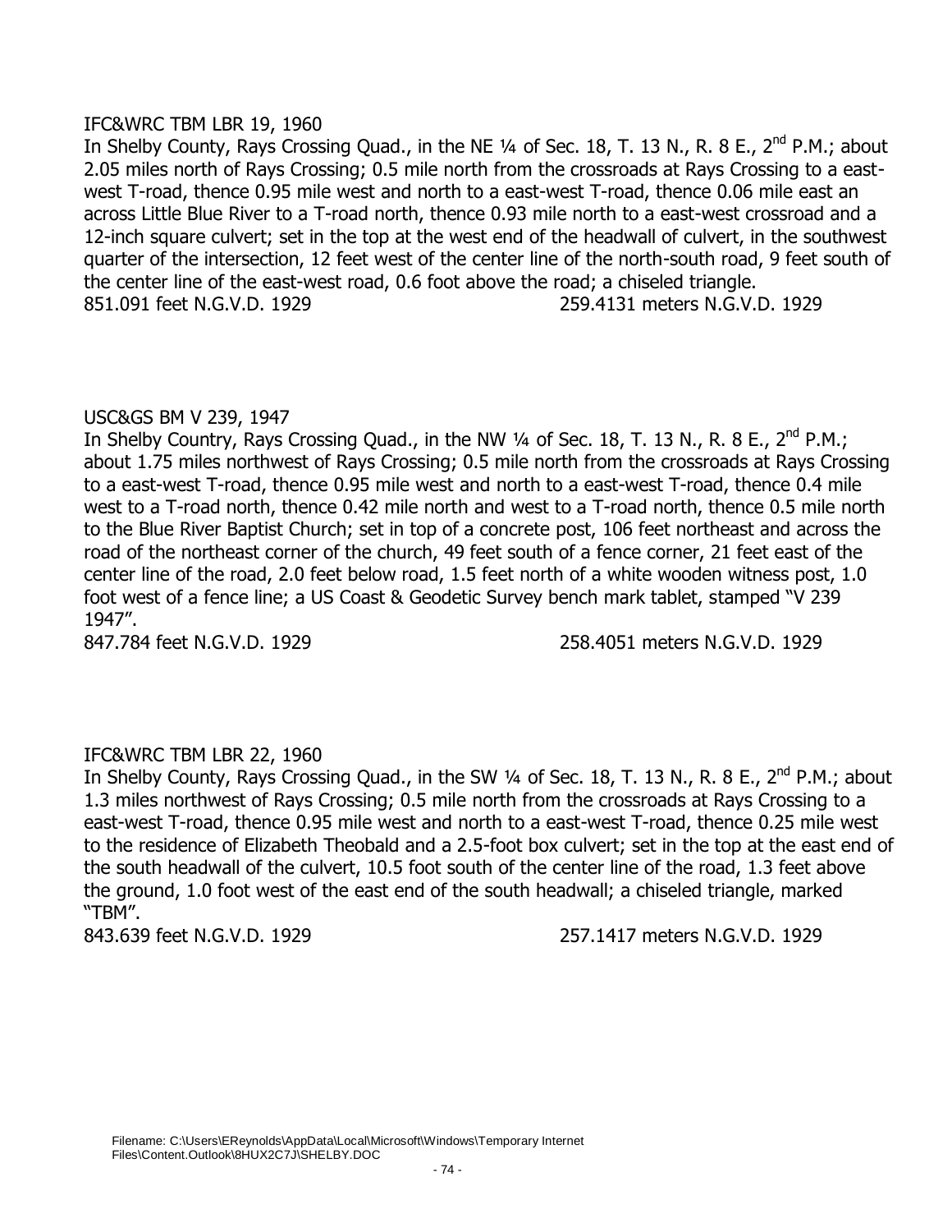IFC&WRC TBM LBR 19, 1960

In Shelby County, Rays Crossing Quad., in the NE ¼ of Sec. 18, T. 13 N., R. 8 E., 2nd P.M.; about 2.05 miles north of Rays Crossing; 0.5 mile north from the crossroads at Rays Crossing to a east-west T-road, thence 0.95 mile west and north to a east-west T-road, thence 0.06 mile east an across Little Blue River to a T-road north, thence 0.93 mile north to a east-west crossroad and a 12-inch square culvert; set in the top at the west end of the headwall of culvert, in the southwest quarter of the intersection, 12 feet west of the center line of the north-south road, 9 feet south of the center line of the east-west road, 0.6 foot above the road; a chiseled triangle.

851.091 feet N.G.V.D. 1929 259.4131 meters N.G.V.D. 1929

USC&GS BM V 239, 1947

In Shelby Country, Rays Crossing Quad., in the NW ¼ of Sec. 18, T. 13 N., R. 8 E., 2nd P.M.; about 1.75 miles northwest of Rays Crossing; 0.5 mile north from the crossroads at Rays Crossing to a east-west T-road, thence 0.95 mile west and north to a east-west T-road, thence 0.4 mile west to a T-road north, thence 0.42 mile north and west to a T-road north, thence 0.5 mile north to the Blue River Baptist Church; set in top of a concrete post, 106 feet northeast and across the road of the northeast corner of the church, 49 feet south of a fence corner, 21 feet east of the center line of the road, 2.0 feet below road, 1.5 feet north of a white wooden witness post, 1.0 foot west of a fence line; a US Coast & Geodetic Survey bench mark tablet, stamped "V 239 1947".

847.784 feet N.G.V.D. 1929 258.4051 meters N.G.V.D. 1929

IFC&WRC TBM LBR 22, 1960

In Shelby County, Rays Crossing Quad., in the SW ¼ of Sec. 18, T. 13 N., R. 8 E., 2nd P.M.; about 1.3 miles northwest of Rays Crossing; 0.5 mile north from the crossroads at Rays Crossing to a east-west T-road, thence 0.95 mile west and north to a east-west T-road, thence 0.25 mile west to the residence of Elizabeth Theobald and a 2.5-foot box culvert; set in the top at the east end of the south headwall of the culvert, 10.5 foot south of the center line of the road, 1.3 feet above the ground, 1.0 foot west of the east end of the south headwall; a chiseled triangle, marked "TBM".

843.639 feet N.G.V.D. 1929 257.1417 meters N.G.V.D. 1929

Filename: C:\Users\EReynolds\AppData\Local\Microsoft\Windows\Temporary Internet Files\Content.Outlook\8HUX2C7J\SHELBY.DOC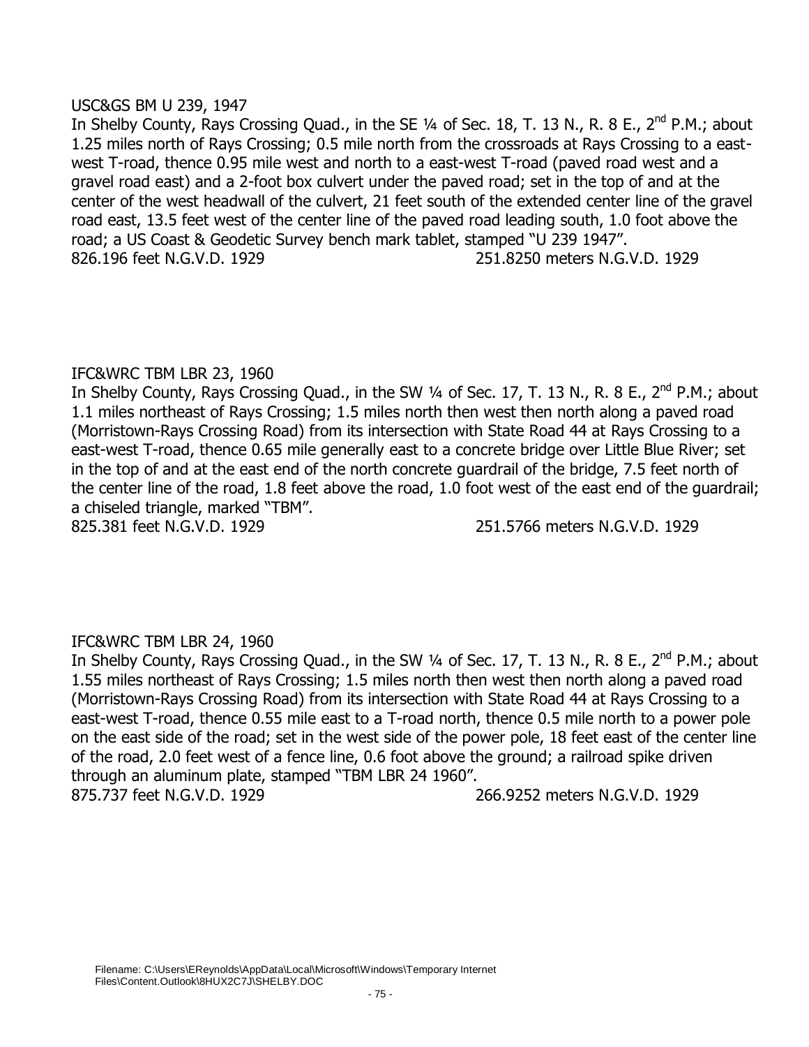USC&GS BM U 239, 1947

In Shelby County, Rays Crossing Quad., in the SE ¼ of Sec. 18, T. 13 N., R. 8 E., 2nd P.M.; about 1.25 miles north of Rays Crossing; 0.5 mile north from the crossroads at Rays Crossing to a east-west T-road, thence 0.95 mile west and north to a east-west T-road (paved road west and a gravel road east) and a 2-foot box culvert under the paved road; set in the top of and at the center of the west headwall of the culvert, 21 feet south of the extended center line of the gravel road east, 13.5 feet west of the center line of the paved road leading south, 1.0 foot above the road; a US Coast & Geodetic Survey bench mark tablet, stamped "U 239 1947".

826.196 feet N.G.V.D. 1929 251.8250 meters N.G.V.D. 1929

IFC&WRC TBM LBR 23, 1960

In Shelby County, Rays Crossing Quad., in the SW ¼ of Sec. 17, T. 13 N., R. 8 E., 2nd P.M.; about 1.1 miles northeast of Rays Crossing; 1.5 miles north then west then north along a paved road (Morristown-Rays Crossing Road) from its intersection with State Road 44 at Rays Crossing to a east-west T-road, thence 0.65 mile generally east to a concrete bridge over Little Blue River; set in the top of and at the east end of the north concrete guardrail of the bridge, 7.5 feet north of the center line of the road, 1.8 feet above the road, 1.0 foot west of the east end of the guardrail; a chiseled triangle, marked "TBM".

825.381 feet N.G.V.D. 1929 251.5766 meters N.G.V.D. 1929

IFC&WRC TBM LBR 24, 1960

In Shelby County, Rays Crossing Quad., in the SW ¼ of Sec. 17, T. 13 N., R. 8 E., 2nd P.M.; about 1.55 miles northeast of Rays Crossing; 1.5 miles north then west then north along a paved road (Morristown-Rays Crossing Road) from its intersection with State Road 44 at Rays Crossing to a east-west T-road, thence 0.55 mile east to a T-road north, thence 0.5 mile north to a power pole on the east side of the road; set in the west side of the power pole, 18 feet east of the center line of the road, 2.0 feet west of a fence line, 0.6 foot above the ground; a railroad spike driven through an aluminum plate, stamped "TBM LBR 24 1960".

875.737 feet N.G.V.D. 1929 266.9252 meters N.G.V.D. 1929

Filename: C:\Users\EReynolds\AppData\Local\Microsoft\Windows\Temporary Internet Files\Content.Outlook\8HUX2C7J\SHELBY.DOC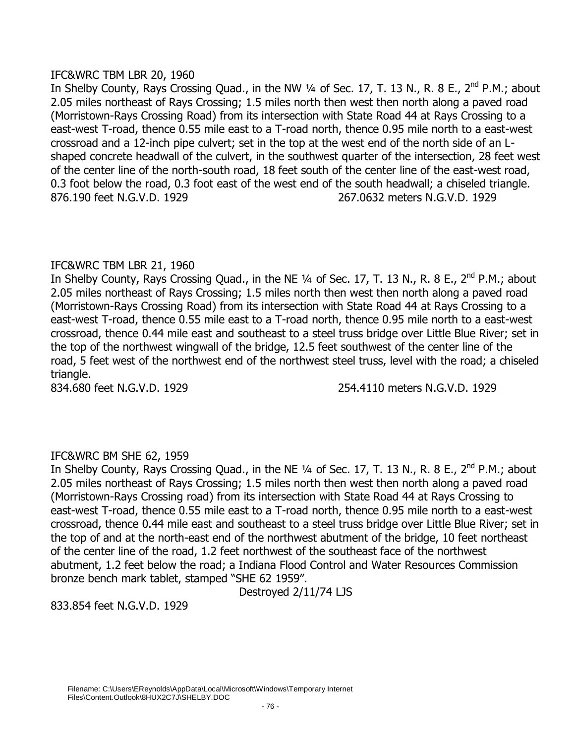IFC&WRC TBM LBR 20, 1960

In Shelby County, Rays Crossing Quad., in the NW ¼ of Sec. 17, T. 13 N., R. 8 E., 2nd P.M.; about 2.05 miles northeast of Rays Crossing; 1.5 miles north then west then north along a paved road (Morristown-Rays Crossing Road) from its intersection with State Road 44 at Rays Crossing to a east-west T-road, thence 0.55 mile east to a T-road north, thence 0.95 mile north to a east-west crossroad and a 12-inch pipe culvert; set in the top at the west end of the north side of an L-shaped concrete headwall of the culvert, in the southwest quarter of the intersection, 28 feet west of the center line of the north-south road, 18 feet south of the center line of the east-west road, 0.3 foot below the road, 0.3 foot east of the west end of the south headwall; a chiseled triangle.

876.190 feet N.G.V.D. 1929 267.0632 meters N.G.V.D. 1929

IFC&WRC TBM LBR 21, 1960

In Shelby County, Rays Crossing Quad., in the NE ¼ of Sec. 17, T. 13 N., R. 8 E., 2nd P.M.; about 2.05 miles northeast of Rays Crossing; 1.5 miles north then west then north along a paved road (Morristown-Rays Crossing Road) from its intersection with State Road 44 at Rays Crossing to a east-west T-road, thence 0.55 mile east to a T-road north, thence 0.95 mile north to a east-west crossroad, thence 0.44 mile east and southeast to a steel truss bridge over Little Blue River; set in the top of the northwest wingwall of the bridge, 12.5 feet southwest of the center line of the road, 5 feet west of the northwest end of the northwest steel truss, level with the road; a chiseled triangle.

834.680 feet N.G.V.D. 1929 254.4110 meters N.G.V.D. 1929

IFC&WRC BM SHE 62, 1959

In Shelby County, Rays Crossing Quad., in the NE ¼ of Sec. 17, T. 13 N., R. 8 E., 2nd P.M.; about 2.05 miles northeast of Rays Crossing; 1.5 miles north then west then north along a paved road (Morristown-Rays Crossing road) from its intersection with State Road 44 at Rays Crossing to east-west T-road, thence 0.55 mile east to a T-road north, thence 0.95 mile north to a east-west crossroad, thence 0.44 mile east and southeast to a steel truss bridge over Little Blue River; set in the top of and at the north-east end of the northwest abutment of the bridge, 10 feet northeast of the center line of the road, 1.2 feet northwest of the southeast face of the northwest abutment, 1.2 feet below the road; a Indiana Flood Control and Water Resources Commission bronze bench mark tablet, stamped "SHE 62 1959".

Destroyed 2/11/74 LJS

833.854 feet N.G.V.D. 1929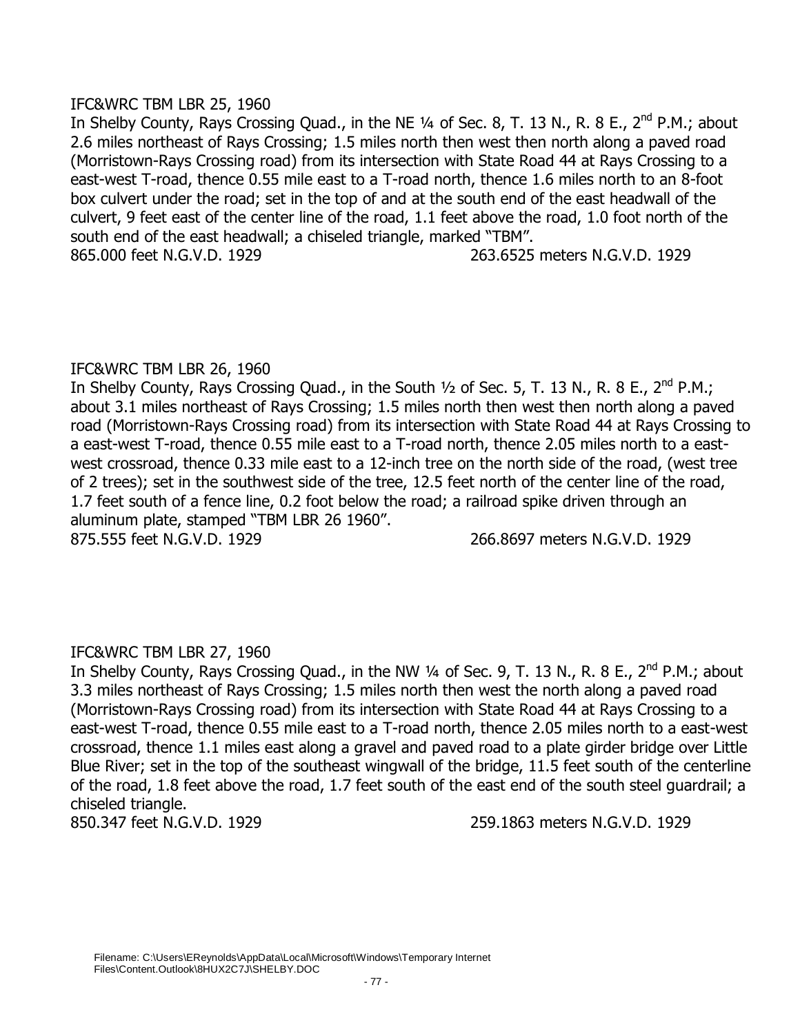IFC&WRC TBM LBR 25, 1960

In Shelby County, Rays Crossing Quad., in the NE ¼ of Sec. 8, T. 13 N., R. 8 E., 2nd P.M.; about 2.6 miles northeast of Rays Crossing; 1.5 miles north then west then north along a paved road (Morristown-Rays Crossing road) from its intersection with State Road 44 at Rays Crossing to a east-west T-road, thence 0.55 mile east to a T-road north, thence 1.6 miles north to an 8-foot box culvert under the road; set in the top of and at the south end of the east headwall of the culvert, 9 feet east of the center line of the road, 1.1 feet above the road, 1.0 foot north of the south end of the east headwall; a chiseled triangle, marked "TBM".

865.000 feet N.G.V.D. 1929 263.6525 meters N.G.V.D. 1929

IFC&WRC TBM LBR 26, 1960

In Shelby County, Rays Crossing Quad., in the South ½ of Sec. 5, T. 13 N., R. 8 E., 2nd P.M.; about 3.1 miles northeast of Rays Crossing; 1.5 miles north then west then north along a paved road (Morristown-Rays Crossing road) from its intersection with State Road 44 at Rays Crossing to a east-west T-road, thence 0.55 mile east to a T-road north, thence 2.05 miles north to a east-west crossroad, thence 0.33 mile east to a 12-inch tree on the north side of the road, (west tree of 2 trees); set in the southwest side of the tree, 12.5 feet north of the center line of the road, 1.7 feet south of a fence line, 0.2 foot below the road; a railroad spike driven through an aluminum plate, stamped "TBM LBR 26 1960".

875.555 feet N.G.V.D. 1929 266.8697 meters N.G.V.D. 1929

IFC&WRC TBM LBR 27, 1960

In Shelby County, Rays Crossing Quad., in the NW ¼ of Sec. 9, T. 13 N., R. 8 E., 2nd P.M.; about 3.3 miles northeast of Rays Crossing; 1.5 miles north then west the north along a paved road (Morristown-Rays Crossing road) from its intersection with State Road 44 at Rays Crossing to a east-west T-road, thence 0.55 mile east to a T-road north, thence 2.05 miles north to a east-west crossroad, thence 1.1 miles east along a gravel and paved road to a plate girder bridge over Little Blue River; set in the top of the southeast wingwall of the bridge, 11.5 feet south of the centerline of the road, 1.8 feet above the road, 1.7 feet south of the east end of the south steel guardrail; a chiseled triangle.

850.347 feet N.G.V.D. 1929 259.1863 meters N.G.V.D. 1929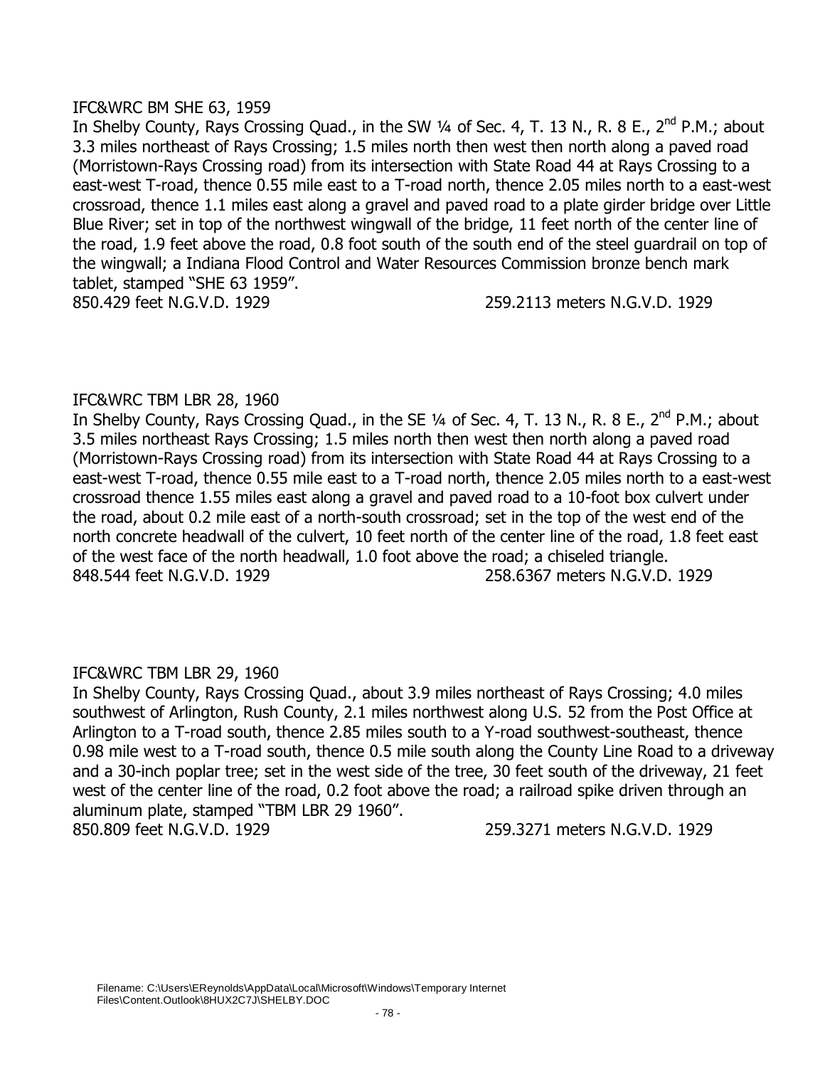IFC&WRC BM SHE 63, 1959

In Shelby County, Rays Crossing Quad., in the SW ¼ of Sec. 4, T. 13 N., R. 8 E., 2nd P.M.; about 3.3 miles northeast of Rays Crossing; 1.5 miles north then west then north along a paved road (Morristown-Rays Crossing road) from its intersection with State Road 44 at Rays Crossing to a east-west T-road, thence 0.55 mile east to a T-road north, thence 2.05 miles north to a east-west crossroad, thence 1.1 miles east along a gravel and paved road to a plate girder bridge over Little Blue River; set in top of the northwest wingwall of the bridge, 11 feet north of the center line of the road, 1.9 feet above the road, 0.8 foot south of the south end of the steel guardrail on top of the wingwall; a Indiana Flood Control and Water Resources Commission bronze bench mark tablet, stamped "SHE 63 1959".

850.429 feet N.G.V.D. 1929 259.2113 meters N.G.V.D. 1929

IFC&WRC TBM LBR 28, 1960

In Shelby County, Rays Crossing Quad., in the SE ¼ of Sec. 4, T. 13 N., R. 8 E., 2nd P.M.; about 3.5 miles northeast Rays Crossing; 1.5 miles north then west then north along a paved road (Morristown-Rays Crossing road) from its intersection with State Road 44 at Rays Crossing to a east-west T-road, thence 0.55 mile east to a T-road north, thence 2.05 miles north to a east-west crossroad thence 1.55 miles east along a gravel and paved road to a 10-foot box culvert under the road, about 0.2 mile east of a north-south crossroad; set in the top of the west end of the north concrete headwall of the culvert, 10 feet north of the center line of the road, 1.8 feet east of the west face of the north headwall, 1.0 foot above the road; a chiseled triangle.

848.544 feet N.G.V.D. 1929 258.6367 meters N.G.V.D. 1929

IFC&WRC TBM LBR 29, 1960

In Shelby County, Rays Crossing Quad., about 3.9 miles northeast of Rays Crossing; 4.0 miles southwest of Arlington, Rush County, 2.1 miles northwest along U.S. 52 from the Post Office at Arlington to a T-road south, thence 2.85 miles south to a Y-road southwest-southeast, thence 0.98 mile west to a T-road south, thence 0.5 mile south along the County Line Road to a driveway and a 30-inch poplar tree; set in the west side of the tree, 30 feet south of the driveway, 21 feet west of the center line of the road, 0.2 foot above the road; a railroad spike driven through an aluminum plate, stamped "TBM LBR 29 1960".

850.809 feet N.G.V.D. 1929 259.3271 meters N.G.V.D. 1929

Filename: C:\Users\EReynolds\AppData\Local\Microsoft\Windows\Temporary Internet Files\Content.Outlook\8HUX2C7J\SHELBY.DOC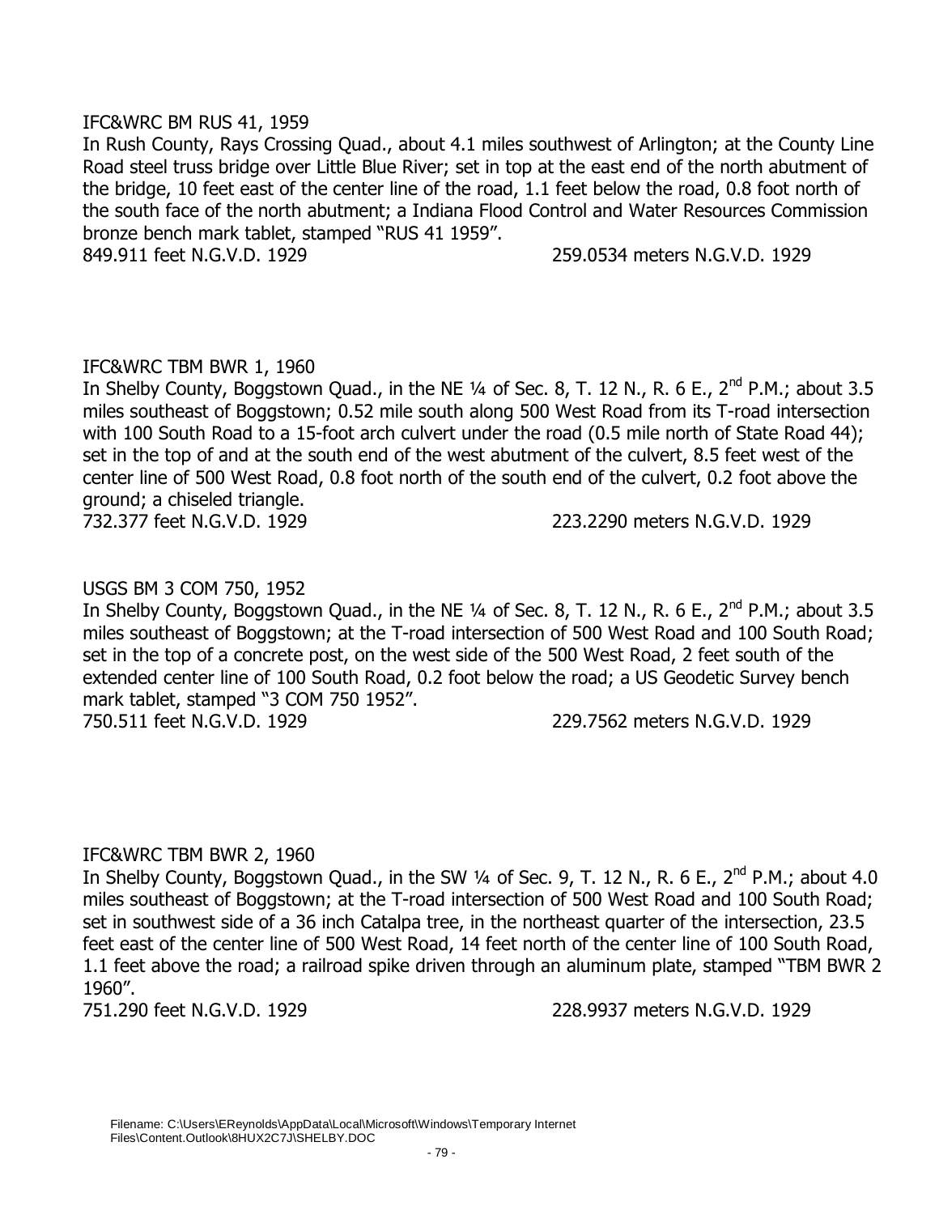IFC&WRC BM RUS 41, 1959

In Rush County, Rays Crossing Quad., about 4.1 miles southwest of Arlington; at the County Line Road steel truss bridge over Little Blue River; set in top at the east end of the north abutment of the bridge, 10 feet east of the center line of the road, 1.1 feet below the road, 0.8 foot north of the south face of the north abutment; a Indiana Flood Control and Water Resources Commission bronze bench mark tablet, stamped "RUS 41 1959".

849.911 feet N.G.V.D. 1929 259.0534 meters N.G.V.D. 1929

IFC&WRC TBM BWR 1, 1960

In Shelby County, Boggstown Quad., in the NE ¼ of Sec. 8, T. 12 N., R. 6 E., 2nd P.M.; about 3.5 miles southeast of Boggstown; 0.52 mile south along 500 West Road from its T-road intersection with 100 South Road to a 15-foot arch culvert under the road (0.5 mile north of State Road 44); set in the top of and at the south end of the west abutment of the culvert, 8.5 feet west of the center line of 500 West Road, 0.8 foot north of the south end of the culvert, 0.2 foot above the ground; a chiseled triangle.

732.377 feet N.G.V.D. 1929 223.2290 meters N.G.V.D. 1929

USGS BM 3 COM 750, 1952

In Shelby County, Boggstown Quad., in the NE ¼ of Sec. 8, T. 12 N., R. 6 E., 2nd P.M.; about 3.5 miles southeast of Boggstown; at the T-road intersection of 500 West Road and 100 South Road; set in the top of a concrete post, on the west side of the 500 West Road, 2 feet south of the extended center line of 100 South Road, 0.2 foot below the road; a US Geodetic Survey bench mark tablet, stamped "3 COM 750 1952".

750.511 feet N.G.V.D. 1929 229.7562 meters N.G.V.D. 1929

IFC&WRC TBM BWR 2, 1960

In Shelby County, Boggstown Quad., in the SW ¼ of Sec. 9, T. 12 N., R. 6 E., 2nd P.M.; about 4.0 miles southeast of Boggstown; at the T-road intersection of 500 West Road and 100 South Road; set in southwest side of a 36 inch Catalpa tree, in the northeast quarter of the intersection, 23.5 feet east of the center line of 500 West Road, 14 feet north of the center line of 100 South Road, 1.1 feet above the road; a railroad spike driven through an aluminum plate, stamped "TBM BWR 2 1960".

751.290 feet N.G.V.D. 1929 228.9937 meters N.G.V.D. 1929

Filename: C:\Users\EReynolds\AppData\Local\Microsoft\Windows\Temporary Internet Files\Content.Outlook\8HUX2C7J\SHELBY.DOC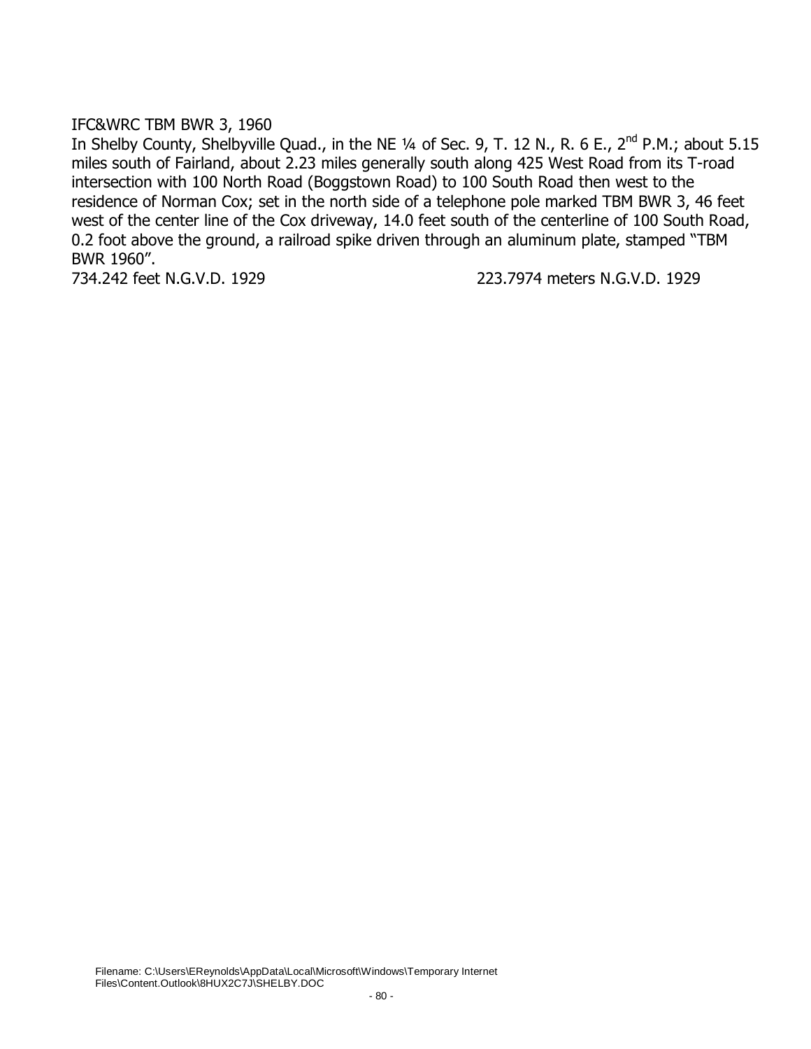IFC&WRC TBM BWR 3, 1960

In Shelby County, Shelbyville Quad., in the NE ¼ of Sec. 9, T. 12 N., R. 6 E., 2nd P.M.; about 5.15 miles south of Fairland, about 2.23 miles generally south along 425 West Road from its T-road intersection with 100 North Road (Boggstown Road) to 100 South Road then west to the residence of Norman Cox; set in the north side of a telephone pole marked TBM BWR 3, 46 feet west of the center line of the Cox driveway, 14.0 feet south of the centerline of 100 South Road, 0.2 foot above the ground, a railroad spike driven through an aluminum plate, stamped "TBM BWR 1960".

734.242 feet N.G.V.D. 1929 223.7974 meters N.G.V.D. 1929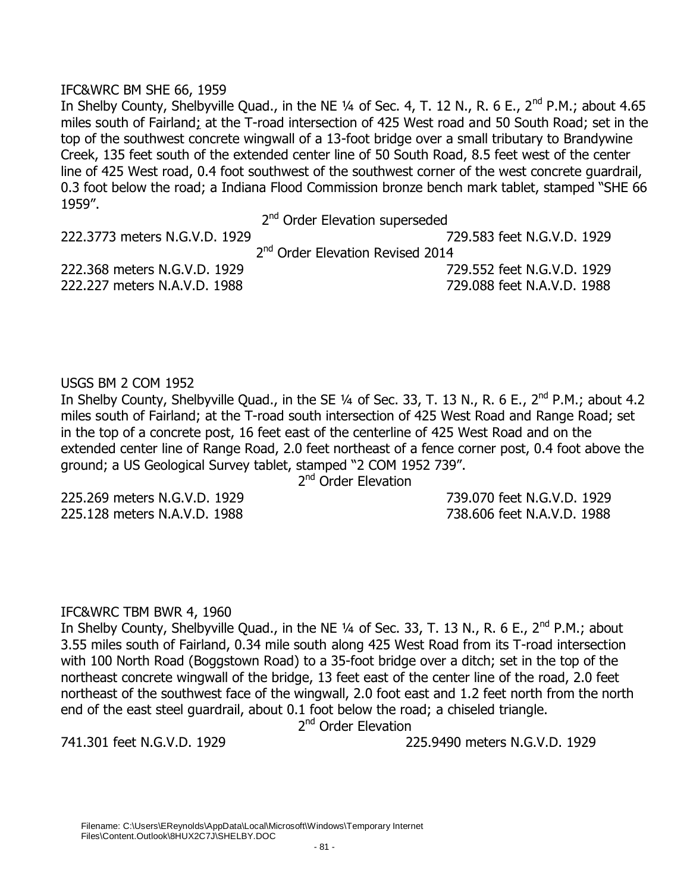IFC&WRC BM SHE 66, 1959

In Shelby County, Shelbyville Quad., in the NE ¼ of Sec. 4, T. 12 N., R. 6 E., 2nd P.M.; about 4.65 miles south of Fairland; at the T-road intersection of 425 West road and 50 South Road; set in the top of the southwest concrete wingwall of a 13-foot bridge over a small tributary to Brandywine Creek, 135 feet south of the extended center line of 50 South Road, 8.5 feet west of the center line of 425 West road, 0.4 foot southwest of the southwest corner of the west concrete guardrail, 0.3 foot below the road; a Indiana Flood Commission bronze bench mark tablet, stamped "SHE 66 1959".

2nd Order Elevation superseded

222.3773 meters N.G.V.D. 1929 — 729.583 feet N.G.V.D. 1929

2nd Order Elevation Revised 2014

222.368 meters N.G.V.D. 1929 — 729.552 feet N.G.V.D. 1929
222.227 meters N.A.V.D. 1988 — 729.088 feet N.A.V.D. 1988

USGS BM 2 COM 1952

In Shelby County, Shelbyville Quad., in the SE ¼ of Sec. 33, T. 13 N., R. 6 E., 2nd P.M.; about 4.2 miles south of Fairland; at the T-road south intersection of 425 West Road and Range Road; set in the top of a concrete post, 16 feet east of the centerline of 425 West Road and on the extended center line of Range Road, 2.0 feet northeast of a fence corner post, 0.4 foot above the ground; a US Geological Survey tablet, stamped "2 COM 1952 739".

2nd Order Elevation

225.269 meters N.G.V.D. 1929 — 739.070 feet N.G.V.D. 1929
225.128 meters N.A.V.D. 1988 — 738.606 feet N.A.V.D. 1988

IFC&WRC TBM BWR 4, 1960

In Shelby County, Shelbyville Quad., in the NE ¼ of Sec. 33, T. 13 N., R. 6 E., 2nd P.M.; about 3.55 miles south of Fairland, 0.34 mile south along 425 West Road from its T-road intersection with 100 North Road (Boggstown Road) to a 35-foot bridge over a ditch; set in the top of the northeast concrete wingwall of the bridge, 13 feet east of the center line of the road, 2.0 feet northeast of the southwest face of the wingwall, 2.0 foot east and 1.2 feet north from the north end of the east steel guardrail, about 0.1 foot below the road; a chiseled triangle.

2nd Order Elevation

741.301 feet N.G.V.D. 1929 — 225.9490 meters N.G.V.D. 1929

Filename: C:\Users\EReynolds\AppData\Local\Microsoft\Windows\Temporary Internet Files\Content.Outlook\8HUX2C7J\SHELBY.DOC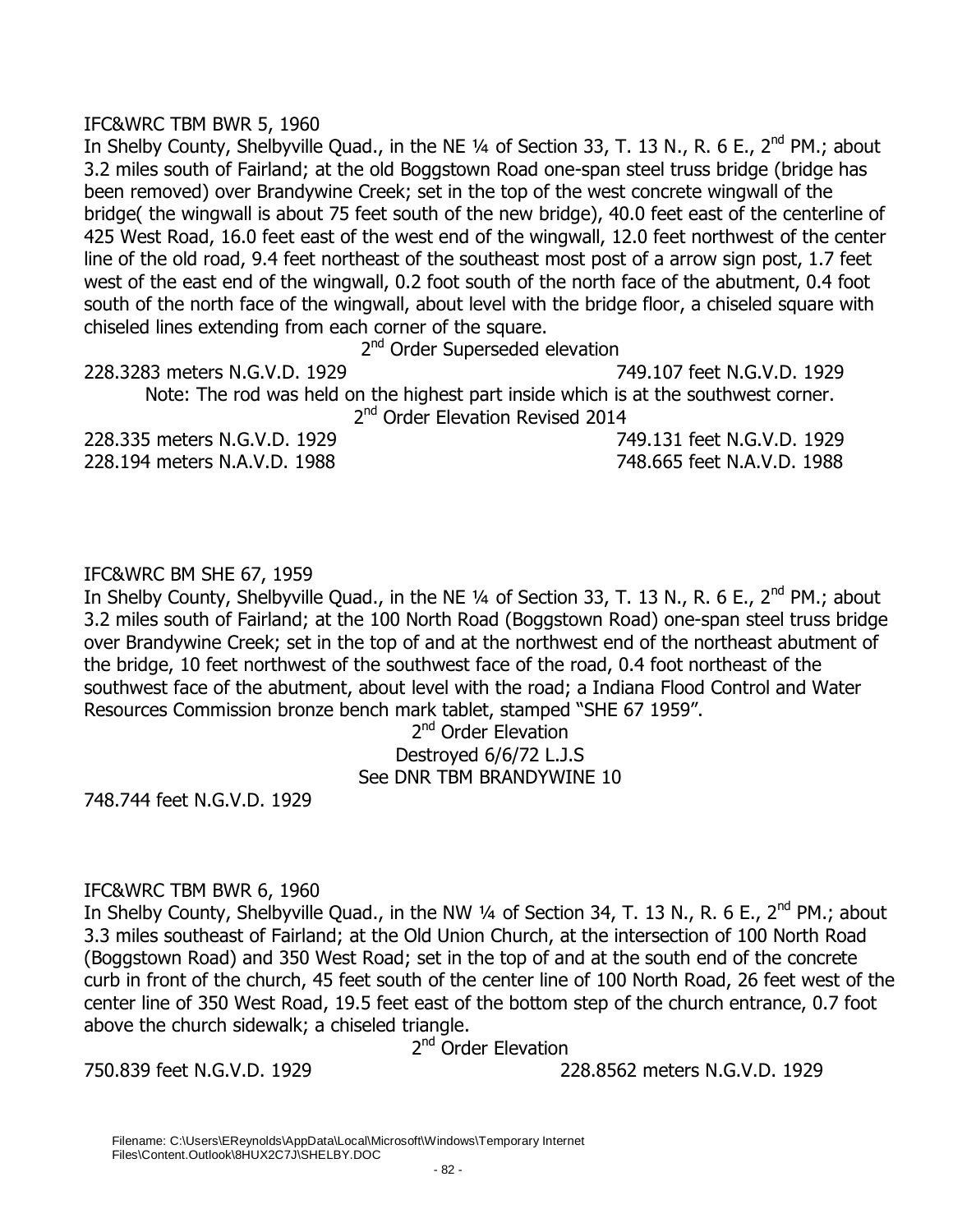IFC&WRC TBM BWR 5, 1960

In Shelby County, Shelbyville Quad., in the NE ¼ of Section 33, T. 13 N., R. 6 E., 2nd PM.; about 3.2 miles south of Fairland; at the old Boggstown Road one-span steel truss bridge (bridge has been removed) over Brandywine Creek; set in the top of the west concrete wingwall of the bridge( the wingwall is about 75 feet south of the new bridge), 40.0 feet east of the centerline of 425 West Road, 16.0 feet east of the west end of the wingwall, 12.0 feet northwest of the center line of the old road, 9.4 feet northeast of the southeast most post of a arrow sign post, 1.7 feet west of the east end of the wingwall, 0.2 foot south of the north face of the abutment, 0.4 foot south of the north face of the wingwall, about level with the bridge floor, a chiseled square with chiseled lines extending from each corner of the square.

2nd Order Superseded elevation

228.3283 meters N.G.V.D. 1929 — 749.107 feet N.G.V.D. 1929

Note: The rod was held on the highest part inside which is at the southwest corner.

2nd Order Elevation Revised 2014

228.335 meters N.G.V.D. 1929 — 749.131 feet N.G.V.D. 1929

228.194 meters N.A.V.D. 1988 — 748.665 feet N.A.V.D. 1988

IFC&WRC BM SHE 67, 1959

In Shelby County, Shelbyville Quad., in the NE ¼ of Section 33, T. 13 N., R. 6 E., 2nd PM.; about 3.2 miles south of Fairland; at the 100 North Road (Boggstown Road) one-span steel truss bridge over Brandywine Creek; set in the top of and at the northwest end of the northeast abutment of the bridge, 10 feet northwest of the southwest face of the road, 0.4 foot northeast of the southwest face of the abutment, about level with the road; a Indiana Flood Control and Water Resources Commission bronze bench mark tablet, stamped "SHE 67 1959".

2nd Order Elevation

Destroyed 6/6/72 L.J.S

See DNR TBM BRANDYWINE 10

748.744 feet N.G.V.D. 1929

IFC&WRC TBM BWR 6, 1960

In Shelby County, Shelbyville Quad., in the NW ¼ of Section 34, T. 13 N., R. 6 E., 2nd PM.; about 3.3 miles southeast of Fairland; at the Old Union Church, at the intersection of 100 North Road (Boggstown Road) and 350 West Road; set in the top of and at the south end of the concrete curb in front of the church, 45 feet south of the center line of 100 North Road, 26 feet west of the center line of 350 West Road, 19.5 feet east of the bottom step of the church entrance, 0.7 foot above the church sidewalk; a chiseled triangle.

2nd Order Elevation

750.839 feet N.G.V.D. 1929 — 228.8562 meters N.G.V.D. 1929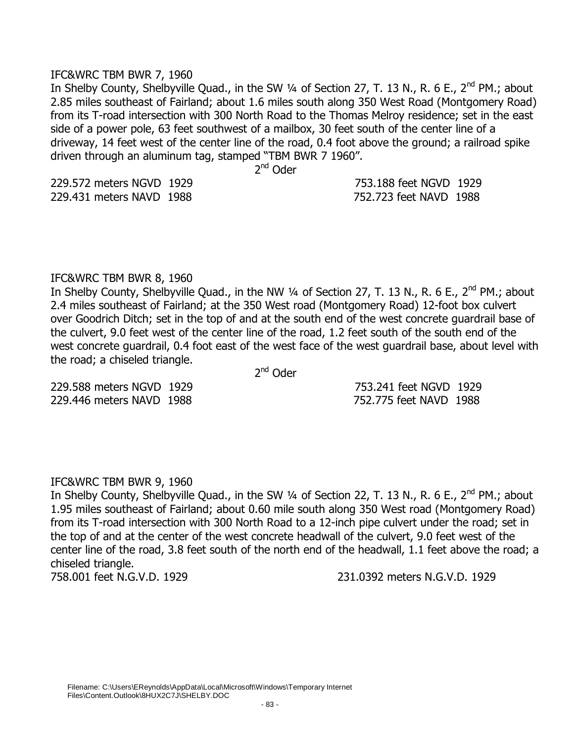IFC&WRC TBM BWR 7, 1960

In Shelby County, Shelbyville Quad., in the SW ¼ of Section 27, T. 13 N., R. 6 E., 2nd PM.; about 2.85 miles southeast of Fairland; about 1.6 miles south along 350 West Road (Montgomery Road) from its T-road intersection with 300 North Road to the Thomas Melroy residence; set in the east side of a power pole, 63 feet southwest of a mailbox, 30 feet south of the center line of a driveway, 14 feet west of the center line of the road, 0.4 foot above the ground; a railroad spike driven through an aluminum tag, stamped "TBM BWR 7 1960".

2nd Oder

229.572 meters NGVD 1929 753.188 feet NGVD 1929
229.431 meters NAVD 1988 752.723 feet NAVD 1988

IFC&WRC TBM BWR 8, 1960

In Shelby County, Shelbyville Quad., in the NW ¼ of Section 27, T. 13 N., R. 6 E., 2nd PM.; about 2.4 miles southeast of Fairland; at the 350 West road (Montgomery Road) 12-foot box culvert over Goodrich Ditch; set in the top of and at the south end of the west concrete guardrail base of the culvert, 9.0 feet west of the center line of the road, 1.2 feet south of the south end of the west concrete guardrail, 0.4 foot east of the west face of the west guardrail base, about level with the road; a chiseled triangle.

2nd Oder

229.588 meters NGVD 1929 753.241 feet NGVD 1929
229.446 meters NAVD 1988 752.775 feet NAVD 1988

IFC&WRC TBM BWR 9, 1960

In Shelby County, Shelbyville Quad., in the SW ¼ of Section 22, T. 13 N., R. 6 E., 2nd PM.; about 1.95 miles southeast of Fairland; about 0.60 mile south along 350 West road (Montgomery Road) from its T-road intersection with 300 North Road to a 12-inch pipe culvert under the road; set in the top of and at the center of the west concrete headwall of the culvert, 9.0 feet west of the center line of the road, 3.8 feet south of the north end of the headwall, 1.1 feet above the road; a chiseled triangle.

758.001 feet N.G.V.D. 1929 231.0392 meters N.G.V.D. 1929

Filename: C:\Users\EReynolds\AppData\Local\Microsoft\Windows\Temporary Internet Files\Content.Outlook\8HUX2C7J\SHELBY.DOC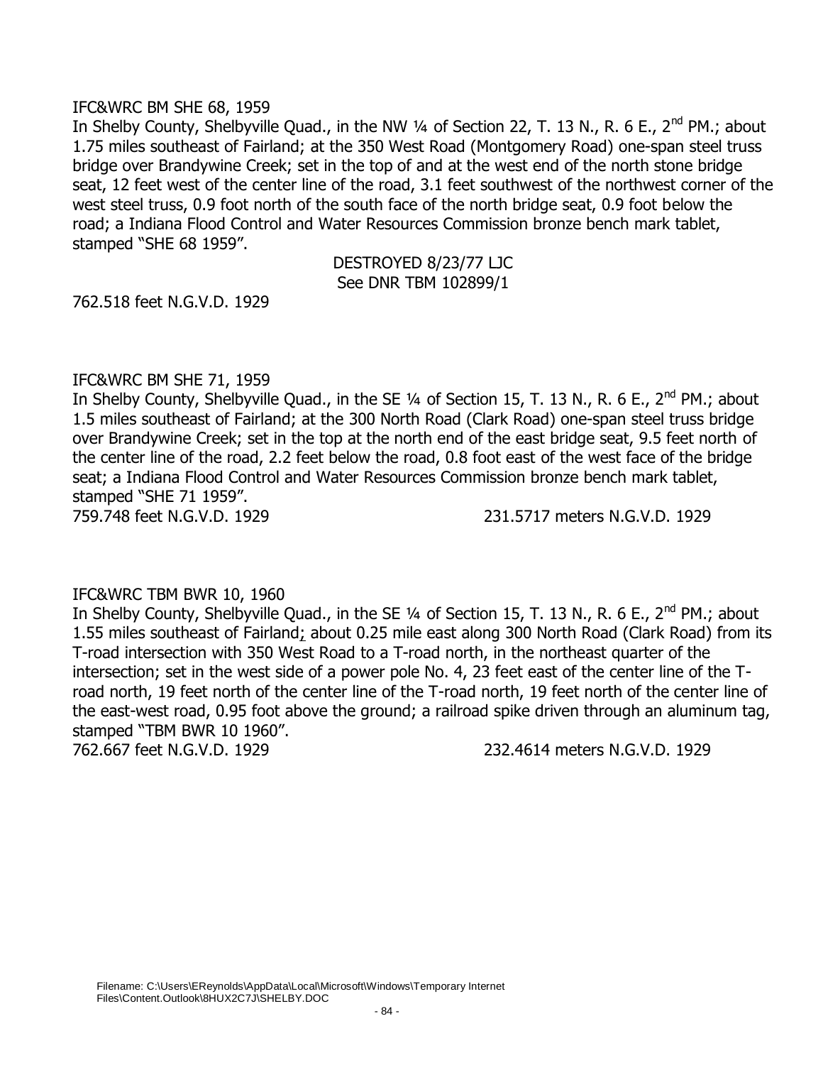IFC&WRC BM SHE 68, 1959

In Shelby County, Shelbyville Quad., in the NW ¼ of Section 22, T. 13 N., R. 6 E., 2nd PM.; about 1.75 miles southeast of Fairland; at the 350 West Road (Montgomery Road) one-span steel truss bridge over Brandywine Creek; set in the top of and at the west end of the north stone bridge seat, 12 feet west of the center line of the road, 3.1 feet southwest of the northwest corner of the west steel truss, 0.9 foot north of the south face of the north bridge seat, 0.9 foot below the road; a Indiana Flood Control and Water Resources Commission bronze bench mark tablet, stamped "SHE 68 1959".

DESTROYED 8/23/77 LJC
See DNR TBM 102899/1

762.518 feet N.G.V.D. 1929

IFC&WRC BM SHE 71, 1959

In Shelby County, Shelbyville Quad., in the SE ¼ of Section 15, T. 13 N., R. 6 E., 2nd PM.; about 1.5 miles southeast of Fairland; at the 300 North Road (Clark Road) one-span steel truss bridge over Brandywine Creek; set in the top at the north end of the east bridge seat, 9.5 feet north of the center line of the road, 2.2 feet below the road, 0.8 foot east of the west face of the bridge seat; a Indiana Flood Control and Water Resources Commission bronze bench mark tablet, stamped "SHE 71 1959".

759.748 feet N.G.V.D. 1929 231.5717 meters N.G.V.D. 1929

IFC&WRC TBM BWR 10, 1960

In Shelby County, Shelbyville Quad., in the SE ¼ of Section 15, T. 13 N., R. 6 E., 2nd PM.; about 1.55 miles southeast of Fairland; about 0.25 mile east along 300 North Road (Clark Road) from its T-road intersection with 350 West Road to a T-road north, in the northeast quarter of the intersection; set in the west side of a power pole No. 4, 23 feet east of the center line of the T-road north, 19 feet north of the center line of the T-road north, 19 feet north of the center line of the east-west road, 0.95 foot above the ground; a railroad spike driven through an aluminum tag, stamped "TBM BWR 10 1960".

762.667 feet N.G.V.D. 1929 232.4614 meters N.G.V.D. 1929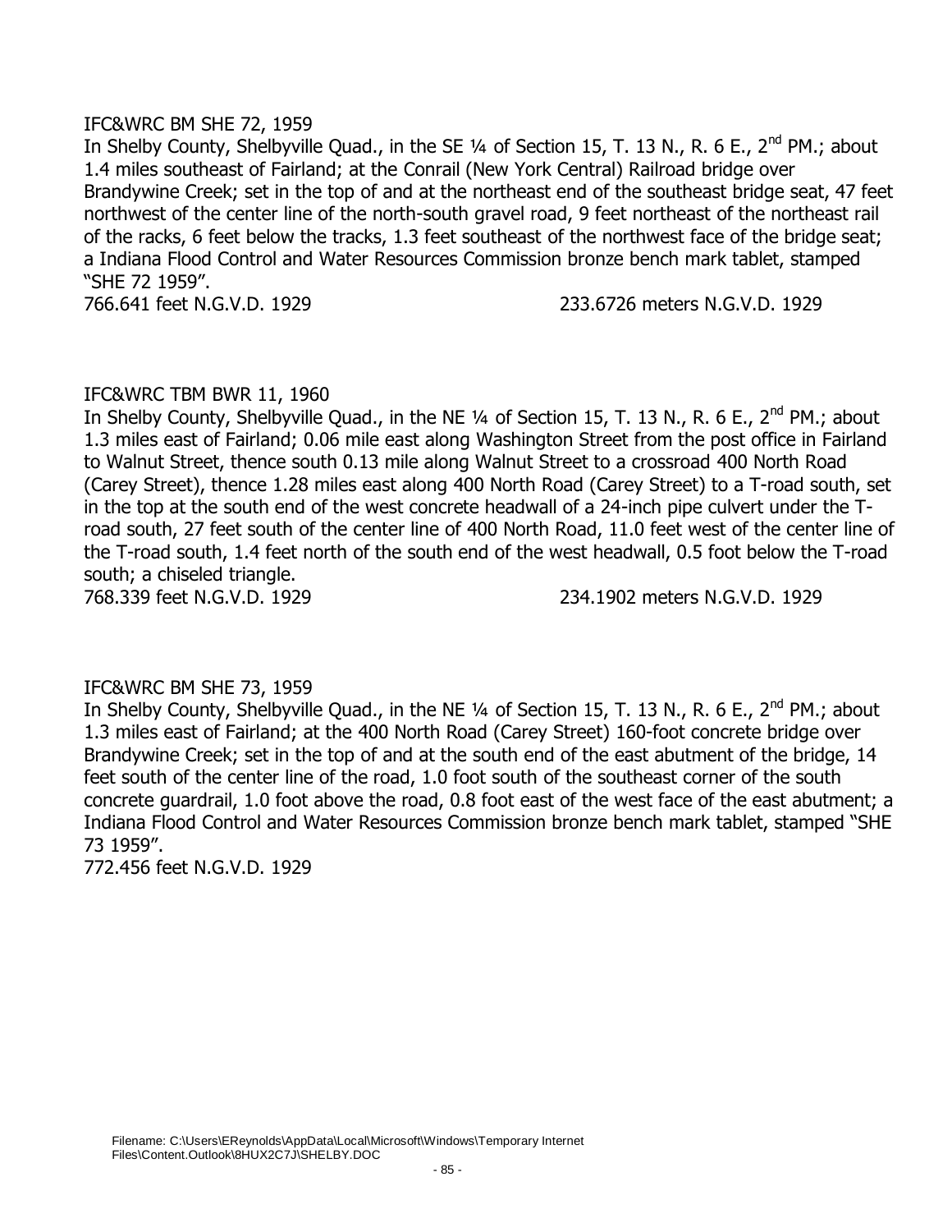IFC&WRC BM SHE 72, 1959

In Shelby County, Shelbyville Quad., in the SE ¼ of Section 15, T. 13 N., R. 6 E., 2nd PM.; about 1.4 miles southeast of Fairland; at the Conrail (New York Central) Railroad bridge over Brandywine Creek; set in the top of and at the northeast end of the southeast bridge seat, 47 feet northwest of the center line of the north-south gravel road, 9 feet northeast of the northeast rail of the racks, 6 feet below the tracks, 1.3 feet southeast of the northwest face of the bridge seat; a Indiana Flood Control and Water Resources Commission bronze bench mark tablet, stamped "SHE 72 1959".

766.641 feet N.G.V.D. 1929 233.6726 meters N.G.V.D. 1929

IFC&WRC TBM BWR 11, 1960

In Shelby County, Shelbyville Quad., in the NE ¼ of Section 15, T. 13 N., R. 6 E., 2nd PM.; about 1.3 miles east of Fairland; 0.06 mile east along Washington Street from the post office in Fairland to Walnut Street, thence south 0.13 mile along Walnut Street to a crossroad 400 North Road (Carey Street), thence 1.28 miles east along 400 North Road (Carey Street) to a T-road south, set in the top at the south end of the west concrete headwall of a 24-inch pipe culvert under the T-road south, 27 feet south of the center line of 400 North Road, 11.0 feet west of the center line of the T-road south, 1.4 feet north of the south end of the west headwall, 0.5 foot below the T-road south; a chiseled triangle.

768.339 feet N.G.V.D. 1929 234.1902 meters N.G.V.D. 1929

IFC&WRC BM SHE 73, 1959

In Shelby County, Shelbyville Quad., in the NE ¼ of Section 15, T. 13 N., R. 6 E., 2nd PM.; about 1.3 miles east of Fairland; at the 400 North Road (Carey Street) 160-foot concrete bridge over Brandywine Creek; set in the top of and at the south end of the east abutment of the bridge, 14 feet south of the center line of the road, 1.0 foot south of the southeast corner of the south concrete guardrail, 1.0 foot above the road, 0.8 foot east of the west face of the east abutment; a Indiana Flood Control and Water Resources Commission bronze bench mark tablet, stamped "SHE 73 1959".

772.456 feet N.G.V.D. 1929

Filename: C:\Users\EReynolds\AppData\Local\Microsoft\Windows\Temporary Internet Files\Content.Outlook\8HUX2C7J\SHELBY.DOC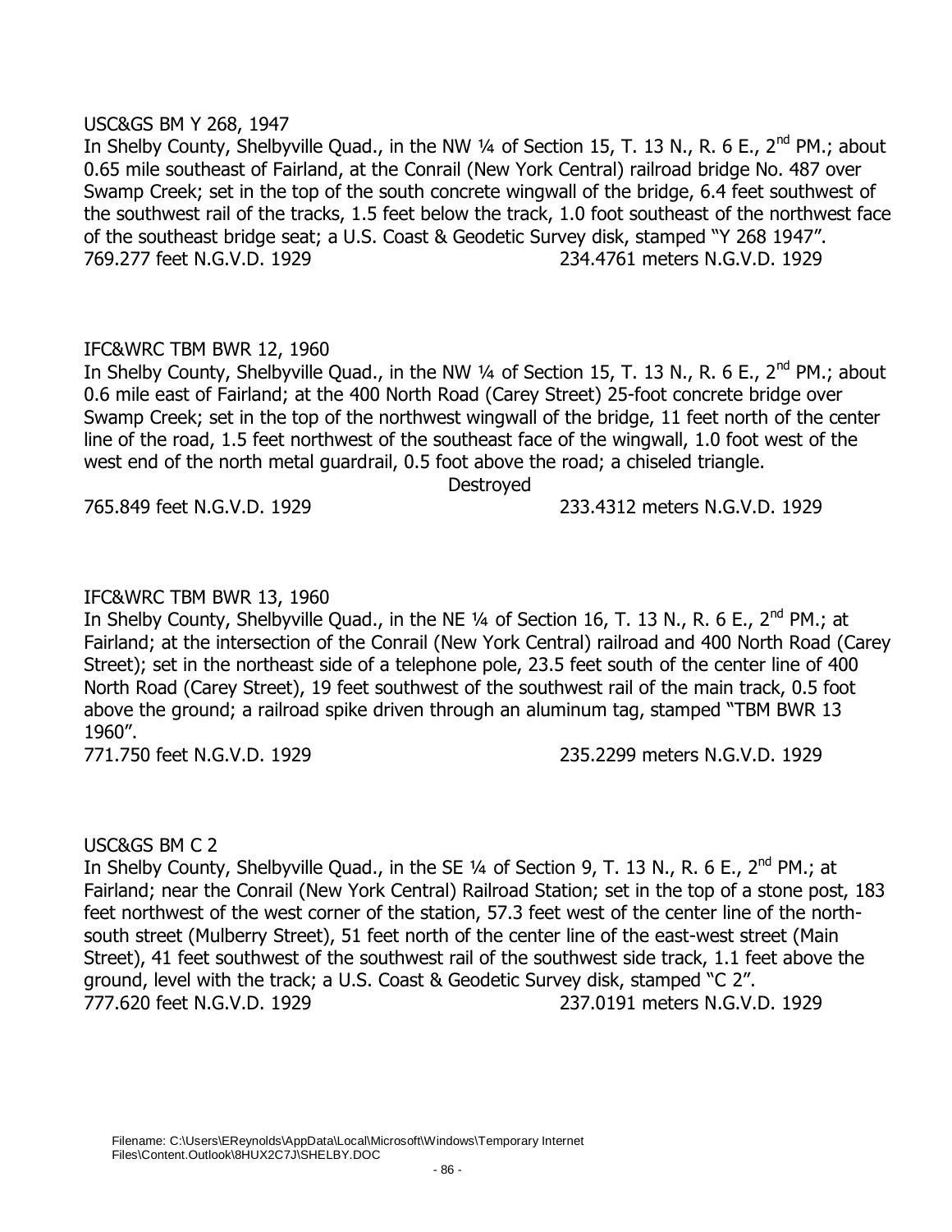USC&GS BM Y 268, 1947

In Shelby County, Shelbyville Quad., in the NW ¼ of Section 15, T. 13 N., R. 6 E., 2nd PM.; about 0.65 mile southeast of Fairland, at the Conrail (New York Central) railroad bridge No. 487 over Swamp Creek; set in the top of the south concrete wingwall of the bridge, 6.4 feet southwest of the southwest rail of the tracks, 1.5 feet below the track, 1.0 foot southeast of the northwest face of the southeast bridge seat; a U.S. Coast & Geodetic Survey disk, stamped "Y 268 1947".

769.277 feet N.G.V.D. 1929 234.4761 meters N.G.V.D. 1929

IFC&WRC TBM BWR 12, 1960

In Shelby County, Shelbyville Quad., in the NW ¼ of Section 15, T. 13 N., R. 6 E., 2nd PM.; about 0.6 mile east of Fairland; at the 400 North Road (Carey Street) 25-foot concrete bridge over Swamp Creek; set in the top of the northwest wingwall of the bridge, 11 feet north of the center line of the road, 1.5 feet northwest of the southeast face of the wingwall, 1.0 foot west of the west end of the north metal guardrail, 0.5 foot above the road; a chiseled triangle.

Destroyed

765.849 feet N.G.V.D. 1929 233.4312 meters N.G.V.D. 1929

IFC&WRC TBM BWR 13, 1960

In Shelby County, Shelbyville Quad., in the NE ¼ of Section 16, T. 13 N., R. 6 E., 2nd PM.; at Fairland; at the intersection of the Conrail (New York Central) railroad and 400 North Road (Carey Street); set in the northeast side of a telephone pole, 23.5 feet south of the center line of 400 North Road (Carey Street), 19 feet southwest of the southwest rail of the main track, 0.5 foot above the ground; a railroad spike driven through an aluminum tag, stamped "TBM BWR 13 1960".

771.750 feet N.G.V.D. 1929 235.2299 meters N.G.V.D. 1929

USC&GS BM C 2

In Shelby County, Shelbyville Quad., in the SE ¼ of Section 9, T. 13 N., R. 6 E., 2nd PM.; at Fairland; near the Conrail (New York Central) Railroad Station; set in the top of a stone post, 183 feet northwest of the west corner of the station, 57.3 feet west of the center line of the north-south street (Mulberry Street), 51 feet north of the center line of the east-west street (Main Street), 41 feet southwest of the southwest rail of the southwest side track, 1.1 feet above the ground, level with the track; a U.S. Coast & Geodetic Survey disk, stamped "C 2".

777.620 feet N.G.V.D. 1929 237.0191 meters N.G.V.D. 1929

Filename: C:\Users\EReynolds\AppData\Local\Microsoft\Windows\Temporary Internet Files\Content.Outlook\8HUX2C7J\SHELBY.DOC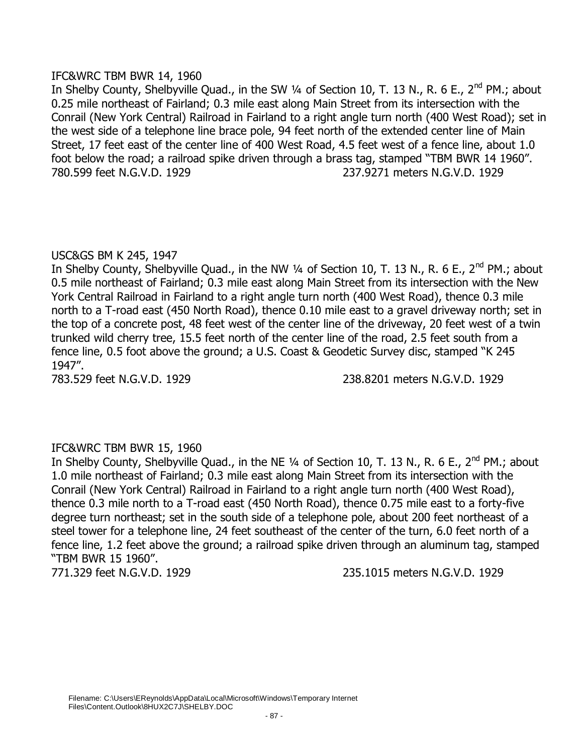IFC&WRC TBM BWR 14, 1960

In Shelby County, Shelbyville Quad., in the SW ¼ of Section 10, T. 13 N., R. 6 E., 2nd PM.; about 0.25 mile northeast of Fairland; 0.3 mile east along Main Street from its intersection with the Conrail (New York Central) Railroad in Fairland to a right angle turn north (400 West Road); set in the west side of a telephone line brace pole, 94 feet north of the extended center line of Main Street, 17 feet east of the center line of 400 West Road, 4.5 feet west of a fence line, about 1.0 foot below the road; a railroad spike driven through a brass tag, stamped "TBM BWR 14 1960".

780.599 feet N.G.V.D. 1929 237.9271 meters N.G.V.D. 1929

USC&GS BM K 245, 1947

In Shelby County, Shelbyville Quad., in the NW ¼ of Section 10, T. 13 N., R. 6 E., 2nd PM.; about 0.5 mile northeast of Fairland; 0.3 mile east along Main Street from its intersection with the New York Central Railroad in Fairland to a right angle turn north (400 West Road), thence 0.3 mile north to a T-road east (450 North Road), thence 0.10 mile east to a gravel driveway north; set in the top of a concrete post, 48 feet west of the center line of the driveway, 20 feet west of a twin trunked wild cherry tree, 15.5 feet north of the center line of the road, 2.5 feet south from a fence line, 0.5 foot above the ground; a U.S. Coast & Geodetic Survey disc, stamped "K 245 1947".

783.529 feet N.G.V.D. 1929 238.8201 meters N.G.V.D. 1929

IFC&WRC TBM BWR 15, 1960

In Shelby County, Shelbyville Quad., in the NE ¼ of Section 10, T. 13 N., R. 6 E., 2nd PM.; about 1.0 mile northeast of Fairland; 0.3 mile east along Main Street from its intersection with the Conrail (New York Central) Railroad in Fairland to a right angle turn north (400 West Road), thence 0.3 mile north to a T-road east (450 North Road), thence 0.75 mile east to a forty-five degree turn northeast; set in the south side of a telephone pole, about 200 feet northeast of a steel tower for a telephone line, 24 feet southeast of the center of the turn, 6.0 feet north of a fence line, 1.2 feet above the ground; a railroad spike driven through an aluminum tag, stamped "TBM BWR 15 1960".

771.329 feet N.G.V.D. 1929 235.1015 meters N.G.V.D. 1929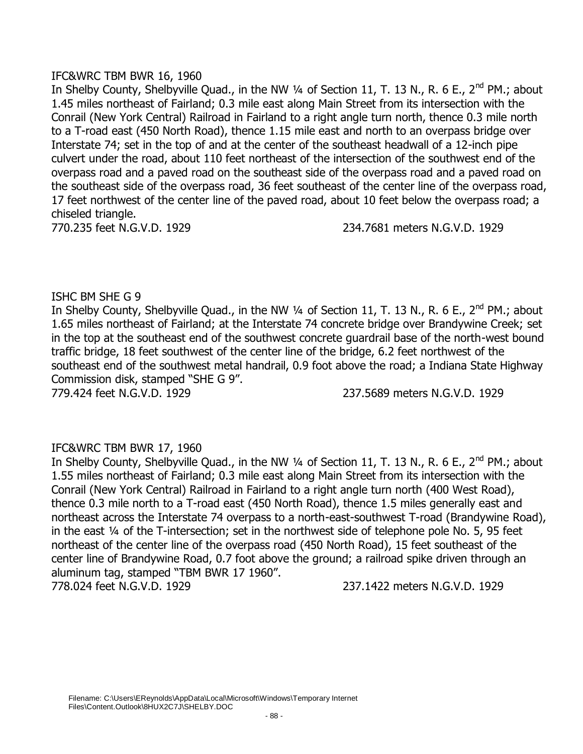IFC&WRC TBM BWR 16, 1960

In Shelby County, Shelbyville Quad., in the NW ¼ of Section 11, T. 13 N., R. 6 E., 2nd PM.; about 1.45 miles northeast of Fairland; 0.3 mile east along Main Street from its intersection with the Conrail (New York Central) Railroad in Fairland to a right angle turn north, thence 0.3 mile north to a T-road east (450 North Road), thence 1.15 mile east and north to an overpass bridge over Interstate 74; set in the top of and at the center of the southeast headwall of a 12-inch pipe culvert under the road, about 110 feet northeast of the intersection of the southwest end of the overpass road and a paved road on the southeast side of the overpass road and a paved road on the southeast side of the overpass road, 36 feet southeast of the center line of the overpass road, 17 feet northwest of the center line of the paved road, about 10 feet below the overpass road; a chiseled triangle.

770.235 feet N.G.V.D. 1929 234.7681 meters N.G.V.D. 1929

ISHC BM SHE G 9

In Shelby County, Shelbyville Quad., in the NW ¼ of Section 11, T. 13 N., R. 6 E., 2nd PM.; about 1.65 miles northeast of Fairland; at the Interstate 74 concrete bridge over Brandywine Creek; set in the top at the southeast end of the southwest concrete guardrail base of the north-west bound traffic bridge, 18 feet southwest of the center line of the bridge, 6.2 feet northwest of the southeast end of the southwest metal handrail, 0.9 foot above the road; a Indiana State Highway Commission disk, stamped "SHE G 9".

779.424 feet N.G.V.D. 1929 237.5689 meters N.G.V.D. 1929

IFC&WRC TBM BWR 17, 1960

In Shelby County, Shelbyville Quad., in the NW ¼ of Section 11, T. 13 N., R. 6 E., 2nd PM.; about 1.55 miles northeast of Fairland; 0.3 mile east along Main Street from its intersection with the Conrail (New York Central) Railroad in Fairland to a right angle turn north (400 West Road), thence 0.3 mile north to a T-road east (450 North Road), thence 1.5 miles generally east and northeast across the Interstate 74 overpass to a north-east-southwest T-road (Brandywine Road), in the east ¼ of the T-intersection; set in the northwest side of telephone pole No. 5, 95 feet northeast of the center line of the overpass road (450 North Road), 15 feet southeast of the center line of Brandywine Road, 0.7 foot above the ground; a railroad spike driven through an aluminum tag, stamped "TBM BWR 17 1960".

778.024 feet N.G.V.D. 1929 237.1422 meters N.G.V.D. 1929

Filename: C:\Users\EReynolds\AppData\Local\Microsoft\Windows\Temporary Internet Files\Content.Outlook\8HUX2C7J\SHELBY.DOC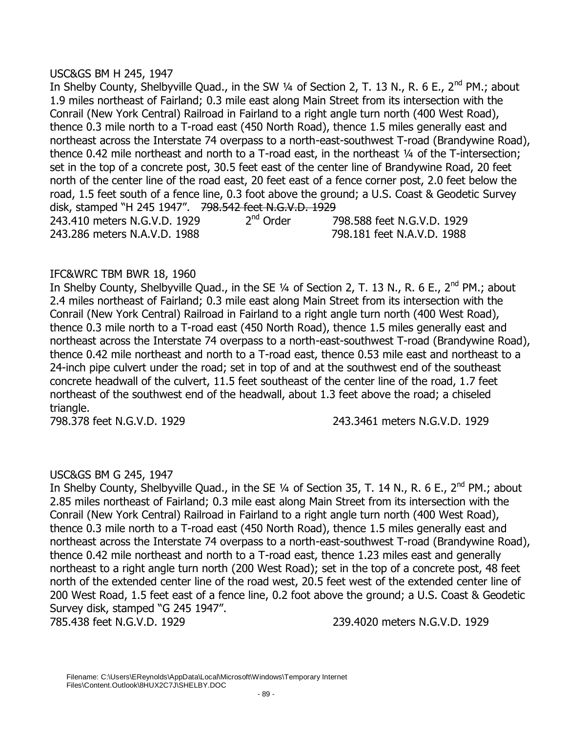USC&GS BM H 245, 1947

In Shelby County, Shelbyville Quad., in the SW ¼ of Section 2, T. 13 N., R. 6 E., 2nd PM.; about 1.9 miles northeast of Fairland; 0.3 mile east along Main Street from its intersection with the Conrail (New York Central) Railroad in Fairland to a right angle turn north (400 West Road), thence 0.3 mile north to a T-road east (450 North Road), thence 1.5 miles generally east and northeast across the Interstate 74 overpass to a north-east-southwest T-road (Brandywine Road), thence 0.42 mile northeast and north to a T-road east, in the northeast ¼ of the T-intersection; set in the top of a concrete post, 30.5 feet east of the center line of Brandywine Road, 20 feet north of the center line of the road east, 20 feet east of a fence corner post, 2.0 feet below the road, 1.5 feet south of a fence line, 0.3 foot above the ground; a U.S. Coast & Geodetic Survey disk, stamped "H 245 1947". ~~798.542 feet N.G.V.D. 1929~~

243.410 meters N.G.V.D. 1929 2nd Order 798.588 feet N.G.V.D. 1929
243.286 meters N.A.V.D. 1988 798.181 feet N.A.V.D. 1988

IFC&WRC TBM BWR 18, 1960

In Shelby County, Shelbyville Quad., in the SE ¼ of Section 2, T. 13 N., R. 6 E., 2nd PM.; about 2.4 miles northeast of Fairland; 0.3 mile east along Main Street from its intersection with the Conrail (New York Central) Railroad in Fairland to a right angle turn north (400 West Road), thence 0.3 mile north to a T-road east (450 North Road), thence 1.5 miles generally east and northeast across the Interstate 74 overpass to a north-east-southwest T-road (Brandywine Road), thence 0.42 mile northeast and north to a T-road east, thence 0.53 mile east and northeast to a 24-inch pipe culvert under the road; set in top of and at the southwest end of the southeast concrete headwall of the culvert, 11.5 feet southeast of the center line of the road, 1.7 feet northeast of the southwest end of the headwall, about 1.3 feet above the road; a chiseled triangle.

798.378 feet N.G.V.D. 1929 243.3461 meters N.G.V.D. 1929

USC&GS BM G 245, 1947

In Shelby County, Shelbyville Quad., in the SE ¼ of Section 35, T. 14 N., R. 6 E., 2nd PM.; about 2.85 miles northeast of Fairland; 0.3 mile east along Main Street from its intersection with the Conrail (New York Central) Railroad in Fairland to a right angle turn north (400 West Road), thence 0.3 mile north to a T-road east (450 North Road), thence 1.5 miles generally east and northeast across the Interstate 74 overpass to a north-east-southwest T-road (Brandywine Road), thence 0.42 mile northeast and north to a T-road east, thence 1.23 miles east and generally northeast to a right angle turn north (200 West Road); set in the top of a concrete post, 48 feet north of the extended center line of the road west, 20.5 feet west of the extended center line of 200 West Road, 1.5 feet east of a fence line, 0.2 foot above the ground; a U.S. Coast & Geodetic Survey disk, stamped "G 245 1947".

785.438 feet N.G.V.D. 1929 239.4020 meters N.G.V.D. 1929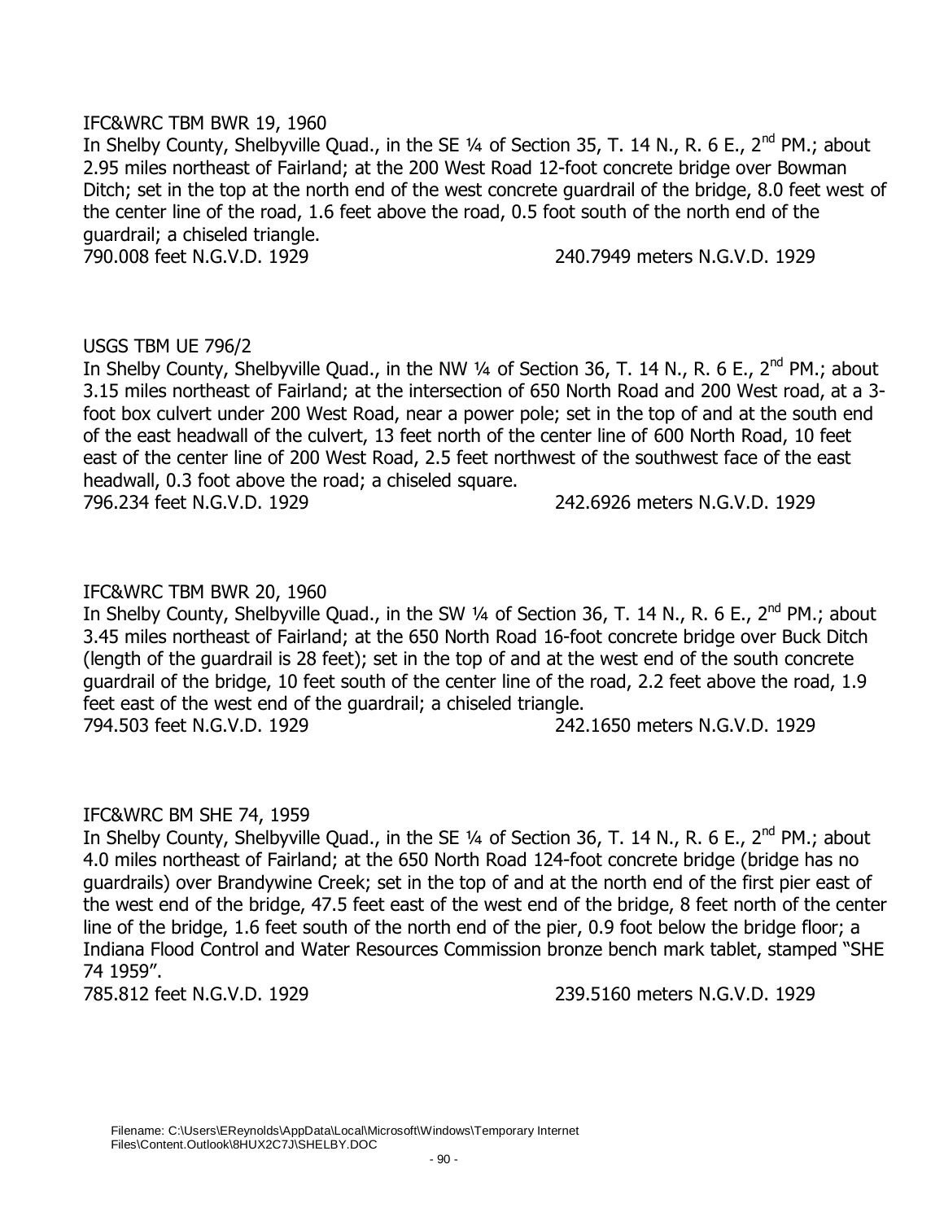IFC&WRC TBM BWR 19, 1960

In Shelby County, Shelbyville Quad., in the SE ¼ of Section 35, T. 14 N., R. 6 E., 2nd PM.; about 2.95 miles northeast of Fairland; at the 200 West Road 12-foot concrete bridge over Bowman Ditch; set in the top at the north end of the west concrete guardrail of the bridge, 8.0 feet west of the center line of the road, 1.6 feet above the road, 0.5 foot south of the north end of the guardrail; a chiseled triangle.

790.008 feet N.G.V.D. 1929 240.7949 meters N.G.V.D. 1929

USGS TBM UE 796/2

In Shelby County, Shelbyville Quad., in the NW ¼ of Section 36, T. 14 N., R. 6 E., 2nd PM.; about 3.15 miles northeast of Fairland; at the intersection of 650 North Road and 200 West road, at a 3-foot box culvert under 200 West Road, near a power pole; set in the top of and at the south end of the east headwall of the culvert, 13 feet north of the center line of 600 North Road, 10 feet east of the center line of 200 West Road, 2.5 feet northwest of the southwest face of the east headwall, 0.3 foot above the road; a chiseled square.

796.234 feet N.G.V.D. 1929 242.6926 meters N.G.V.D. 1929

IFC&WRC TBM BWR 20, 1960

In Shelby County, Shelbyville Quad., in the SW ¼ of Section 36, T. 14 N., R. 6 E., 2nd PM.; about 3.45 miles northeast of Fairland; at the 650 North Road 16-foot concrete bridge over Buck Ditch (length of the guardrail is 28 feet); set in the top of and at the west end of the south concrete guardrail of the bridge, 10 feet south of the center line of the road, 2.2 feet above the road, 1.9 feet east of the west end of the guardrail; a chiseled triangle.

794.503 feet N.G.V.D. 1929 242.1650 meters N.G.V.D. 1929

IFC&WRC BM SHE 74, 1959

In Shelby County, Shelbyville Quad., in the SE ¼ of Section 36, T. 14 N., R. 6 E., 2nd PM.; about 4.0 miles northeast of Fairland; at the 650 North Road 124-foot concrete bridge (bridge has no guardrails) over Brandywine Creek; set in the top of and at the north end of the first pier east of the west end of the bridge, 47.5 feet east of the west end of the bridge, 8 feet north of the center line of the bridge, 1.6 feet south of the north end of the pier, 0.9 foot below the bridge floor; a Indiana Flood Control and Water Resources Commission bronze bench mark tablet, stamped "SHE 74 1959".

785.812 feet N.G.V.D. 1929 239.5160 meters N.G.V.D. 1929

Filename: C:\Users\EReynolds\AppData\Local\Microsoft\Windows\Temporary Internet Files\Content.Outlook\8HUX2C7J\SHELBY.DOC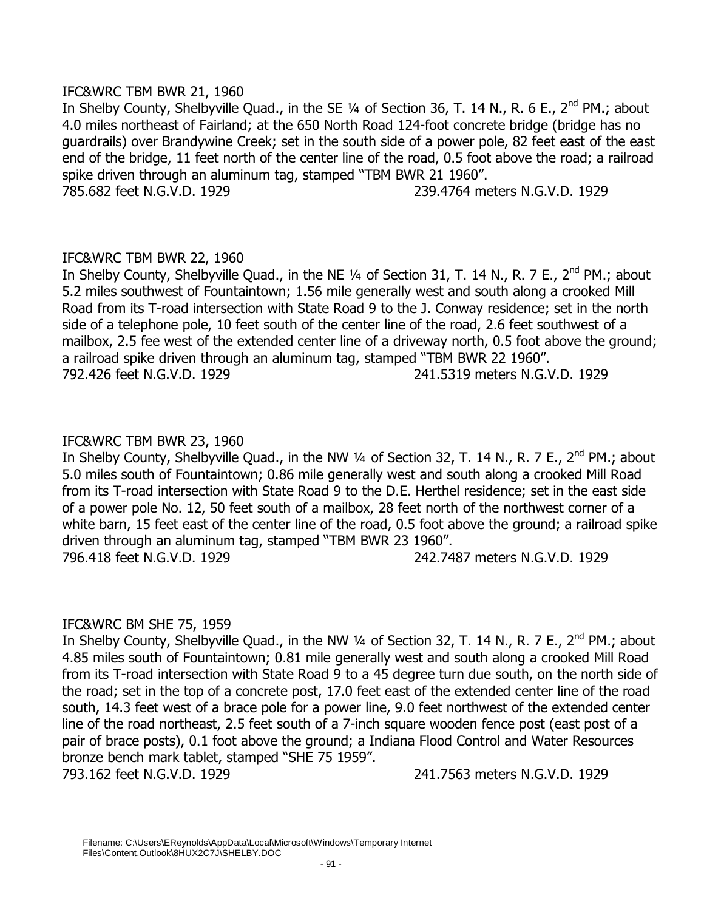IFC&WRC TBM BWR 21, 1960

In Shelby County, Shelbyville Quad., in the SE ¼ of Section 36, T. 14 N., R. 6 E., 2nd PM.; about 4.0 miles northeast of Fairland; at the 650 North Road 124-foot concrete bridge (bridge has no guardrails) over Brandywine Creek; set in the south side of a power pole, 82 feet east of the east end of the bridge, 11 feet north of the center line of the road, 0.5 foot above the road; a railroad spike driven through an aluminum tag, stamped "TBM BWR 21 1960".

785.682 feet N.G.V.D. 1929 239.4764 meters N.G.V.D. 1929

IFC&WRC TBM BWR 22, 1960

In Shelby County, Shelbyville Quad., in the NE ¼ of Section 31, T. 14 N., R. 7 E., 2nd PM.; about 5.2 miles southwest of Fountaintown; 1.56 mile generally west and south along a crooked Mill Road from its T-road intersection with State Road 9 to the J. Conway residence; set in the north side of a telephone pole, 10 feet south of the center line of the road, 2.6 feet southwest of a mailbox, 2.5 fee west of the extended center line of a driveway north, 0.5 foot above the ground; a railroad spike driven through an aluminum tag, stamped "TBM BWR 22 1960".

792.426 feet N.G.V.D. 1929 241.5319 meters N.G.V.D. 1929

IFC&WRC TBM BWR 23, 1960

In Shelby County, Shelbyville Quad., in the NW ¼ of Section 32, T. 14 N., R. 7 E., 2nd PM.; about 5.0 miles south of Fountaintown; 0.86 mile generally west and south along a crooked Mill Road from its T-road intersection with State Road 9 to the D.E. Herthel residence; set in the east side of a power pole No. 12, 50 feet south of a mailbox, 28 feet north of the northwest corner of a white barn, 15 feet east of the center line of the road, 0.5 foot above the ground; a railroad spike driven through an aluminum tag, stamped "TBM BWR 23 1960".

796.418 feet N.G.V.D. 1929 242.7487 meters N.G.V.D. 1929

IFC&WRC BM SHE 75, 1959

In Shelby County, Shelbyville Quad., in the NW ¼ of Section 32, T. 14 N., R. 7 E., 2nd PM.; about 4.85 miles south of Fountaintown; 0.81 mile generally west and south along a crooked Mill Road from its T-road intersection with State Road 9 to a 45 degree turn due south, on the north side of the road; set in the top of a concrete post, 17.0 feet east of the extended center line of the road south, 14.3 feet west of a brace pole for a power line, 9.0 feet northwest of the extended center line of the road northeast, 2.5 feet south of a 7-inch square wooden fence post (east post of a pair of brace posts), 0.1 foot above the ground; a Indiana Flood Control and Water Resources bronze bench mark tablet, stamped "SHE 75 1959".

793.162 feet N.G.V.D. 1929 241.7563 meters N.G.V.D. 1929

Filename: C:\Users\EReynolds\AppData\Local\Microsoft\Windows\Temporary Internet Files\Content.Outlook\8HUX2C7J\SHELBY.DOC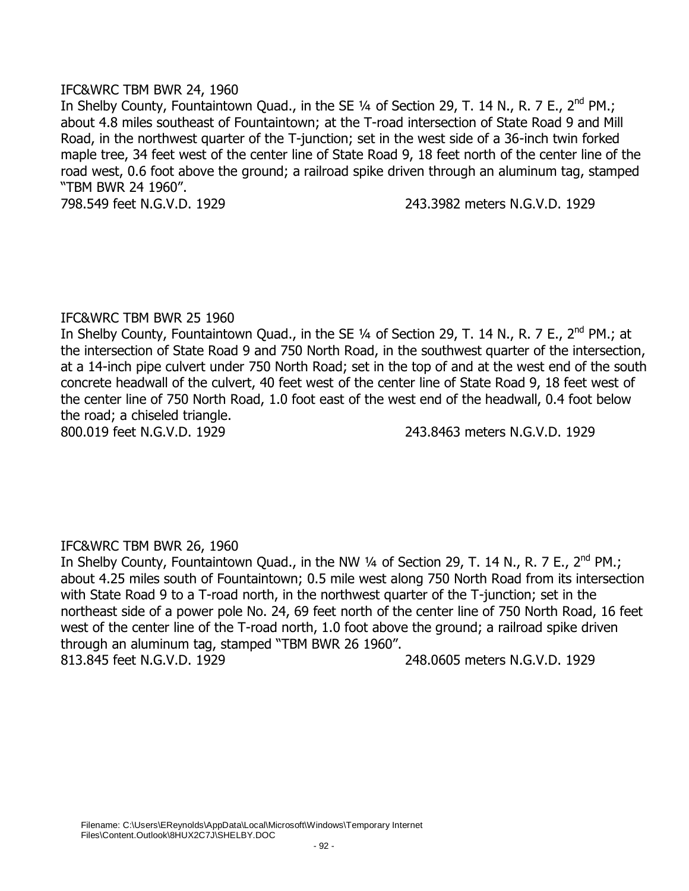IFC&WRC TBM BWR 24, 1960

In Shelby County, Fountaintown Quad., in the SE ¼ of Section 29, T. 14 N., R. 7 E., 2nd PM.; about 4.8 miles southeast of Fountaintown; at the T-road intersection of State Road 9 and Mill Road, in the northwest quarter of the T-junction; set in the west side of a 36-inch twin forked maple tree, 34 feet west of the center line of State Road 9, 18 feet north of the center line of the road west, 0.6 foot above the ground; a railroad spike driven through an aluminum tag, stamped "TBM BWR 24 1960".

798.549 feet N.G.V.D. 1929 243.3982 meters N.G.V.D. 1929

IFC&WRC TBM BWR 25 1960

In Shelby County, Fountaintown Quad., in the SE ¼ of Section 29, T. 14 N., R. 7 E., 2nd PM.; at the intersection of State Road 9 and 750 North Road, in the southwest quarter of the intersection, at a 14-inch pipe culvert under 750 North Road; set in the top of and at the west end of the south concrete headwall of the culvert, 40 feet west of the center line of State Road 9, 18 feet west of the center line of 750 North Road, 1.0 foot east of the west end of the headwall, 0.4 foot below the road; a chiseled triangle.

800.019 feet N.G.V.D. 1929 243.8463 meters N.G.V.D. 1929

IFC&WRC TBM BWR 26, 1960

In Shelby County, Fountaintown Quad., in the NW ¼ of Section 29, T. 14 N., R. 7 E., 2nd PM.; about 4.25 miles south of Fountaintown; 0.5 mile west along 750 North Road from its intersection with State Road 9 to a T-road north, in the northwest quarter of the T-junction; set in the northeast side of a power pole No. 24, 69 feet north of the center line of 750 North Road, 16 feet west of the center line of the T-road north, 1.0 foot above the ground; a railroad spike driven through an aluminum tag, stamped "TBM BWR 26 1960".

813.845 feet N.G.V.D. 1929 248.0605 meters N.G.V.D. 1929

Filename: C:\Users\EReynolds\AppData\Local\Microsoft\Windows\Temporary Internet Files\Content.Outlook\8HUX2C7J\SHELBY.DOC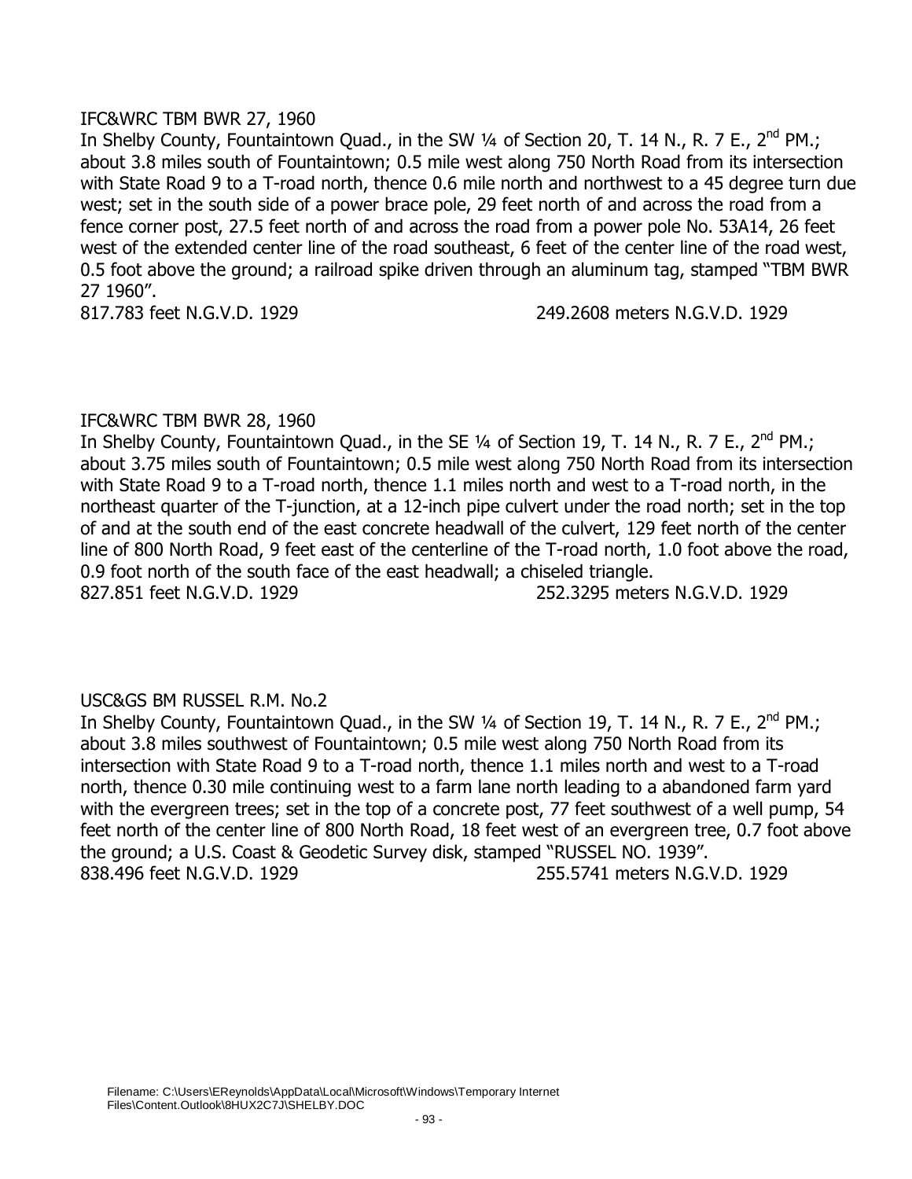IFC&WRC TBM BWR 27, 1960

In Shelby County, Fountaintown Quad., in the SW ¼ of Section 20, T. 14 N., R. 7 E., 2nd PM.; about 3.8 miles south of Fountaintown; 0.5 mile west along 750 North Road from its intersection with State Road 9 to a T-road north, thence 0.6 mile north and northwest to a 45 degree turn due west; set in the south side of a power brace pole, 29 feet north of and across the road from a fence corner post, 27.5 feet north of and across the road from a power pole No. 53A14, 26 feet west of the extended center line of the road southeast, 6 feet of the center line of the road west, 0.5 foot above the ground; a railroad spike driven through an aluminum tag, stamped "TBM BWR 27 1960".

817.783 feet N.G.V.D. 1929 249.2608 meters N.G.V.D. 1929

IFC&WRC TBM BWR 28, 1960

In Shelby County, Fountaintown Quad., in the SE ¼ of Section 19, T. 14 N., R. 7 E., 2nd PM.; about 3.75 miles south of Fountaintown; 0.5 mile west along 750 North Road from its intersection with State Road 9 to a T-road north, thence 1.1 miles north and west to a T-road north, in the northeast quarter of the T-junction, at a 12-inch pipe culvert under the road north; set in the top of and at the south end of the east concrete headwall of the culvert, 129 feet north of the center line of 800 North Road, 9 feet east of the centerline of the T-road north, 1.0 foot above the road, 0.9 foot north of the south face of the east headwall; a chiseled triangle.

827.851 feet N.G.V.D. 1929 252.3295 meters N.G.V.D. 1929

USC&GS BM RUSSEL R.M. No.2

In Shelby County, Fountaintown Quad., in the SW ¼ of Section 19, T. 14 N., R. 7 E., 2nd PM.; about 3.8 miles southwest of Fountaintown; 0.5 mile west along 750 North Road from its intersection with State Road 9 to a T-road north, thence 1.1 miles north and west to a T-road north, thence 0.30 mile continuing west to a farm lane north leading to a abandoned farm yard with the evergreen trees; set in the top of a concrete post, 77 feet southwest of a well pump, 54 feet north of the center line of 800 North Road, 18 feet west of an evergreen tree, 0.7 foot above the ground; a U.S. Coast & Geodetic Survey disk, stamped "RUSSEL NO. 1939".

838.496 feet N.G.V.D. 1929 255.5741 meters N.G.V.D. 1929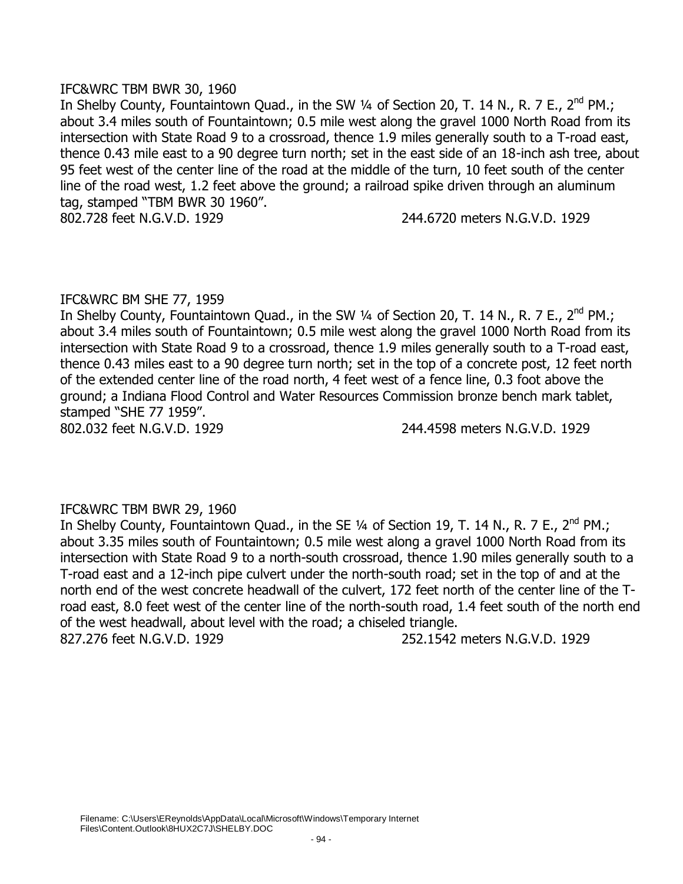IFC&WRC TBM BWR 30, 1960

In Shelby County, Fountaintown Quad., in the SW ¼ of Section 20, T. 14 N., R. 7 E., 2nd PM.; about 3.4 miles south of Fountaintown; 0.5 mile west along the gravel 1000 North Road from its intersection with State Road 9 to a crossroad, thence 1.9 miles generally south to a T-road east, thence 0.43 mile east to a 90 degree turn north; set in the east side of an 18-inch ash tree, about 95 feet west of the center line of the road at the middle of the turn, 10 feet south of the center line of the road west, 1.2 feet above the ground; a railroad spike driven through an aluminum tag, stamped "TBM BWR 30 1960".

802.728 feet N.G.V.D. 1929 244.6720 meters N.G.V.D. 1929

IFC&WRC BM SHE 77, 1959

In Shelby County, Fountaintown Quad., in the SW ¼ of Section 20, T. 14 N., R. 7 E., 2nd PM.; about 3.4 miles south of Fountaintown; 0.5 mile west along the gravel 1000 North Road from its intersection with State Road 9 to a crossroad, thence 1.9 miles generally south to a T-road east, thence 0.43 miles east to a 90 degree turn north; set in the top of a concrete post, 12 feet north of the extended center line of the road north, 4 feet west of a fence line, 0.3 foot above the ground; a Indiana Flood Control and Water Resources Commission bronze bench mark tablet, stamped "SHE 77 1959".

802.032 feet N.G.V.D. 1929 244.4598 meters N.G.V.D. 1929

IFC&WRC TBM BWR 29, 1960

In Shelby County, Fountaintown Quad., in the SE ¼ of Section 19, T. 14 N., R. 7 E., 2nd PM.; about 3.35 miles south of Fountaintown; 0.5 mile west along a gravel 1000 North Road from its intersection with State Road 9 to a north-south crossroad, thence 1.90 miles generally south to a T-road east and a 12-inch pipe culvert under the north-south road; set in the top of and at the north end of the west concrete headwall of the culvert, 172 feet north of the center line of the T-road east, 8.0 feet west of the center line of the north-south road, 1.4 feet south of the north end of the west headwall, about level with the road; a chiseled triangle.

827.276 feet N.G.V.D. 1929 252.1542 meters N.G.V.D. 1929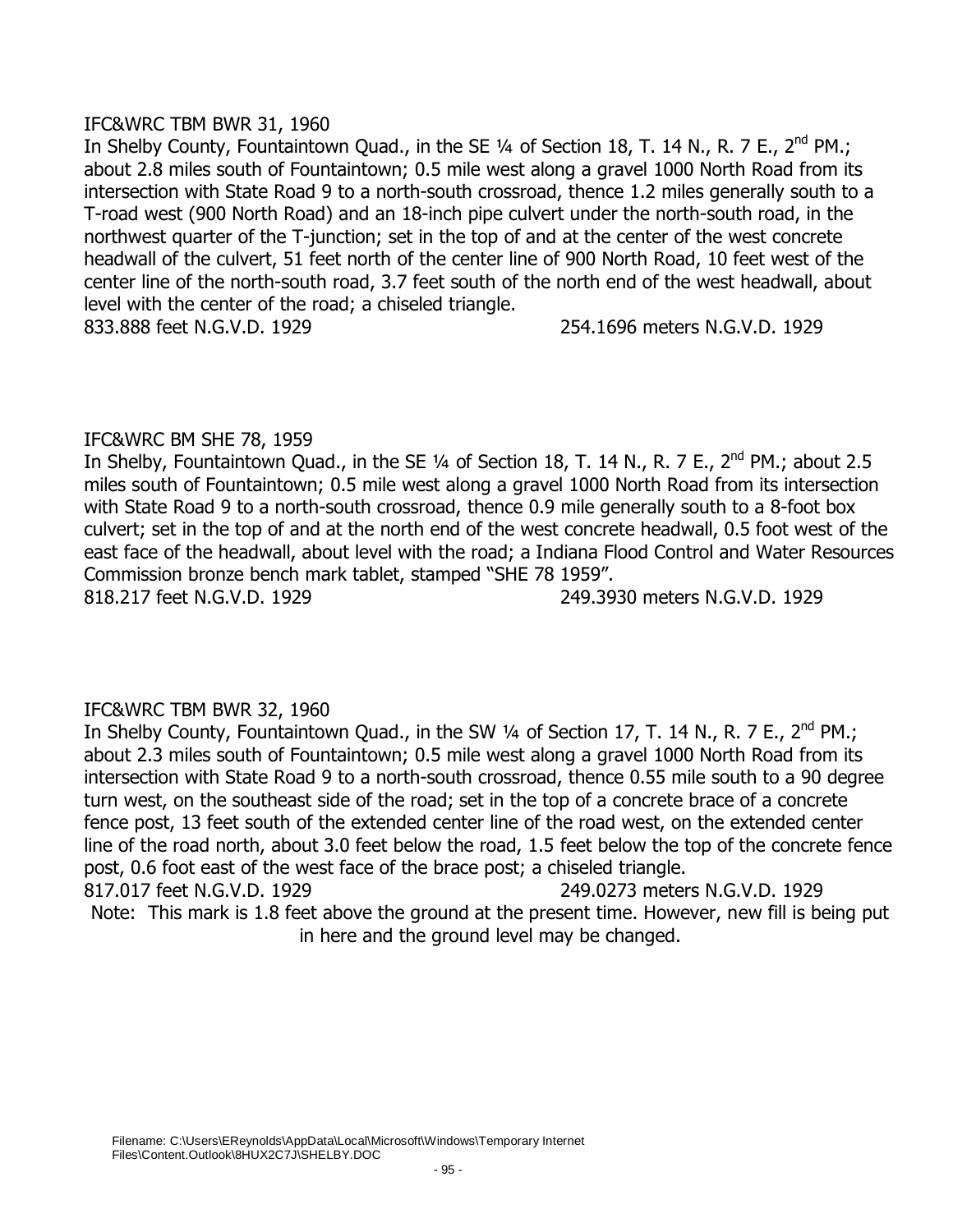IFC&WRC TBM BWR 31, 1960

In Shelby County, Fountaintown Quad., in the SE ¼ of Section 18, T. 14 N., R. 7 E., 2nd PM.; about 2.8 miles south of Fountaintown; 0.5 mile west along a gravel 1000 North Road from its intersection with State Road 9 to a north-south crossroad, thence 1.2 miles generally south to a T-road west (900 North Road) and an 18-inch pipe culvert under the north-south road, in the northwest quarter of the T-junction; set in the top of and at the center of the west concrete headwall of the culvert, 51 feet north of the center line of 900 North Road, 10 feet west of the center line of the north-south road, 3.7 feet south of the north end of the west headwall, about level with the center of the road; a chiseled triangle.

833.888 feet N.G.V.D. 1929 254.1696 meters N.G.V.D. 1929

IFC&WRC BM SHE 78, 1959

In Shelby, Fountaintown Quad., in the SE ¼ of Section 18, T. 14 N., R. 7 E., 2nd PM.; about 2.5 miles south of Fountaintown; 0.5 mile west along a gravel 1000 North Road from its intersection with State Road 9 to a north-south crossroad, thence 0.9 mile generally south to a 8-foot box culvert; set in the top of and at the north end of the west concrete headwall, 0.5 foot west of the east face of the headwall, about level with the road; a Indiana Flood Control and Water Resources Commission bronze bench mark tablet, stamped "SHE 78 1959".

818.217 feet N.G.V.D. 1929 249.3930 meters N.G.V.D. 1929

IFC&WRC TBM BWR 32, 1960

In Shelby County, Fountaintown Quad., in the SW ¼ of Section 17, T. 14 N., R. 7 E., 2nd PM.; about 2.3 miles south of Fountaintown; 0.5 mile west along a gravel 1000 North Road from its intersection with State Road 9 to a north-south crossroad, thence 0.55 mile south to a 90 degree turn west, on the southeast side of the road; set in the top of a concrete brace of a concrete fence post, 13 feet south of the extended center line of the road west, on the extended center line of the road north, about 3.0 feet below the road, 1.5 feet below the top of the concrete fence post, 0.6 foot east of the west face of the brace post; a chiseled triangle.

817.017 feet N.G.V.D. 1929 249.0273 meters N.G.V.D. 1929

Note: This mark is 1.8 feet above the ground at the present time. However, new fill is being put in here and the ground level may be changed.

Filename: C:\Users\EReynolds\AppData\Local\Microsoft\Windows\Temporary Internet Files\Content.Outlook\8HUX2C7J\SHELBY.DOC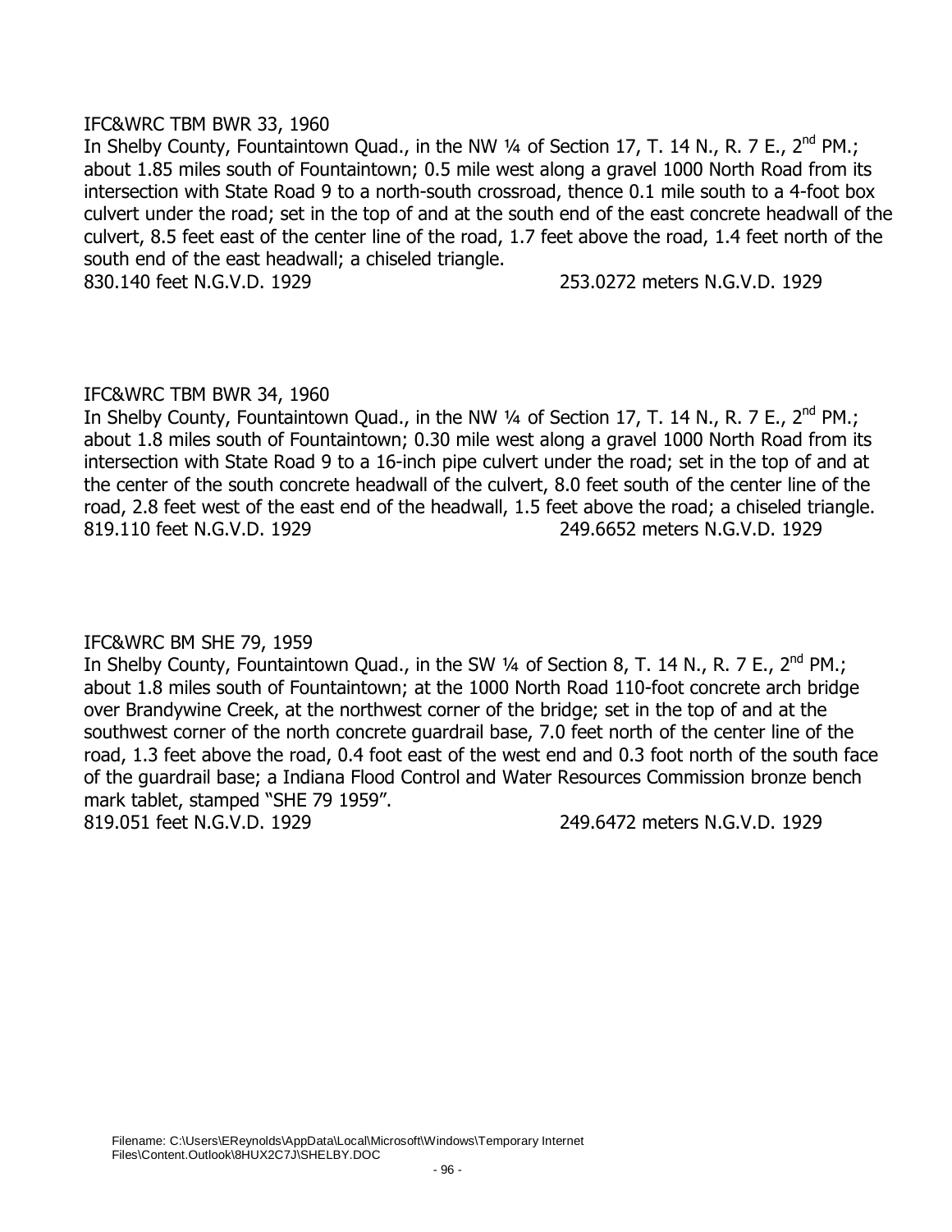IFC&WRC TBM BWR 33, 1960

In Shelby County, Fountaintown Quad., in the NW ¼ of Section 17, T. 14 N., R. 7 E., 2nd PM.; about 1.85 miles south of Fountaintown; 0.5 mile west along a gravel 1000 North Road from its intersection with State Road 9 to a north-south crossroad, thence 0.1 mile south to a 4-foot box culvert under the road; set in the top of and at the south end of the east concrete headwall of the culvert, 8.5 feet east of the center line of the road, 1.7 feet above the road, 1.4 feet north of the south end of the east headwall; a chiseled triangle.

830.140 feet N.G.V.D. 1929 253.0272 meters N.G.V.D. 1929

IFC&WRC TBM BWR 34, 1960

In Shelby County, Fountaintown Quad., in the NW ¼ of Section 17, T. 14 N., R. 7 E., 2nd PM.; about 1.8 miles south of Fountaintown; 0.30 mile west along a gravel 1000 North Road from its intersection with State Road 9 to a 16-inch pipe culvert under the road; set in the top of and at the center of the south concrete headwall of the culvert, 8.0 feet south of the center line of the road, 2.8 feet west of the east end of the headwall, 1.5 feet above the road; a chiseled triangle.

819.110 feet N.G.V.D. 1929 249.6652 meters N.G.V.D. 1929

IFC&WRC BM SHE 79, 1959

In Shelby County, Fountaintown Quad., in the SW ¼ of Section 8, T. 14 N., R. 7 E., 2nd PM.; about 1.8 miles south of Fountaintown; at the 1000 North Road 110-foot concrete arch bridge over Brandywine Creek, at the northwest corner of the bridge; set in the top of and at the southwest corner of the north concrete guardrail base, 7.0 feet north of the center line of the road, 1.3 feet above the road, 0.4 foot east of the west end and 0.3 foot north of the south face of the guardrail base; a Indiana Flood Control and Water Resources Commission bronze bench mark tablet, stamped "SHE 79 1959".

819.051 feet N.G.V.D. 1929 249.6472 meters N.G.V.D. 1929

Filename: C:\Users\EReynolds\AppData\Local\Microsoft\Windows\Temporary Internet Files\Content.Outlook\8HUX2C7J\SHELBY.DOC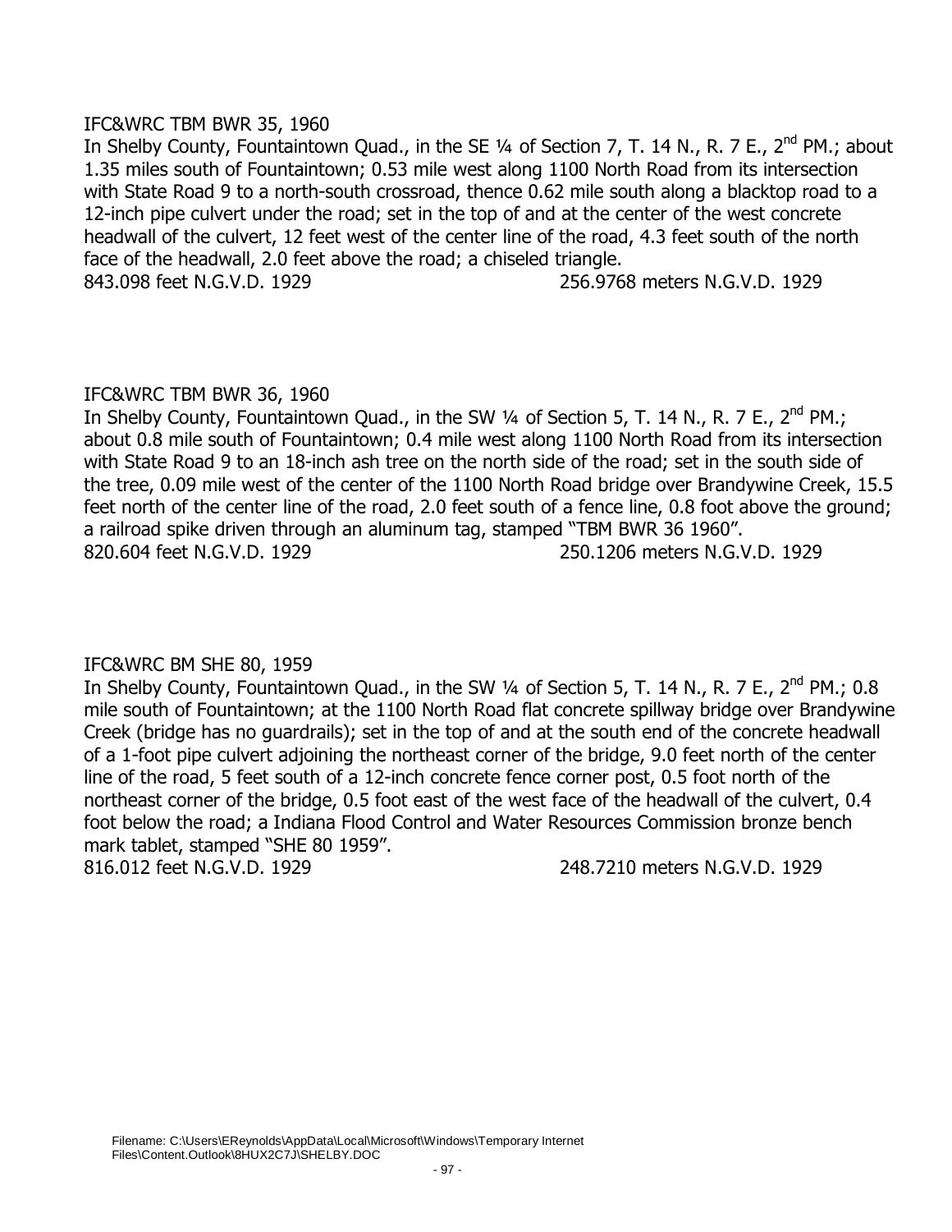IFC&WRC TBM BWR 35, 1960

In Shelby County, Fountaintown Quad., in the SE ¼ of Section 7, T. 14 N., R. 7 E., 2nd PM.; about 1.35 miles south of Fountaintown; 0.53 mile west along 1100 North Road from its intersection with State Road 9 to a north-south crossroad, thence 0.62 mile south along a blacktop road to a 12-inch pipe culvert under the road; set in the top of and at the center of the west concrete headwall of the culvert, 12 feet west of the center line of the road, 4.3 feet south of the north face of the headwall, 2.0 feet above the road; a chiseled triangle.

843.098 feet N.G.V.D. 1929 256.9768 meters N.G.V.D. 1929

IFC&WRC TBM BWR 36, 1960

In Shelby County, Fountaintown Quad., in the SW ¼ of Section 5, T. 14 N., R. 7 E., 2nd PM.; about 0.8 mile south of Fountaintown; 0.4 mile west along 1100 North Road from its intersection with State Road 9 to an 18-inch ash tree on the north side of the road; set in the south side of the tree, 0.09 mile west of the center of the 1100 North Road bridge over Brandywine Creek, 15.5 feet north of the center line of the road, 2.0 feet south of a fence line, 0.8 foot above the ground; a railroad spike driven through an aluminum tag, stamped "TBM BWR 36 1960".

820.604 feet N.G.V.D. 1929 250.1206 meters N.G.V.D. 1929

IFC&WRC BM SHE 80, 1959

In Shelby County, Fountaintown Quad., in the SW ¼ of Section 5, T. 14 N., R. 7 E., 2nd PM.; 0.8 mile south of Fountaintown; at the 1100 North Road flat concrete spillway bridge over Brandywine Creek (bridge has no guardrails); set in the top of and at the south end of the concrete headwall of a 1-foot pipe culvert adjoining the northeast corner of the bridge, 9.0 feet north of the center line of the road, 5 feet south of a 12-inch concrete fence corner post, 0.5 foot north of the northeast corner of the bridge, 0.5 foot east of the west face of the headwall of the culvert, 0.4 foot below the road; a Indiana Flood Control and Water Resources Commission bronze bench mark tablet, stamped "SHE 80 1959".

816.012 feet N.G.V.D. 1929 248.7210 meters N.G.V.D. 1929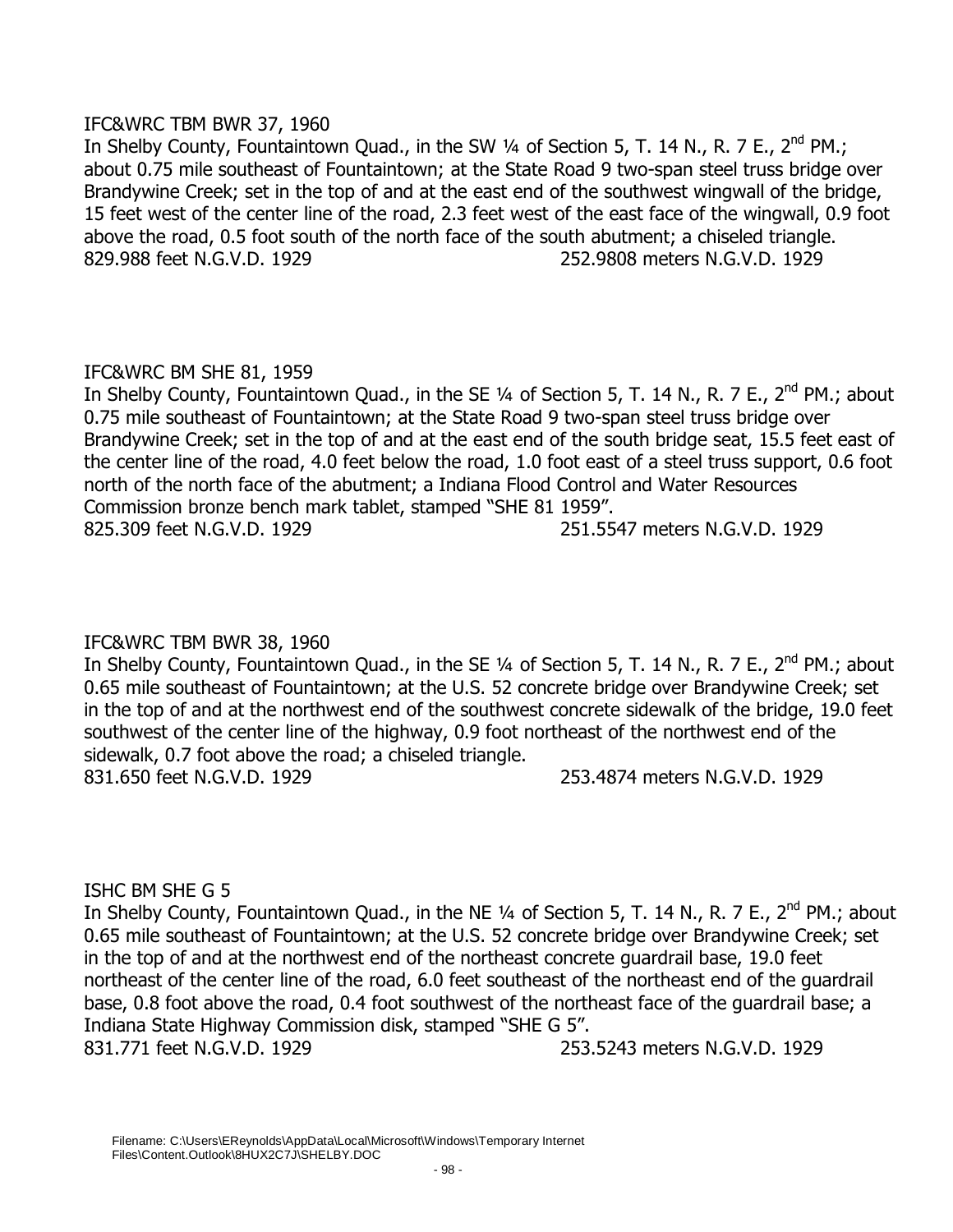IFC&WRC TBM BWR 37, 1960

In Shelby County, Fountaintown Quad., in the SW ¼ of Section 5, T. 14 N., R. 7 E., 2nd PM.; about 0.75 mile southeast of Fountaintown; at the State Road 9 two-span steel truss bridge over Brandywine Creek; set in the top of and at the east end of the southwest wingwall of the bridge, 15 feet west of the center line of the road, 2.3 feet west of the east face of the wingwall, 0.9 foot above the road, 0.5 foot south of the north face of the south abutment; a chiseled triangle.

829.988 feet N.G.V.D. 1929 252.9808 meters N.G.V.D. 1929

IFC&WRC BM SHE 81, 1959

In Shelby County, Fountaintown Quad., in the SE ¼ of Section 5, T. 14 N., R. 7 E., 2nd PM.; about 0.75 mile southeast of Fountaintown; at the State Road 9 two-span steel truss bridge over Brandywine Creek; set in the top of and at the east end of the south bridge seat, 15.5 feet east of the center line of the road, 4.0 feet below the road, 1.0 foot east of a steel truss support, 0.6 foot north of the north face of the abutment; a Indiana Flood Control and Water Resources Commission bronze bench mark tablet, stamped "SHE 81 1959".

825.309 feet N.G.V.D. 1929 251.5547 meters N.G.V.D. 1929

IFC&WRC TBM BWR 38, 1960

In Shelby County, Fountaintown Quad., in the SE ¼ of Section 5, T. 14 N., R. 7 E., 2nd PM.; about 0.65 mile southeast of Fountaintown; at the U.S. 52 concrete bridge over Brandywine Creek; set in the top of and at the northwest end of the southwest concrete sidewalk of the bridge, 19.0 feet southwest of the center line of the highway, 0.9 foot northeast of the northwest end of the sidewalk, 0.7 foot above the road; a chiseled triangle.

831.650 feet N.G.V.D. 1929 253.4874 meters N.G.V.D. 1929

ISHC BM SHE G 5

In Shelby County, Fountaintown Quad., in the NE ¼ of Section 5, T. 14 N., R. 7 E., 2nd PM.; about 0.65 mile southeast of Fountaintown; at the U.S. 52 concrete bridge over Brandywine Creek; set in the top of and at the northwest end of the northeast concrete guardrail base, 19.0 feet northeast of the center line of the road, 6.0 feet southeast of the northeast end of the guardrail base, 0.8 foot above the road, 0.4 foot southwest of the northeast face of the guardrail base; a Indiana State Highway Commission disk, stamped "SHE G 5".

831.771 feet N.G.V.D. 1929 253.5243 meters N.G.V.D. 1929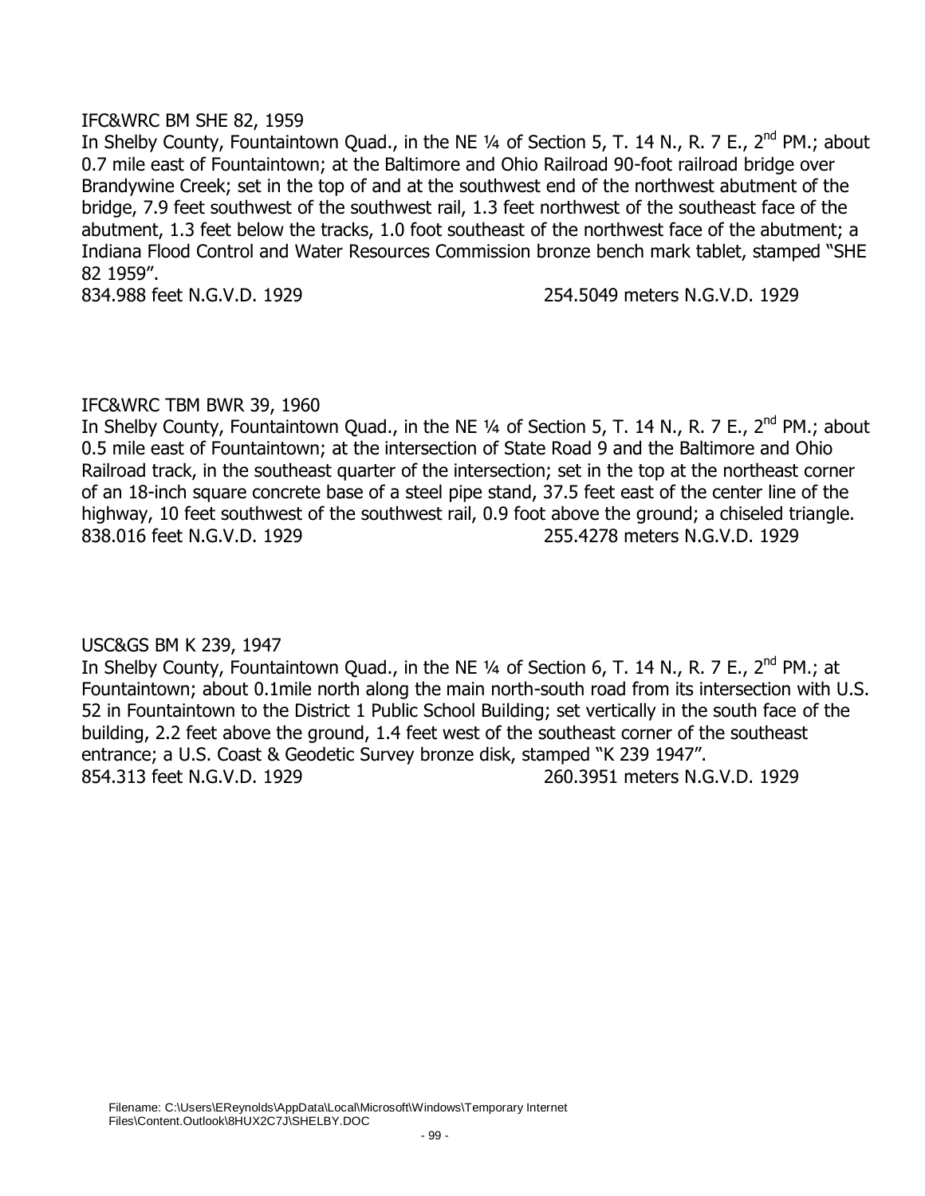IFC&WRC BM SHE 82, 1959

In Shelby County, Fountaintown Quad., in the NE ¼ of Section 5, T. 14 N., R. 7 E., 2nd PM.; about 0.7 mile east of Fountaintown; at the Baltimore and Ohio Railroad 90-foot railroad bridge over Brandywine Creek; set in the top of and at the southwest end of the northwest abutment of the bridge, 7.9 feet southwest of the southwest rail, 1.3 feet northwest of the southeast face of the abutment, 1.3 feet below the tracks, 1.0 foot southeast of the northwest face of the abutment; a Indiana Flood Control and Water Resources Commission bronze bench mark tablet, stamped "SHE 82 1959".

834.988 feet N.G.V.D. 1929 254.5049 meters N.G.V.D. 1929

IFC&WRC TBM BWR 39, 1960

In Shelby County, Fountaintown Quad., in the NE ¼ of Section 5, T. 14 N., R. 7 E., 2nd PM.; about 0.5 mile east of Fountaintown; at the intersection of State Road 9 and the Baltimore and Ohio Railroad track, in the southeast quarter of the intersection; set in the top at the northeast corner of an 18-inch square concrete base of a steel pipe stand, 37.5 feet east of the center line of the highway, 10 feet southwest of the southwest rail, 0.9 foot above the ground; a chiseled triangle.

838.016 feet N.G.V.D. 1929 255.4278 meters N.G.V.D. 1929

USC&GS BM K 239, 1947

In Shelby County, Fountaintown Quad., in the NE ¼ of Section 6, T. 14 N., R. 7 E., 2nd PM.; at Fountaintown; about 0.1mile north along the main north-south road from its intersection with U.S. 52 in Fountaintown to the District 1 Public School Building; set vertically in the south face of the building, 2.2 feet above the ground, 1.4 feet west of the southeast corner of the southeast entrance; a U.S. Coast & Geodetic Survey bronze disk, stamped "K 239 1947".

854.313 feet N.G.V.D. 1929 260.3951 meters N.G.V.D. 1929

Filename: C:\Users\EReynolds\AppData\Local\Microsoft\Windows\Temporary Internet Files\Content.Outlook\8HUX2C7J\SHELBY.DOC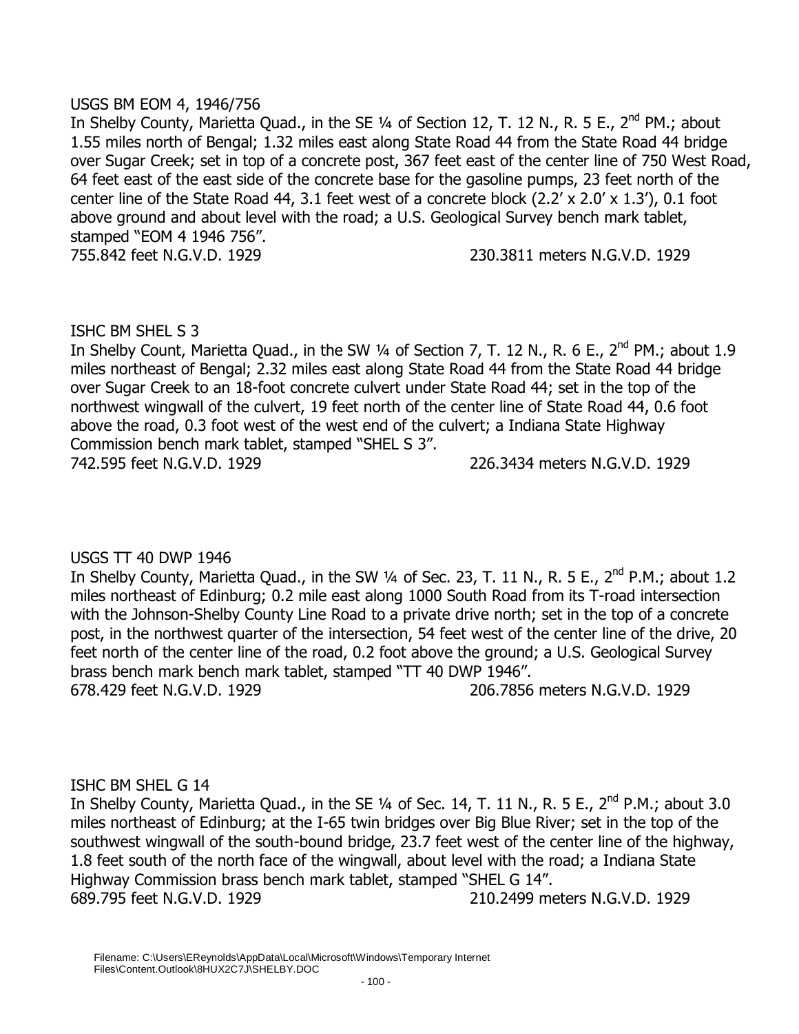USGS BM EOM 4, 1946/756

In Shelby County, Marietta Quad., in the SE ¼ of Section 12, T. 12 N., R. 5 E., 2nd PM.; about 1.55 miles north of Bengal; 1.32 miles east along State Road 44 from the State Road 44 bridge over Sugar Creek; set in top of a concrete post, 367 feet east of the center line of 750 West Road, 64 feet east of the east side of the concrete base for the gasoline pumps, 23 feet north of the center line of the State Road 44, 3.1 feet west of a concrete block (2.2' x 2.0' x 1.3'), 0.1 foot above ground and about level with the road; a U.S. Geological Survey bench mark tablet, stamped "EOM 4 1946 756".

755.842 feet N.G.V.D. 1929 230.3811 meters N.G.V.D. 1929

ISHC BM SHEL S 3

In Shelby Count, Marietta Quad., in the SW ¼ of Section 7, T. 12 N., R. 6 E., 2nd PM.; about 1.9 miles northeast of Bengal; 2.32 miles east along State Road 44 from the State Road 44 bridge over Sugar Creek to an 18-foot concrete culvert under State Road 44; set in the top of the northwest wingwall of the culvert, 19 feet north of the center line of State Road 44, 0.6 foot above the road, 0.3 foot west of the west end of the culvert; a Indiana State Highway Commission bench mark tablet, stamped "SHEL S 3".

742.595 feet N.G.V.D. 1929 226.3434 meters N.G.V.D. 1929

USGS TT 40 DWP 1946

In Shelby County, Marietta Quad., in the SW ¼ of Sec. 23, T. 11 N., R. 5 E., 2nd P.M.; about 1.2 miles northeast of Edinburg; 0.2 mile east along 1000 South Road from its T-road intersection with the Johnson-Shelby County Line Road to a private drive north; set in the top of a concrete post, in the northwest quarter of the intersection, 54 feet west of the center line of the drive, 20 feet north of the center line of the road, 0.2 foot above the ground; a U.S. Geological Survey brass bench mark bench mark tablet, stamped "TT 40 DWP 1946".

678.429 feet N.G.V.D. 1929 206.7856 meters N.G.V.D. 1929

ISHC BM SHEL G 14

In Shelby County, Marietta Quad., in the SE ¼ of Sec. 14, T. 11 N., R. 5 E., 2nd P.M.; about 3.0 miles northeast of Edinburg; at the I-65 twin bridges over Big Blue River; set in the top of the southwest wingwall of the south-bound bridge, 23.7 feet west of the center line of the highway, 1.8 feet south of the north face of the wingwall, about level with the road; a Indiana State Highway Commission brass bench mark tablet, stamped "SHEL G 14".

689.795 feet N.G.V.D. 1929 210.2499 meters N.G.V.D. 1929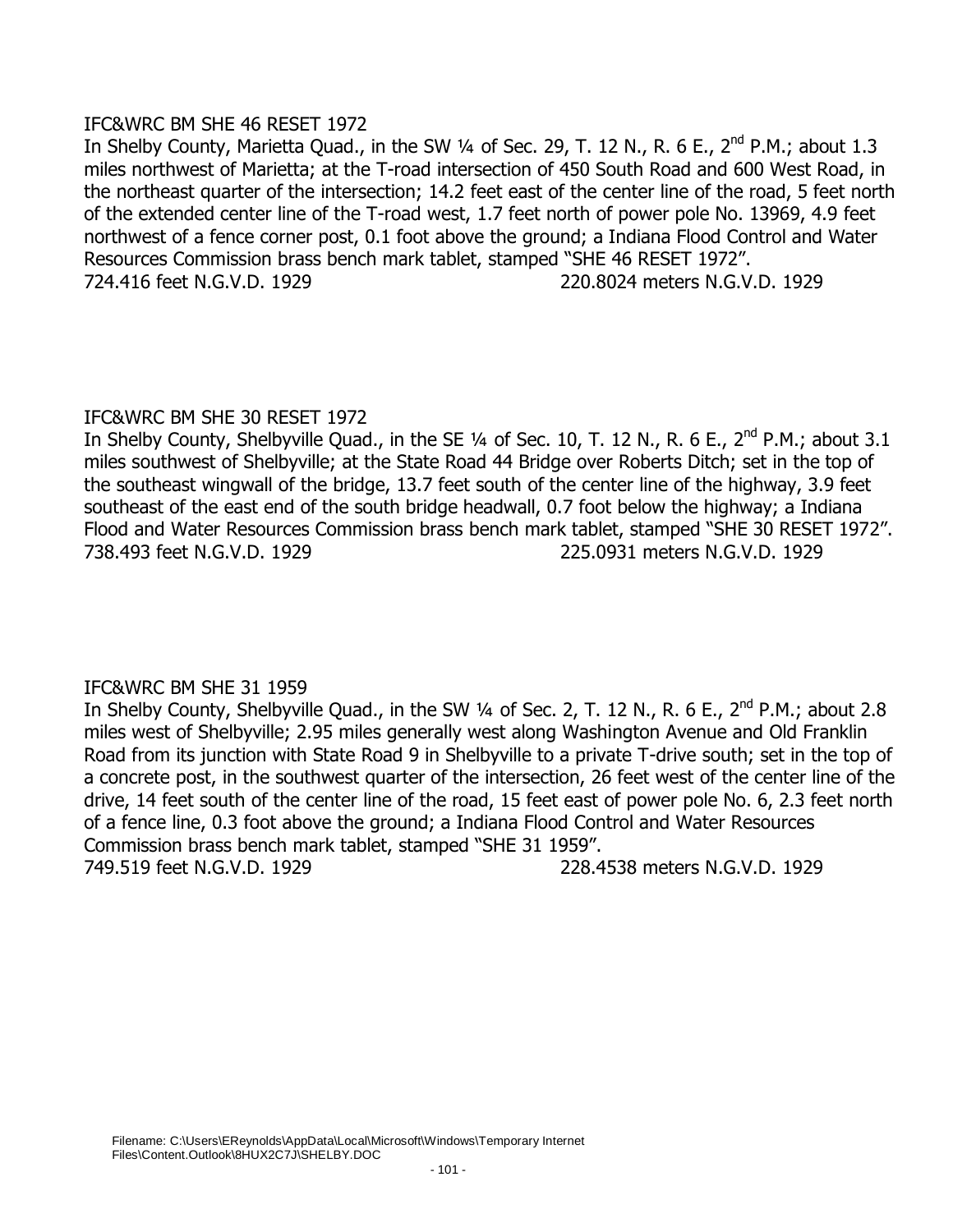IFC&WRC BM SHE 46 RESET 1972

In Shelby County, Marietta Quad., in the SW ¼ of Sec. 29, T. 12 N., R. 6 E., 2nd P.M.; about 1.3 miles northwest of Marietta; at the T-road intersection of 450 South Road and 600 West Road, in the northeast quarter of the intersection; 14.2 feet east of the center line of the road, 5 feet north of the extended center line of the T-road west, 1.7 feet north of power pole No. 13969, 4.9 feet northwest of a fence corner post, 0.1 foot above the ground; a Indiana Flood Control and Water Resources Commission brass bench mark tablet, stamped "SHE 46 RESET 1972".

724.416 feet N.G.V.D. 1929 220.8024 meters N.G.V.D. 1929

IFC&WRC BM SHE 30 RESET 1972

In Shelby County, Shelbyville Quad., in the SE ¼ of Sec. 10, T. 12 N., R. 6 E., 2nd P.M.; about 3.1 miles southwest of Shelbyville; at the State Road 44 Bridge over Roberts Ditch; set in the top of the southeast wingwall of the bridge, 13.7 feet south of the center line of the highway, 3.9 feet southeast of the east end of the south bridge headwall, 0.7 foot below the highway; a Indiana Flood and Water Resources Commission brass bench mark tablet, stamped "SHE 30 RESET 1972".

738.493 feet N.G.V.D. 1929 225.0931 meters N.G.V.D. 1929

IFC&WRC BM SHE 31 1959

In Shelby County, Shelbyville Quad., in the SW ¼ of Sec. 2, T. 12 N., R. 6 E., 2nd P.M.; about 2.8 miles west of Shelbyville; 2.95 miles generally west along Washington Avenue and Old Franklin Road from its junction with State Road 9 in Shelbyville to a private T-drive south; set in the top of a concrete post, in the southwest quarter of the intersection, 26 feet west of the center line of the drive, 14 feet south of the center line of the road, 15 feet east of power pole No. 6, 2.3 feet north of a fence line, 0.3 foot above the ground; a Indiana Flood Control and Water Resources Commission brass bench mark tablet, stamped "SHE 31 1959".

749.519 feet N.G.V.D. 1929 228.4538 meters N.G.V.D. 1929

Filename: C:\Users\EReynolds\AppData\Local\Microsoft\Windows\Temporary Internet Files\Content.Outlook\8HUX2C7J\SHELBY.DOC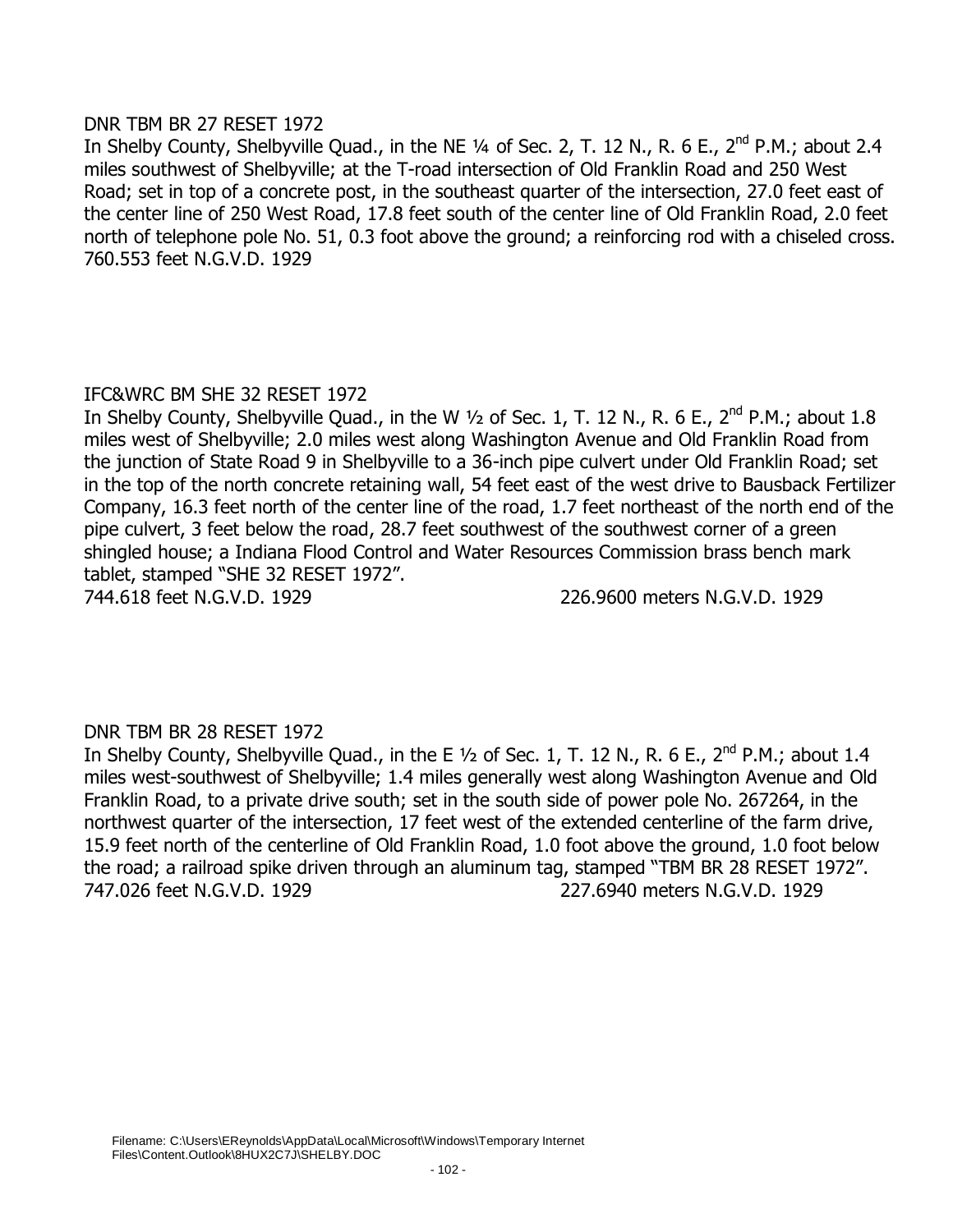DNR TBM BR 27 RESET 1972

In Shelby County, Shelbyville Quad., in the NE ¼ of Sec. 2, T. 12 N., R. 6 E., 2nd P.M.; about 2.4 miles southwest of Shelbyville; at the T-road intersection of Old Franklin Road and 250 West Road; set in top of a concrete post, in the southeast quarter of the intersection, 27.0 feet east of the center line of 250 West Road, 17.8 feet south of the center line of Old Franklin Road, 2.0 feet north of telephone pole No. 51, 0.3 foot above the ground; a reinforcing rod with a chiseled cross.
760.553 feet N.G.V.D. 1929

IFC&WRC BM SHE 32 RESET 1972

In Shelby County, Shelbyville Quad., in the W ½ of Sec. 1, T. 12 N., R. 6 E., 2nd P.M.; about 1.8 miles west of Shelbyville; 2.0 miles west along Washington Avenue and Old Franklin Road from the junction of State Road 9 in Shelbyville to a 36-inch pipe culvert under Old Franklin Road; set in the top of the north concrete retaining wall, 54 feet east of the west drive to Bausback Fertilizer Company, 16.3 feet north of the center line of the road, 1.7 feet northeast of the north end of the pipe culvert, 3 feet below the road, 28.7 feet southwest of the southwest corner of a green shingled house; a Indiana Flood Control and Water Resources Commission brass bench mark tablet, stamped "SHE 32 RESET 1972".
744.618 feet N.G.V.D. 1929 226.9600 meters N.G.V.D. 1929

DNR TBM BR 28 RESET 1972

In Shelby County, Shelbyville Quad., in the E ½ of Sec. 1, T. 12 N., R. 6 E., 2nd P.M.; about 1.4 miles west-southwest of Shelbyville; 1.4 miles generally west along Washington Avenue and Old Franklin Road, to a private drive south; set in the south side of power pole No. 267264, in the northwest quarter of the intersection, 17 feet west of the extended centerline of the farm drive, 15.9 feet north of the centerline of Old Franklin Road, 1.0 foot above the ground, 1.0 foot below the road; a railroad spike driven through an aluminum tag, stamped "TBM BR 28 RESET 1972".
747.026 feet N.G.V.D. 1929 227.6940 meters N.G.V.D. 1929

Filename: C:\Users\EReynolds\AppData\Local\Microsoft\Windows\Temporary Internet Files\Content.Outlook\8HUX2C7J\SHELBY.DOC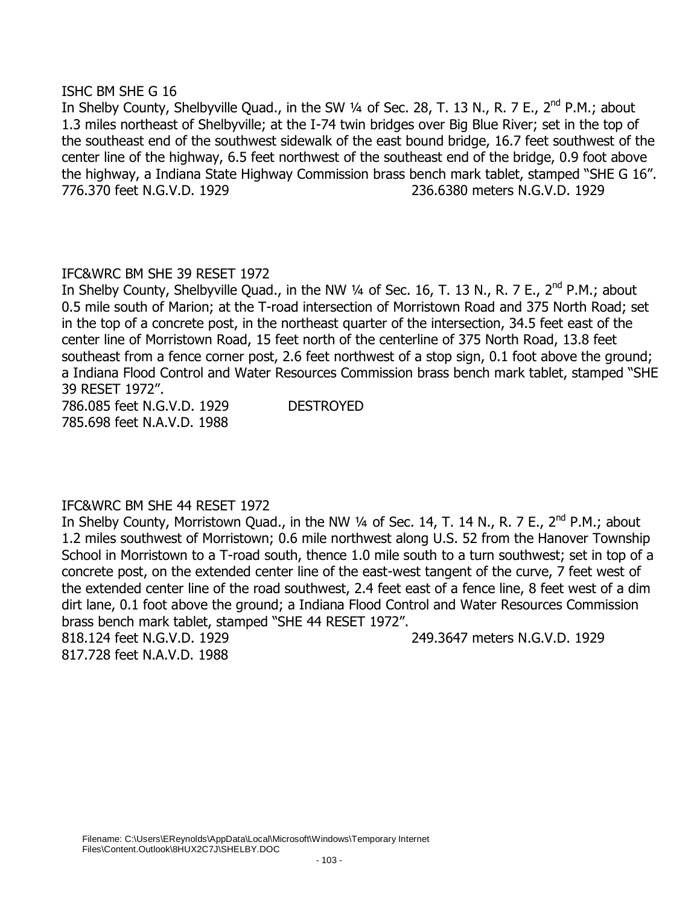ISHC BM SHE G 16

In Shelby County, Shelbyville Quad., in the SW ¼ of Sec. 28, T. 13 N., R. 7 E., 2nd P.M.; about 1.3 miles northeast of Shelbyville; at the I-74 twin bridges over Big Blue River; set in the top of the southeast end of the southwest sidewalk of the east bound bridge, 16.7 feet southwest of the center line of the highway, 6.5 feet northwest of the southeast end of the bridge, 0.9 foot above the highway, a Indiana State Highway Commission brass bench mark tablet, stamped "SHE G 16".

776.370 feet N.G.V.D. 1929 236.6380 meters N.G.V.D. 1929

IFC&WRC BM SHE 39 RESET 1972

In Shelby County, Shelbyville Quad., in the NW ¼ of Sec. 16, T. 13 N., R. 7 E., 2nd P.M.; about 0.5 mile south of Marion; at the T-road intersection of Morristown Road and 375 North Road; set in the top of a concrete post, in the northeast quarter of the intersection, 34.5 feet east of the center line of Morristown Road, 15 feet north of the centerline of 375 North Road, 13.8 feet southeast from a fence corner post, 2.6 feet northwest of a stop sign, 0.1 foot above the ground; a Indiana Flood Control and Water Resources Commission brass bench mark tablet, stamped "SHE 39 RESET 1972".

786.085 feet N.G.V.D. 1929 DESTROYED
785.698 feet N.A.V.D. 1988

IFC&WRC BM SHE 44 RESET 1972

In Shelby County, Morristown Quad., in the NW ¼ of Sec. 14, T. 14 N., R. 7 E., 2nd P.M.; about 1.2 miles southwest of Morristown; 0.6 mile northwest along U.S. 52 from the Hanover Township School in Morristown to a T-road south, thence 1.0 mile south to a turn southwest; set in top of a concrete post, on the extended center line of the east-west tangent of the curve, 7 feet west of the extended center line of the road southwest, 2.4 feet east of a fence line, 8 feet west of a dim dirt lane, 0.1 foot above the ground; a Indiana Flood Control and Water Resources Commission brass bench mark tablet, stamped "SHE 44 RESET 1972".

818.124 feet N.G.V.D. 1929 249.3647 meters N.G.V.D. 1929
817.728 feet N.A.V.D. 1988

Filename: C:\Users\EReynolds\AppData\Local\Microsoft\Windows\Temporary Internet Files\Content.Outlook\8HUX2C7J\SHELBY.DOC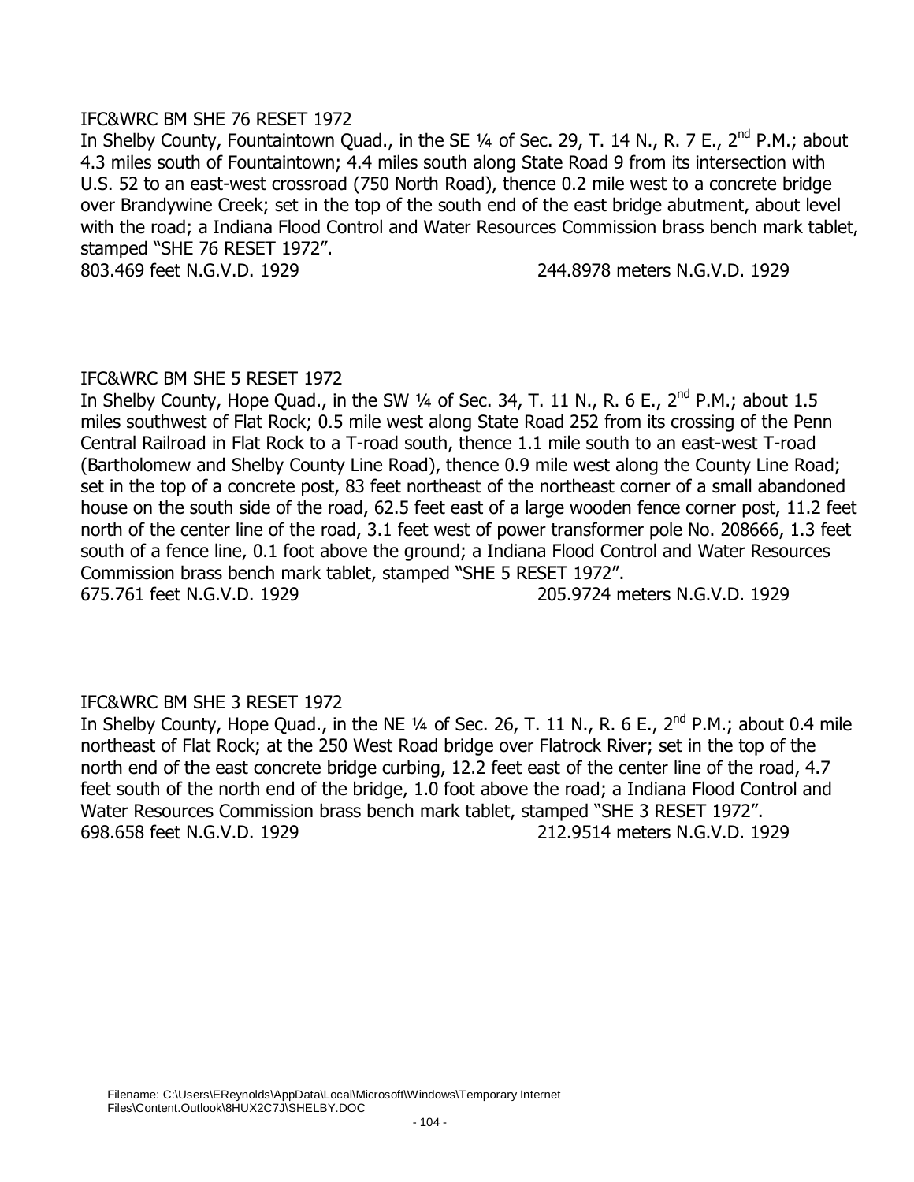IFC&WRC BM SHE 76 RESET 1972

In Shelby County, Fountaintown Quad., in the SE ¼ of Sec. 29, T. 14 N., R. 7 E., 2nd P.M.; about 4.3 miles south of Fountaintown; 4.4 miles south along State Road 9 from its intersection with U.S. 52 to an east-west crossroad (750 North Road), thence 0.2 mile west to a concrete bridge over Brandywine Creek; set in the top of the south end of the east bridge abutment, about level with the road; a Indiana Flood Control and Water Resources Commission brass bench mark tablet, stamped "SHE 76 RESET 1972".

803.469 feet N.G.V.D. 1929 244.8978 meters N.G.V.D. 1929

IFC&WRC BM SHE 5 RESET 1972

In Shelby County, Hope Quad., in the SW ¼ of Sec. 34, T. 11 N., R. 6 E., 2nd P.M.; about 1.5 miles southwest of Flat Rock; 0.5 mile west along State Road 252 from its crossing of the Penn Central Railroad in Flat Rock to a T-road south, thence 1.1 mile south to an east-west T-road (Bartholomew and Shelby County Line Road), thence 0.9 mile west along the County Line Road; set in the top of a concrete post, 83 feet northeast of the northeast corner of a small abandoned house on the south side of the road, 62.5 feet east of a large wooden fence corner post, 11.2 feet north of the center line of the road, 3.1 feet west of power transformer pole No. 208666, 1.3 feet south of a fence line, 0.1 foot above the ground; a Indiana Flood Control and Water Resources Commission brass bench mark tablet, stamped "SHE 5 RESET 1972".

675.761 feet N.G.V.D. 1929 205.9724 meters N.G.V.D. 1929

IFC&WRC BM SHE 3 RESET 1972

In Shelby County, Hope Quad., in the NE ¼ of Sec. 26, T. 11 N., R. 6 E., 2nd P.M.; about 0.4 mile northeast of Flat Rock; at the 250 West Road bridge over Flatrock River; set in the top of the north end of the east concrete bridge curbing, 12.2 feet east of the center line of the road, 4.7 feet south of the north end of the bridge, 1.0 foot above the road; a Indiana Flood Control and Water Resources Commission brass bench mark tablet, stamped "SHE 3 RESET 1972".

698.658 feet N.G.V.D. 1929 212.9514 meters N.G.V.D. 1929

Filename: C:\Users\EReynolds\AppData\Local\Microsoft\Windows\Temporary Internet Files\Content.Outlook\8HUX2C7J\SHELBY.DOC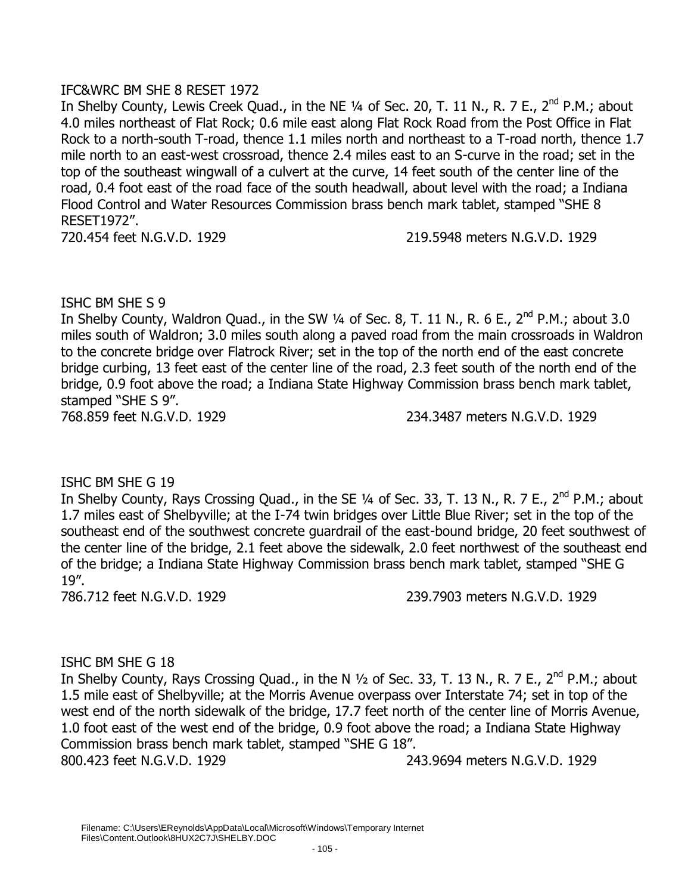IFC&WRC BM SHE 8 RESET 1972

In Shelby County, Lewis Creek Quad., in the NE ¼ of Sec. 20, T. 11 N., R. 7 E., 2nd P.M.; about 4.0 miles northeast of Flat Rock; 0.6 mile east along Flat Rock Road from the Post Office in Flat Rock to a north-south T-road, thence 1.1 miles north and northeast to a T-road north, thence 1.7 mile north to an east-west crossroad, thence 2.4 miles east to an S-curve in the road; set in the top of the southeast wingwall of a culvert at the curve, 14 feet south of the center line of the road, 0.4 foot east of the road face of the south headwall, about level with the road; a Indiana Flood Control and Water Resources Commission brass bench mark tablet, stamped "SHE 8 RESET1972".

720.454 feet N.G.V.D. 1929 219.5948 meters N.G.V.D. 1929

ISHC BM SHE S 9

In Shelby County, Waldron Quad., in the SW ¼ of Sec. 8, T. 11 N., R. 6 E., 2nd P.M.; about 3.0 miles south of Waldron; 3.0 miles south along a paved road from the main crossroads in Waldron to the concrete bridge over Flatrock River; set in the top of the north end of the east concrete bridge curbing, 13 feet east of the center line of the road, 2.3 feet south of the north end of the bridge, 0.9 foot above the road; a Indiana State Highway Commission brass bench mark tablet, stamped "SHE S 9".

768.859 feet N.G.V.D. 1929 234.3487 meters N.G.V.D. 1929

ISHC BM SHE G 19

In Shelby County, Rays Crossing Quad., in the SE ¼ of Sec. 33, T. 13 N., R. 7 E., 2nd P.M.; about 1.7 miles east of Shelbyville; at the I-74 twin bridges over Little Blue River; set in the top of the southeast end of the southwest concrete guardrail of the east-bound bridge, 20 feet southwest of the center line of the bridge, 2.1 feet above the sidewalk, 2.0 feet northwest of the southeast end of the bridge; a Indiana State Highway Commission brass bench mark tablet, stamped "SHE G 19".

786.712 feet N.G.V.D. 1929 239.7903 meters N.G.V.D. 1929

ISHC BM SHE G 18

In Shelby County, Rays Crossing Quad., in the N ½ of Sec. 33, T. 13 N., R. 7 E., 2nd P.M.; about 1.5 mile east of Shelbyville; at the Morris Avenue overpass over Interstate 74; set in top of the west end of the north sidewalk of the bridge, 17.7 feet north of the center line of Morris Avenue, 1.0 foot east of the west end of the bridge, 0.9 foot above the road; a Indiana State Highway Commission brass bench mark tablet, stamped "SHE G 18".

800.423 feet N.G.V.D. 1929 243.9694 meters N.G.V.D. 1929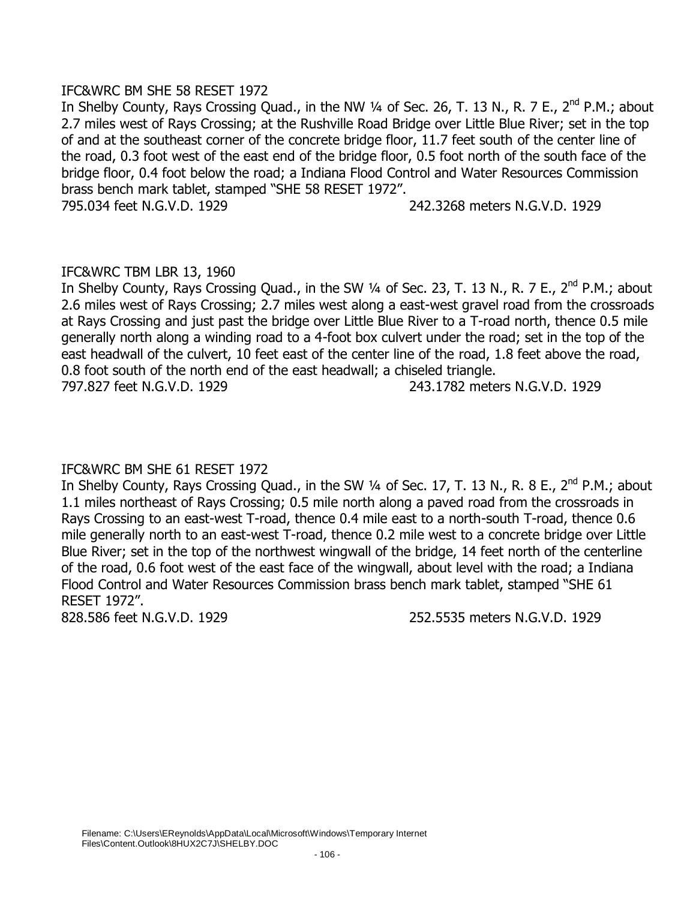IFC&WRC BM SHE 58 RESET 1972

In Shelby County, Rays Crossing Quad., in the NW ¼ of Sec. 26, T. 13 N., R. 7 E., 2nd P.M.; about 2.7 miles west of Rays Crossing; at the Rushville Road Bridge over Little Blue River; set in the top of and at the southeast corner of the concrete bridge floor, 11.7 feet south of the center line of the road, 0.3 foot west of the east end of the bridge floor, 0.5 foot north of the south face of the bridge floor, 0.4 foot below the road; a Indiana Flood Control and Water Resources Commission brass bench mark tablet, stamped "SHE 58 RESET 1972".

795.034 feet N.G.V.D. 1929 242.3268 meters N.G.V.D. 1929

IFC&WRC TBM LBR 13, 1960

In Shelby County, Rays Crossing Quad., in the SW ¼ of Sec. 23, T. 13 N., R. 7 E., 2nd P.M.; about 2.6 miles west of Rays Crossing; 2.7 miles west along a east-west gravel road from the crossroads at Rays Crossing and just past the bridge over Little Blue River to a T-road north, thence 0.5 mile generally north along a winding road to a 4-foot box culvert under the road; set in the top of the east headwall of the culvert, 10 feet east of the center line of the road, 1.8 feet above the road, 0.8 foot south of the north end of the east headwall; a chiseled triangle.

797.827 feet N.G.V.D. 1929 243.1782 meters N.G.V.D. 1929

IFC&WRC BM SHE 61 RESET 1972

In Shelby County, Rays Crossing Quad., in the SW ¼ of Sec. 17, T. 13 N., R. 8 E., 2nd P.M.; about 1.1 miles northeast of Rays Crossing; 0.5 mile north along a paved road from the crossroads in Rays Crossing to an east-west T-road, thence 0.4 mile east to a north-south T-road, thence 0.6 mile generally north to an east-west T-road, thence 0.2 mile west to a concrete bridge over Little Blue River; set in the top of the northwest wingwall of the bridge, 14 feet north of the centerline of the road, 0.6 foot west of the east face of the wingwall, about level with the road; a Indiana Flood Control and Water Resources Commission brass bench mark tablet, stamped "SHE 61 RESET 1972".

828.586 feet N.G.V.D. 1929 252.5535 meters N.G.V.D. 1929

Filename: C:\Users\EReynolds\AppData\Local\Microsoft\Windows\Temporary Internet Files\Content.Outlook\8HUX2C7J\SHELBY.DOC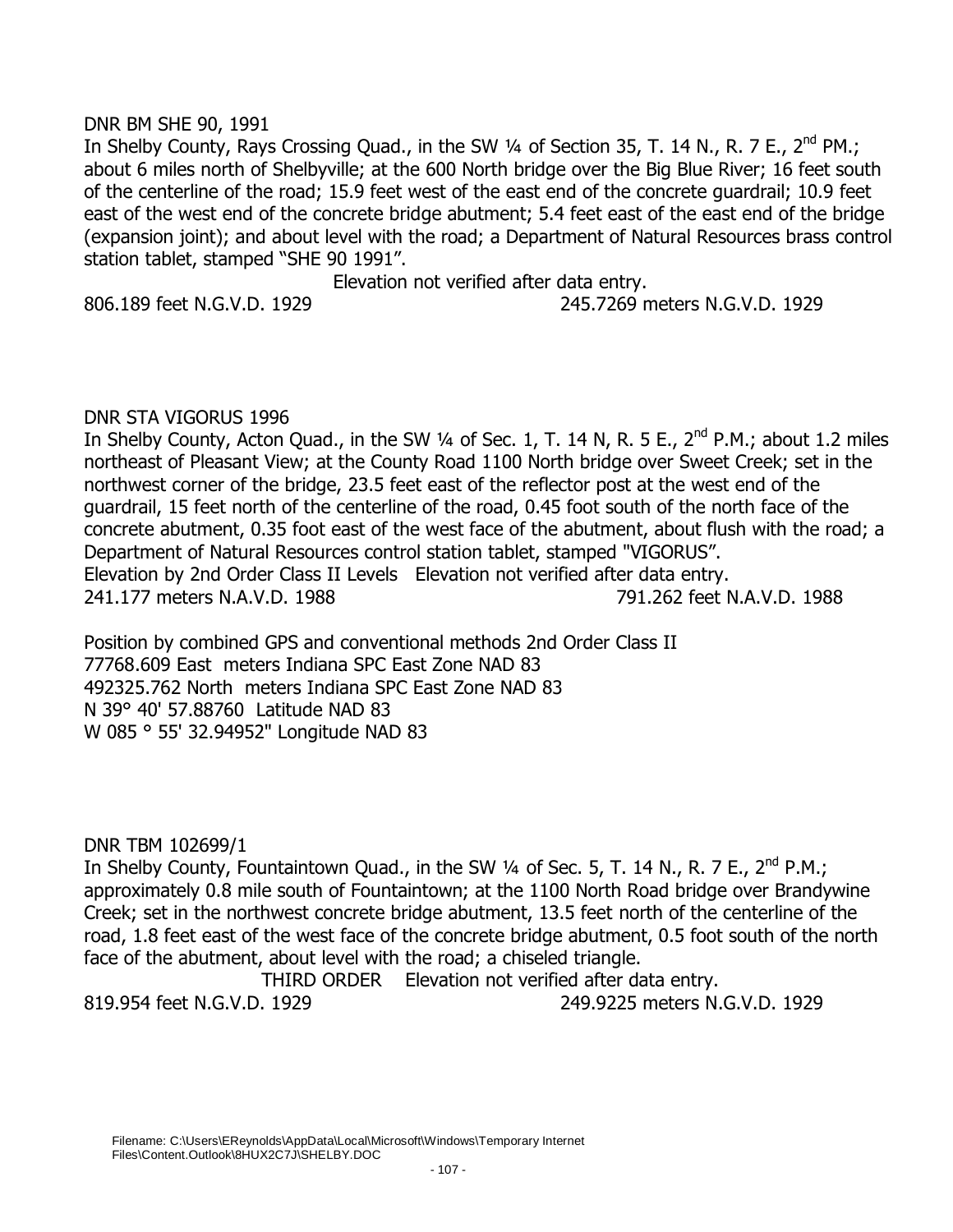DNR BM SHE 90, 1991

In Shelby County, Rays Crossing Quad., in the SW ¼ of Section 35, T. 14 N., R. 7 E., 2nd PM.; about 6 miles north of Shelbyville; at the 600 North bridge over the Big Blue River; 16 feet south of the centerline of the road; 15.9 feet west of the east end of the concrete guardrail; 10.9 feet east of the west end of the concrete bridge abutment; 5.4 feet east of the east end of the bridge (expansion joint); and about level with the road; a Department of Natural Resources brass control station tablet, stamped "SHE 90 1991".

Elevation not verified after data entry.

806.189 feet N.G.V.D. 1929 245.7269 meters N.G.V.D. 1929

DNR STA VIGORUS 1996

In Shelby County, Acton Quad., in the SW ¼ of Sec. 1, T. 14 N, R. 5 E., 2nd P.M.; about 1.2 miles northeast of Pleasant View; at the County Road 1100 North bridge over Sweet Creek; set in the northwest corner of the bridge, 23.5 feet east of the reflector post at the west end of the guardrail, 15 feet north of the centerline of the road, 0.45 foot south of the north face of the concrete abutment, 0.35 foot east of the west face of the abutment, about flush with the road; a Department of Natural Resources control station tablet, stamped "VIGORUS".

Elevation by 2nd Order Class II Levels Elevation not verified after data entry.

241.177 meters N.A.V.D. 1988 791.262 feet N.A.V.D. 1988

Position by combined GPS and conventional methods 2nd Order Class II
77768.609 East meters Indiana SPC East Zone NAD 83
492325.762 North meters Indiana SPC East Zone NAD 83
N 39° 40' 57.88760 Latitude NAD 83
W 085 ° 55' 32.94952" Longitude NAD 83

DNR TBM 102699/1

In Shelby County, Fountaintown Quad., in the SW ¼ of Sec. 5, T. 14 N., R. 7 E., 2nd P.M.; approximately 0.8 mile south of Fountaintown; at the 1100 North Road bridge over Brandywine Creek; set in the northwest concrete bridge abutment, 13.5 feet north of the centerline of the road, 1.8 feet east of the west face of the concrete bridge abutment, 0.5 foot south of the north face of the abutment, about level with the road; a chiseled triangle.

THIRD ORDER Elevation not verified after data entry.

819.954 feet N.G.V.D. 1929 249.9225 meters N.G.V.D. 1929

Filename: C:\Users\EReynolds\AppData\Local\Microsoft\Windows\Temporary Internet Files\Content.Outlook\8HUX2C7J\SHELBY.DOC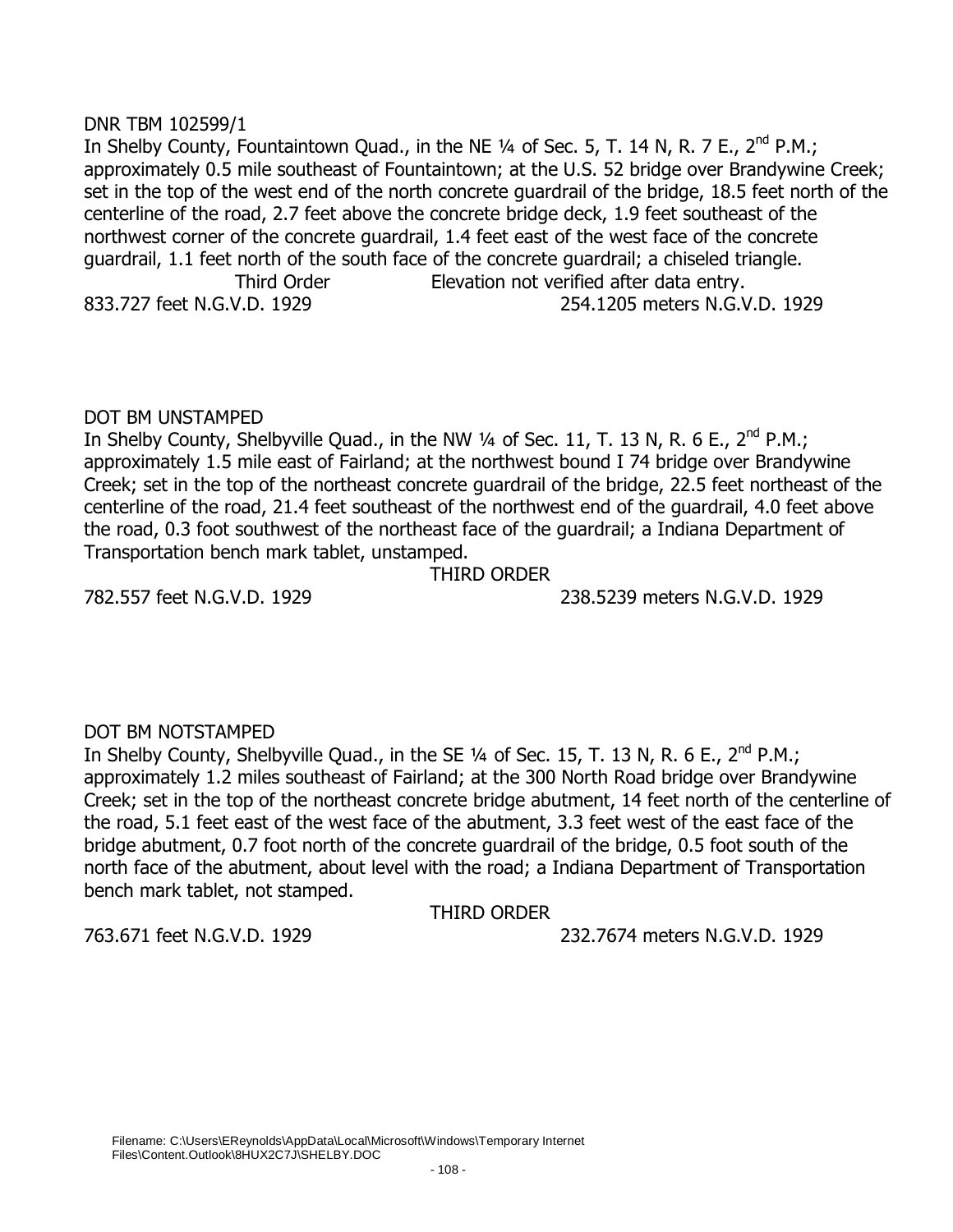DNR TBM 102599/1

In Shelby County, Fountaintown Quad., in the NE ¼ of Sec. 5, T. 14 N, R. 7 E., 2nd P.M.; approximately 0.5 mile southeast of Fountaintown; at the U.S. 52 bridge over Brandywine Creek; set in the top of the west end of the north concrete guardrail of the bridge, 18.5 feet north of the centerline of the road, 2.7 feet above the concrete bridge deck, 1.9 feet southeast of the northwest corner of the concrete guardrail, 1.4 feet east of the west face of the concrete guardrail, 1.1 feet north of the south face of the concrete guardrail; a chiseled triangle.

Third Order Elevation not verified after data entry.

833.727 feet N.G.V.D. 1929 254.1205 meters N.G.V.D. 1929

DOT BM UNSTAMPED

In Shelby County, Shelbyville Quad., in the NW ¼ of Sec. 11, T. 13 N, R. 6 E., 2nd P.M.; approximately 1.5 mile east of Fairland; at the northwest bound I 74 bridge over Brandywine Creek; set in the top of the northeast concrete guardrail of the bridge, 22.5 feet northeast of the centerline of the road, 21.4 feet southeast of the northwest end of the guardrail, 4.0 feet above the road, 0.3 foot southwest of the northeast face of the guardrail; a Indiana Department of Transportation bench mark tablet, unstamped.

THIRD ORDER

782.557 feet N.G.V.D. 1929 238.5239 meters N.G.V.D. 1929

DOT BM NOTSTAMPED

In Shelby County, Shelbyville Quad., in the SE ¼ of Sec. 15, T. 13 N, R. 6 E., 2nd P.M.; approximately 1.2 miles southeast of Fairland; at the 300 North Road bridge over Brandywine Creek; set in the top of the northeast concrete bridge abutment, 14 feet north of the centerline of the road, 5.1 feet east of the west face of the abutment, 3.3 feet west of the east face of the bridge abutment, 0.7 foot north of the concrete guardrail of the bridge, 0.5 foot south of the north face of the abutment, about level with the road; a Indiana Department of Transportation bench mark tablet, not stamped.

THIRD ORDER

763.671 feet N.G.V.D. 1929 232.7674 meters N.G.V.D. 1929

Filename: C:\Users\EReynolds\AppData\Local\Microsoft\Windows\Temporary Internet Files\Content.Outlook\8HUX2C7J\SHELBY.DOC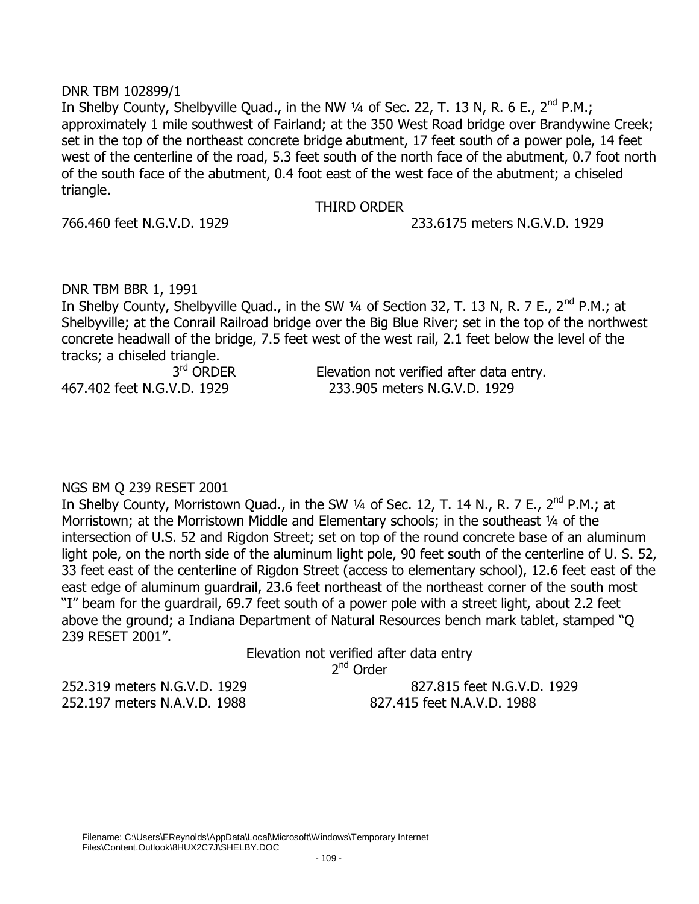DNR TBM 102899/1

In Shelby County, Shelbyville Quad., in the NW ¼ of Sec. 22, T. 13 N, R. 6 E., 2nd P.M.; approximately 1 mile southwest of Fairland; at the 350 West Road bridge over Brandywine Creek; set in the top of the northeast concrete bridge abutment, 17 feet south of a power pole, 14 feet west of the centerline of the road, 5.3 feet south of the north face of the abutment, 0.7 foot north of the south face of the abutment, 0.4 foot east of the west face of the abutment; a chiseled triangle.

THIRD ORDER

766.460 feet N.G.V.D. 1929 233.6175 meters N.G.V.D. 1929

DNR TBM BBR 1, 1991

In Shelby County, Shelbyville Quad., in the SW ¼ of Section 32, T. 13 N, R. 7 E., 2nd P.M.; at Shelbyville; at the Conrail Railroad bridge over the Big Blue River; set in the top of the northwest concrete headwall of the bridge, 7.5 feet west of the west rail, 2.1 feet below the level of the tracks; a chiseled triangle.

3rd ORDER Elevation not verified after data entry.

467.402 feet N.G.V.D. 1929 233.905 meters N.G.V.D. 1929

NGS BM Q 239 RESET 2001

In Shelby County, Morristown Quad., in the SW ¼ of Sec. 12, T. 14 N., R. 7 E., 2nd P.M.; at Morristown; at the Morristown Middle and Elementary schools; in the southeast ¼ of the intersection of U.S. 52 and Rigdon Street; set on top of the round concrete base of an aluminum light pole, on the north side of the aluminum light pole, 90 feet south of the centerline of U. S. 52, 33 feet east of the centerline of Rigdon Street (access to elementary school), 12.6 feet east of the east edge of aluminum guardrail, 23.6 feet northeast of the northeast corner of the south most "I" beam for the guardrail, 69.7 feet south of a power pole with a street light, about 2.2 feet above the ground; a Indiana Department of Natural Resources bench mark tablet, stamped "Q 239 RESET 2001".

Elevation not verified after data entry

2nd Order

252.319 meters N.G.V.D. 1929 827.815 feet N.G.V.D. 1929

252.197 meters N.A.V.D. 1988 827.415 feet N.A.V.D. 1988

Filename: C:\Users\EReynolds\AppData\Local\Microsoft\Windows\Temporary Internet Files\Content.Outlook\8HUX2C7J\SHELBY.DOC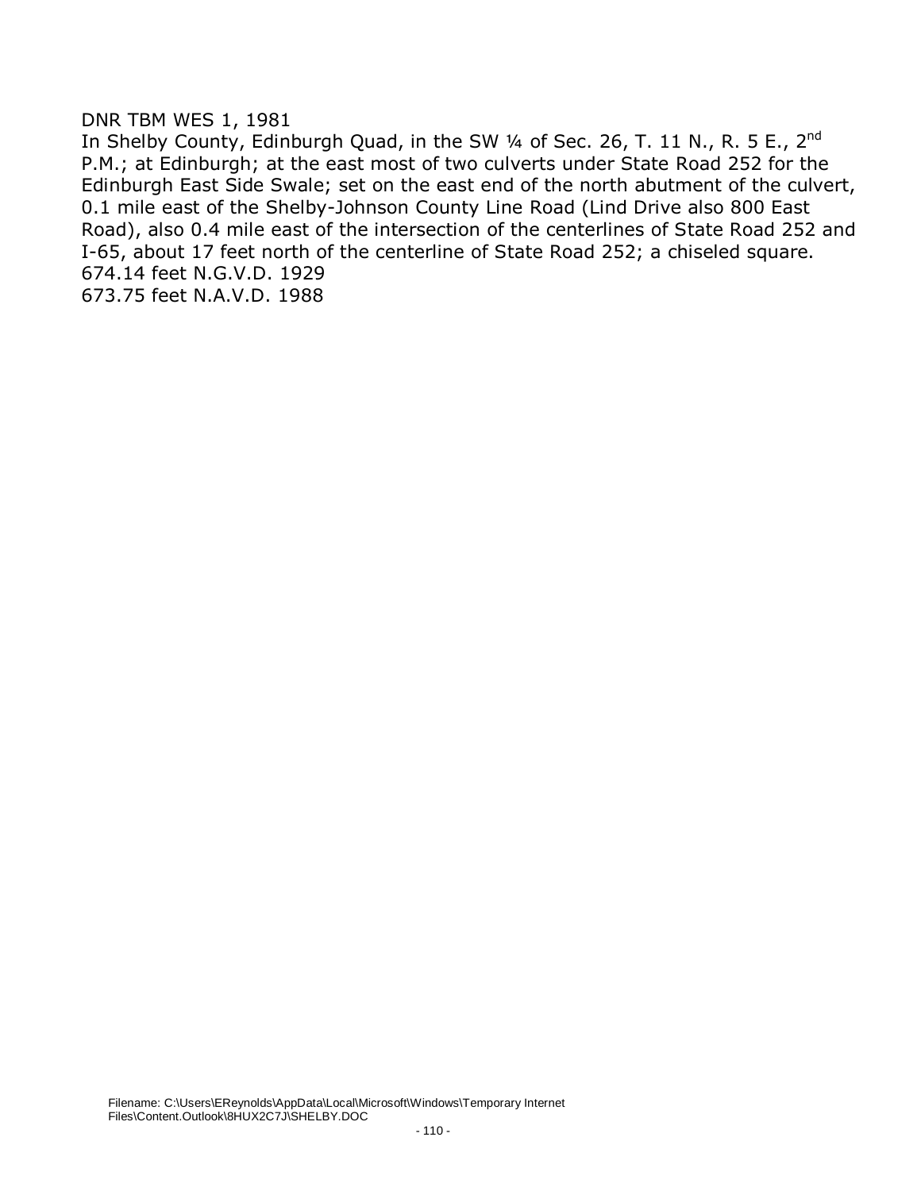DNR TBM WES 1, 1981

In Shelby County, Edinburgh Quad, in the SW ¼ of Sec. 26, T. 11 N., R. 5 E., 2nd P.M.; at Edinburgh; at the east most of two culverts under State Road 252 for the Edinburgh East Side Swale; set on the east end of the north abutment of the culvert, 0.1 mile east of the Shelby-Johnson County Line Road (Lind Drive also 800 East Road), also 0.4 mile east of the intersection of the centerlines of State Road 252 and I-65, about 17 feet north of the centerline of State Road 252; a chiseled square.

674.14 feet N.G.V.D. 1929

673.75 feet N.A.V.D. 1988

Filename: C:\Users\EReynolds\AppData\Local\Microsoft\Windows\Temporary Internet Files\Content.Outlook\8HUX2C7J\SHELBY.DOC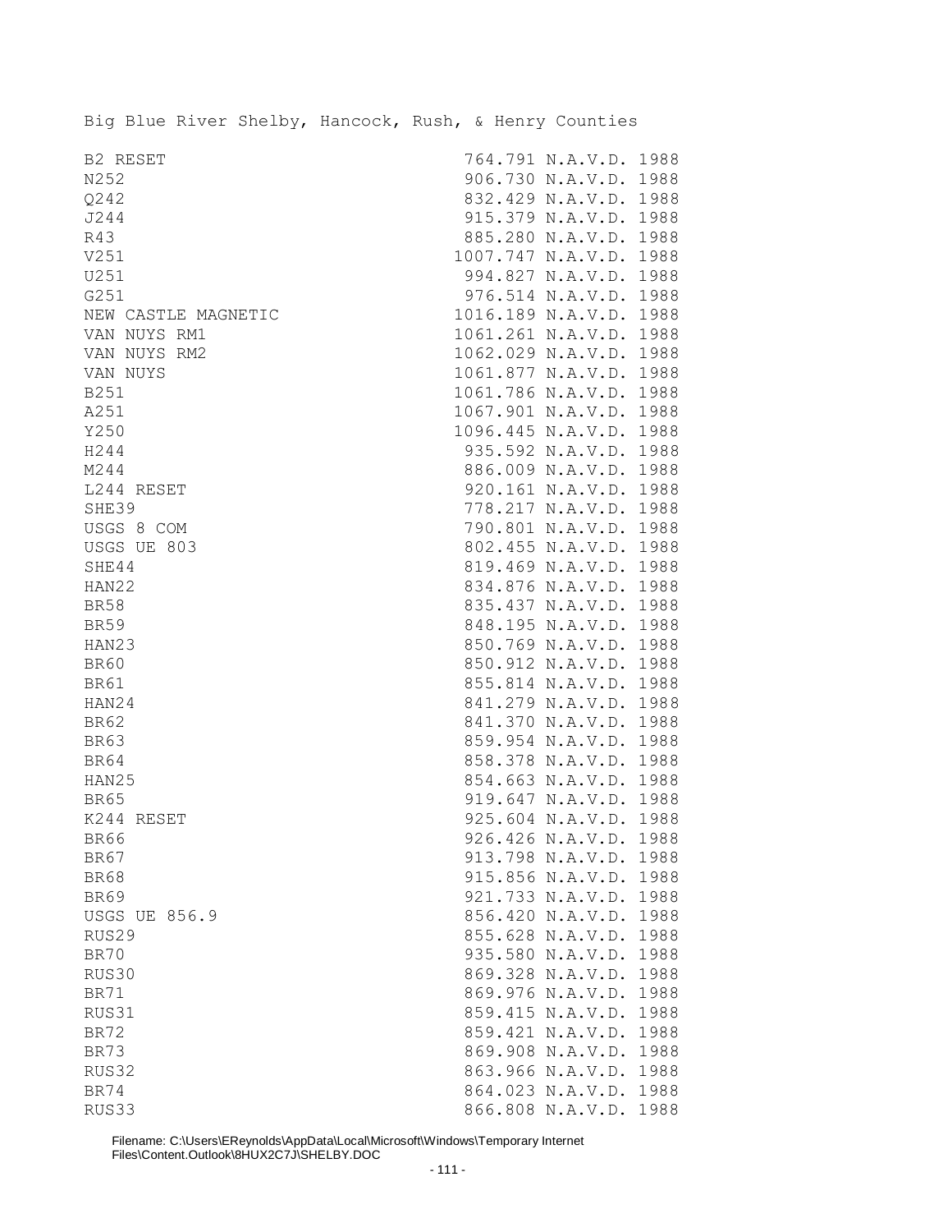Big Blue River Shelby, Hancock, Rush, & Henry Counties

| | |
|---|---|
| B2 RESET | 764.791 N.A.V.D. 1988 |
| N252 | 906.730 N.A.V.D. 1988 |
| Q242 | 832.429 N.A.V.D. 1988 |
| J244 | 915.379 N.A.V.D. 1988 |
| R43 | 885.280 N.A.V.D. 1988 |
| V251 | 1007.747 N.A.V.D. 1988 |
| U251 | 994.827 N.A.V.D. 1988 |
| G251 | 976.514 N.A.V.D. 1988 |
| NEW CASTLE MAGNETIC | 1016.189 N.A.V.D. 1988 |
| VAN NUYS RM1 | 1061.261 N.A.V.D. 1988 |
| VAN NUYS RM2 | 1062.029 N.A.V.D. 1988 |
| VAN NUYS | 1061.877 N.A.V.D. 1988 |
| B251 | 1061.786 N.A.V.D. 1988 |
| A251 | 1067.901 N.A.V.D. 1988 |
| Y250 | 1096.445 N.A.V.D. 1988 |
| H244 | 935.592 N.A.V.D. 1988 |
| M244 | 886.009 N.A.V.D. 1988 |
| L244 RESET | 920.161 N.A.V.D. 1988 |
| SHE39 | 778.217 N.A.V.D. 1988 |
| USGS 8 COM | 790.801 N.A.V.D. 1988 |
| USGS UE 803 | 802.455 N.A.V.D. 1988 |
| SHE44 | 819.469 N.A.V.D. 1988 |
| HAN22 | 834.876 N.A.V.D. 1988 |
| BR58 | 835.437 N.A.V.D. 1988 |
| BR59 | 848.195 N.A.V.D. 1988 |
| HAN23 | 850.769 N.A.V.D. 1988 |
| BR60 | 850.912 N.A.V.D. 1988 |
| BR61 | 855.814 N.A.V.D. 1988 |
| HAN24 | 841.279 N.A.V.D. 1988 |
| BR62 | 841.370 N.A.V.D. 1988 |
| BR63 | 859.954 N.A.V.D. 1988 |
| BR64 | 858.378 N.A.V.D. 1988 |
| HAN25 | 854.663 N.A.V.D. 1988 |
| BR65 | 919.647 N.A.V.D. 1988 |
| K244 RESET | 925.604 N.A.V.D. 1988 |
| BR66 | 926.426 N.A.V.D. 1988 |
| BR67 | 913.798 N.A.V.D. 1988 |
| BR68 | 915.856 N.A.V.D. 1988 |
| BR69 | 921.733 N.A.V.D. 1988 |
| USGS UE 856.9 | 856.420 N.A.V.D. 1988 |
| RUS29 | 855.628 N.A.V.D. 1988 |
| BR70 | 935.580 N.A.V.D. 1988 |
| RUS30 | 869.328 N.A.V.D. 1988 |
| BR71 | 869.976 N.A.V.D. 1988 |
| RUS31 | 859.415 N.A.V.D. 1988 |
| BR72 | 859.421 N.A.V.D. 1988 |
| BR73 | 869.908 N.A.V.D. 1988 |
| RUS32 | 863.966 N.A.V.D. 1988 |
| BR74 | 864.023 N.A.V.D. 1988 |
| RUS33 | 866.808 N.A.V.D. 1988 |

Filename: C:\Users\EReynolds\AppData\Local\Microsoft\Windows\Temporary Internet Files\Content.Outlook\8HUX2C7J\SHELBY.DOC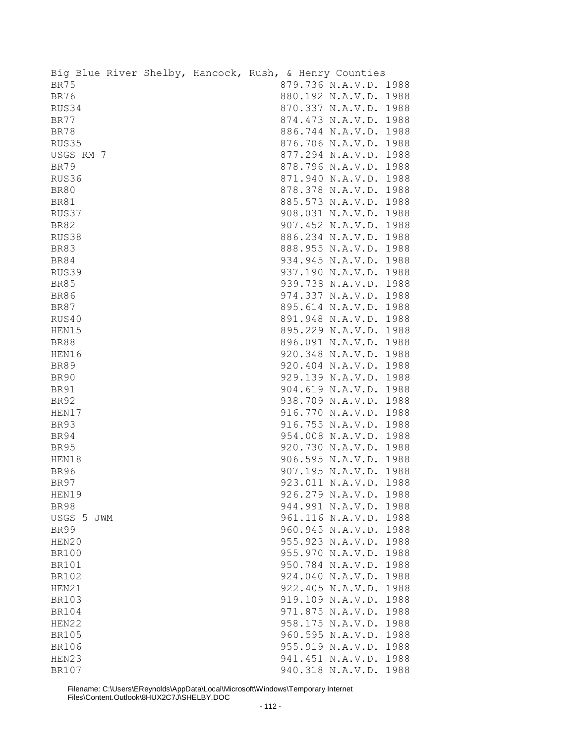Big Blue River Shelby, Hancock, Rush, & Henry Counties

| | |
|---|---|
| BR75 | 879.736 N.A.V.D. 1988 |
| BR76 | 880.192 N.A.V.D. 1988 |
| RUS34 | 870.337 N.A.V.D. 1988 |
| BR77 | 874.473 N.A.V.D. 1988 |
| BR78 | 886.744 N.A.V.D. 1988 |
| RUS35 | 876.706 N.A.V.D. 1988 |
| USGS RM 7 | 877.294 N.A.V.D. 1988 |
| BR79 | 878.796 N.A.V.D. 1988 |
| RUS36 | 871.940 N.A.V.D. 1988 |
| BR80 | 878.378 N.A.V.D. 1988 |
| BR81 | 885.573 N.A.V.D. 1988 |
| RUS37 | 908.031 N.A.V.D. 1988 |
| BR82 | 907.452 N.A.V.D. 1988 |
| RUS38 | 886.234 N.A.V.D. 1988 |
| BR83 | 888.955 N.A.V.D. 1988 |
| BR84 | 934.945 N.A.V.D. 1988 |
| RUS39 | 937.190 N.A.V.D. 1988 |
| BR85 | 939.738 N.A.V.D. 1988 |
| BR86 | 974.337 N.A.V.D. 1988 |
| BR87 | 895.614 N.A.V.D. 1988 |
| RUS40 | 891.948 N.A.V.D. 1988 |
| HEN15 | 895.229 N.A.V.D. 1988 |
| BR88 | 896.091 N.A.V.D. 1988 |
| HEN16 | 920.348 N.A.V.D. 1988 |
| BR89 | 920.404 N.A.V.D. 1988 |
| BR90 | 929.139 N.A.V.D. 1988 |
| BR91 | 904.619 N.A.V.D. 1988 |
| BR92 | 938.709 N.A.V.D. 1988 |
| HEN17 | 916.770 N.A.V.D. 1988 |
| BR93 | 916.755 N.A.V.D. 1988 |
| BR94 | 954.008 N.A.V.D. 1988 |
| BR95 | 920.730 N.A.V.D. 1988 |
| HEN18 | 906.595 N.A.V.D. 1988 |
| BR96 | 907.195 N.A.V.D. 1988 |
| BR97 | 923.011 N.A.V.D. 1988 |
| HEN19 | 926.279 N.A.V.D. 1988 |
| BR98 | 944.991 N.A.V.D. 1988 |
| USGS 5 JWM | 961.116 N.A.V.D. 1988 |
| BR99 | 960.945 N.A.V.D. 1988 |
| HEN20 | 955.923 N.A.V.D. 1988 |
| BR100 | 955.970 N.A.V.D. 1988 |
| BR101 | 950.784 N.A.V.D. 1988 |
| BR102 | 924.040 N.A.V.D. 1988 |
| HEN21 | 922.405 N.A.V.D. 1988 |
| BR103 | 919.109 N.A.V.D. 1988 |
| BR104 | 971.875 N.A.V.D. 1988 |
| HEN22 | 958.175 N.A.V.D. 1988 |
| BR105 | 960.595 N.A.V.D. 1988 |
| BR106 | 955.919 N.A.V.D. 1988 |
| HEN23 | 941.451 N.A.V.D. 1988 |
| BR107 | 940.318 N.A.V.D. 1988 |

Filename: C:\Users\EReynolds\AppData\Local\Microsoft\Windows\Temporary Internet Files\Content.Outlook\8HUX2C7J\SHELBY.DOC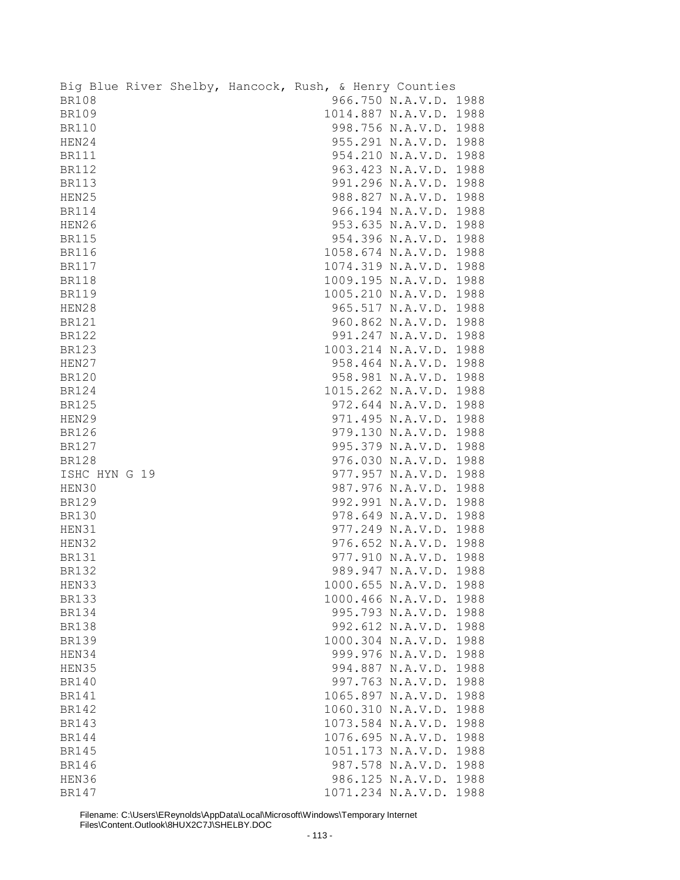Big Blue River Shelby, Hancock, Rush, & Henry Counties

| | |
|---|---|
| BR108 | 966.750 N.A.V.D. 1988 |
| BR109 | 1014.887 N.A.V.D. 1988 |
| BR110 | 998.756 N.A.V.D. 1988 |
| HEN24 | 955.291 N.A.V.D. 1988 |
| BR111 | 954.210 N.A.V.D. 1988 |
| BR112 | 963.423 N.A.V.D. 1988 |
| BR113 | 991.296 N.A.V.D. 1988 |
| HEN25 | 988.827 N.A.V.D. 1988 |
| BR114 | 966.194 N.A.V.D. 1988 |
| HEN26 | 953.635 N.A.V.D. 1988 |
| BR115 | 954.396 N.A.V.D. 1988 |
| BR116 | 1058.674 N.A.V.D. 1988 |
| BR117 | 1074.319 N.A.V.D. 1988 |
| BR118 | 1009.195 N.A.V.D. 1988 |
| BR119 | 1005.210 N.A.V.D. 1988 |
| HEN28 | 965.517 N.A.V.D. 1988 |
| BR121 | 960.862 N.A.V.D. 1988 |
| BR122 | 991.247 N.A.V.D. 1988 |
| BR123 | 1003.214 N.A.V.D. 1988 |
| HEN27 | 958.464 N.A.V.D. 1988 |
| BR120 | 958.981 N.A.V.D. 1988 |
| BR124 | 1015.262 N.A.V.D. 1988 |
| BR125 | 972.644 N.A.V.D. 1988 |
| HEN29 | 971.495 N.A.V.D. 1988 |
| BR126 | 979.130 N.A.V.D. 1988 |
| BR127 | 995.379 N.A.V.D. 1988 |
| BR128 | 976.030 N.A.V.D. 1988 |
| ISHC HYN G 19 | 977.957 N.A.V.D. 1988 |
| HEN30 | 987.976 N.A.V.D. 1988 |
| BR129 | 992.991 N.A.V.D. 1988 |
| BR130 | 978.649 N.A.V.D. 1988 |
| HEN31 | 977.249 N.A.V.D. 1988 |
| HEN32 | 976.652 N.A.V.D. 1988 |
| BR131 | 977.910 N.A.V.D. 1988 |
| BR132 | 989.947 N.A.V.D. 1988 |
| HEN33 | 1000.655 N.A.V.D. 1988 |
| BR133 | 1000.466 N.A.V.D. 1988 |
| BR134 | 995.793 N.A.V.D. 1988 |
| BR138 | 992.612 N.A.V.D. 1988 |
| BR139 | 1000.304 N.A.V.D. 1988 |
| HEN34 | 999.976 N.A.V.D. 1988 |
| HEN35 | 994.887 N.A.V.D. 1988 |
| BR140 | 997.763 N.A.V.D. 1988 |
| BR141 | 1065.897 N.A.V.D. 1988 |
| BR142 | 1060.310 N.A.V.D. 1988 |
| BR143 | 1073.584 N.A.V.D. 1988 |
| BR144 | 1076.695 N.A.V.D. 1988 |
| BR145 | 1051.173 N.A.V.D. 1988 |
| BR146 | 987.578 N.A.V.D. 1988 |
| HEN36 | 986.125 N.A.V.D. 1988 |
| BR147 | 1071.234 N.A.V.D. 1988 |

Filename: C:\Users\EReynolds\AppData\Local\Microsoft\Windows\Temporary Internet Files\Content.Outlook\8HUX2C7J\SHELBY.DOC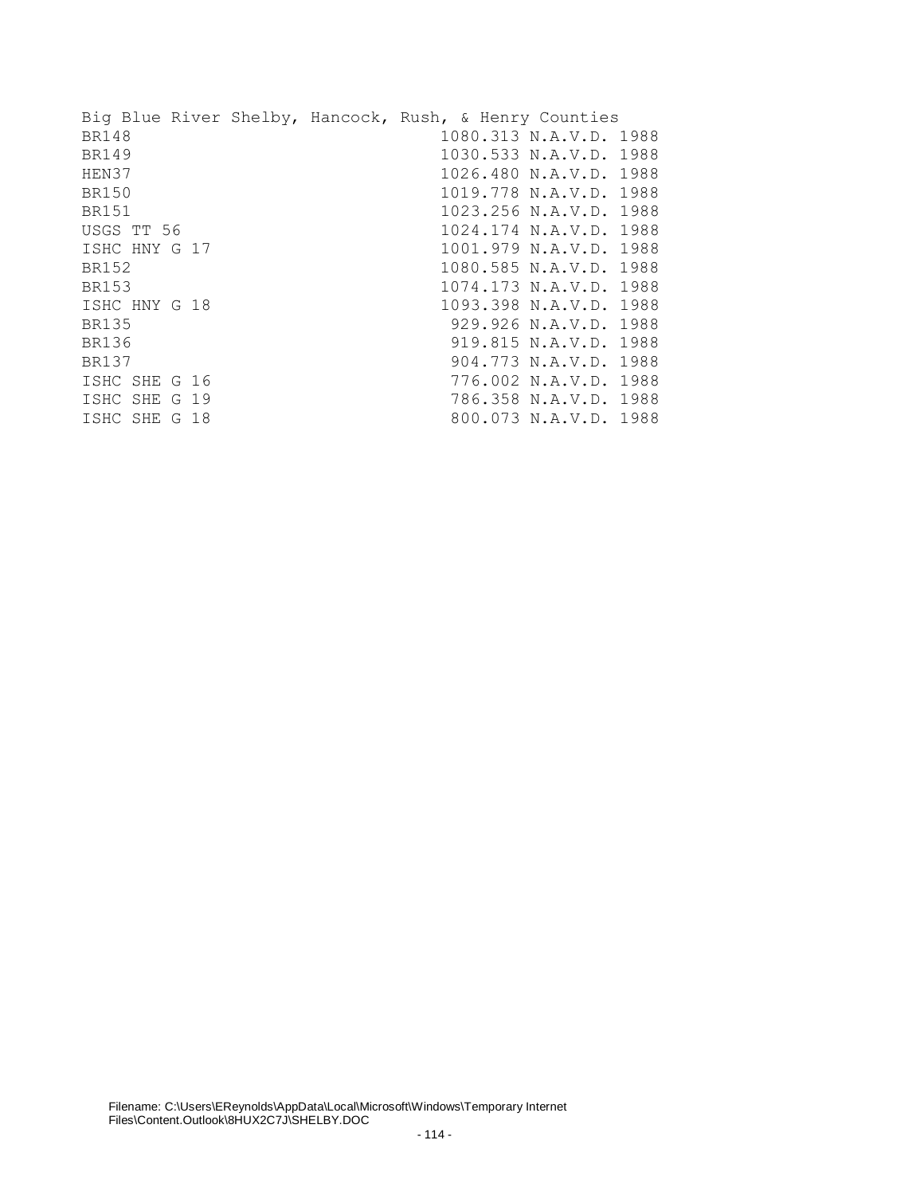Big Blue River Shelby, Hancock, Rush, & Henry Counties

| | |
|---|---|
| BR148 | 1080.313 N.A.V.D. 1988 |
| BR149 | 1030.533 N.A.V.D. 1988 |
| HEN37 | 1026.480 N.A.V.D. 1988 |
| BR150 | 1019.778 N.A.V.D. 1988 |
| BR151 | 1023.256 N.A.V.D. 1988 |
| USGS TT 56 | 1024.174 N.A.V.D. 1988 |
| ISHC HNY G 17 | 1001.979 N.A.V.D. 1988 |
| BR152 | 1080.585 N.A.V.D. 1988 |
| BR153 | 1074.173 N.A.V.D. 1988 |
| ISHC HNY G 18 | 1093.398 N.A.V.D. 1988 |
| BR135 | 929.926 N.A.V.D. 1988 |
| BR136 | 919.815 N.A.V.D. 1988 |
| BR137 | 904.773 N.A.V.D. 1988 |
| ISHC SHE G 16 | 776.002 N.A.V.D. 1988 |
| ISHC SHE G 19 | 786.358 N.A.V.D. 1988 |
| ISHC SHE G 18 | 800.073 N.A.V.D. 1988 |

Filename: C:\Users\EReynolds\AppData\Local\Microsoft\Windows\Temporary Internet Files\Content.Outlook\8HUX2C7J\SHELBY.DOC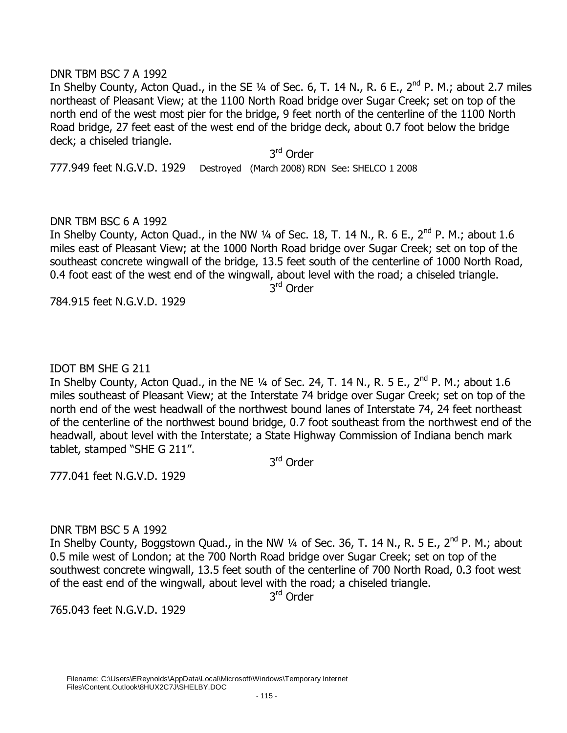DNR TBM BSC 7 A 1992

In Shelby County, Acton Quad., in the SE ¼ of Sec. 6, T. 14 N., R. 6 E., 2nd P. M.; about 2.7 miles northeast of Pleasant View; at the 1100 North Road bridge over Sugar Creek; set on top of the north end of the west most pier for the bridge, 9 feet north of the centerline of the 1100 North Road bridge, 27 feet east of the west end of the bridge deck, about 0.7 foot below the bridge deck; a chiseled triangle.

3rd Order

777.949 feet N.G.V.D. 1929 Destroyed (March 2008) RDN See: SHELCO 1 2008

DNR TBM BSC 6 A 1992

In Shelby County, Acton Quad., in the NW ¼ of Sec. 18, T. 14 N., R. 6 E., 2nd P. M.; about 1.6 miles east of Pleasant View; at the 1000 North Road bridge over Sugar Creek; set on top of the southeast concrete wingwall of the bridge, 13.5 feet south of the centerline of 1000 North Road, 0.4 foot east of the west end of the wingwall, about level with the road; a chiseled triangle.

3rd Order

784.915 feet N.G.V.D. 1929

IDOT BM SHE G 211

In Shelby County, Acton Quad., in the NE ¼ of Sec. 24, T. 14 N., R. 5 E., 2nd P. M.; about 1.6 miles southeast of Pleasant View; at the Interstate 74 bridge over Sugar Creek; set on top of the north end of the west headwall of the northwest bound lanes of Interstate 74, 24 feet northeast of the centerline of the northwest bound bridge, 0.7 foot southeast from the northwest end of the headwall, about level with the Interstate; a State Highway Commission of Indiana bench mark tablet, stamped "SHE G 211".

3rd Order

777.041 feet N.G.V.D. 1929

DNR TBM BSC 5 A 1992

In Shelby County, Boggstown Quad., in the NW ¼ of Sec. 36, T. 14 N., R. 5 E., 2nd P. M.; about 0.5 mile west of London; at the 700 North Road bridge over Sugar Creek; set on top of the southwest concrete wingwall, 13.5 feet south of the centerline of 700 North Road, 0.3 foot west of the east end of the wingwall, about level with the road; a chiseled triangle.

3rd Order

765.043 feet N.G.V.D. 1929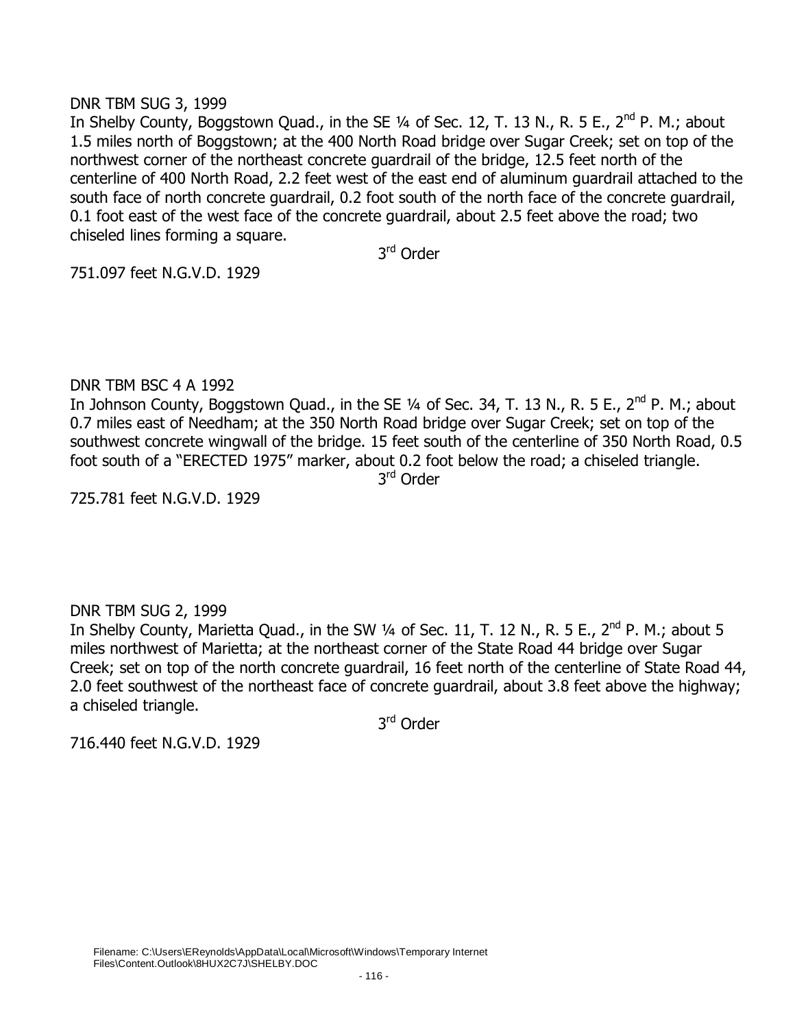DNR TBM SUG 3, 1999

In Shelby County, Boggstown Quad., in the SE ¼ of Sec. 12, T. 13 N., R. 5 E., 2nd P. M.; about 1.5 miles north of Boggstown; at the 400 North Road bridge over Sugar Creek; set on top of the northwest corner of the northeast concrete guardrail of the bridge, 12.5 feet north of the centerline of 400 North Road, 2.2 feet west of the east end of aluminum guardrail attached to the south face of north concrete guardrail, 0.2 foot south of the north face of the concrete guardrail, 0.1 foot east of the west face of the concrete guardrail, about 2.5 feet above the road; two chiseled lines forming a square.

3rd Order

751.097 feet N.G.V.D. 1929

DNR TBM BSC 4 A 1992

In Johnson County, Boggstown Quad., in the SE ¼ of Sec. 34, T. 13 N., R. 5 E., 2nd P. M.; about 0.7 miles east of Needham; at the 350 North Road bridge over Sugar Creek; set on top of the southwest concrete wingwall of the bridge. 15 feet south of the centerline of 350 North Road, 0.5 foot south of a "ERECTED 1975" marker, about 0.2 foot below the road; a chiseled triangle.

3rd Order

725.781 feet N.G.V.D. 1929

DNR TBM SUG 2, 1999

In Shelby County, Marietta Quad., in the SW ¼ of Sec. 11, T. 12 N., R. 5 E., 2nd P. M.; about 5 miles northwest of Marietta; at the northeast corner of the State Road 44 bridge over Sugar Creek; set on top of the north concrete guardrail, 16 feet north of the centerline of State Road 44, 2.0 feet southwest of the northeast face of concrete guardrail, about 3.8 feet above the highway; a chiseled triangle.

3rd Order

716.440 feet N.G.V.D. 1929

Filename: C:\Users\EReynolds\AppData\Local\Microsoft\Windows\Temporary Internet Files\Content.Outlook\8HUX2C7J\SHELBY.DOC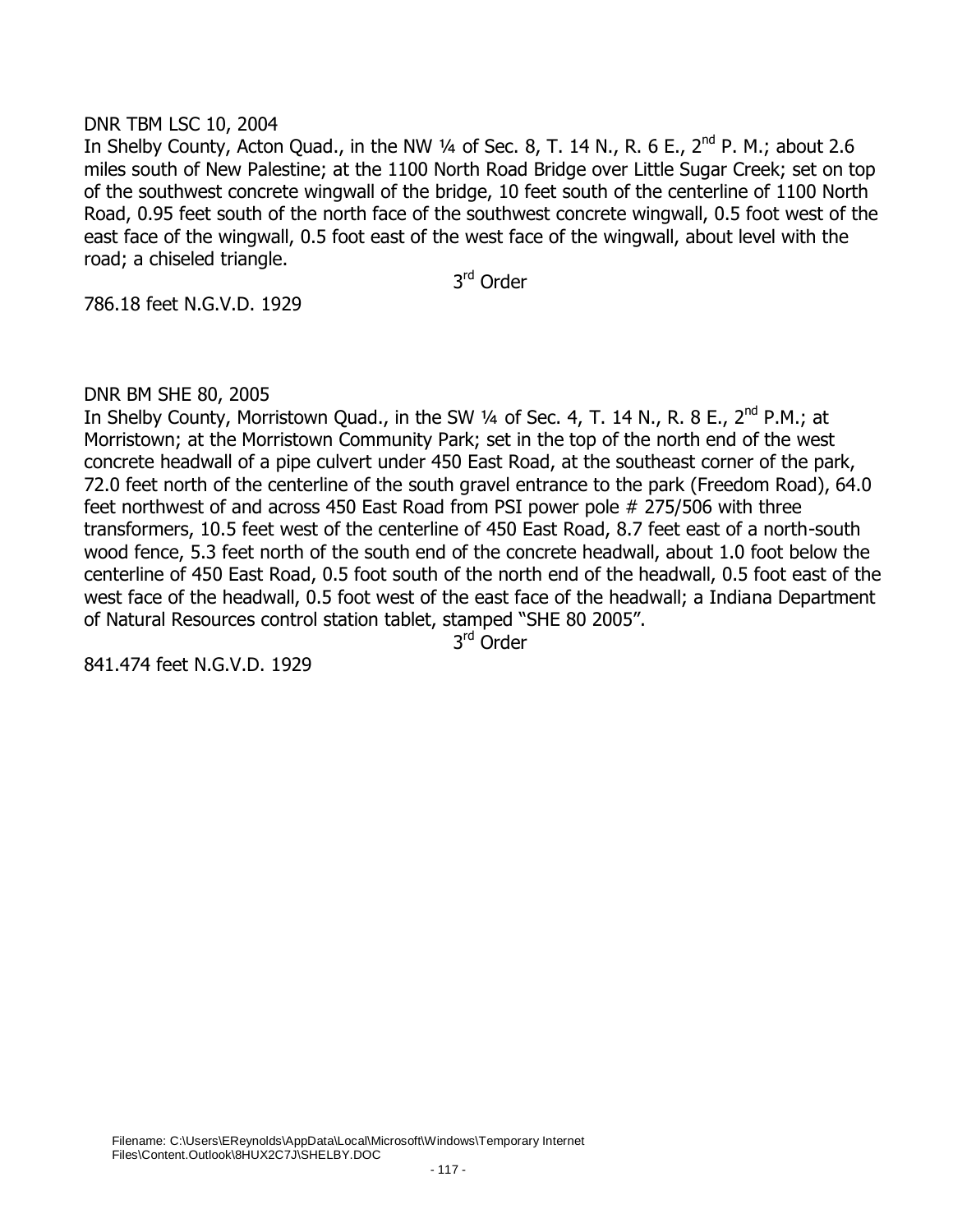DNR TBM LSC 10, 2004

In Shelby County, Acton Quad., in the NW ¼ of Sec. 8, T. 14 N., R. 6 E., 2nd P. M.; about 2.6 miles south of New Palestine; at the 1100 North Road Bridge over Little Sugar Creek; set on top of the southwest concrete wingwall of the bridge, 10 feet south of the centerline of 1100 North Road, 0.95 feet south of the north face of the southwest concrete wingwall, 0.5 foot west of the east face of the wingwall, 0.5 foot east of the west face of the wingwall, about level with the road; a chiseled triangle.

3rd Order

786.18 feet N.G.V.D. 1929

DNR BM SHE 80, 2005

In Shelby County, Morristown Quad., in the SW ¼ of Sec. 4, T. 14 N., R. 8 E., 2nd P.M.; at Morristown; at the Morristown Community Park; set in the top of the north end of the west concrete headwall of a pipe culvert under 450 East Road, at the southeast corner of the park, 72.0 feet north of the centerline of the south gravel entrance to the park (Freedom Road), 64.0 feet northwest of and across 450 East Road from PSI power pole # 275/506 with three transformers, 10.5 feet west of the centerline of 450 East Road, 8.7 feet east of a north-south wood fence, 5.3 feet north of the south end of the concrete headwall, about 1.0 foot below the centerline of 450 East Road, 0.5 foot south of the north end of the headwall, 0.5 foot east of the west face of the headwall, 0.5 foot west of the east face of the headwall; a Indiana Department of Natural Resources control station tablet, stamped "SHE 80 2005".

3rd Order

841.474 feet N.G.V.D. 1929

Filename: C:\Users\EReynolds\AppData\Local\Microsoft\Windows\Temporary Internet Files\Content.Outlook\8HUX2C7J\SHELBY.DOC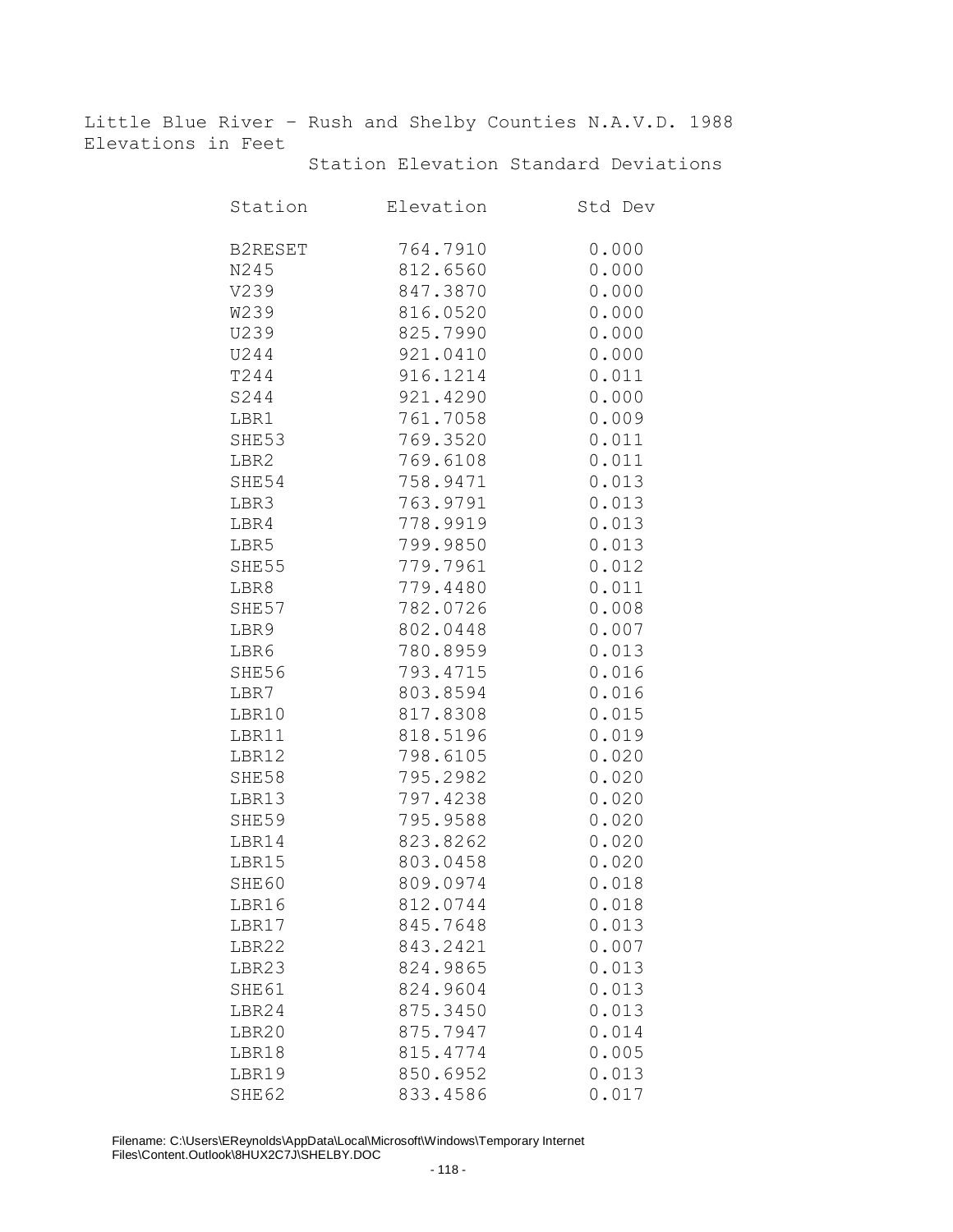Little Blue River – Rush and Shelby Counties N.A.V.D. 1988
Elevations in Feet

Station Elevation Standard Deviations

| Station | Elevation | Std Dev |
|---|---|---|
| B2RESET | 764.7910 | 0.000 |
| N245 | 812.6560 | 0.000 |
| V239 | 847.3870 | 0.000 |
| W239 | 816.0520 | 0.000 |
| U239 | 825.7990 | 0.000 |
| U244 | 921.0410 | 0.000 |
| T244 | 916.1214 | 0.011 |
| S244 | 921.4290 | 0.000 |
| LBR1 | 761.7058 | 0.009 |
| SHE53 | 769.3520 | 0.011 |
| LBR2 | 769.6108 | 0.011 |
| SHE54 | 758.9471 | 0.013 |
| LBR3 | 763.9791 | 0.013 |
| LBR4 | 778.9919 | 0.013 |
| LBR5 | 799.9850 | 0.013 |
| SHE55 | 779.7961 | 0.012 |
| LBR8 | 779.4480 | 0.011 |
| SHE57 | 782.0726 | 0.008 |
| LBR9 | 802.0448 | 0.007 |
| LBR6 | 780.8959 | 0.013 |
| SHE56 | 793.4715 | 0.016 |
| LBR7 | 803.8594 | 0.016 |
| LBR10 | 817.8308 | 0.015 |
| LBR11 | 818.5196 | 0.019 |
| LBR12 | 798.6105 | 0.020 |
| SHE58 | 795.2982 | 0.020 |
| LBR13 | 797.4238 | 0.020 |
| SHE59 | 795.9588 | 0.020 |
| LBR14 | 823.8262 | 0.020 |
| LBR15 | 803.0458 | 0.020 |
| SHE60 | 809.0974 | 0.018 |
| LBR16 | 812.0744 | 0.018 |
| LBR17 | 845.7648 | 0.013 |
| LBR22 | 843.2421 | 0.007 |
| LBR23 | 824.9865 | 0.013 |
| SHE61 | 824.9604 | 0.013 |
| LBR24 | 875.3450 | 0.013 |
| LBR20 | 875.7947 | 0.014 |
| LBR18 | 815.4774 | 0.005 |
| LBR19 | 850.6952 | 0.013 |
| SHE62 | 833.4586 | 0.017 |

Filename: C:\Users\EReynolds\AppData\Local\Microsoft\Windows\Temporary Internet Files\Content.Outlook\8HUX2C7J\SHELBY.DOC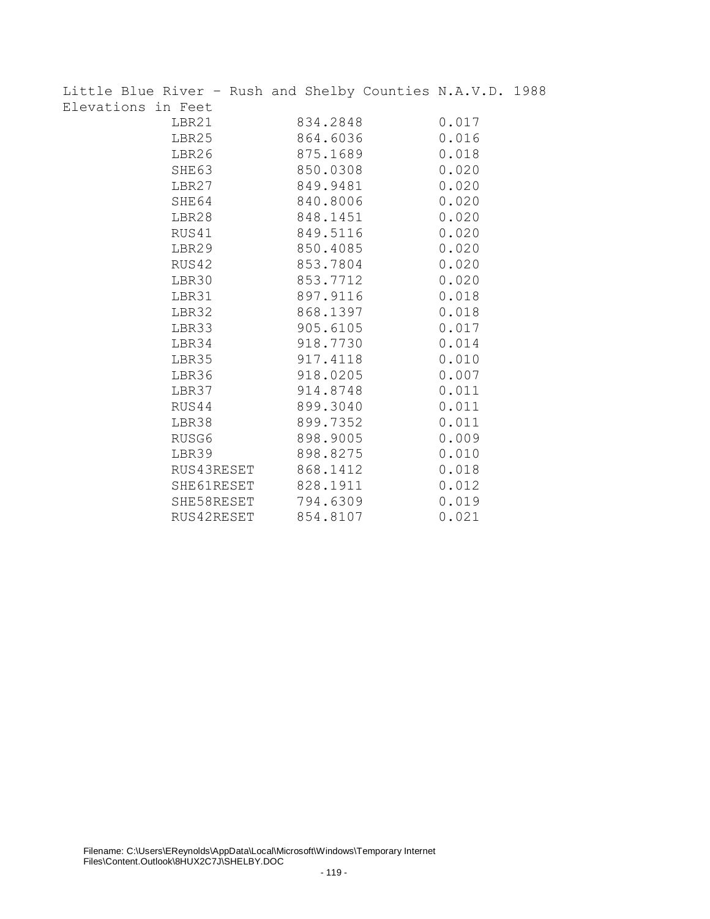Little Blue River – Rush and Shelby Counties N.A.V.D. 1988

Elevations in Feet

| | | |
|---|---|---|
| LBR21 | 834.2848 | 0.017 |
| LBR25 | 864.6036 | 0.016 |
| LBR26 | 875.1689 | 0.018 |
| SHE63 | 850.0308 | 0.020 |
| LBR27 | 849.9481 | 0.020 |
| SHE64 | 840.8006 | 0.020 |
| LBR28 | 848.1451 | 0.020 |
| RUS41 | 849.5116 | 0.020 |
| LBR29 | 850.4085 | 0.020 |
| RUS42 | 853.7804 | 0.020 |
| LBR30 | 853.7712 | 0.020 |
| LBR31 | 897.9116 | 0.018 |
| LBR32 | 868.1397 | 0.018 |
| LBR33 | 905.6105 | 0.017 |
| LBR34 | 918.7730 | 0.014 |
| LBR35 | 917.4118 | 0.010 |
| LBR36 | 918.0205 | 0.007 |
| LBR37 | 914.8748 | 0.011 |
| RUS44 | 899.3040 | 0.011 |
| LBR38 | 899.7352 | 0.011 |
| RUSG6 | 898.9005 | 0.009 |
| LBR39 | 898.8275 | 0.010 |
| RUS43RESET | 868.1412 | 0.018 |
| SHE61RESET | 828.1911 | 0.012 |
| SHE58RESET | 794.6309 | 0.019 |
| RUS42RESET | 854.8107 | 0.021 |

Filename: C:\Users\EReynolds\AppData\Local\Microsoft\Windows\Temporary Internet Files\Content.Outlook\8HUX2C7J\SHELBY.DOC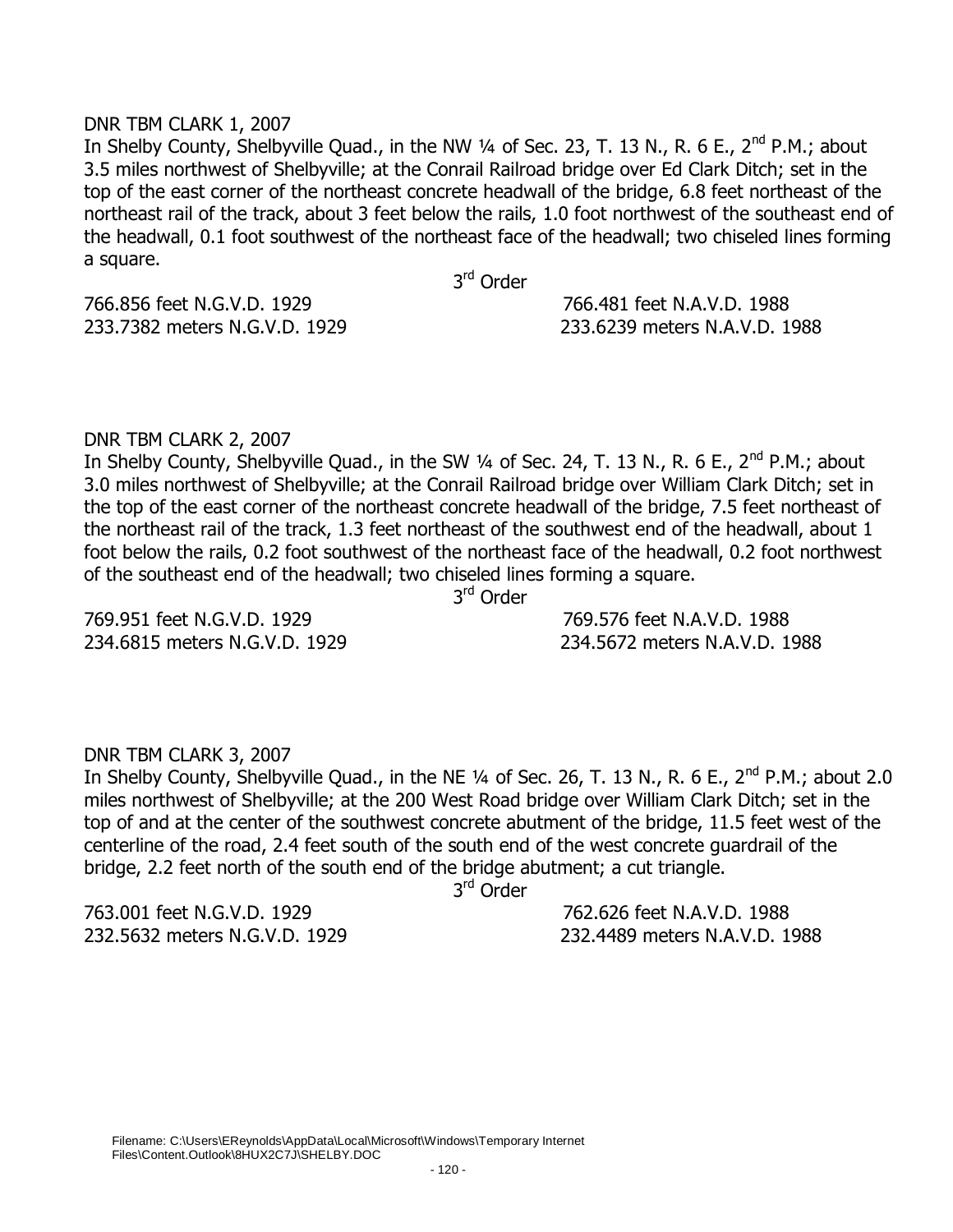DNR TBM CLARK 1, 2007

In Shelby County, Shelbyville Quad., in the NW ¼ of Sec. 23, T. 13 N., R. 6 E., 2nd P.M.; about 3.5 miles northwest of Shelbyville; at the Conrail Railroad bridge over Ed Clark Ditch; set in the top of the east corner of the northeast concrete headwall of the bridge, 6.8 feet northeast of the northeast rail of the track, about 3 feet below the rails, 1.0 foot northwest of the southeast end of the headwall, 0.1 foot southwest of the northeast face of the headwall; two chiseled lines forming a square.

3rd Order

766.856 feet N.G.V.D. 1929 766.481 feet N.A.V.D. 1988
233.7382 meters N.G.V.D. 1929 233.6239 meters N.A.V.D. 1988

DNR TBM CLARK 2, 2007

In Shelby County, Shelbyville Quad., in the SW ¼ of Sec. 24, T. 13 N., R. 6 E., 2nd P.M.; about 3.0 miles northwest of Shelbyville; at the Conrail Railroad bridge over William Clark Ditch; set in the top of the east corner of the northeast concrete headwall of the bridge, 7.5 feet northeast of the northeast rail of the track, 1.3 feet northeast of the southwest end of the headwall, about 1 foot below the rails, 0.2 foot southwest of the northeast face of the headwall, 0.2 foot northwest of the southeast end of the headwall; two chiseled lines forming a square.

3rd Order

769.951 feet N.G.V.D. 1929 769.576 feet N.A.V.D. 1988
234.6815 meters N.G.V.D. 1929 234.5672 meters N.A.V.D. 1988

DNR TBM CLARK 3, 2007

In Shelby County, Shelbyville Quad., in the NE ¼ of Sec. 26, T. 13 N., R. 6 E., 2nd P.M.; about 2.0 miles northwest of Shelbyville; at the 200 West Road bridge over William Clark Ditch; set in the top of and at the center of the southwest concrete abutment of the bridge, 11.5 feet west of the centerline of the road, 2.4 feet south of the south end of the west concrete guardrail of the bridge, 2.2 feet north of the south end of the bridge abutment; a cut triangle.

3rd Order

763.001 feet N.G.V.D. 1929 762.626 feet N.A.V.D. 1988
232.5632 meters N.G.V.D. 1929 232.4489 meters N.A.V.D. 1988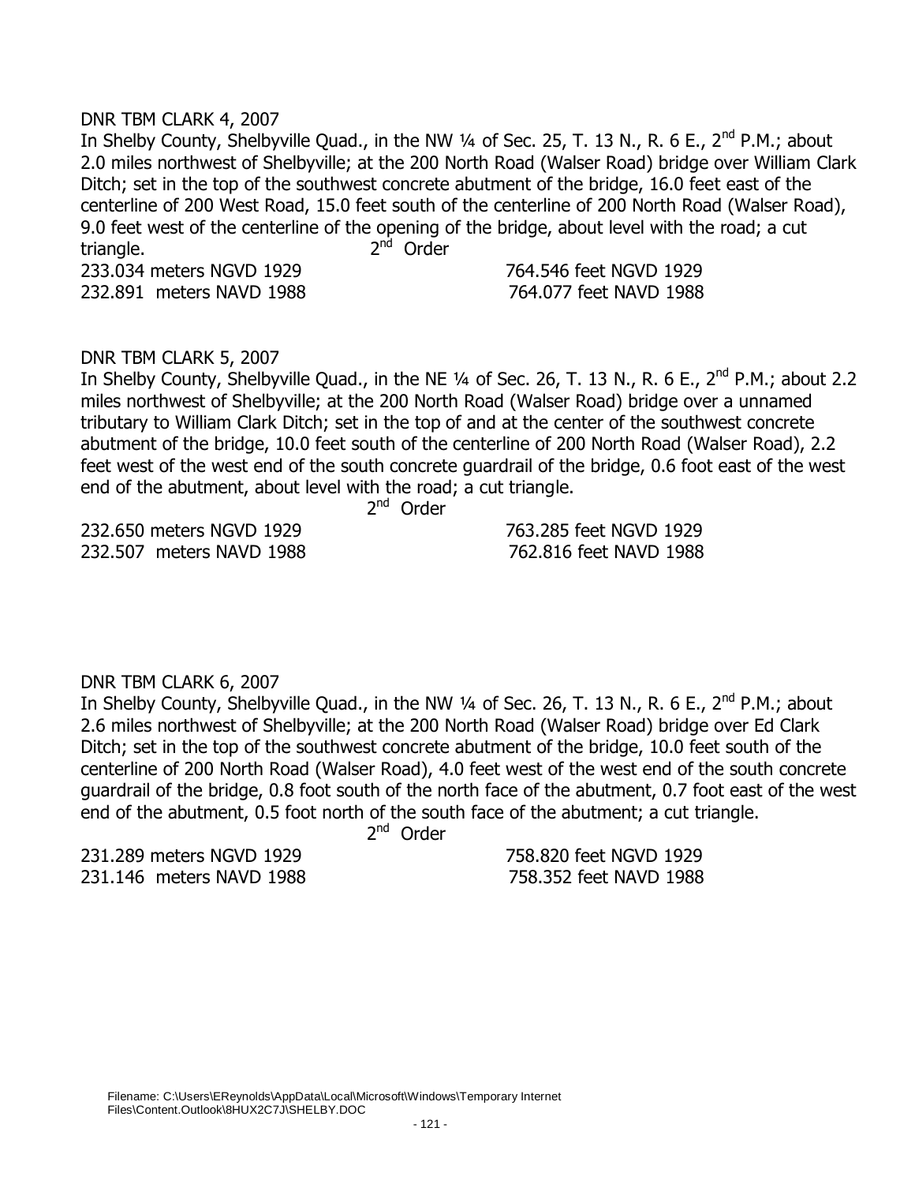DNR TBM CLARK 4, 2007

In Shelby County, Shelbyville Quad., in the NW ¼ of Sec. 25, T. 13 N., R. 6 E., 2nd P.M.; about 2.0 miles northwest of Shelbyville; at the 200 North Road (Walser Road) bridge over William Clark Ditch; set in the top of the southwest concrete abutment of the bridge, 16.0 feet east of the centerline of 200 West Road, 15.0 feet south of the centerline of 200 North Road (Walser Road), 9.0 feet west of the centerline of the opening of the bridge, about level with the road; a cut triangle. 2nd Order

233.034 meters NGVD 1929 764.546 feet NGVD 1929
232.891 meters NAVD 1988 764.077 feet NAVD 1988

DNR TBM CLARK 5, 2007

In Shelby County, Shelbyville Quad., in the NE ¼ of Sec. 26, T. 13 N., R. 6 E., 2nd P.M.; about 2.2 miles northwest of Shelbyville; at the 200 North Road (Walser Road) bridge over a unnamed tributary to William Clark Ditch; set in the top of and at the center of the southwest concrete abutment of the bridge, 10.0 feet south of the centerline of 200 North Road (Walser Road), 2.2 feet west of the west end of the south concrete guardrail of the bridge, 0.6 foot east of the west end of the abutment, about level with the road; a cut triangle.

2nd Order

232.650 meters NGVD 1929 763.285 feet NGVD 1929
232.507 meters NAVD 1988 762.816 feet NAVD 1988

DNR TBM CLARK 6, 2007

In Shelby County, Shelbyville Quad., in the NW ¼ of Sec. 26, T. 13 N., R. 6 E., 2nd P.M.; about 2.6 miles northwest of Shelbyville; at the 200 North Road (Walser Road) bridge over Ed Clark Ditch; set in the top of the southwest concrete abutment of the bridge, 10.0 feet south of the centerline of 200 North Road (Walser Road), 4.0 feet west of the west end of the south concrete guardrail of the bridge, 0.8 foot south of the north face of the abutment, 0.7 foot east of the west end of the abutment, 0.5 foot north of the south face of the abutment; a cut triangle.

2nd Order

231.289 meters NGVD 1929 758.820 feet NGVD 1929
231.146 meters NAVD 1988 758.352 feet NAVD 1988

Filename: C:\Users\EReynolds\AppData\Local\Microsoft\Windows\Temporary Internet Files\Content.Outlook\8HUX2C7J\SHELBY.DOC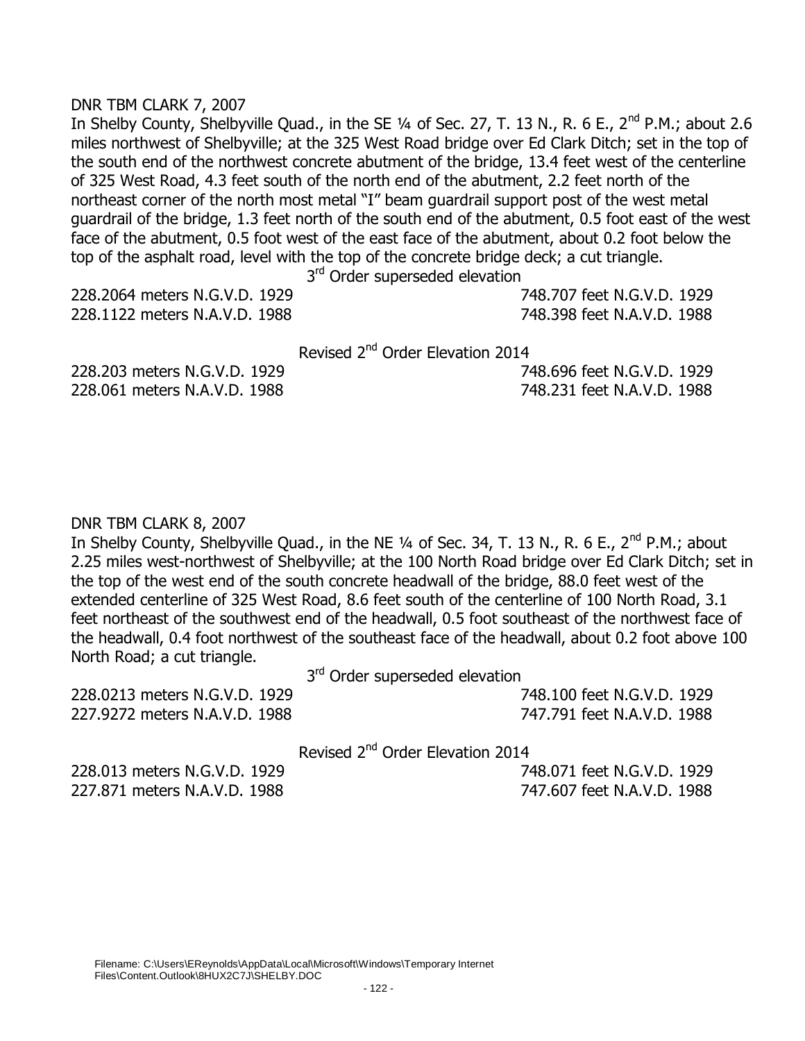DNR TBM CLARK 7, 2007

In Shelby County, Shelbyville Quad., in the SE ¼ of Sec. 27, T. 13 N., R. 6 E., 2nd P.M.; about 2.6 miles northwest of Shelbyville; at the 325 West Road bridge over Ed Clark Ditch; set in the top of the south end of the northwest concrete abutment of the bridge, 13.4 feet west of the centerline of 325 West Road, 4.3 feet south of the north end of the abutment, 2.2 feet north of the northeast corner of the north most metal "I" beam guardrail support post of the west metal guardrail of the bridge, 1.3 feet north of the south end of the abutment, 0.5 foot east of the west face of the abutment, 0.5 foot west of the east face of the abutment, about 0.2 foot below the top of the asphalt road, level with the top of the concrete bridge deck; a cut triangle.

3rd Order superseded elevation

228.2064 meters N.G.V.D. 1929 — 748.707 feet N.G.V.D. 1929
228.1122 meters N.A.V.D. 1988 — 748.398 feet N.A.V.D. 1988

Revised 2nd Order Elevation 2014

228.203 meters N.G.V.D. 1929 — 748.696 feet N.G.V.D. 1929
228.061 meters N.A.V.D. 1988 — 748.231 feet N.A.V.D. 1988

DNR TBM CLARK 8, 2007

In Shelby County, Shelbyville Quad., in the NE ¼ of Sec. 34, T. 13 N., R. 6 E., 2nd P.M.; about 2.25 miles west-northwest of Shelbyville; at the 100 North Road bridge over Ed Clark Ditch; set in the top of the west end of the south concrete headwall of the bridge, 88.0 feet west of the extended centerline of 325 West Road, 8.6 feet south of the centerline of 100 North Road, 3.1 feet northeast of the southwest end of the headwall, 0.5 foot southeast of the northwest face of the headwall, 0.4 foot northwest of the southeast face of the headwall, about 0.2 foot above 100 North Road; a cut triangle.

3rd Order superseded elevation

228.0213 meters N.G.V.D. 1929 — 748.100 feet N.G.V.D. 1929
227.9272 meters N.A.V.D. 1988 — 747.791 feet N.A.V.D. 1988

Revised 2nd Order Elevation 2014

228.013 meters N.G.V.D. 1929 — 748.071 feet N.G.V.D. 1929
227.871 meters N.A.V.D. 1988 — 747.607 feet N.A.V.D. 1988

Filename: C:\Users\EReynolds\AppData\Local\Microsoft\Windows\Temporary Internet Files\Content.Outlook\8HUX2C7J\SHELBY.DOC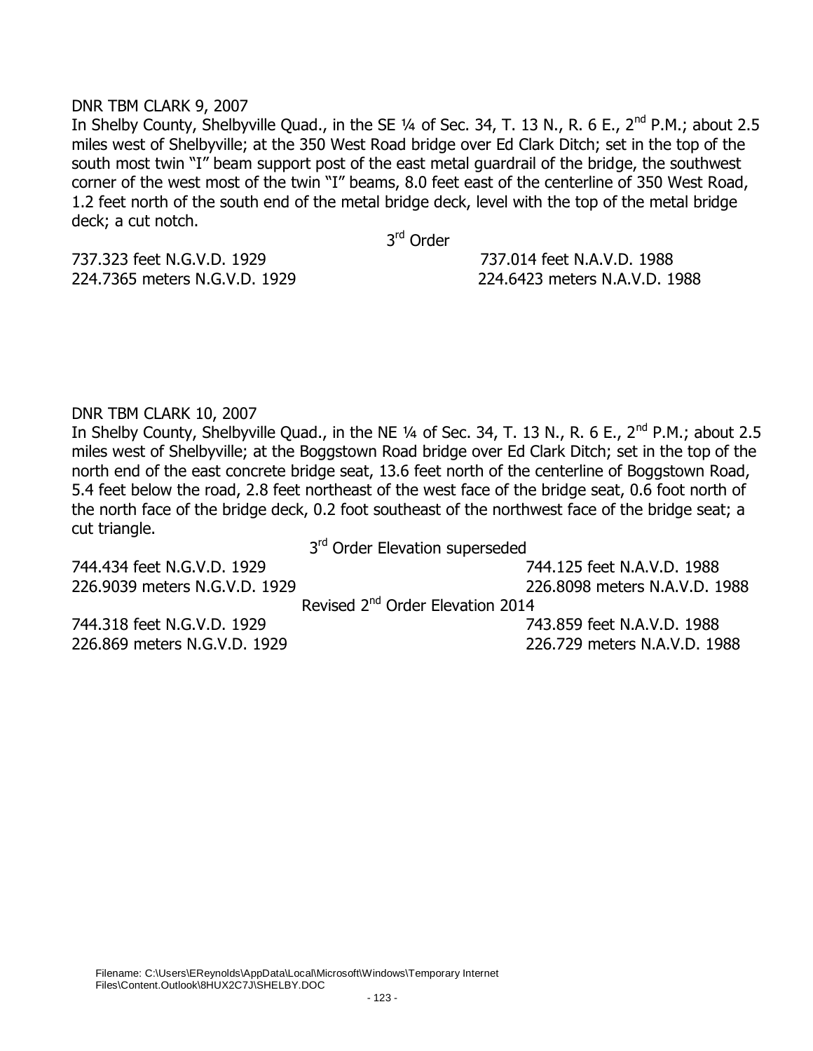DNR TBM CLARK 9, 2007

In Shelby County, Shelbyville Quad., in the SE ¼ of Sec. 34, T. 13 N., R. 6 E., 2nd P.M.; about 2.5 miles west of Shelbyville; at the 350 West Road bridge over Ed Clark Ditch; set in the top of the south most twin "I" beam support post of the east metal guardrail of the bridge, the southwest corner of the west most of the twin "I" beams, 8.0 feet east of the centerline of 350 West Road, 1.2 feet north of the south end of the metal bridge deck, level with the top of the metal bridge deck; a cut notch.

3rd Order

| | |
|---|---|
| 737.323 feet N.G.V.D. 1929 | 737.014 feet N.A.V.D. 1988 |
| 224.7365 meters N.G.V.D. 1929 | 224.6423 meters N.A.V.D. 1988 |

DNR TBM CLARK 10, 2007

In Shelby County, Shelbyville Quad., in the NE ¼ of Sec. 34, T. 13 N., R. 6 E., 2nd P.M.; about 2.5 miles west of Shelbyville; at the Boggstown Road bridge over Ed Clark Ditch; set in the top of the north end of the east concrete bridge seat, 13.6 feet north of the centerline of Boggstown Road, 5.4 feet below the road, 2.8 feet northeast of the west face of the bridge seat, 0.6 foot north of the north face of the bridge deck, 0.2 foot southeast of the northwest face of the bridge seat; a cut triangle.

3rd Order Elevation superseded

| | |
|---|---|
| 744.434 feet N.G.V.D. 1929 | 744.125 feet N.A.V.D. 1988 |
| 226.9039 meters N.G.V.D. 1929 | 226.8098 meters N.A.V.D. 1988 |

Revised 2nd Order Elevation 2014

| | |
|---|---|
| 744.318 feet N.G.V.D. 1929 | 743.859 feet N.A.V.D. 1988 |
| 226.869 meters N.G.V.D. 1929 | 226.729 meters N.A.V.D. 1988 |

Filename: C:\Users\EReynolds\AppData\Local\Microsoft\Windows\Temporary Internet Files\Content.Outlook\8HUX2C7J\SHELBY.DOC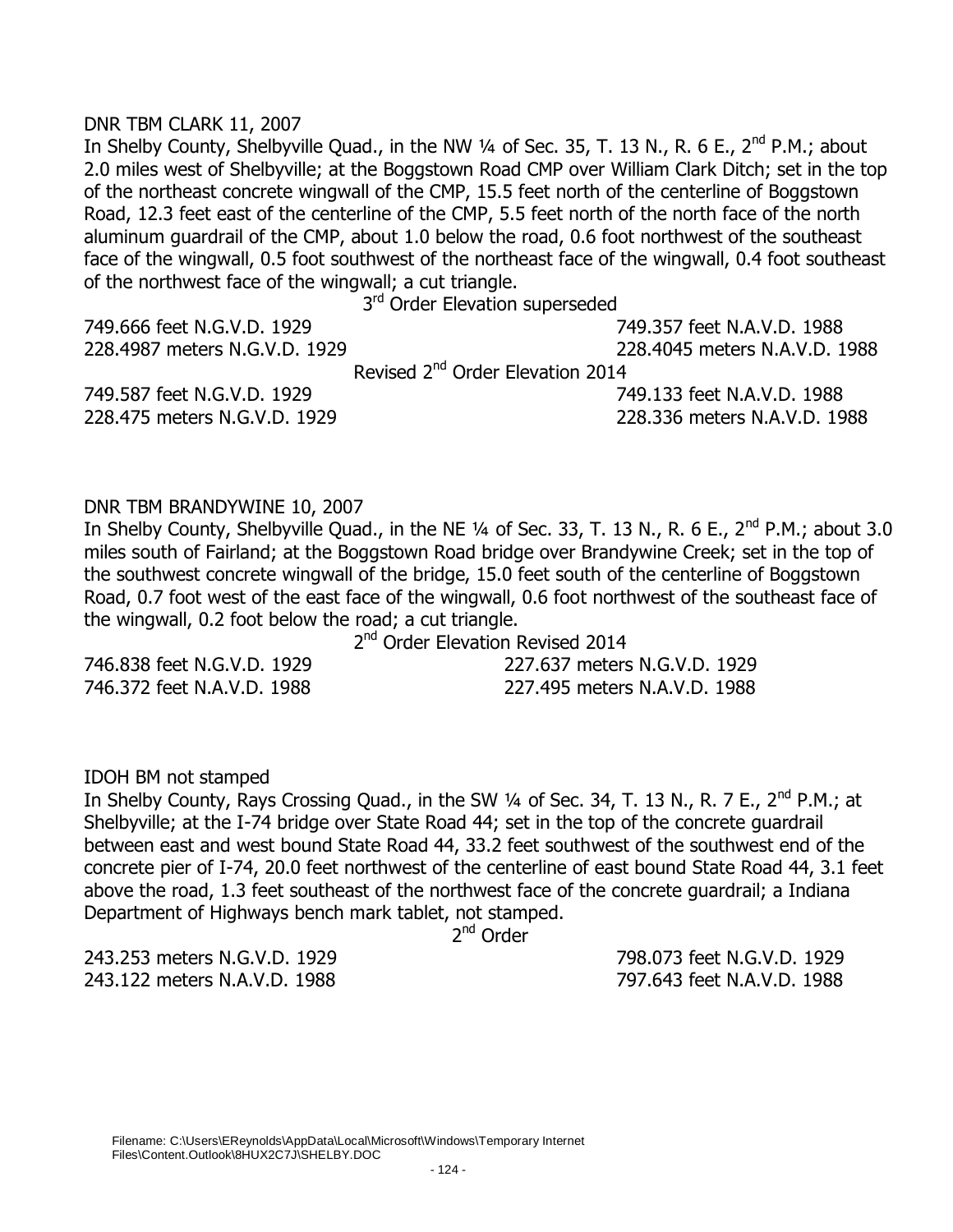DNR TBM CLARK 11, 2007

In Shelby County, Shelbyville Quad., in the NW ¼ of Sec. 35, T. 13 N., R. 6 E., 2nd P.M.; about 2.0 miles west of Shelbyville; at the Boggstown Road CMP over William Clark Ditch; set in the top of the northeast concrete wingwall of the CMP, 15.5 feet north of the centerline of Boggstown Road, 12.3 feet east of the centerline of the CMP, 5.5 feet north of the north face of the north aluminum guardrail of the CMP, about 1.0 below the road, 0.6 foot northwest of the southeast face of the wingwall, 0.5 foot southwest of the northeast face of the wingwall, 0.4 foot southeast of the northwest face of the wingwall; a cut triangle.

3rd Order Elevation superseded

749.666 feet N.G.V.D. 1929 749.357 feet N.A.V.D. 1988
228.4987 meters N.G.V.D. 1929 228.4045 meters N.A.V.D. 1988

Revised 2nd Order Elevation 2014

749.587 feet N.G.V.D. 1929 749.133 feet N.A.V.D. 1988
228.475 meters N.G.V.D. 1929 228.336 meters N.A.V.D. 1988

DNR TBM BRANDYWINE 10, 2007

In Shelby County, Shelbyville Quad., in the NE ¼ of Sec. 33, T. 13 N., R. 6 E., 2nd P.M.; about 3.0 miles south of Fairland; at the Boggstown Road bridge over Brandywine Creek; set in the top of the southwest concrete wingwall of the bridge, 15.0 feet south of the centerline of Boggstown Road, 0.7 foot west of the east face of the wingwall, 0.6 foot northwest of the southeast face of the wingwall, 0.2 foot below the road; a cut triangle.

2nd Order Elevation Revised 2014

746.838 feet N.G.V.D. 1929 227.637 meters N.G.V.D. 1929
746.372 feet N.A.V.D. 1988 227.495 meters N.A.V.D. 1988

IDOH BM not stamped

In Shelby County, Rays Crossing Quad., in the SW ¼ of Sec. 34, T. 13 N., R. 7 E., 2nd P.M.; at Shelbyville; at the I-74 bridge over State Road 44; set in the top of the concrete guardrail between east and west bound State Road 44, 33.2 feet southwest of the southwest end of the concrete pier of I-74, 20.0 feet northwest of the centerline of east bound State Road 44, 3.1 feet above the road, 1.3 feet southeast of the northwest face of the concrete guardrail; a Indiana Department of Highways bench mark tablet, not stamped.

2nd Order

243.253 meters N.G.V.D. 1929 798.073 feet N.G.V.D. 1929
243.122 meters N.A.V.D. 1988 797.643 feet N.A.V.D. 1988

Filename: C:\Users\EReynolds\AppData\Local\Microsoft\Windows\Temporary Internet Files\Content.Outlook\8HUX2C7J\SHELBY.DOC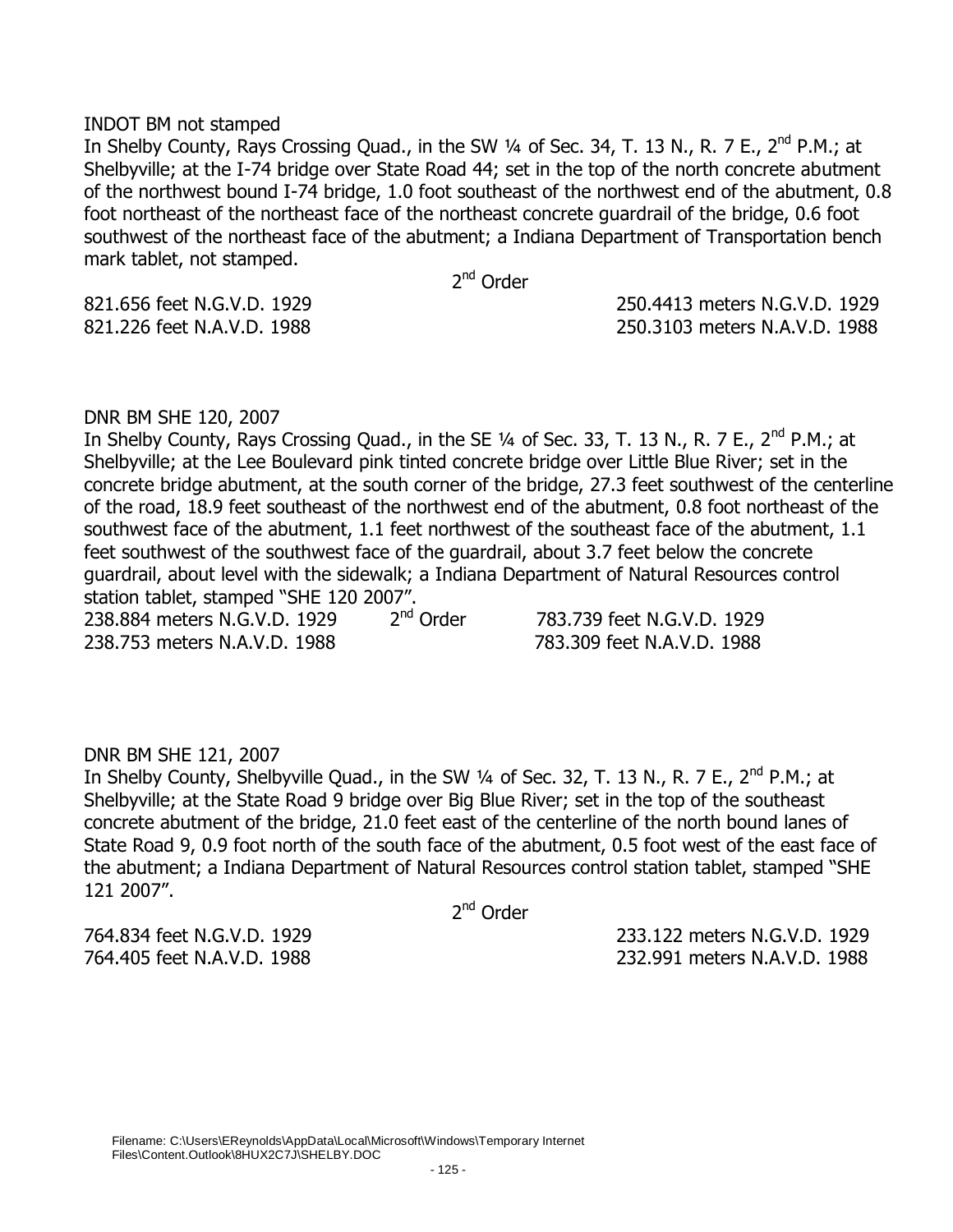INDOT BM not stamped

In Shelby County, Rays Crossing Quad., in the SW ¼ of Sec. 34, T. 13 N., R. 7 E., 2nd P.M.; at Shelbyville; at the I-74 bridge over State Road 44; set in the top of the north concrete abutment of the northwest bound I-74 bridge, 1.0 foot southeast of the northwest end of the abutment, 0.8 foot northeast of the northeast face of the northeast concrete guardrail of the bridge, 0.6 foot southwest of the northeast face of the abutment; a Indiana Department of Transportation bench mark tablet, not stamped.

2nd Order

821.656 feet N.G.V.D. 1929 — 250.4413 meters N.G.V.D. 1929

821.226 feet N.A.V.D. 1988 — 250.3103 meters N.A.V.D. 1988

DNR BM SHE 120, 2007

In Shelby County, Rays Crossing Quad., in the SE ¼ of Sec. 33, T. 13 N., R. 7 E., 2nd P.M.; at Shelbyville; at the Lee Boulevard pink tinted concrete bridge over Little Blue River; set in the concrete bridge abutment, at the south corner of the bridge, 27.3 feet southwest of the centerline of the road, 18.9 feet southeast of the northwest end of the abutment, 0.8 foot northeast of the southwest face of the abutment, 1.1 feet northwest of the southeast face of the abutment, 1.1 feet southwest of the southwest face of the guardrail, about 3.7 feet below the concrete guardrail, about level with the sidewalk; a Indiana Department of Natural Resources control station tablet, stamped "SHE 120 2007".

238.884 meters N.G.V.D. 1929 — 2nd Order — 783.739 feet N.G.V.D. 1929

238.753 meters N.A.V.D. 1988 — 783.309 feet N.A.V.D. 1988

DNR BM SHE 121, 2007

In Shelby County, Shelbyville Quad., in the SW ¼ of Sec. 32, T. 13 N., R. 7 E., 2nd P.M.; at Shelbyville; at the State Road 9 bridge over Big Blue River; set in the top of the southeast concrete abutment of the bridge, 21.0 feet east of the centerline of the north bound lanes of State Road 9, 0.9 foot north of the south face of the abutment, 0.5 foot west of the east face of the abutment; a Indiana Department of Natural Resources control station tablet, stamped "SHE 121 2007".

2nd Order

764.834 feet N.G.V.D. 1929 — 233.122 meters N.G.V.D. 1929

764.405 feet N.A.V.D. 1988 — 232.991 meters N.A.V.D. 1988

Filename: C:\Users\EReynolds\AppData\Local\Microsoft\Windows\Temporary Internet Files\Content.Outlook\8HUX2C7J\SHELBY.DOC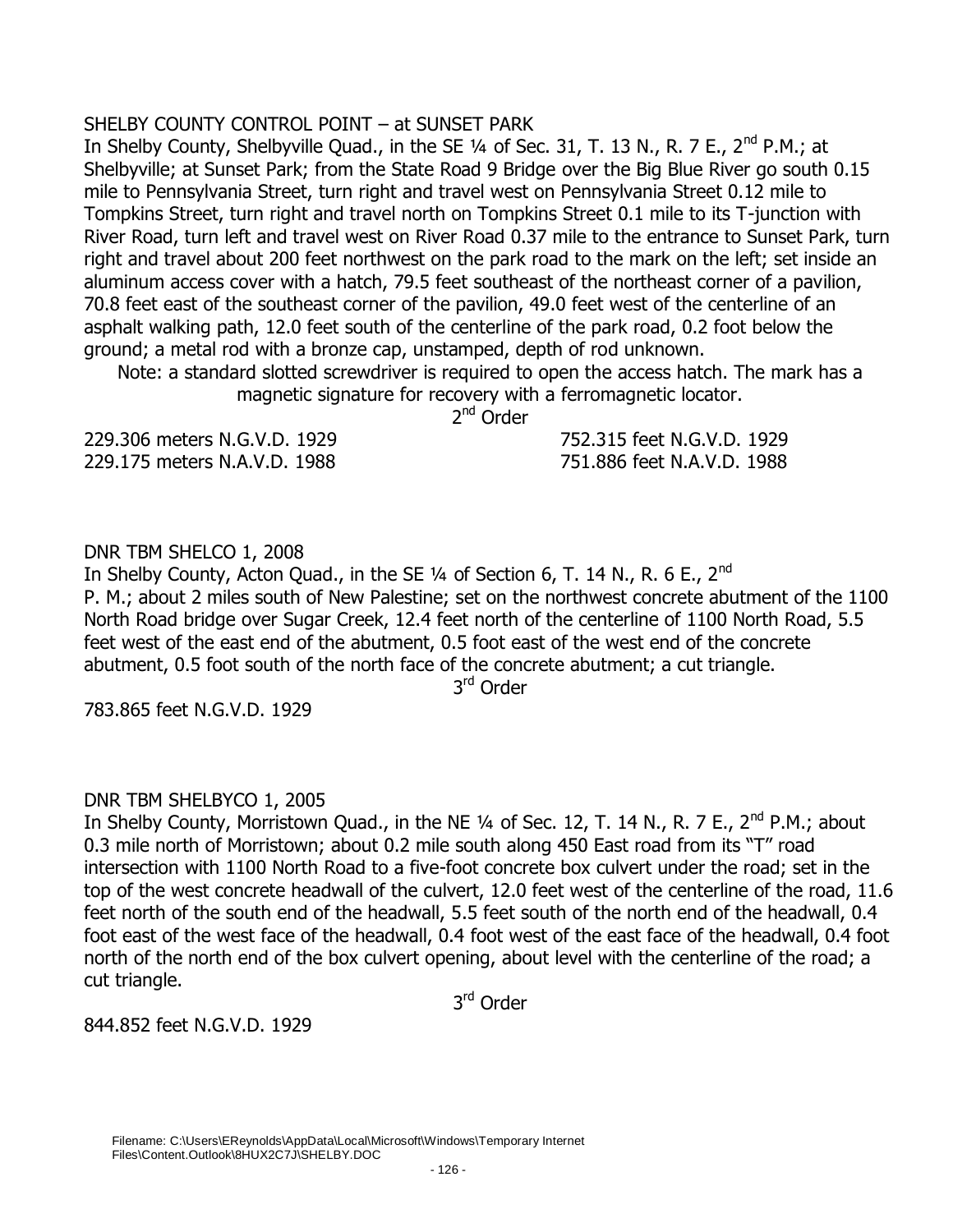SHELBY COUNTY CONTROL POINT – at SUNSET PARK

In Shelby County, Shelbyville Quad., in the SE ¼ of Sec. 31, T. 13 N., R. 7 E., 2nd P.M.; at Shelbyville; at Sunset Park; from the State Road 9 Bridge over the Big Blue River go south 0.15 mile to Pennsylvania Street, turn right and travel west on Pennsylvania Street 0.12 mile to Tompkins Street, turn right and travel north on Tompkins Street 0.1 mile to its T-junction with River Road, turn left and travel west on River Road 0.37 mile to the entrance to Sunset Park, turn right and travel about 200 feet northwest on the park road to the mark on the left; set inside an aluminum access cover with a hatch, 79.5 feet southeast of the northeast corner of a pavilion, 70.8 feet east of the southeast corner of the pavilion, 49.0 feet west of the centerline of an asphalt walking path, 12.0 feet south of the centerline of the park road, 0.2 foot below the ground; a metal rod with a bronze cap, unstamped, depth of rod unknown.

Note: a standard slotted screwdriver is required to open the access hatch. The mark has a magnetic signature for recovery with a ferromagnetic locator.

2nd Order

229.306 meters N.G.V.D. 1929 — 752.315 feet N.G.V.D. 1929

229.175 meters N.A.V.D. 1988 — 751.886 feet N.A.V.D. 1988

DNR TBM SHELCO 1, 2008

In Shelby County, Acton Quad., in the SE ¼ of Section 6, T. 14 N., R. 6 E., 2nd P. M.; about 2 miles south of New Palestine; set on the northwest concrete abutment of the 1100 North Road bridge over Sugar Creek, 12.4 feet north of the centerline of 1100 North Road, 5.5 feet west of the east end of the abutment, 0.5 foot east of the west end of the concrete abutment, 0.5 foot south of the north face of the concrete abutment; a cut triangle.

3rd Order

783.865 feet N.G.V.D. 1929

DNR TBM SHELBYCO 1, 2005

In Shelby County, Morristown Quad., in the NE ¼ of Sec. 12, T. 14 N., R. 7 E., 2nd P.M.; about 0.3 mile north of Morristown; about 0.2 mile south along 450 East road from its "T" road intersection with 1100 North Road to a five-foot concrete box culvert under the road; set in the top of the west concrete headwall of the culvert, 12.0 feet west of the centerline of the road, 11.6 feet north of the south end of the headwall, 5.5 feet south of the north end of the headwall, 0.4 foot east of the west face of the headwall, 0.4 foot west of the east face of the headwall, 0.4 foot north of the north end of the box culvert opening, about level with the centerline of the road; a cut triangle.

3rd Order

844.852 feet N.G.V.D. 1929

Filename: C:\Users\EReynolds\AppData\Local\Microsoft\Windows\Temporary Internet Files\Content.Outlook\8HUX2C7J\SHELBY.DOC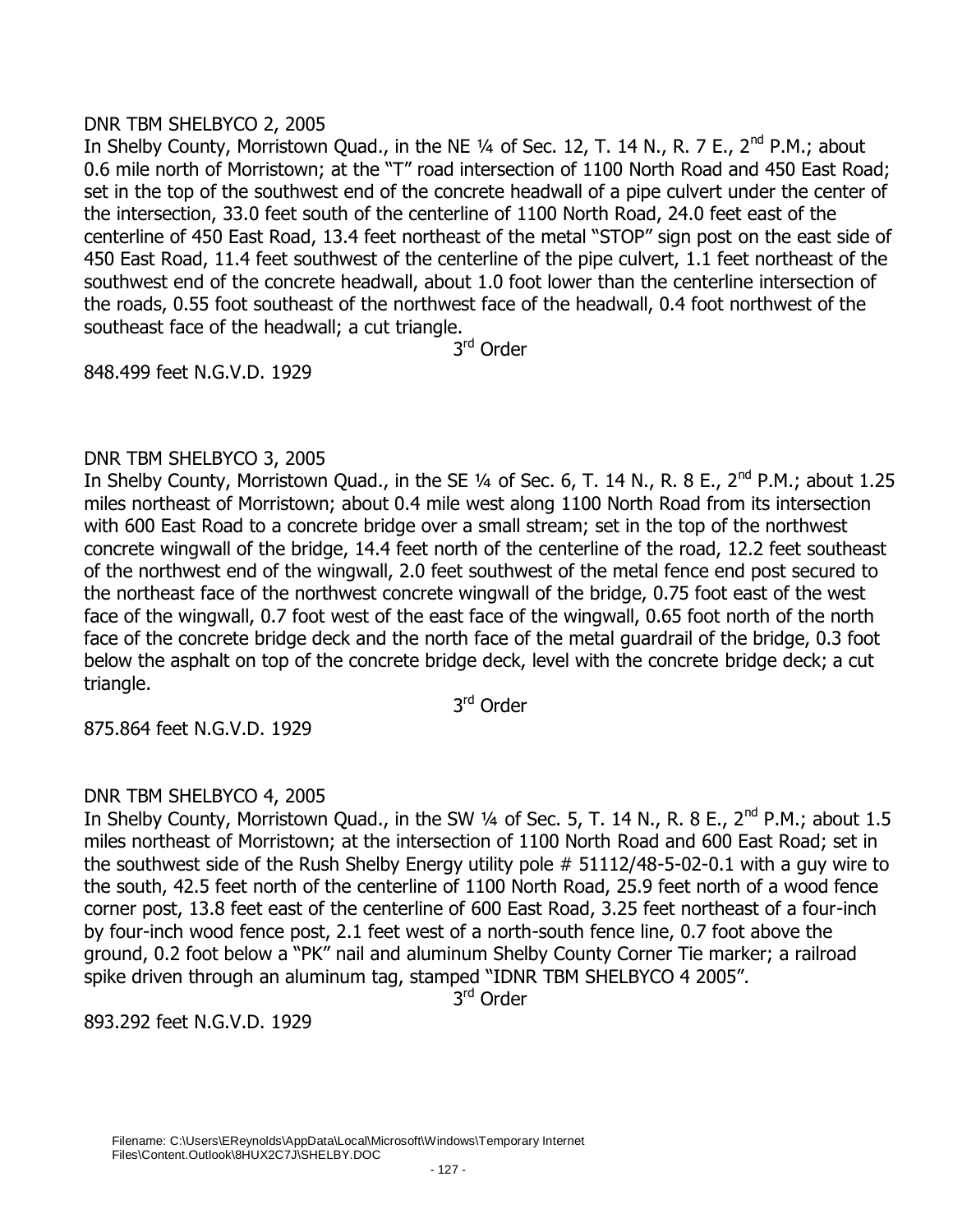DNR TBM SHELBYCO 2, 2005

In Shelby County, Morristown Quad., in the NE ¼ of Sec. 12, T. 14 N., R. 7 E., 2nd P.M.; about 0.6 mile north of Morristown; at the "T" road intersection of 1100 North Road and 450 East Road; set in the top of the southwest end of the concrete headwall of a pipe culvert under the center of the intersection, 33.0 feet south of the centerline of 1100 North Road, 24.0 feet east of the centerline of 450 East Road, 13.4 feet northeast of the metal "STOP" sign post on the east side of 450 East Road, 11.4 feet southwest of the centerline of the pipe culvert, 1.1 feet northeast of the southwest end of the concrete headwall, about 1.0 foot lower than the centerline intersection of the roads, 0.55 foot southeast of the northwest face of the headwall, 0.4 foot northwest of the southeast face of the headwall; a cut triangle.

3rd Order

848.499 feet N.G.V.D. 1929

DNR TBM SHELBYCO 3, 2005

In Shelby County, Morristown Quad., in the SE ¼ of Sec. 6, T. 14 N., R. 8 E., 2nd P.M.; about 1.25 miles northeast of Morristown; about 0.4 mile west along 1100 North Road from its intersection with 600 East Road to a concrete bridge over a small stream; set in the top of the northwest concrete wingwall of the bridge, 14.4 feet north of the centerline of the road, 12.2 feet southeast of the northwest end of the wingwall, 2.0 feet southwest of the metal fence end post secured to the northeast face of the northwest concrete wingwall of the bridge, 0.75 foot east of the west face of the wingwall, 0.7 foot west of the east face of the wingwall, 0.65 foot north of the north face of the concrete bridge deck and the north face of the metal guardrail of the bridge, 0.3 foot below the asphalt on top of the concrete bridge deck, level with the concrete bridge deck; a cut triangle.

3rd Order

875.864 feet N.G.V.D. 1929

DNR TBM SHELBYCO 4, 2005

In Shelby County, Morristown Quad., in the SW ¼ of Sec. 5, T. 14 N., R. 8 E., 2nd P.M.; about 1.5 miles northeast of Morristown; at the intersection of 1100 North Road and 600 East Road; set in the southwest side of the Rush Shelby Energy utility pole # 51112/48-5-02-0.1 with a guy wire to the south, 42.5 feet north of the centerline of 1100 North Road, 25.9 feet north of a wood fence corner post, 13.8 feet east of the centerline of 600 East Road, 3.25 feet northeast of a four-inch by four-inch wood fence post, 2.1 feet west of a north-south fence line, 0.7 foot above the ground, 0.2 foot below a "PK" nail and aluminum Shelby County Corner Tie marker; a railroad spike driven through an aluminum tag, stamped "IDNR TBM SHELBYCO 4 2005".

3rd Order

893.292 feet N.G.V.D. 1929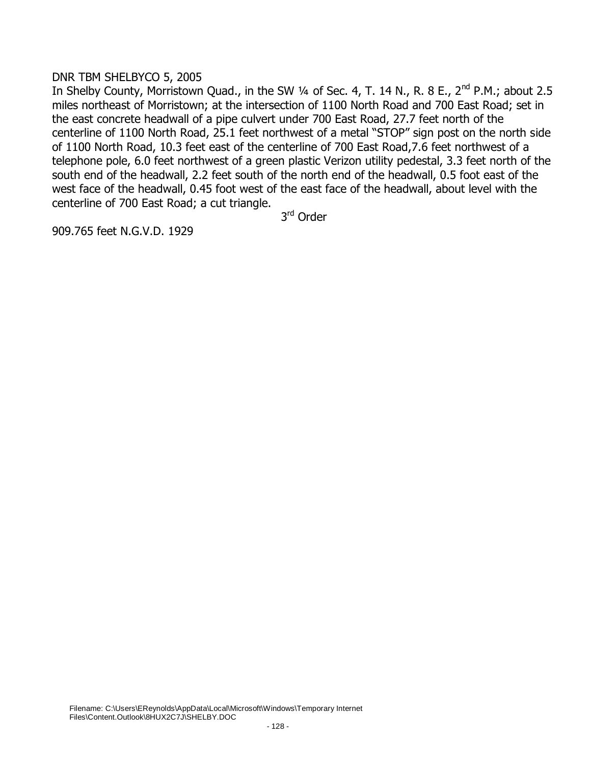DNR TBM SHELBYCO 5, 2005

In Shelby County, Morristown Quad., in the SW ¼ of Sec. 4, T. 14 N., R. 8 E., 2nd P.M.; about 2.5 miles northeast of Morristown; at the intersection of 1100 North Road and 700 East Road; set in the east concrete headwall of a pipe culvert under 700 East Road, 27.7 feet north of the centerline of 1100 North Road, 25.1 feet northwest of a metal "STOP" sign post on the north side of 1100 North Road, 10.3 feet east of the centerline of 700 East Road,7.6 feet northwest of a telephone pole, 6.0 feet northwest of a green plastic Verizon utility pedestal, 3.3 feet north of the south end of the headwall, 2.2 feet south of the north end of the headwall, 0.5 foot east of the west face of the headwall, 0.45 foot west of the east face of the headwall, about level with the centerline of 700 East Road; a cut triangle.

3rd Order

909.765 feet N.G.V.D. 1929

Filename: C:\Users\EReynolds\AppData\Local\Microsoft\Windows\Temporary Internet Files\Content.Outlook\8HUX2C7J\SHELBY.DOC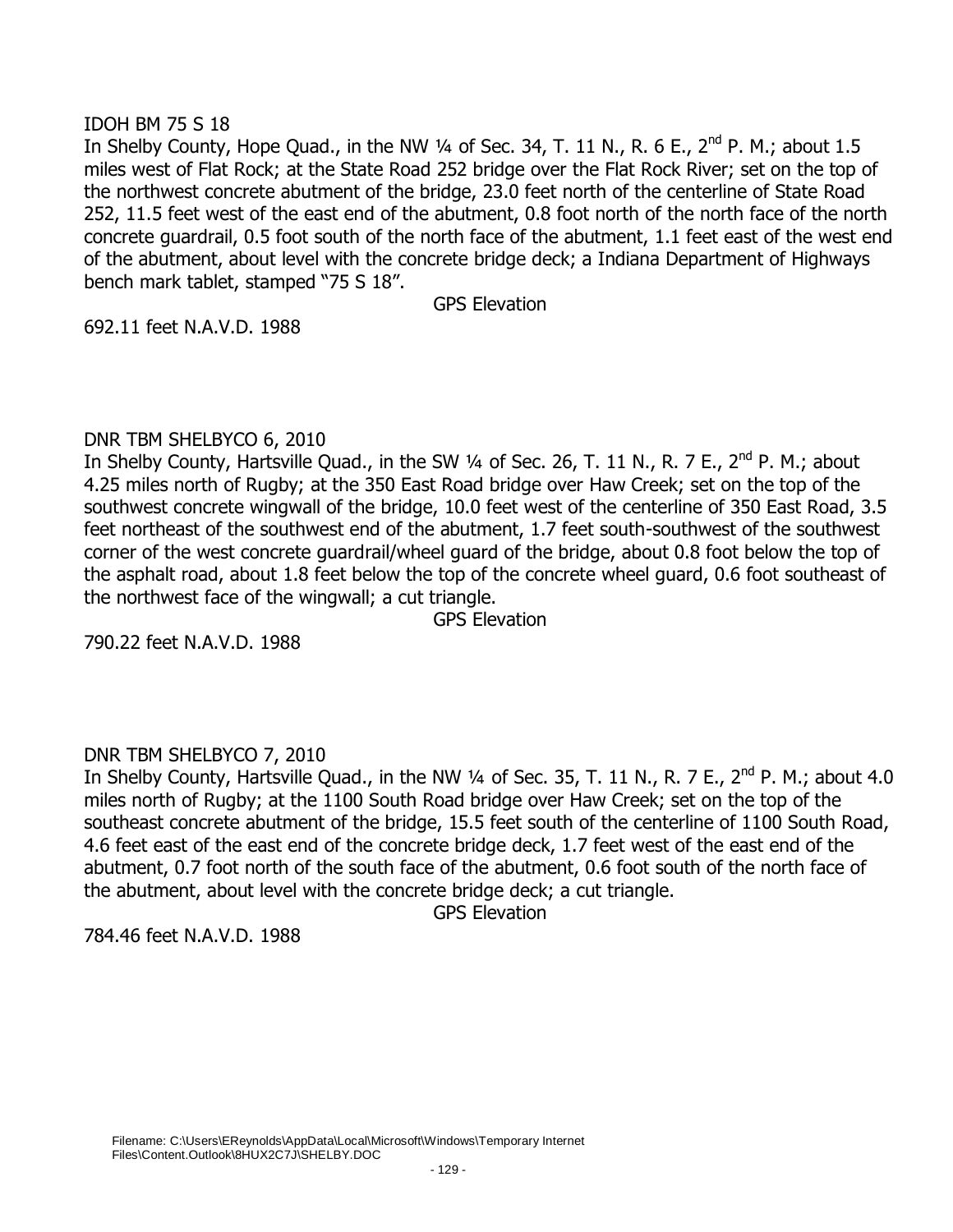IDOH BM 75 S 18

In Shelby County, Hope Quad., in the NW ¼ of Sec. 34, T. 11 N., R. 6 E., 2nd P. M.; about 1.5 miles west of Flat Rock; at the State Road 252 bridge over the Flat Rock River; set on the top of the northwest concrete abutment of the bridge, 23.0 feet north of the centerline of State Road 252, 11.5 feet west of the east end of the abutment, 0.8 foot north of the north face of the north concrete guardrail, 0.5 foot south of the north face of the abutment, 1.1 feet east of the west end of the abutment, about level with the concrete bridge deck; a Indiana Department of Highways bench mark tablet, stamped "75 S 18".

GPS Elevation

692.11 feet N.A.V.D. 1988

DNR TBM SHELBYCO 6, 2010

In Shelby County, Hartsville Quad., in the SW ¼ of Sec. 26, T. 11 N., R. 7 E., 2nd P. M.; about 4.25 miles north of Rugby; at the 350 East Road bridge over Haw Creek; set on the top of the southwest concrete wingwall of the bridge, 10.0 feet west of the centerline of 350 East Road, 3.5 feet northeast of the southwest end of the abutment, 1.7 feet south-southwest of the southwest corner of the west concrete guardrail/wheel guard of the bridge, about 0.8 foot below the top of the asphalt road, about 1.8 feet below the top of the concrete wheel guard, 0.6 foot southeast of the northwest face of the wingwall; a cut triangle.

GPS Elevation

790.22 feet N.A.V.D. 1988

DNR TBM SHELBYCO 7, 2010

In Shelby County, Hartsville Quad., in the NW ¼ of Sec. 35, T. 11 N., R. 7 E., 2nd P. M.; about 4.0 miles north of Rugby; at the 1100 South Road bridge over Haw Creek; set on the top of the southeast concrete abutment of the bridge, 15.5 feet south of the centerline of 1100 South Road, 4.6 feet east of the east end of the concrete bridge deck, 1.7 feet west of the east end of the abutment, 0.7 foot north of the south face of the abutment, 0.6 foot south of the north face of the abutment, about level with the concrete bridge deck; a cut triangle.

GPS Elevation

784.46 feet N.A.V.D. 1988

Filename: C:\Users\EReynolds\AppData\Local\Microsoft\Windows\Temporary Internet Files\Content.Outlook\8HUX2C7J\SHELBY.DOC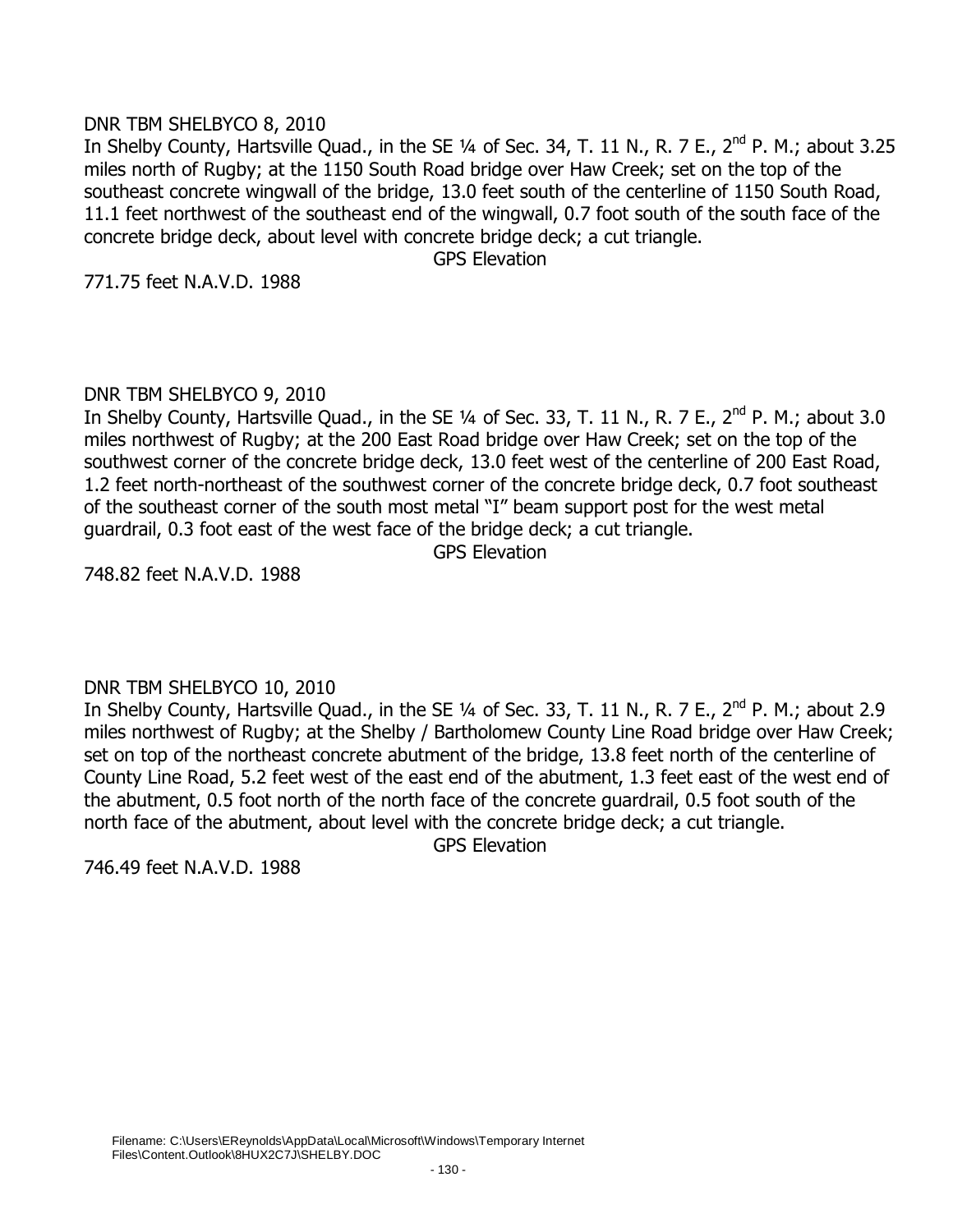DNR TBM SHELBYCO 8, 2010

In Shelby County, Hartsville Quad., in the SE ¼ of Sec. 34, T. 11 N., R. 7 E., 2nd P. M.; about 3.25 miles north of Rugby; at the 1150 South Road bridge over Haw Creek; set on the top of the southeast concrete wingwall of the bridge, 13.0 feet south of the centerline of 1150 South Road, 11.1 feet northwest of the southeast end of the wingwall, 0.7 foot south of the south face of the concrete bridge deck, about level with concrete bridge deck; a cut triangle.

GPS Elevation

771.75 feet N.A.V.D. 1988

DNR TBM SHELBYCO 9, 2010

In Shelby County, Hartsville Quad., in the SE ¼ of Sec. 33, T. 11 N., R. 7 E., 2nd P. M.; about 3.0 miles northwest of Rugby; at the 200 East Road bridge over Haw Creek; set on the top of the southwest corner of the concrete bridge deck, 13.0 feet west of the centerline of 200 East Road, 1.2 feet north-northeast of the southwest corner of the concrete bridge deck, 0.7 foot southeast of the southeast corner of the south most metal "I" beam support post for the west metal guardrail, 0.3 foot east of the west face of the bridge deck; a cut triangle.

GPS Elevation

748.82 feet N.A.V.D. 1988

DNR TBM SHELBYCO 10, 2010

In Shelby County, Hartsville Quad., in the SE ¼ of Sec. 33, T. 11 N., R. 7 E., 2nd P. M.; about 2.9 miles northwest of Rugby; at the Shelby / Bartholomew County Line Road bridge over Haw Creek; set on top of the northeast concrete abutment of the bridge, 13.8 feet north of the centerline of County Line Road, 5.2 feet west of the east end of the abutment, 1.3 feet east of the west end of the abutment, 0.5 foot north of the north face of the concrete guardrail, 0.5 foot south of the north face of the abutment, about level with the concrete bridge deck; a cut triangle.

GPS Elevation

746.49 feet N.A.V.D. 1988

Filename: C:\Users\EReynolds\AppData\Local\Microsoft\Windows\Temporary Internet Files\Content.Outlook\8HUX2C7J\SHELBY.DOC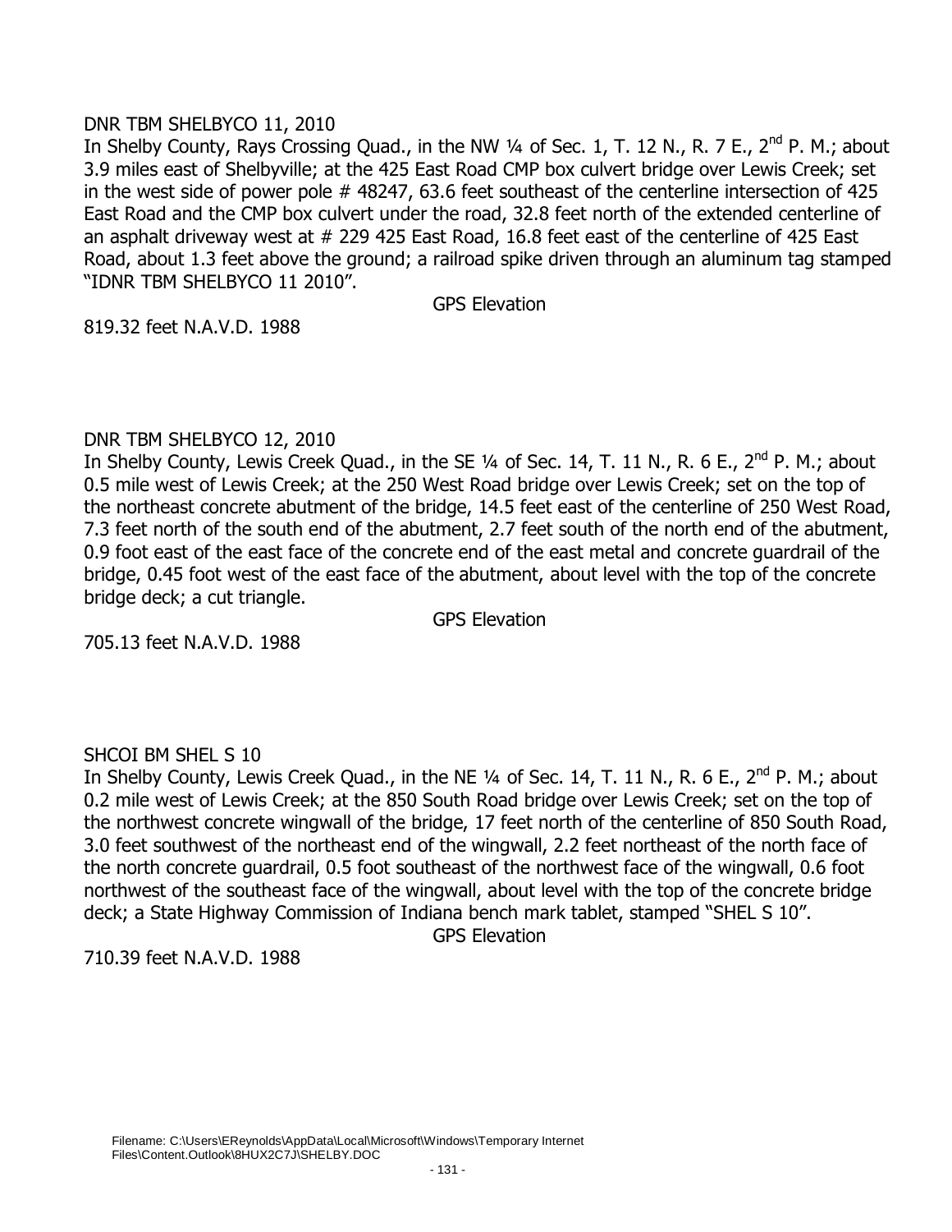DNR TBM SHELBYCO 11, 2010

In Shelby County, Rays Crossing Quad., in the NW ¼ of Sec. 1, T. 12 N., R. 7 E., 2nd P. M.; about 3.9 miles east of Shelbyville; at the 425 East Road CMP box culvert bridge over Lewis Creek; set in the west side of power pole # 48247, 63.6 feet southeast of the centerline intersection of 425 East Road and the CMP box culvert under the road, 32.8 feet north of the extended centerline of an asphalt driveway west at # 229 425 East Road, 16.8 feet east of the centerline of 425 East Road, about 1.3 feet above the ground; a railroad spike driven through an aluminum tag stamped "IDNR TBM SHELBYCO 11 2010".

GPS Elevation

819.32 feet N.A.V.D. 1988

DNR TBM SHELBYCO 12, 2010

In Shelby County, Lewis Creek Quad., in the SE ¼ of Sec. 14, T. 11 N., R. 6 E., 2nd P. M.; about 0.5 mile west of Lewis Creek; at the 250 West Road bridge over Lewis Creek; set on the top of the northeast concrete abutment of the bridge, 14.5 feet east of the centerline of 250 West Road, 7.3 feet north of the south end of the abutment, 2.7 feet south of the north end of the abutment, 0.9 foot east of the east face of the concrete end of the east metal and concrete guardrail of the bridge, 0.45 foot west of the east face of the abutment, about level with the top of the concrete bridge deck; a cut triangle.

GPS Elevation

705.13 feet N.A.V.D. 1988

SHCOI BM SHEL S 10

In Shelby County, Lewis Creek Quad., in the NE ¼ of Sec. 14, T. 11 N., R. 6 E., 2nd P. M.; about 0.2 mile west of Lewis Creek; at the 850 South Road bridge over Lewis Creek; set on the top of the northwest concrete wingwall of the bridge, 17 feet north of the centerline of 850 South Road, 3.0 feet southwest of the northeast end of the wingwall, 2.2 feet northeast of the north face of the north concrete guardrail, 0.5 foot southeast of the northwest face of the wingwall, 0.6 foot northwest of the southeast face of the wingwall, about level with the top of the concrete bridge deck; a State Highway Commission of Indiana bench mark tablet, stamped "SHEL S 10".

GPS Elevation

710.39 feet N.A.V.D. 1988

Filename: C:\Users\EReynolds\AppData\Local\Microsoft\Windows\Temporary Internet Files\Content.Outlook\8HUX2C7J\SHELBY.DOC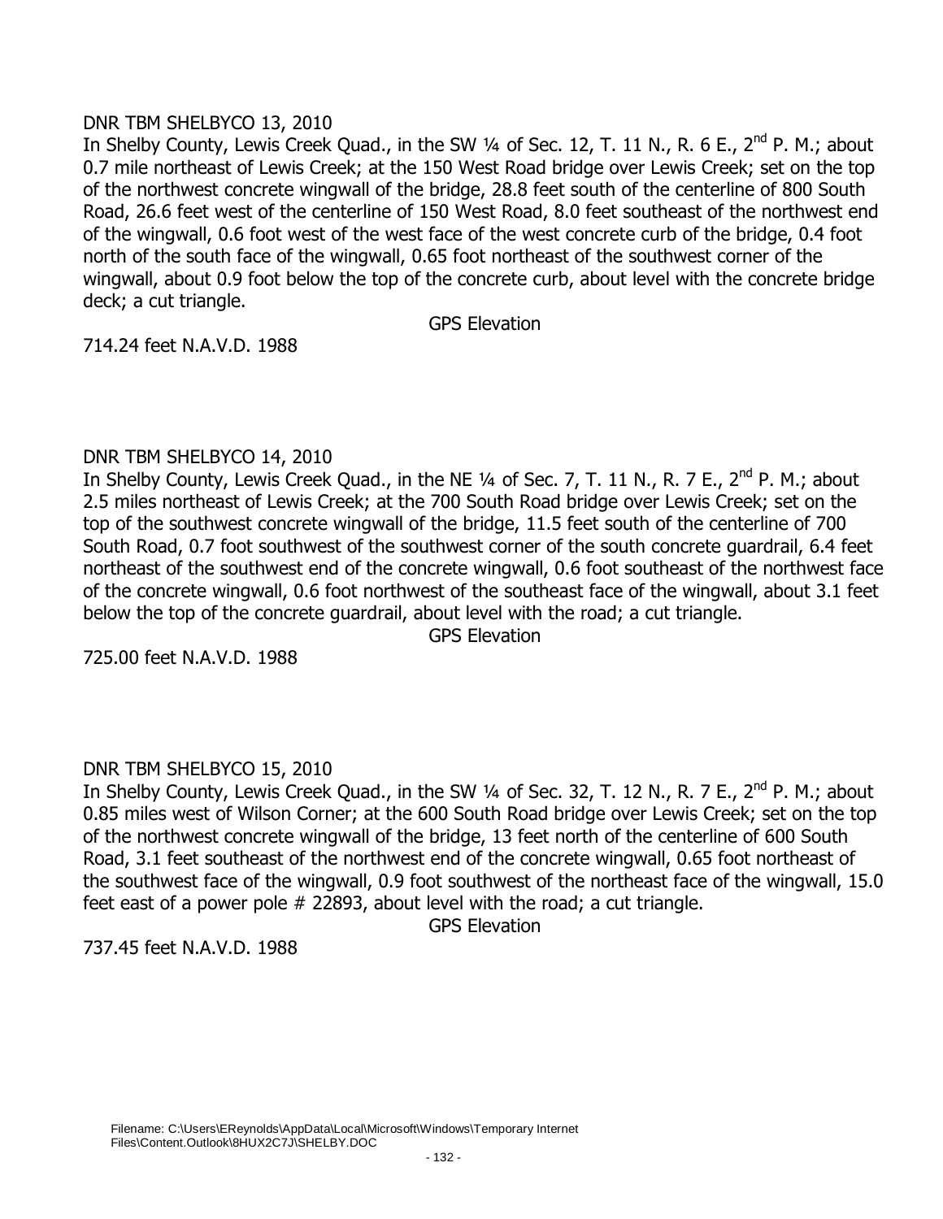DNR TBM SHELBYCO 13, 2010

In Shelby County, Lewis Creek Quad., in the SW ¼ of Sec. 12, T. 11 N., R. 6 E., 2nd P. M.; about 0.7 mile northeast of Lewis Creek; at the 150 West Road bridge over Lewis Creek; set on the top of the northwest concrete wingwall of the bridge, 28.8 feet south of the centerline of 800 South Road, 26.6 feet west of the centerline of 150 West Road, 8.0 feet southeast of the northwest end of the wingwall, 0.6 foot west of the west face of the west concrete curb of the bridge, 0.4 foot north of the south face of the wingwall, 0.65 foot northeast of the southwest corner of the wingwall, about 0.9 foot below the top of the concrete curb, about level with the concrete bridge deck; a cut triangle.

GPS Elevation

714.24 feet N.A.V.D. 1988

DNR TBM SHELBYCO 14, 2010

In Shelby County, Lewis Creek Quad., in the NE ¼ of Sec. 7, T. 11 N., R. 7 E., 2nd P. M.; about 2.5 miles northeast of Lewis Creek; at the 700 South Road bridge over Lewis Creek; set on the top of the southwest concrete wingwall of the bridge, 11.5 feet south of the centerline of 700 South Road, 0.7 foot southwest of the southwest corner of the south concrete guardrail, 6.4 feet northeast of the southwest end of the concrete wingwall, 0.6 foot southeast of the northwest face of the concrete wingwall, 0.6 foot northwest of the southeast face of the wingwall, about 3.1 feet below the top of the concrete guardrail, about level with the road; a cut triangle.

GPS Elevation

725.00 feet N.A.V.D. 1988

DNR TBM SHELBYCO 15, 2010

In Shelby County, Lewis Creek Quad., in the SW ¼ of Sec. 32, T. 12 N., R. 7 E., 2nd P. M.; about 0.85 miles west of Wilson Corner; at the 600 South Road bridge over Lewis Creek; set on the top of the northwest concrete wingwall of the bridge, 13 feet north of the centerline of 600 South Road, 3.1 feet southeast of the northwest end of the concrete wingwall, 0.65 foot northeast of the southwest face of the wingwall, 0.9 foot southwest of the northeast face of the wingwall, 15.0 feet east of a power pole # 22893, about level with the road; a cut triangle.

GPS Elevation

737.45 feet N.A.V.D. 1988

Filename: C:\Users\EReynolds\AppData\Local\Microsoft\Windows\Temporary Internet Files\Content.Outlook\8HUX2C7J\SHELBY.DOC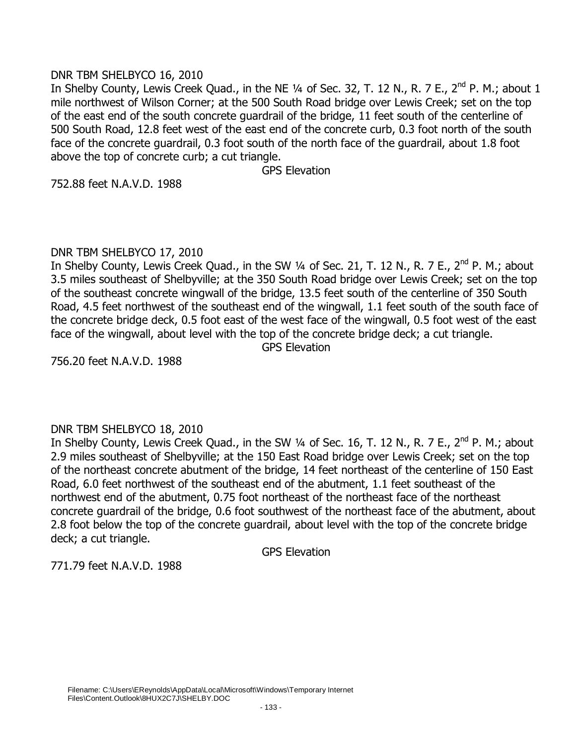DNR TBM SHELBYCO 16, 2010

In Shelby County, Lewis Creek Quad., in the NE ¼ of Sec. 32, T. 12 N., R. 7 E., 2nd P. M.; about 1 mile northwest of Wilson Corner; at the 500 South Road bridge over Lewis Creek; set on the top of the east end of the south concrete guardrail of the bridge, 11 feet south of the centerline of 500 South Road, 12.8 feet west of the east end of the concrete curb, 0.3 foot north of the south face of the concrete guardrail, 0.3 foot south of the north face of the guardrail, about 1.8 foot above the top of concrete curb; a cut triangle.

GPS Elevation

752.88 feet N.A.V.D. 1988

DNR TBM SHELBYCO 17, 2010

In Shelby County, Lewis Creek Quad., in the SW ¼ of Sec. 21, T. 12 N., R. 7 E., 2nd P. M.; about 3.5 miles southeast of Shelbyville; at the 350 South Road bridge over Lewis Creek; set on the top of the southeast concrete wingwall of the bridge, 13.5 feet south of the centerline of 350 South Road, 4.5 feet northwest of the southeast end of the wingwall, 1.1 feet south of the south face of the concrete bridge deck, 0.5 foot east of the west face of the wingwall, 0.5 foot west of the east face of the wingwall, about level with the top of the concrete bridge deck; a cut triangle.

GPS Elevation

756.20 feet N.A.V.D. 1988

DNR TBM SHELBYCO 18, 2010

In Shelby County, Lewis Creek Quad., in the SW ¼ of Sec. 16, T. 12 N., R. 7 E., 2nd P. M.; about 2.9 miles southeast of Shelbyville; at the 150 East Road bridge over Lewis Creek; set on the top of the northeast concrete abutment of the bridge, 14 feet northeast of the centerline of 150 East Road, 6.0 feet northwest of the southeast end of the abutment, 1.1 feet southeast of the northwest end of the abutment, 0.75 foot northeast of the northeast face of the northeast concrete guardrail of the bridge, 0.6 foot southwest of the northeast face of the abutment, about 2.8 foot below the top of the concrete guardrail, about level with the top of the concrete bridge deck; a cut triangle.

GPS Elevation

771.79 feet N.A.V.D. 1988

Filename: C:\Users\EReynolds\AppData\Local\Microsoft\Windows\Temporary Internet Files\Content.Outlook\8HUX2C7J\SHELBY.DOC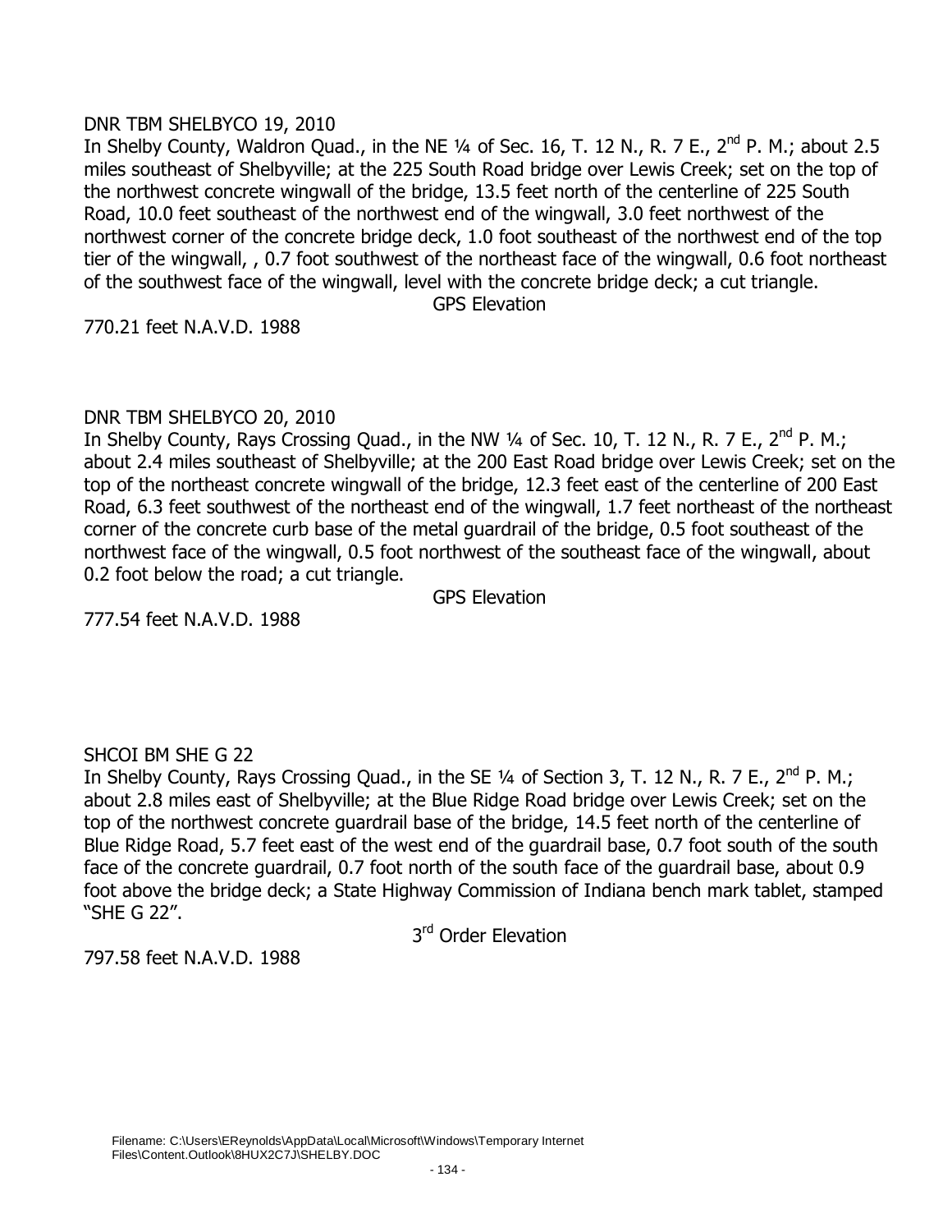DNR TBM SHELBYCO 19, 2010

In Shelby County, Waldron Quad., in the NE ¼ of Sec. 16, T. 12 N., R. 7 E., 2nd P. M.; about 2.5 miles southeast of Shelbyville; at the 225 South Road bridge over Lewis Creek; set on the top of the northwest concrete wingwall of the bridge, 13.5 feet north of the centerline of 225 South Road, 10.0 feet southeast of the northwest end of the wingwall, 3.0 feet northwest of the northwest corner of the concrete bridge deck, 1.0 foot southeast of the northwest end of the top tier of the wingwall, , 0.7 foot southwest of the northeast face of the wingwall, 0.6 foot northeast of the southwest face of the wingwall, level with the concrete bridge deck; a cut triangle.

GPS Elevation

770.21 feet N.A.V.D. 1988

DNR TBM SHELBYCO 20, 2010

In Shelby County, Rays Crossing Quad., in the NW ¼ of Sec. 10, T. 12 N., R. 7 E., 2nd P. M.; about 2.4 miles southeast of Shelbyville; at the 200 East Road bridge over Lewis Creek; set on the top of the northeast concrete wingwall of the bridge, 12.3 feet east of the centerline of 200 East Road, 6.3 feet southwest of the northeast end of the wingwall, 1.7 feet northeast of the northeast corner of the concrete curb base of the metal guardrail of the bridge, 0.5 foot southeast of the northwest face of the wingwall, 0.5 foot northwest of the southeast face of the wingwall, about 0.2 foot below the road; a cut triangle.

GPS Elevation

777.54 feet N.A.V.D. 1988

SHCOI BM SHE G 22

In Shelby County, Rays Crossing Quad., in the SE ¼ of Section 3, T. 12 N., R. 7 E., 2nd P. M.; about 2.8 miles east of Shelbyville; at the Blue Ridge Road bridge over Lewis Creek; set on the top of the northwest concrete guardrail base of the bridge, 14.5 feet north of the centerline of Blue Ridge Road, 5.7 feet east of the west end of the guardrail base, 0.7 foot south of the south face of the concrete guardrail, 0.7 foot north of the south face of the guardrail base, about 0.9 foot above the bridge deck; a State Highway Commission of Indiana bench mark tablet, stamped "SHE G 22".

3rd Order Elevation

797.58 feet N.A.V.D. 1988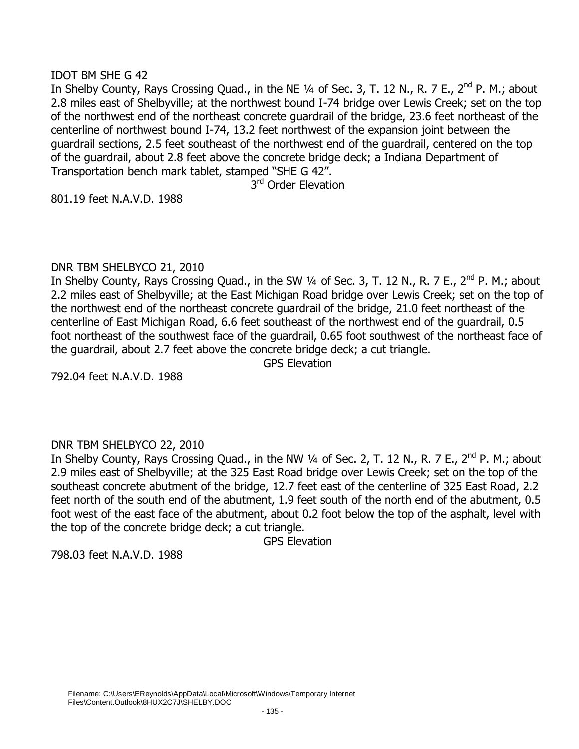IDOT BM SHE G 42

In Shelby County, Rays Crossing Quad., in the NE ¼ of Sec. 3, T. 12 N., R. 7 E., 2nd P. M.; about 2.8 miles east of Shelbyville; at the northwest bound I-74 bridge over Lewis Creek; set on the top of the northwest end of the northeast concrete guardrail of the bridge, 23.6 feet northeast of the centerline of northwest bound I-74, 13.2 feet northwest of the expansion joint between the guardrail sections, 2.5 feet southeast of the northwest end of the guardrail, centered on the top of the guardrail, about 2.8 feet above the concrete bridge deck; a Indiana Department of Transportation bench mark tablet, stamped "SHE G 42".

3rd Order Elevation

801.19 feet N.A.V.D. 1988

DNR TBM SHELBYCO 21, 2010

In Shelby County, Rays Crossing Quad., in the SW ¼ of Sec. 3, T. 12 N., R. 7 E., 2nd P. M.; about 2.2 miles east of Shelbyville; at the East Michigan Road bridge over Lewis Creek; set on the top of the northwest end of the northeast concrete guardrail of the bridge, 21.0 feet northeast of the centerline of East Michigan Road, 6.6 feet southeast of the northwest end of the guardrail, 0.5 foot northeast of the southwest face of the guardrail, 0.65 foot southwest of the northeast face of the guardrail, about 2.7 feet above the concrete bridge deck; a cut triangle.

GPS Elevation

792.04 feet N.A.V.D. 1988

DNR TBM SHELBYCO 22, 2010

In Shelby County, Rays Crossing Quad., in the NW ¼ of Sec. 2, T. 12 N., R. 7 E., 2nd P. M.; about 2.9 miles east of Shelbyville; at the 325 East Road bridge over Lewis Creek; set on the top of the southeast concrete abutment of the bridge, 12.7 feet east of the centerline of 325 East Road, 2.2 feet north of the south end of the abutment, 1.9 feet south of the north end of the abutment, 0.5 foot west of the east face of the abutment, about 0.2 foot below the top of the asphalt, level with the top of the concrete bridge deck; a cut triangle.

GPS Elevation

798.03 feet N.A.V.D. 1988

Filename: C:\Users\EReynolds\AppData\Local\Microsoft\Windows\Temporary Internet Files\Content.Outlook\8HUX2C7J\SHELBY.DOC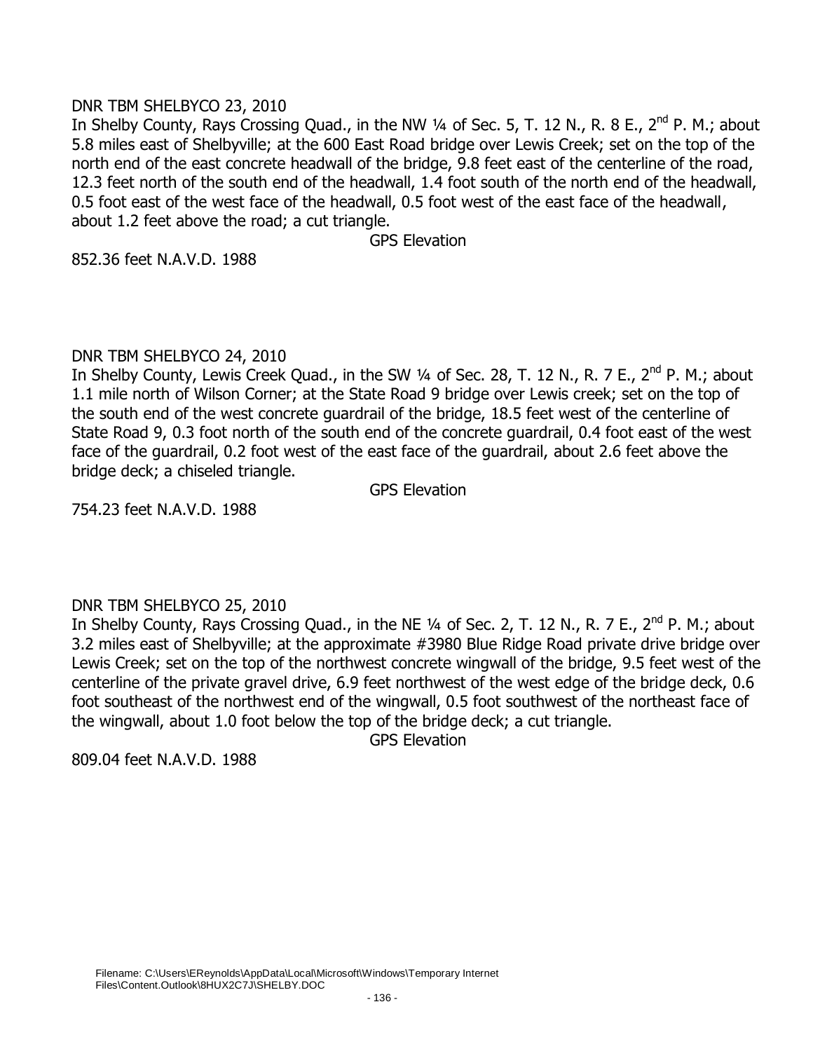DNR TBM SHELBYCO 23, 2010

In Shelby County, Rays Crossing Quad., in the NW ¼ of Sec. 5, T. 12 N., R. 8 E., 2nd P. M.; about 5.8 miles east of Shelbyville; at the 600 East Road bridge over Lewis Creek; set on the top of the north end of the east concrete headwall of the bridge, 9.8 feet east of the centerline of the road, 12.3 feet north of the south end of the headwall, 1.4 foot south of the north end of the headwall, 0.5 foot east of the west face of the headwall, 0.5 foot west of the east face of the headwall, about 1.2 feet above the road; a cut triangle.

GPS Elevation

852.36 feet N.A.V.D. 1988

DNR TBM SHELBYCO 24, 2010

In Shelby County, Lewis Creek Quad., in the SW ¼ of Sec. 28, T. 12 N., R. 7 E., 2nd P. M.; about 1.1 mile north of Wilson Corner; at the State Road 9 bridge over Lewis creek; set on the top of the south end of the west concrete guardrail of the bridge, 18.5 feet west of the centerline of State Road 9, 0.3 foot north of the south end of the concrete guardrail, 0.4 foot east of the west face of the guardrail, 0.2 foot west of the east face of the guardrail, about 2.6 feet above the bridge deck; a chiseled triangle.

GPS Elevation

754.23 feet N.A.V.D. 1988

DNR TBM SHELBYCO 25, 2010

In Shelby County, Rays Crossing Quad., in the NE ¼ of Sec. 2, T. 12 N., R. 7 E., 2nd P. M.; about 3.2 miles east of Shelbyville; at the approximate #3980 Blue Ridge Road private drive bridge over Lewis Creek; set on the top of the northwest concrete wingwall of the bridge, 9.5 feet west of the centerline of the private gravel drive, 6.9 feet northwest of the west edge of the bridge deck, 0.6 foot southeast of the northwest end of the wingwall, 0.5 foot southwest of the northeast face of the wingwall, about 1.0 foot below the top of the bridge deck; a cut triangle.

GPS Elevation

809.04 feet N.A.V.D. 1988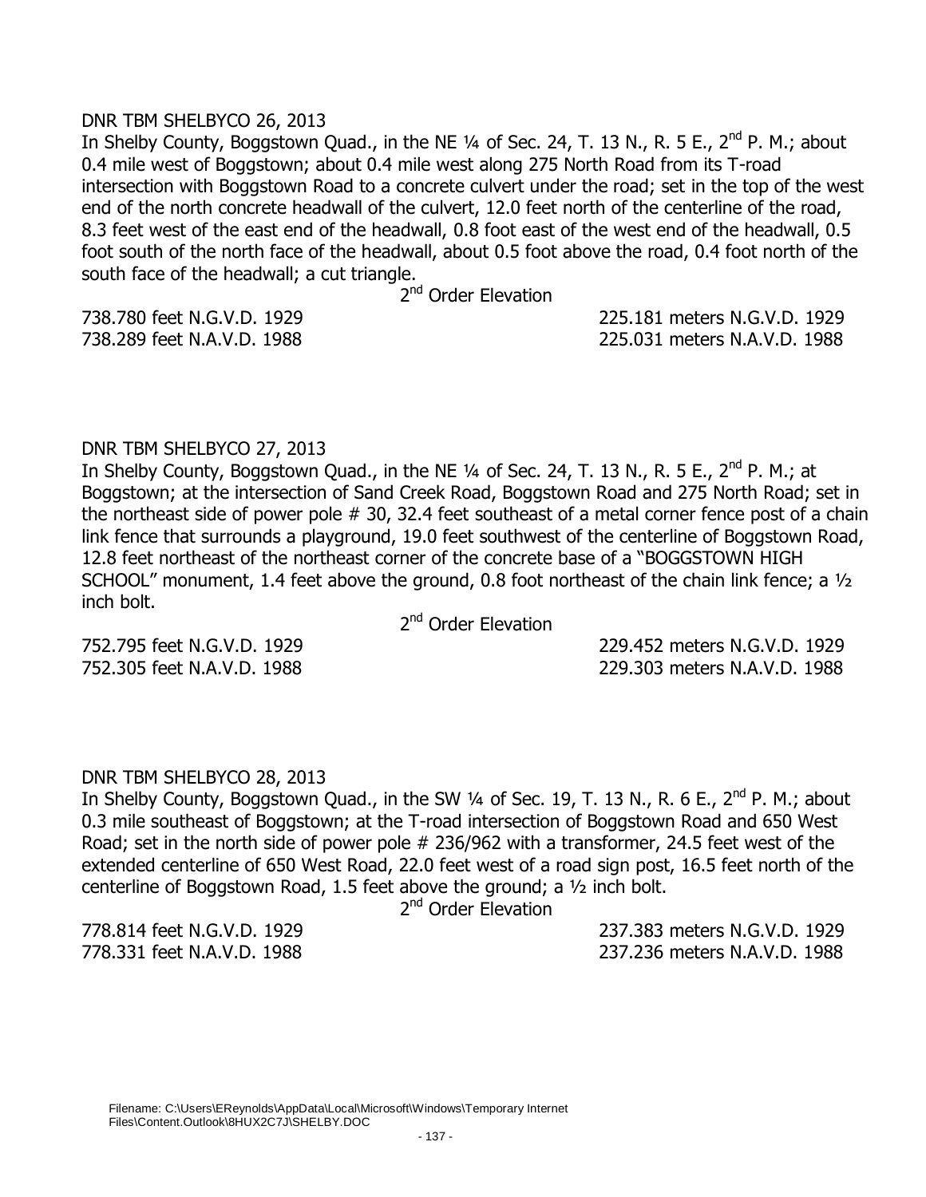DNR TBM SHELBYCO 26, 2013

In Shelby County, Boggstown Quad., in the NE ¼ of Sec. 24, T. 13 N., R. 5 E., 2nd P. M.; about 0.4 mile west of Boggstown; about 0.4 mile west along 275 North Road from its T-road intersection with Boggstown Road to a concrete culvert under the road; set in the top of the west end of the north concrete headwall of the culvert, 12.0 feet north of the centerline of the road, 8.3 feet west of the east end of the headwall, 0.8 foot east of the west end of the headwall, 0.5 foot south of the north face of the headwall, about 0.5 foot above the road, 0.4 foot north of the south face of the headwall; a cut triangle.

2nd Order Elevation

738.780 feet N.G.V.D. 1929 — 225.181 meters N.G.V.D. 1929

738.289 feet N.A.V.D. 1988 — 225.031 meters N.A.V.D. 1988

DNR TBM SHELBYCO 27, 2013

In Shelby County, Boggstown Quad., in the NE ¼ of Sec. 24, T. 13 N., R. 5 E., 2nd P. M.; at Boggstown; at the intersection of Sand Creek Road, Boggstown Road and 275 North Road; set in the northeast side of power pole # 30, 32.4 feet southeast of a metal corner fence post of a chain link fence that surrounds a playground, 19.0 feet southwest of the centerline of Boggstown Road, 12.8 feet northeast of the northeast corner of the concrete base of a "BOGGSTOWN HIGH SCHOOL" monument, 1.4 feet above the ground, 0.8 foot northeast of the chain link fence; a ½ inch bolt.

2nd Order Elevation

752.795 feet N.G.V.D. 1929 — 229.452 meters N.G.V.D. 1929

752.305 feet N.A.V.D. 1988 — 229.303 meters N.A.V.D. 1988

DNR TBM SHELBYCO 28, 2013

In Shelby County, Boggstown Quad., in the SW ¼ of Sec. 19, T. 13 N., R. 6 E., 2nd P. M.; about 0.3 mile southeast of Boggstown; at the T-road intersection of Boggstown Road and 650 West Road; set in the north side of power pole # 236/962 with a transformer, 24.5 feet west of the extended centerline of 650 West Road, 22.0 feet west of a road sign post, 16.5 feet north of the centerline of Boggstown Road, 1.5 feet above the ground; a ½ inch bolt.

2nd Order Elevation

778.814 feet N.G.V.D. 1929 — 237.383 meters N.G.V.D. 1929

778.331 feet N.A.V.D. 1988 — 237.236 meters N.A.V.D. 1988

Filename: C:\Users\EReynolds\AppData\Local\Microsoft\Windows\Temporary Internet Files\Content.Outlook\8HUX2C7J\SHELBY.DOC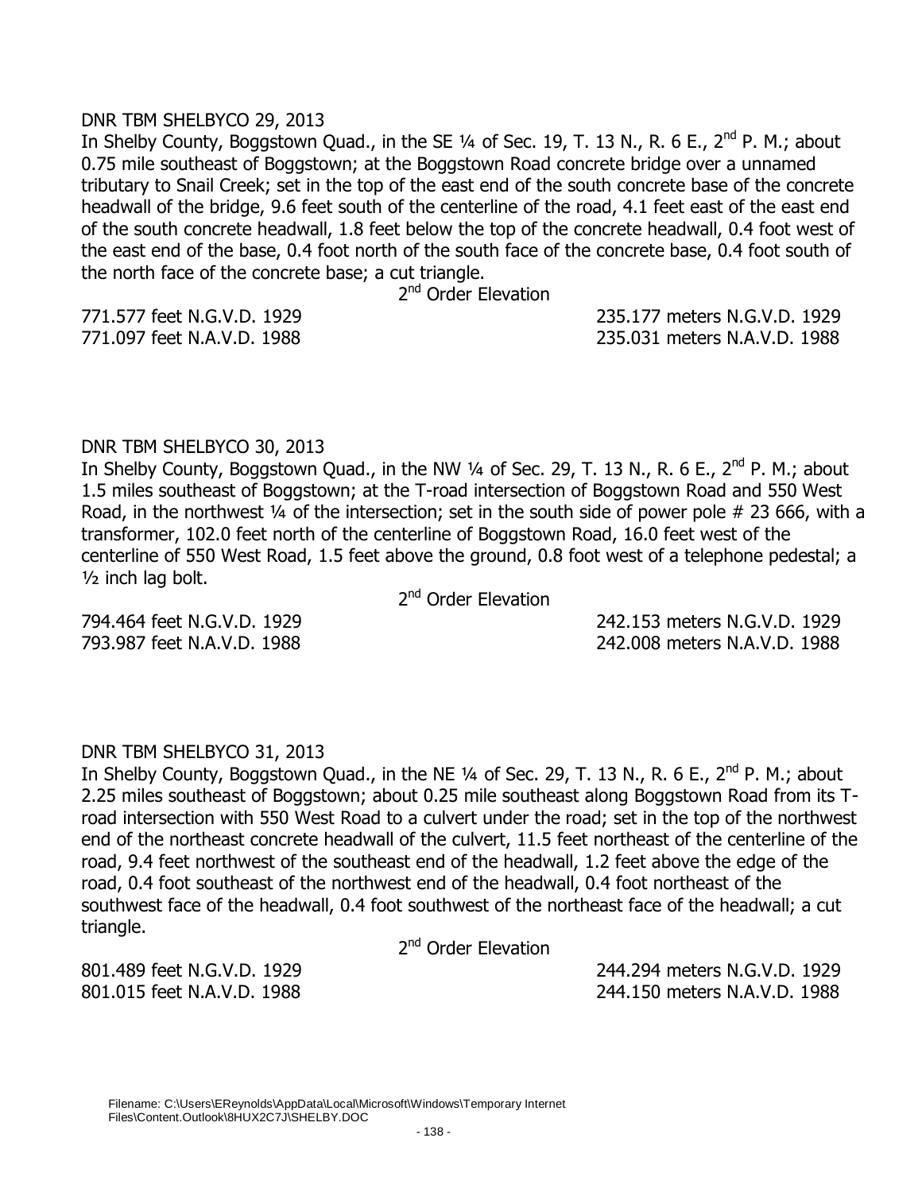DNR TBM SHELBYCO 29, 2013

In Shelby County, Boggstown Quad., in the SE ¼ of Sec. 19, T. 13 N., R. 6 E., 2nd P. M.; about 0.75 mile southeast of Boggstown; at the Boggstown Road concrete bridge over a unnamed tributary to Snail Creek; set in the top of the east end of the south concrete base of the concrete headwall of the bridge, 9.6 feet south of the centerline of the road, 4.1 feet east of the east end of the south concrete headwall, 1.8 feet below the top of the concrete headwall, 0.4 foot west of the east end of the base, 0.4 foot north of the south face of the concrete base, 0.4 foot south of the north face of the concrete base; a cut triangle.

2nd Order Elevation

| | |
|---|---|
| 771.577 feet N.G.V.D. 1929 | 235.177 meters N.G.V.D. 1929 |
| 771.097 feet N.A.V.D. 1988 | 235.031 meters N.A.V.D. 1988 |

DNR TBM SHELBYCO 30, 2013

In Shelby County, Boggstown Quad., in the NW ¼ of Sec. 29, T. 13 N., R. 6 E., 2nd P. M.; about 1.5 miles southeast of Boggstown; at the T-road intersection of Boggstown Road and 550 West Road, in the northwest ¼ of the intersection; set in the south side of power pole # 23 666, with a transformer, 102.0 feet north of the centerline of Boggstown Road, 16.0 feet west of the centerline of 550 West Road, 1.5 feet above the ground, 0.8 foot west of a telephone pedestal; a ½ inch lag bolt.

2nd Order Elevation

| | |
|---|---|
| 794.464 feet N.G.V.D. 1929 | 242.153 meters N.G.V.D. 1929 |
| 793.987 feet N.A.V.D. 1988 | 242.008 meters N.A.V.D. 1988 |

DNR TBM SHELBYCO 31, 2013

In Shelby County, Boggstown Quad., in the NE ¼ of Sec. 29, T. 13 N., R. 6 E., 2nd P. M.; about 2.25 miles southeast of Boggstown; about 0.25 mile southeast along Boggstown Road from its T-road intersection with 550 West Road to a culvert under the road; set in the top of the northwest end of the northeast concrete headwall of the culvert, 11.5 feet northeast of the centerline of the road, 9.4 feet northwest of the southeast end of the headwall, 1.2 feet above the edge of the road, 0.4 foot southeast of the northwest end of the headwall, 0.4 foot northeast of the southwest face of the headwall, 0.4 foot southwest of the northeast face of the headwall; a cut triangle.

2nd Order Elevation

| | |
|---|---|
| 801.489 feet N.G.V.D. 1929 | 244.294 meters N.G.V.D. 1929 |
| 801.015 feet N.A.V.D. 1988 | 244.150 meters N.A.V.D. 1988 |

Filename: C:\Users\EReynolds\AppData\Local\Microsoft\Windows\Temporary Internet Files\Content.Outlook\8HUX2C7J\SHELBY.DOC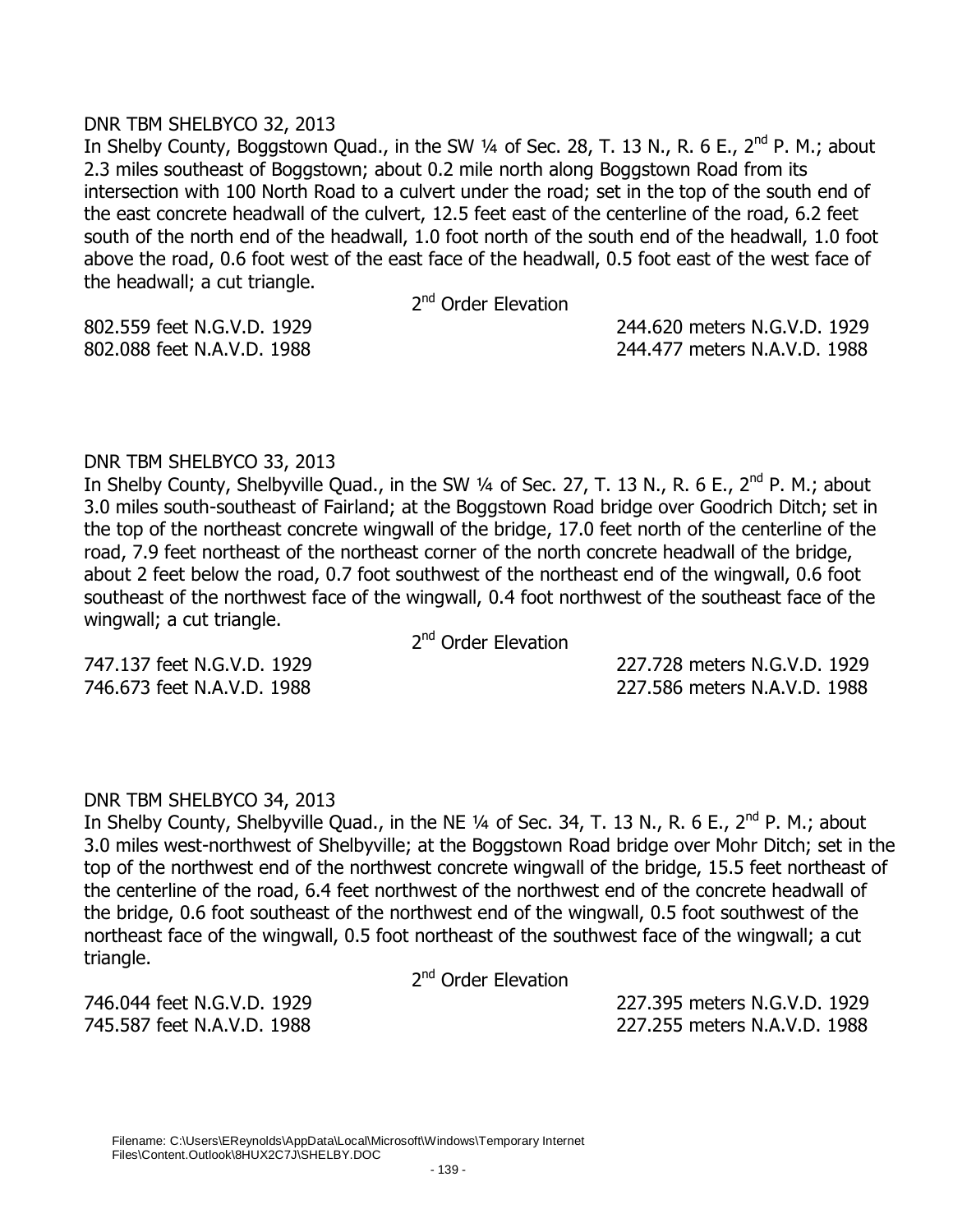DNR TBM SHELBYCO 32, 2013

In Shelby County, Boggstown Quad., in the SW ¼ of Sec. 28, T. 13 N., R. 6 E., 2nd P. M.; about 2.3 miles southeast of Boggstown; about 0.2 mile north along Boggstown Road from its intersection with 100 North Road to a culvert under the road; set in the top of the south end of the east concrete headwall of the culvert, 12.5 feet east of the centerline of the road, 6.2 feet south of the north end of the headwall, 1.0 foot north of the south end of the headwall, 1.0 foot above the road, 0.6 foot west of the east face of the headwall, 0.5 foot east of the west face of the headwall; a cut triangle.

2nd Order Elevation

802.559 feet N.G.V.D. 1929 — 244.620 meters N.G.V.D. 1929
802.088 feet N.A.V.D. 1988 — 244.477 meters N.A.V.D. 1988

DNR TBM SHELBYCO 33, 2013

In Shelby County, Shelbyville Quad., in the SW ¼ of Sec. 27, T. 13 N., R. 6 E., 2nd P. M.; about 3.0 miles south-southeast of Fairland; at the Boggstown Road bridge over Goodrich Ditch; set in the top of the northeast concrete wingwall of the bridge, 17.0 feet north of the centerline of the road, 7.9 feet northeast of the northeast corner of the north concrete headwall of the bridge, about 2 feet below the road, 0.7 foot southwest of the northeast end of the wingwall, 0.6 foot southeast of the northwest face of the wingwall, 0.4 foot northwest of the southeast face of the wingwall; a cut triangle.

2nd Order Elevation

747.137 feet N.G.V.D. 1929 — 227.728 meters N.G.V.D. 1929
746.673 feet N.A.V.D. 1988 — 227.586 meters N.A.V.D. 1988

DNR TBM SHELBYCO 34, 2013

In Shelby County, Shelbyville Quad., in the NE ¼ of Sec. 34, T. 13 N., R. 6 E., 2nd P. M.; about 3.0 miles west-northwest of Shelbyville; at the Boggstown Road bridge over Mohr Ditch; set in the top of the northwest end of the northwest concrete wingwall of the bridge, 15.5 feet northeast of the centerline of the road, 6.4 feet northwest of the northwest end of the concrete headwall of the bridge, 0.6 foot southeast of the northwest end of the wingwall, 0.5 foot southwest of the northeast face of the wingwall, 0.5 foot northeast of the southwest face of the wingwall; a cut triangle.

2nd Order Elevation

746.044 feet N.G.V.D. 1929 — 227.395 meters N.G.V.D. 1929
745.587 feet N.A.V.D. 1988 — 227.255 meters N.A.V.D. 1988

Filename: C:\Users\EReynolds\AppData\Local\Microsoft\Windows\Temporary Internet Files\Content.Outlook\8HUX2C7J\SHELBY.DOC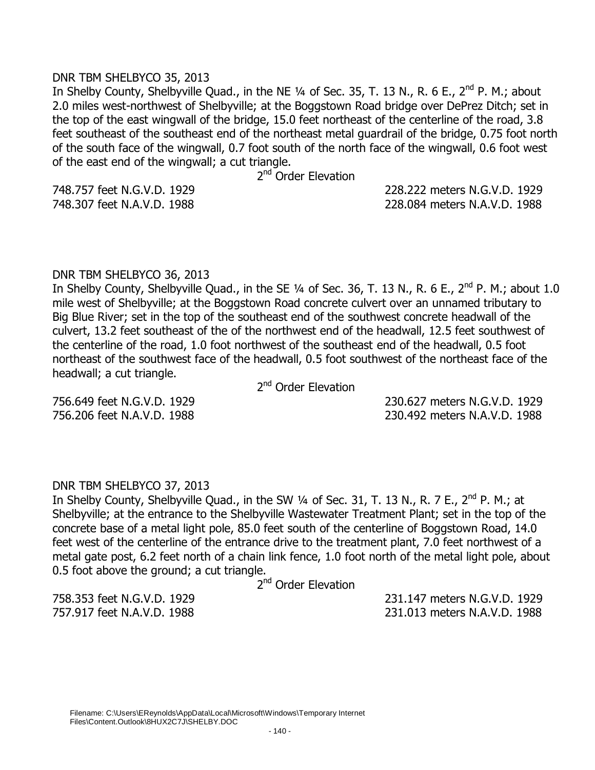DNR TBM SHELBYCO 35, 2013

In Shelby County, Shelbyville Quad., in the NE ¼ of Sec. 35, T. 13 N., R. 6 E., 2nd P. M.; about 2.0 miles west-northwest of Shelbyville; at the Boggstown Road bridge over DePrez Ditch; set in the top of the east wingwall of the bridge, 15.0 feet northeast of the centerline of the road, 3.8 feet southeast of the southeast end of the northeast metal guardrail of the bridge, 0.75 foot north of the south face of the wingwall, 0.7 foot south of the north face of the wingwall, 0.6 foot west of the east end of the wingwall; a cut triangle.

2nd Order Elevation

748.757 feet N.G.V.D. 1929 — 228.222 meters N.G.V.D. 1929
748.307 feet N.A.V.D. 1988 — 228.084 meters N.A.V.D. 1988

DNR TBM SHELBYCO 36, 2013

In Shelby County, Shelbyville Quad., in the SE ¼ of Sec. 36, T. 13 N., R. 6 E., 2nd P. M.; about 1.0 mile west of Shelbyville; at the Boggstown Road concrete culvert over an unnamed tributary to Big Blue River; set in the top of the southeast end of the southwest concrete headwall of the culvert, 13.2 feet southeast of the of the northwest end of the headwall, 12.5 feet southwest of the centerline of the road, 1.0 foot northwest of the southeast end of the headwall, 0.5 foot northeast of the southwest face of the headwall, 0.5 foot southwest of the northeast face of the headwall; a cut triangle.

2nd Order Elevation

756.649 feet N.G.V.D. 1929 — 230.627 meters N.G.V.D. 1929
756.206 feet N.A.V.D. 1988 — 230.492 meters N.A.V.D. 1988

DNR TBM SHELBYCO 37, 2013

In Shelby County, Shelbyville Quad., in the SW ¼ of Sec. 31, T. 13 N., R. 7 E., 2nd P. M.; at Shelbyville; at the entrance to the Shelbyville Wastewater Treatment Plant; set in the top of the concrete base of a metal light pole, 85.0 feet south of the centerline of Boggstown Road, 14.0 feet west of the centerline of the entrance drive to the treatment plant, 7.0 feet northwest of a metal gate post, 6.2 feet north of a chain link fence, 1.0 foot north of the metal light pole, about 0.5 foot above the ground; a cut triangle.

2nd Order Elevation

758.353 feet N.G.V.D. 1929 — 231.147 meters N.G.V.D. 1929
757.917 feet N.A.V.D. 1988 — 231.013 meters N.A.V.D. 1988

Filename: C:\Users\EReynolds\AppData\Local\Microsoft\Windows\Temporary Internet Files\Content.Outlook\8HUX2C7J\SHELBY.DOC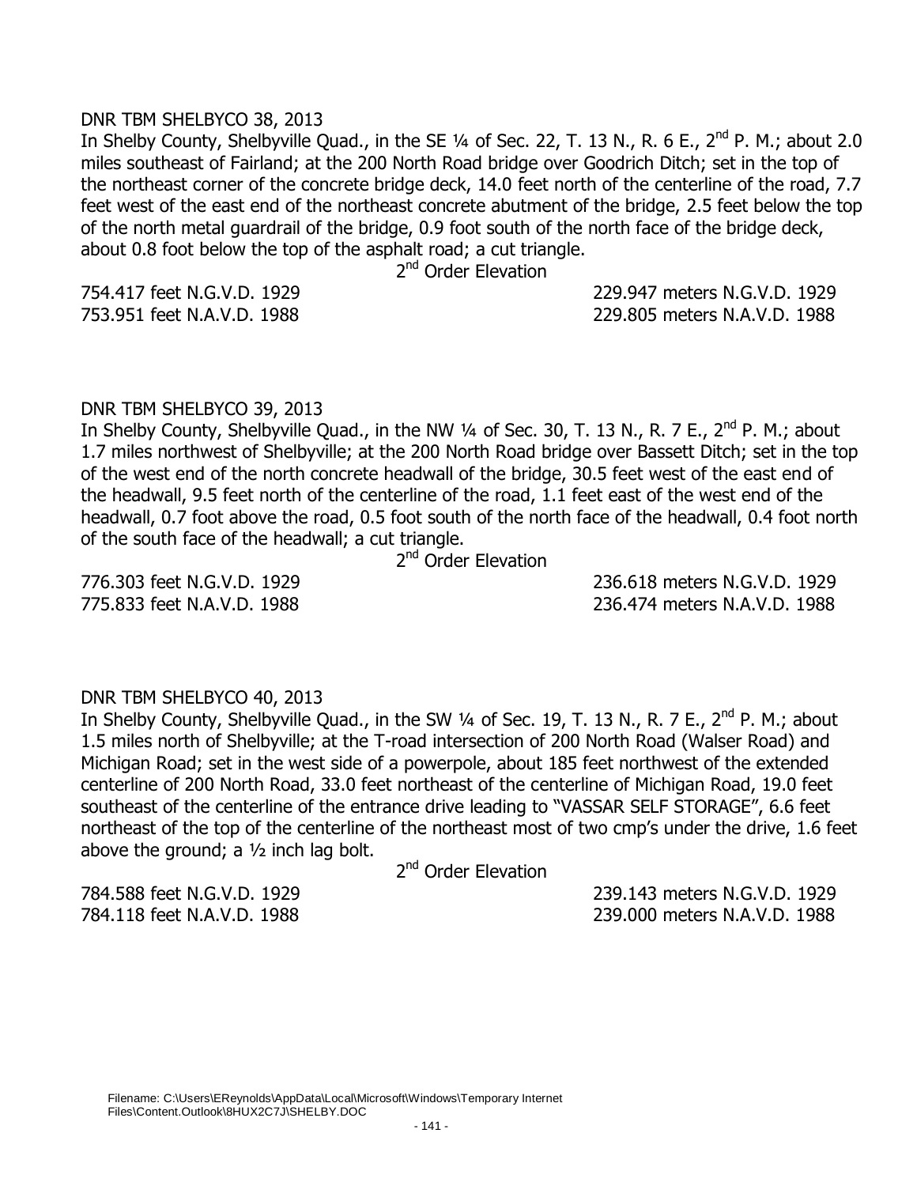DNR TBM SHELBYCO 38, 2013

In Shelby County, Shelbyville Quad., in the SE ¼ of Sec. 22, T. 13 N., R. 6 E., 2nd P. M.; about 2.0 miles southeast of Fairland; at the 200 North Road bridge over Goodrich Ditch; set in the top of the northeast corner of the concrete bridge deck, 14.0 feet north of the centerline of the road, 7.7 feet west of the east end of the northeast concrete abutment of the bridge, 2.5 feet below the top of the north metal guardrail of the bridge, 0.9 foot south of the north face of the bridge deck, about 0.8 foot below the top of the asphalt road; a cut triangle.

2nd Order Elevation

754.417 feet N.G.V.D. 1929 229.947 meters N.G.V.D. 1929
753.951 feet N.A.V.D. 1988 229.805 meters N.A.V.D. 1988

DNR TBM SHELBYCO 39, 2013

In Shelby County, Shelbyville Quad., in the NW ¼ of Sec. 30, T. 13 N., R. 7 E., 2nd P. M.; about 1.7 miles northwest of Shelbyville; at the 200 North Road bridge over Bassett Ditch; set in the top of the west end of the north concrete headwall of the bridge, 30.5 feet west of the east end of the headwall, 9.5 feet north of the centerline of the road, 1.1 feet east of the west end of the headwall, 0.7 foot above the road, 0.5 foot south of the north face of the headwall, 0.4 foot north of the south face of the headwall; a cut triangle.

2nd Order Elevation

776.303 feet N.G.V.D. 1929 236.618 meters N.G.V.D. 1929
775.833 feet N.A.V.D. 1988 236.474 meters N.A.V.D. 1988

DNR TBM SHELBYCO 40, 2013

In Shelby County, Shelbyville Quad., in the SW ¼ of Sec. 19, T. 13 N., R. 7 E., 2nd P. M.; about 1.5 miles north of Shelbyville; at the T-road intersection of 200 North Road (Walser Road) and Michigan Road; set in the west side of a powerpole, about 185 feet northwest of the extended centerline of 200 North Road, 33.0 feet northeast of the centerline of Michigan Road, 19.0 feet southeast of the centerline of the entrance drive leading to "VASSAR SELF STORAGE", 6.6 feet northeast of the top of the centerline of the northeast most of two cmp's under the drive, 1.6 feet above the ground; a ½ inch lag bolt.

2nd Order Elevation

784.588 feet N.G.V.D. 1929 239.143 meters N.G.V.D. 1929
784.118 feet N.A.V.D. 1988 239.000 meters N.A.V.D. 1988

Filename: C:\Users\EReynolds\AppData\Local\Microsoft\Windows\Temporary Internet Files\Content.Outlook\8HUX2C7J\SHELBY.DOC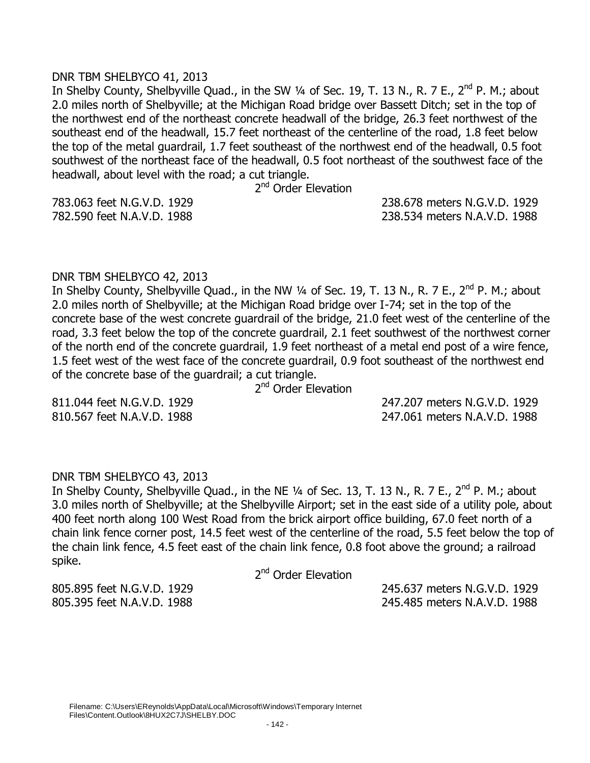DNR TBM SHELBYCO 41, 2013

In Shelby County, Shelbyville Quad., in the SW ¼ of Sec. 19, T. 13 N., R. 7 E., 2nd P. M.; about 2.0 miles north of Shelbyville; at the Michigan Road bridge over Bassett Ditch; set in the top of the northwest end of the northeast concrete headwall of the bridge, 26.3 feet northwest of the southeast end of the headwall, 15.7 feet northeast of the centerline of the road, 1.8 feet below the top of the metal guardrail, 1.7 feet southeast of the northwest end of the headwall, 0.5 foot southwest of the northeast face of the headwall, 0.5 foot northeast of the southwest face of the headwall, about level with the road; a cut triangle.

2nd Order Elevation

783.063 feet N.G.V.D. 1929 238.678 meters N.G.V.D. 1929
782.590 feet N.A.V.D. 1988 238.534 meters N.A.V.D. 1988

DNR TBM SHELBYCO 42, 2013

In Shelby County, Shelbyville Quad., in the NW ¼ of Sec. 19, T. 13 N., R. 7 E., 2nd P. M.; about 2.0 miles north of Shelbyville; at the Michigan Road bridge over I-74; set in the top of the concrete base of the west concrete guardrail of the bridge, 21.0 feet west of the centerline of the road, 3.3 feet below the top of the concrete guardrail, 2.1 feet southwest of the northwest corner of the north end of the concrete guardrail, 1.9 feet northeast of a metal end post of a wire fence, 1.5 feet west of the west face of the concrete guardrail, 0.9 foot southeast of the northwest end of the concrete base of the guardrail; a cut triangle.

2nd Order Elevation

811.044 feet N.G.V.D. 1929 247.207 meters N.G.V.D. 1929
810.567 feet N.A.V.D. 1988 247.061 meters N.A.V.D. 1988

DNR TBM SHELBYCO 43, 2013

In Shelby County, Shelbyville Quad., in the NE ¼ of Sec. 13, T. 13 N., R. 7 E., 2nd P. M.; about 3.0 miles north of Shelbyville; at the Shelbyville Airport; set in the east side of a utility pole, about 400 feet north along 100 West Road from the brick airport office building, 67.0 feet north of a chain link fence corner post, 14.5 feet west of the centerline of the road, 5.5 feet below the top of the chain link fence, 4.5 feet east of the chain link fence, 0.8 foot above the ground; a railroad spike.

2nd Order Elevation

805.895 feet N.G.V.D. 1929 245.637 meters N.G.V.D. 1929
805.395 feet N.A.V.D. 1988 245.485 meters N.A.V.D. 1988

Filename: C:\Users\EReynolds\AppData\Local\Microsoft\Windows\Temporary Internet Files\Content.Outlook\8HUX2C7J\SHELBY.DOC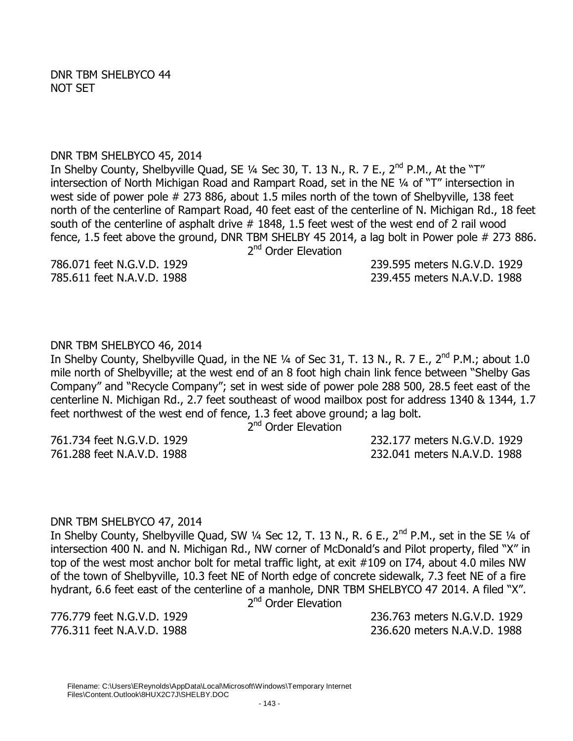DNR TBM SHELBYCO 44
NOT SET

DNR TBM SHELBYCO 45, 2014
In Shelby County, Shelbyville Quad, SE ¼ Sec 30, T. 13 N., R. 7 E., 2nd P.M., At the "T" intersection of North Michigan Road and Rampart Road, set in the NE ¼ of "T" intersection in west side of power pole # 273 886, about 1.5 miles north of the town of Shelbyville, 138 feet north of the centerline of Rampart Road, 40 feet east of the centerline of N. Michigan Rd., 18 feet south of the centerline of asphalt drive # 1848, 1.5 feet west of the west end of 2 rail wood fence, 1.5 feet above the ground, DNR TBM SHELBY 45 2014, a lag bolt in Power pole # 273 886.

2nd Order Elevation

786.071 feet N.G.V.D. 1929 239.595 meters N.G.V.D. 1929
785.611 feet N.A.V.D. 1988 239.455 meters N.A.V.D. 1988

DNR TBM SHELBYCO 46, 2014
In Shelby County, Shelbyville Quad, in the NE ¼ of Sec 31, T. 13 N., R. 7 E., 2nd P.M.; about 1.0 mile north of Shelbyville; at the west end of an 8 foot high chain link fence between "Shelby Gas Company" and "Recycle Company"; set in west side of power pole 288 500, 28.5 feet east of the centerline N. Michigan Rd., 2.7 feet southeast of wood mailbox post for address 1340 & 1344, 1.7 feet northwest of the west end of fence, 1.3 feet above ground; a lag bolt.

2nd Order Elevation

761.734 feet N.G.V.D. 1929 232.177 meters N.G.V.D. 1929
761.288 feet N.A.V.D. 1988 232.041 meters N.A.V.D. 1988

DNR TBM SHELBYCO 47, 2014
In Shelby County, Shelbyville Quad, SW ¼ Sec 12, T. 13 N., R. 6 E., 2nd P.M., set in the SE ¼ of intersection 400 N. and N. Michigan Rd., NW corner of McDonald's and Pilot property, filed "X" in top of the west most anchor bolt for metal traffic light, at exit #109 on I74, about 4.0 miles NW of the town of Shelbyville, 10.3 feet NE of North edge of concrete sidewalk, 7.3 feet NE of a fire hydrant, 6.6 feet east of the centerline of a manhole, DNR TBM SHELBYCO 47 2014. A filed "X".

2nd Order Elevation

776.779 feet N.G.V.D. 1929 236.763 meters N.G.V.D. 1929
776.311 feet N.A.V.D. 1988 236.620 meters N.A.V.D. 1988

Filename: C:\Users\EReynolds\AppData\Local\Microsoft\Windows\Temporary Internet Files\Content.Outlook\8HUX2C7J\SHELBY.DOC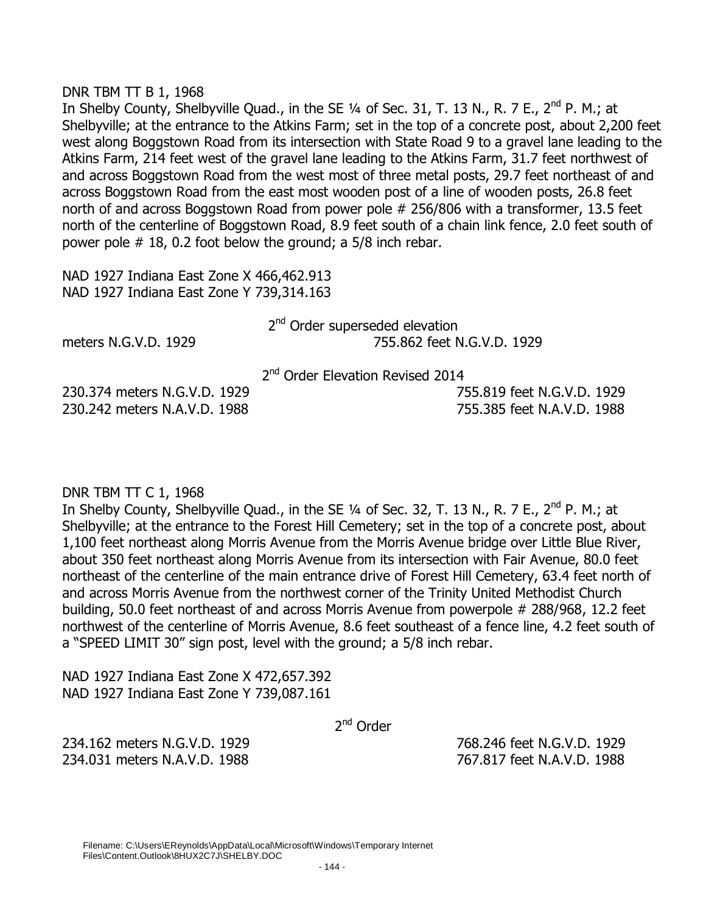DNR TBM TT B 1, 1968

In Shelby County, Shelbyville Quad., in the SE ¼ of Sec. 31, T. 13 N., R. 7 E., 2nd P. M.; at Shelbyville; at the entrance to the Atkins Farm; set in the top of a concrete post, about 2,200 feet west along Boggstown Road from its intersection with State Road 9 to a gravel lane leading to the Atkins Farm, 214 feet west of the gravel lane leading to the Atkins Farm, 31.7 feet northwest of and across Boggstown Road from the west most of three metal posts, 29.7 feet northeast of and across Boggstown Road from the east most wooden post of a line of wooden posts, 26.8 feet north of and across Boggstown Road from power pole # 256/806 with a transformer, 13.5 feet north of the centerline of Boggstown Road, 8.9 feet south of a chain link fence, 2.0 feet south of power pole # 18, 0.2 foot below the ground; a 5/8 inch rebar.

NAD 1927 Indiana East Zone X 466,462.913
NAD 1927 Indiana East Zone Y 739,314.163

2nd Order superseded elevation

meters N.G.V.D. 1929 — 755.862 feet N.G.V.D. 1929

2nd Order Elevation Revised 2014

230.374 meters N.G.V.D. 1929 — 755.819 feet N.G.V.D. 1929
230.242 meters N.A.V.D. 1988 — 755.385 feet N.A.V.D. 1988

DNR TBM TT C 1, 1968

In Shelby County, Shelbyville Quad., in the SE ¼ of Sec. 32, T. 13 N., R. 7 E., 2nd P. M.; at Shelbyville; at the entrance to the Forest Hill Cemetery; set in the top of a concrete post, about 1,100 feet northeast along Morris Avenue from the Morris Avenue bridge over Little Blue River, about 350 feet northeast along Morris Avenue from its intersection with Fair Avenue, 80.0 feet northeast of the centerline of the main entrance drive of Forest Hill Cemetery, 63.4 feet north of and across Morris Avenue from the northwest corner of the Trinity United Methodist Church building, 50.0 feet northeast of and across Morris Avenue from powerpole # 288/968, 12.2 feet northwest of the centerline of Morris Avenue, 8.6 feet southeast of a fence line, 4.2 feet south of a "SPEED LIMIT 30" sign post, level with the ground; a 5/8 inch rebar.

NAD 1927 Indiana East Zone X 472,657.392
NAD 1927 Indiana East Zone Y 739,087.161

2nd Order

234.162 meters N.G.V.D. 1929 — 768.246 feet N.G.V.D. 1929
234.031 meters N.A.V.D. 1988 — 767.817 feet N.A.V.D. 1988

Filename: C:\Users\EReynolds\AppData\Local\Microsoft\Windows\Temporary Internet Files\Content.Outlook\8HUX2C7J\SHELBY.DOC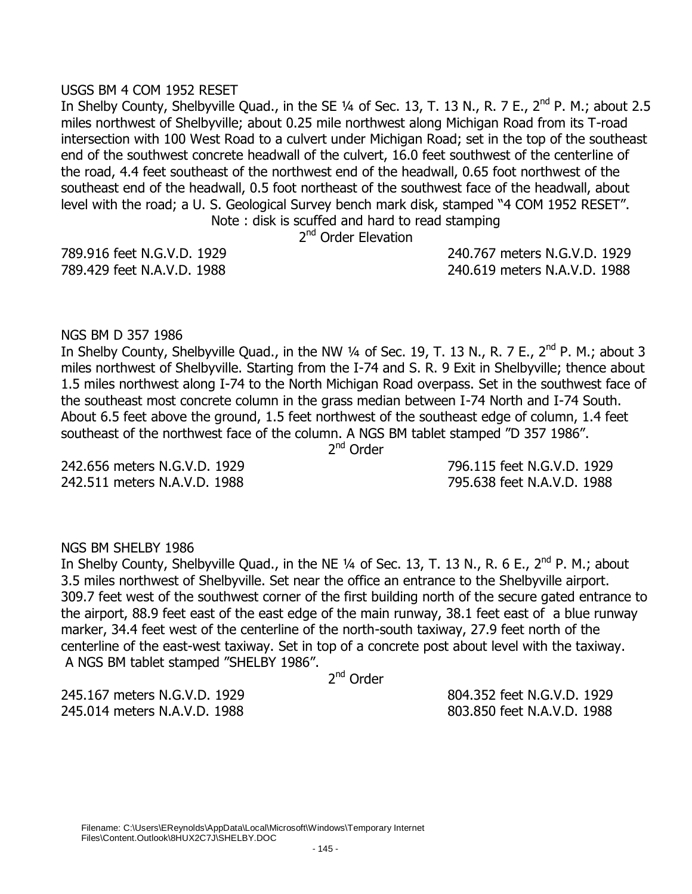USGS BM 4 COM 1952 RESET

In Shelby County, Shelbyville Quad., in the SE ¼ of Sec. 13, T. 13 N., R. 7 E., 2nd P. M.; about 2.5 miles northwest of Shelbyville; about 0.25 mile northwest along Michigan Road from its T-road intersection with 100 West Road to a culvert under Michigan Road; set in the top of the southeast end of the southwest concrete headwall of the culvert, 16.0 feet southwest of the centerline of the road, 4.4 feet southeast of the northwest end of the headwall, 0.65 foot northwest of the southeast end of the headwall, 0.5 foot northeast of the southwest face of the headwall, about level with the road; a U. S. Geological Survey bench mark disk, stamped "4 COM 1952 RESET".

Note : disk is scuffed and hard to read stamping

2nd Order Elevation

789.916 feet N.G.V.D. 1929 240.767 meters N.G.V.D. 1929
789.429 feet N.A.V.D. 1988 240.619 meters N.A.V.D. 1988

NGS BM D 357 1986

In Shelby County, Shelbyville Quad., in the NW ¼ of Sec. 19, T. 13 N., R. 7 E., 2nd P. M.; about 3 miles northwest of Shelbyville. Starting from the I-74 and S. R. 9 Exit in Shelbyville; thence about 1.5 miles northwest along I-74 to the North Michigan Road overpass. Set in the southwest face of the southeast most concrete column in the grass median between I-74 North and I-74 South. About 6.5 feet above the ground, 1.5 feet northwest of the southeast edge of column, 1.4 feet southeast of the northwest face of the column. A NGS BM tablet stamped "D 357 1986".

2nd Order

242.656 meters N.G.V.D. 1929 796.115 feet N.G.V.D. 1929
242.511 meters N.A.V.D. 1988 795.638 feet N.A.V.D. 1988

NGS BM SHELBY 1986

In Shelby County, Shelbyville Quad., in the NE ¼ of Sec. 13, T. 13 N., R. 6 E., 2nd P. M.; about 3.5 miles northwest of Shelbyville. Set near the office an entrance to the Shelbyville airport. 309.7 feet west of the southwest corner of the first building north of the secure gated entrance to the airport, 88.9 feet east of the east edge of the main runway, 38.1 feet east of a blue runway marker, 34.4 feet west of the centerline of the north-south taxiway, 27.9 feet north of the centerline of the east-west taxiway. Set in top of a concrete post about level with the taxiway. A NGS BM tablet stamped "SHELBY 1986".

2nd Order

245.167 meters N.G.V.D. 1929 804.352 feet N.G.V.D. 1929
245.014 meters N.A.V.D. 1988 803.850 feet N.A.V.D. 1988

Filename: C:\Users\EReynolds\AppData\Local\Microsoft\Windows\Temporary Internet Files\Content.Outlook\8HUX2C7J\SHELBY.DOC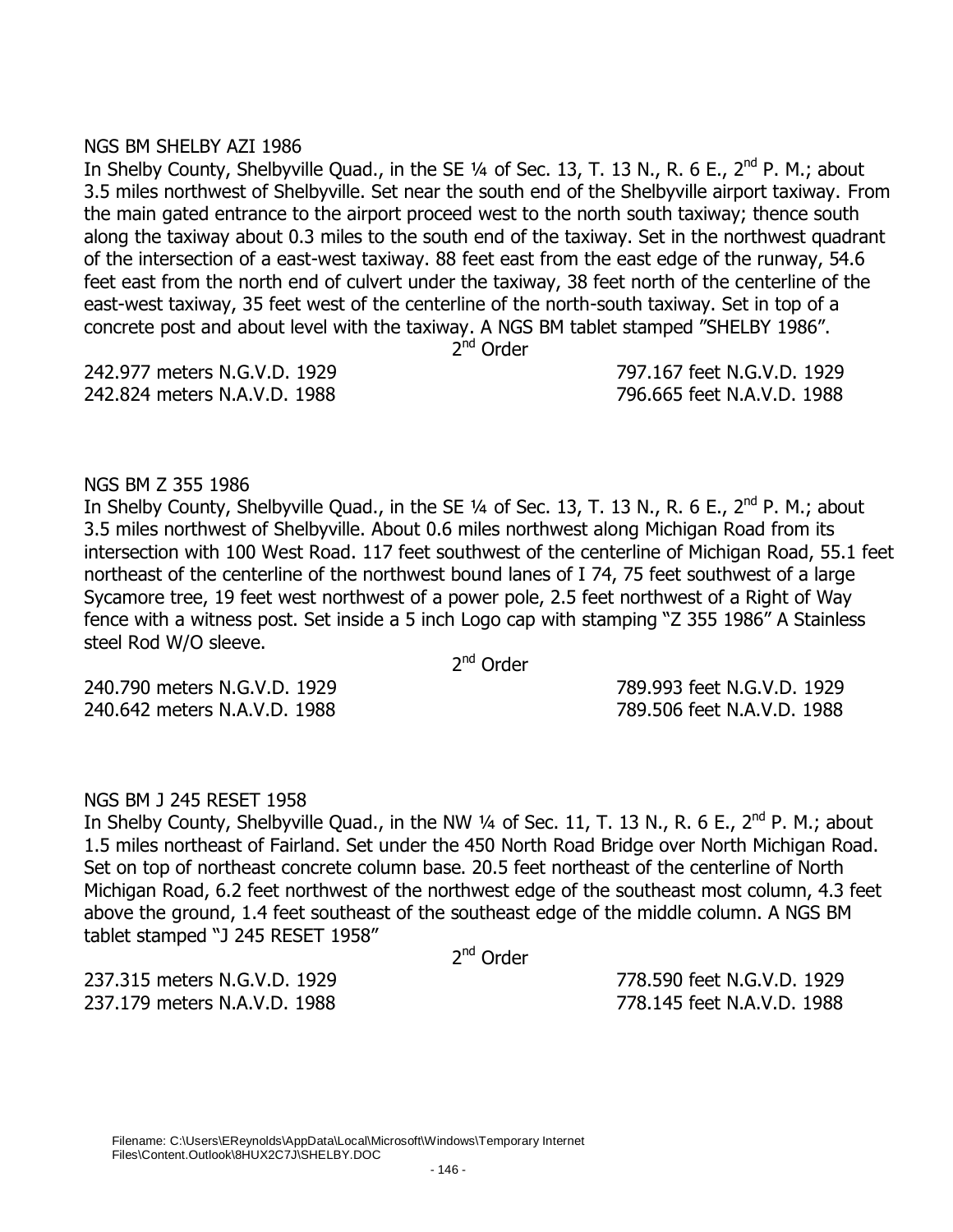NGS BM SHELBY AZI 1986

In Shelby County, Shelbyville Quad., in the SE ¼ of Sec. 13, T. 13 N., R. 6 E., 2nd P. M.; about 3.5 miles northwest of Shelbyville. Set near the south end of the Shelbyville airport taxiway. From the main gated entrance to the airport proceed west to the north south taxiway; thence south along the taxiway about 0.3 miles to the south end of the taxiway. Set in the northwest quadrant of the intersection of a east-west taxiway. 88 feet east from the east edge of the runway, 54.6 feet east from the north end of culvert under the taxiway, 38 feet north of the centerline of the east-west taxiway, 35 feet west of the centerline of the north-south taxiway. Set in top of a concrete post and about level with the taxiway. A NGS BM tablet stamped "SHELBY 1986".

2nd Order

242.977 meters N.G.V.D. 1929 — 797.167 feet N.G.V.D. 1929
242.824 meters N.A.V.D. 1988 — 796.665 feet N.A.V.D. 1988

NGS BM Z 355 1986

In Shelby County, Shelbyville Quad., in the SE ¼ of Sec. 13, T. 13 N., R. 6 E., 2nd P. M.; about 3.5 miles northwest of Shelbyville. About 0.6 miles northwest along Michigan Road from its intersection with 100 West Road. 117 feet southwest of the centerline of Michigan Road, 55.1 feet northeast of the centerline of the northwest bound lanes of I 74, 75 feet southwest of a large Sycamore tree, 19 feet west northwest of a power pole, 2.5 feet northwest of a Right of Way fence with a witness post. Set inside a 5 inch Logo cap with stamping "Z 355 1986" A Stainless steel Rod W/O sleeve.

2nd Order

240.790 meters N.G.V.D. 1929 — 789.993 feet N.G.V.D. 1929
240.642 meters N.A.V.D. 1988 — 789.506 feet N.A.V.D. 1988

NGS BM J 245 RESET 1958

In Shelby County, Shelbyville Quad., in the NW ¼ of Sec. 11, T. 13 N., R. 6 E., 2nd P. M.; about 1.5 miles northeast of Fairland. Set under the 450 North Road Bridge over North Michigan Road. Set on top of northeast concrete column base. 20.5 feet northeast of the centerline of North Michigan Road, 6.2 feet northwest of the northwest edge of the southeast most column, 4.3 feet above the ground, 1.4 feet southeast of the southeast edge of the middle column. A NGS BM tablet stamped "J 245 RESET 1958"

2nd Order

237.315 meters N.G.V.D. 1929 — 778.590 feet N.G.V.D. 1929
237.179 meters N.A.V.D. 1988 — 778.145 feet N.A.V.D. 1988

Filename: C:\Users\EReynolds\AppData\Local\Microsoft\Windows\Temporary Internet Files\Content.Outlook\8HUX2C7J\SHELBY.DOC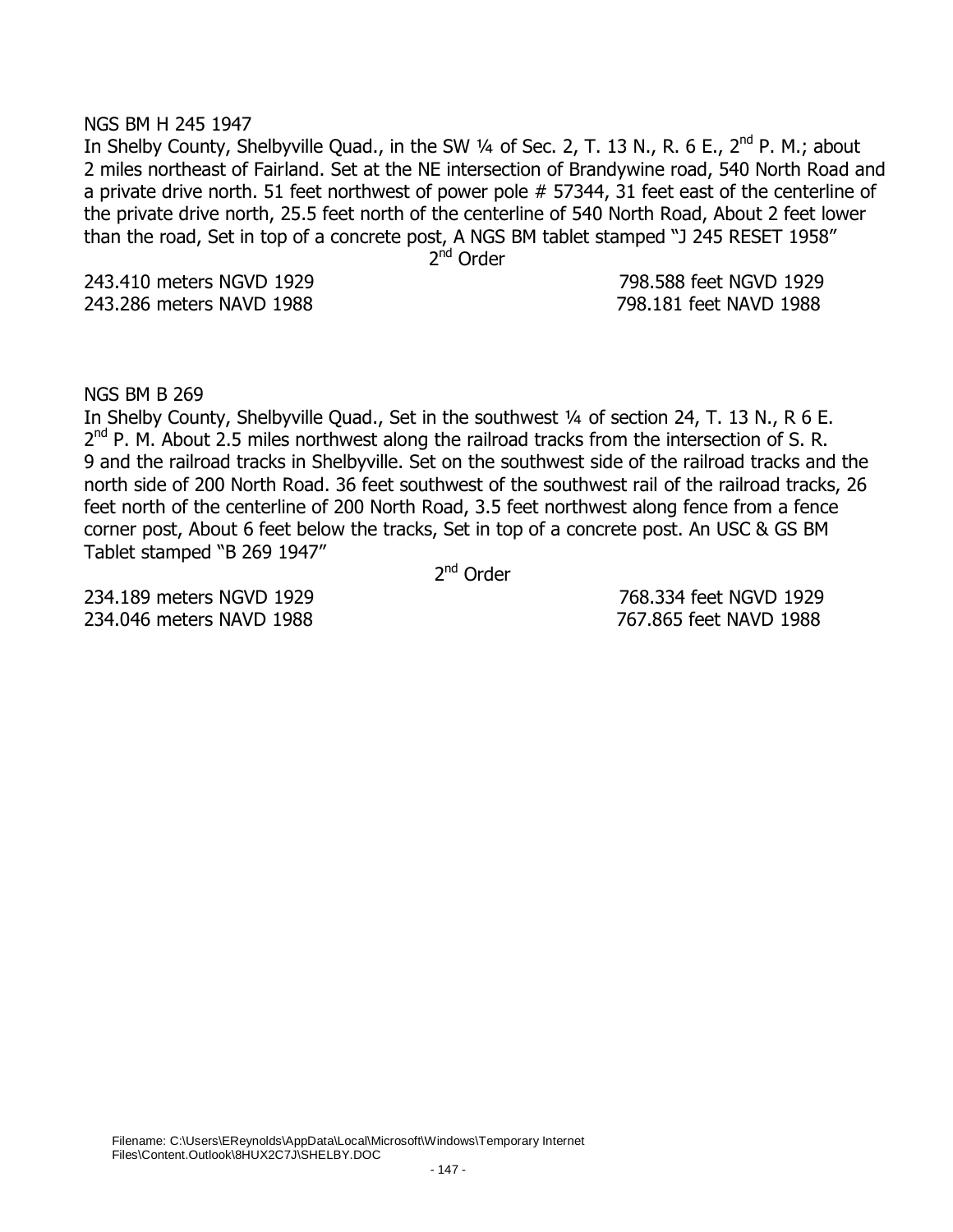NGS BM H 245 1947

In Shelby County, Shelbyville Quad., in the SW ¼ of Sec. 2, T. 13 N., R. 6 E., 2nd P. M.; about 2 miles northeast of Fairland. Set at the NE intersection of Brandywine road, 540 North Road and a private drive north. 51 feet northwest of power pole # 57344, 31 feet east of the centerline of the private drive north, 25.5 feet north of the centerline of 540 North Road, About 2 feet lower than the road, Set in top of a concrete post, A NGS BM tablet stamped "J 245 RESET 1958"

2nd Order

243.410 meters NGVD 1929 798.588 feet NGVD 1929
243.286 meters NAVD 1988 798.181 feet NAVD 1988

NGS BM B 269

In Shelby County, Shelbyville Quad., Set in the southwest ¼ of section 24, T. 13 N., R 6 E. 2nd P. M. About 2.5 miles northwest along the railroad tracks from the intersection of S. R. 9 and the railroad tracks in Shelbyville. Set on the southwest side of the railroad tracks and the north side of 200 North Road. 36 feet southwest of the southwest rail of the railroad tracks, 26 feet north of the centerline of 200 North Road, 3.5 feet northwest along fence from a fence corner post, About 6 feet below the tracks, Set in top of a concrete post. An USC & GS BM Tablet stamped "B 269 1947"

2nd Order

234.189 meters NGVD 1929 768.334 feet NGVD 1929
234.046 meters NAVD 1988 767.865 feet NAVD 1988

Filename: C:\Users\EReynolds\AppData\Local\Microsoft\Windows\Temporary Internet Files\Content.Outlook\8HUX2C7J\SHELBY.DOC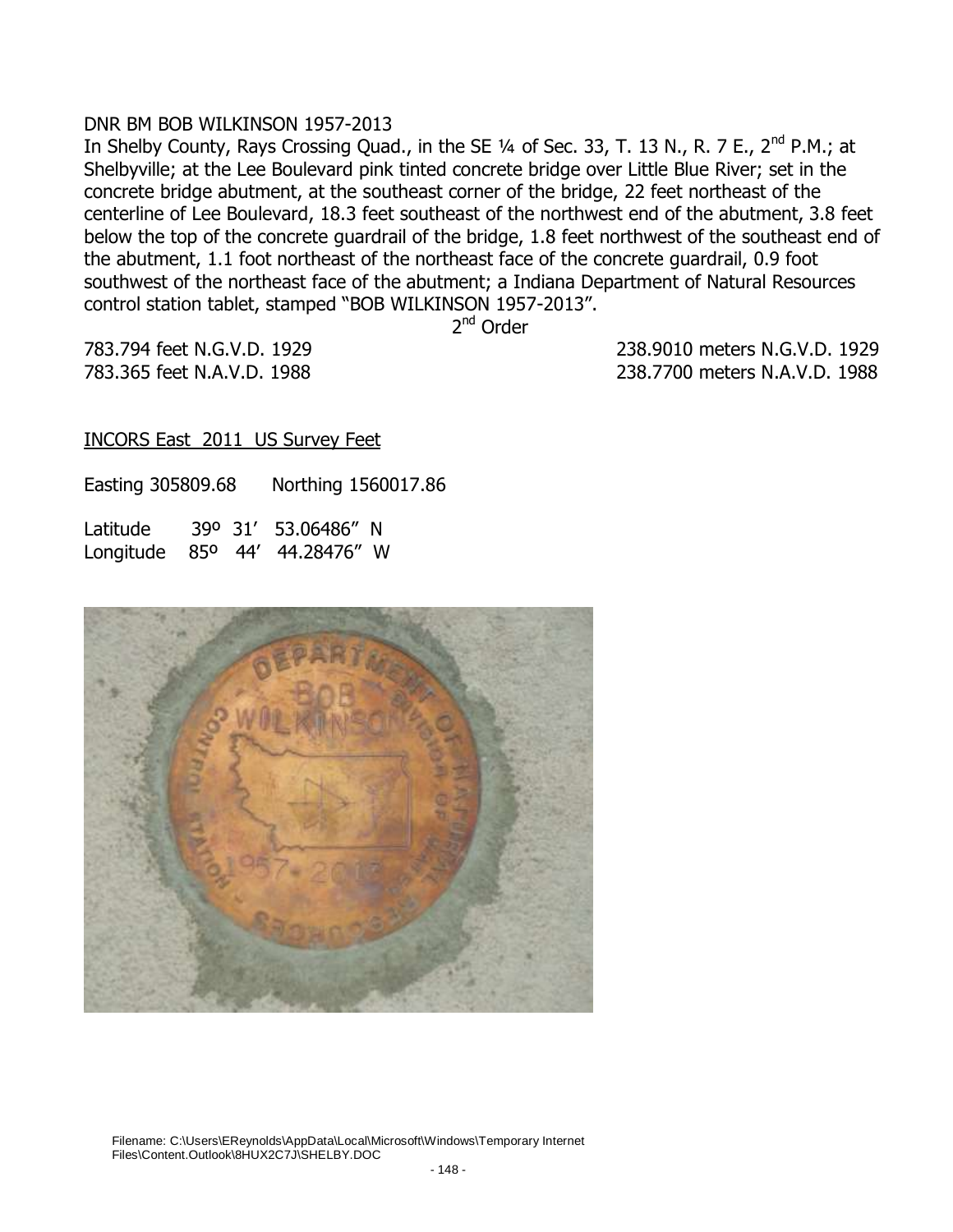DNR BM BOB WILKINSON 1957-2013

In Shelby County, Rays Crossing Quad., in the SE ¼ of Sec. 33, T. 13 N., R. 7 E., 2nd P.M.; at Shelbyville; at the Lee Boulevard pink tinted concrete bridge over Little Blue River; set in the concrete bridge abutment, at the southeast corner of the bridge, 22 feet northeast of the centerline of Lee Boulevard, 18.3 feet southeast of the northwest end of the abutment, 3.8 feet below the top of the concrete guardrail of the bridge, 1.8 feet northwest of the southeast end of the abutment, 1.1 foot northeast of the northeast face of the concrete guardrail, 0.9 foot southwest of the northeast face of the abutment; a Indiana Department of Natural Resources control station tablet, stamped "BOB WILKINSON 1957-2013".

2nd Order

| | |
|---|---|
| 783.794 feet N.G.V.D. 1929 | 238.9010 meters N.G.V.D. 1929 |
| 783.365 feet N.A.V.D. 1988 | 238.7700 meters N.A.V.D. 1988 |

INCORS East 2011 US Survey Feet

Easting 305809.68 Northing 1560017.86

Latitude 39º 31' 53.06486" N
Longitude 85º 44' 44.28476" W

Filename: C:\Users\EReynolds\AppData\Local\Microsoft\Windows\Temporary Internet Files\Content.Outlook\8HUX2C7J\SHELBY.DOC